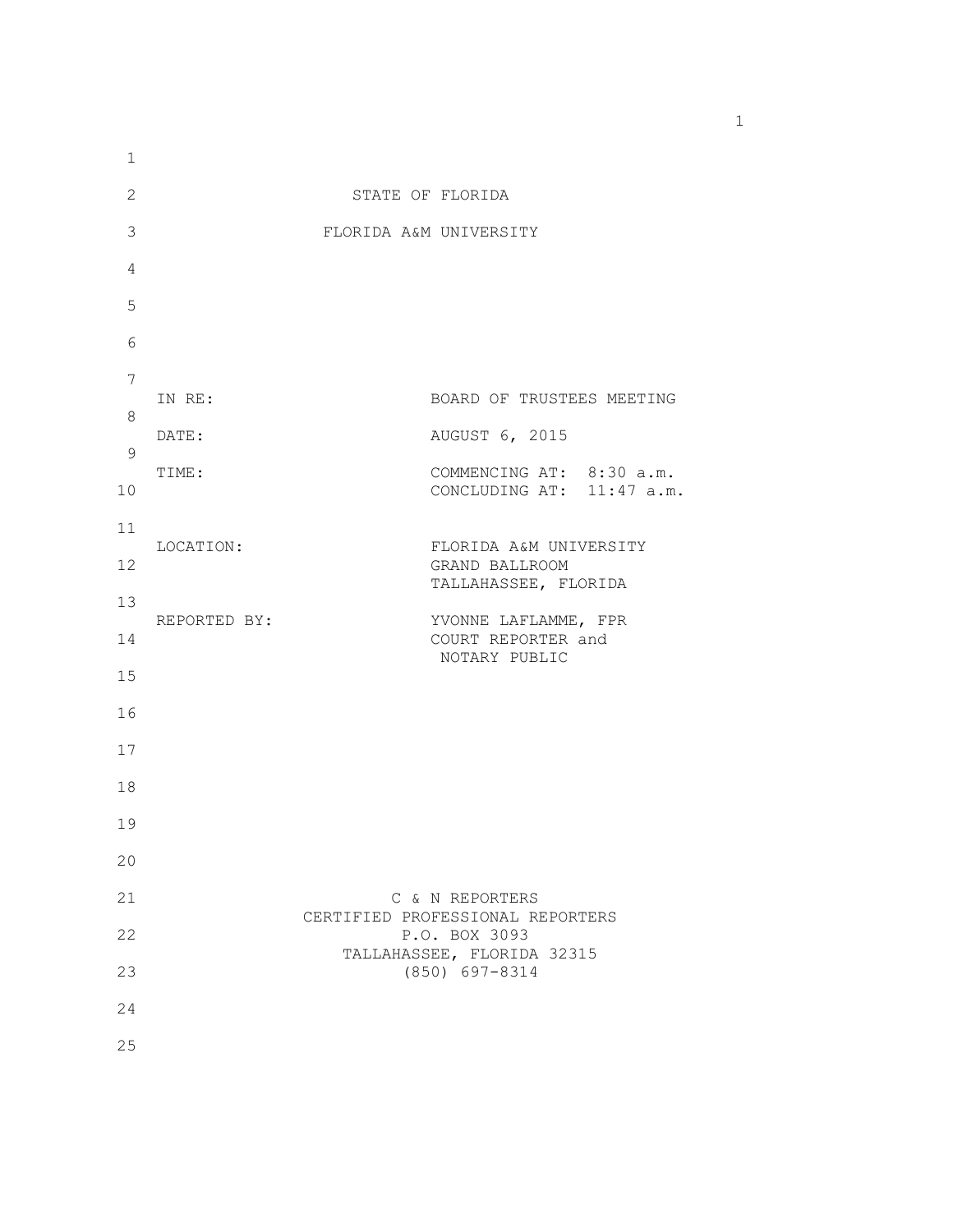STATE OF FLORIDA

FLORIDA A&M UNIVERSITY

| | |
|---|---|
| IN RE: | BOARD OF TRUSTEES MEETING |
| DATE: | AUGUST 6, 2015 |
| TIME: | COMMENCING AT: 8:30 a.m.<br>CONCLUDING AT: 11:47 a.m. |
| LOCATION: | FLORIDA A&M UNIVERSITY<br>GRAND BALLROOM<br>TALLAHASSEE, FLORIDA |
| REPORTED BY: | YVONNE LAFLAMME, FPR<br>COURT REPORTER and<br>NOTARY PUBLIC |

C & N REPORTERS
CERTIFIED PROFESSIONAL REPORTERS
P.O. BOX 3093
TALLAHASSEE, FLORIDA 32315
(850) 697-8314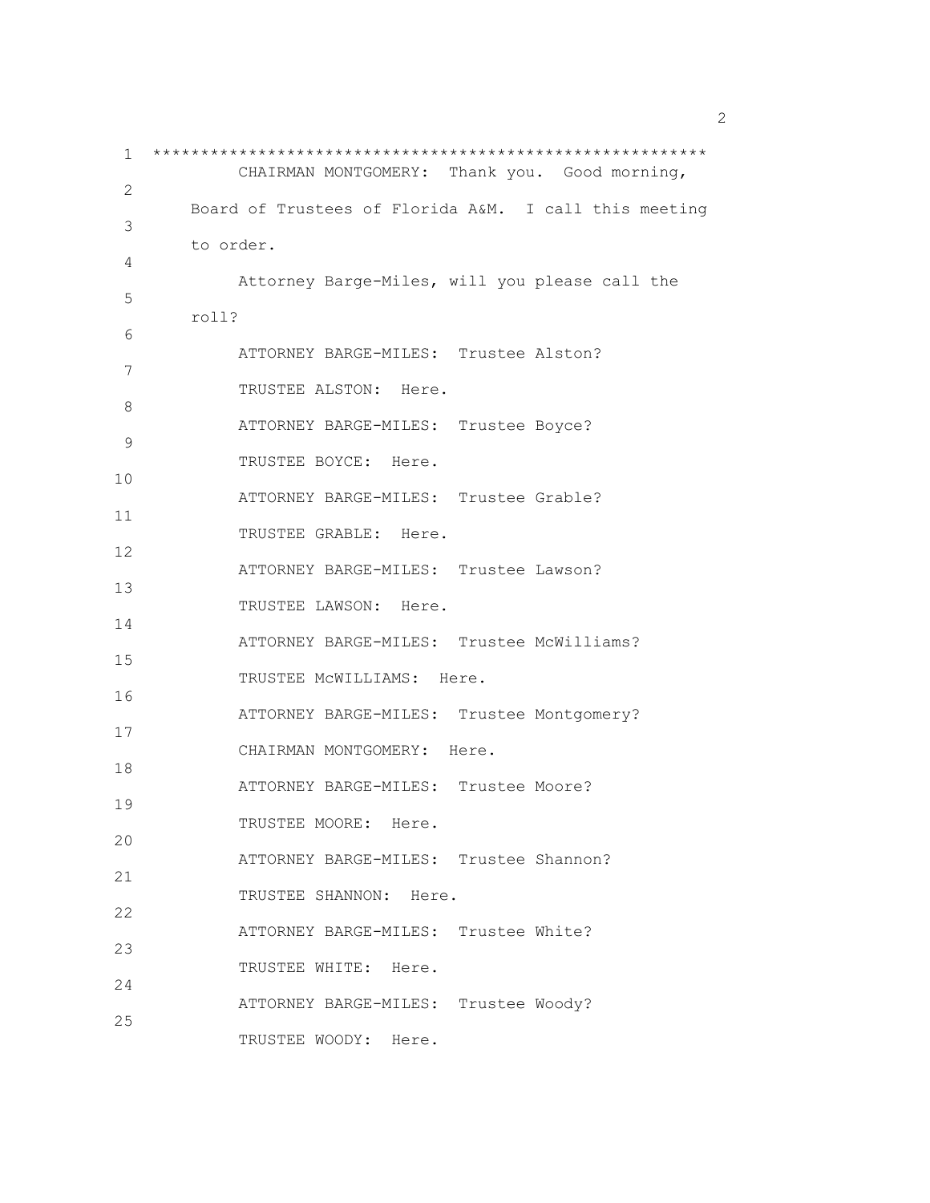*******************************************************

CHAIRMAN MONTGOMERY: Thank you. Good morning, Board of Trustees of Florida A&M. I call this meeting to order.

Attorney Barge-Miles, will you please call the roll?

ATTORNEY BARGE-MILES: Trustee Alston?

TRUSTEE ALSTON: Here.

ATTORNEY BARGE-MILES: Trustee Boyce?

TRUSTEE BOYCE: Here.

ATTORNEY BARGE-MILES: Trustee Grable?

TRUSTEE GRABLE: Here.

ATTORNEY BARGE-MILES: Trustee Lawson?

TRUSTEE LAWSON: Here.

ATTORNEY BARGE-MILES: Trustee McWilliams?

TRUSTEE McWILLIAMS: Here.

ATTORNEY BARGE-MILES: Trustee Montgomery?

CHAIRMAN MONTGOMERY: Here.

ATTORNEY BARGE-MILES: Trustee Moore?

TRUSTEE MOORE: Here.

ATTORNEY BARGE-MILES: Trustee Shannon?

TRUSTEE SHANNON: Here.

ATTORNEY BARGE-MILES: Trustee White?

TRUSTEE WHITE: Here.

ATTORNEY BARGE-MILES: Trustee Woody?

TRUSTEE WOODY: Here.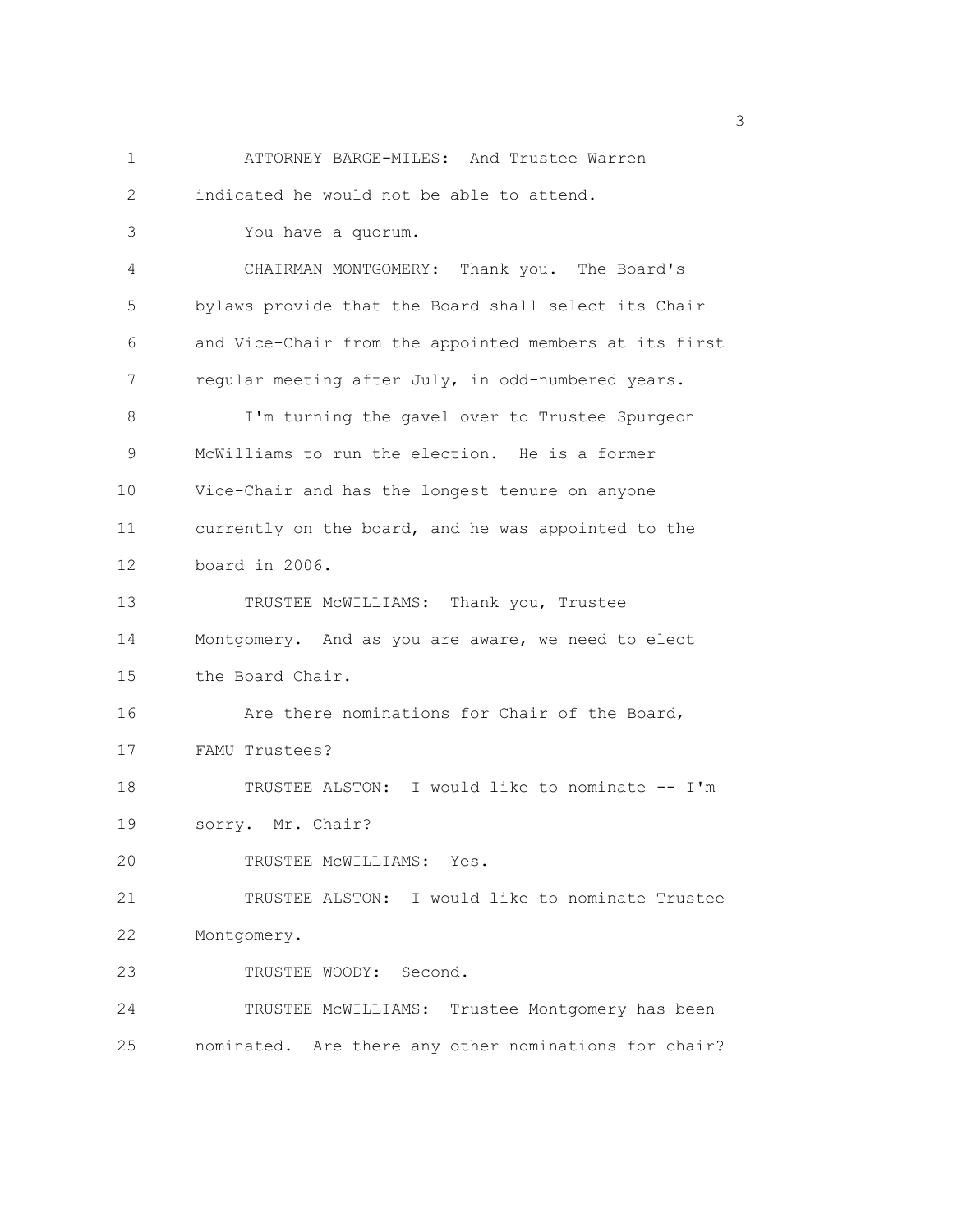ATTORNEY BARGE-MILES: And Trustee Warren indicated he would not be able to attend.

You have a quorum.

CHAIRMAN MONTGOMERY: Thank you. The Board's bylaws provide that the Board shall select its Chair and Vice-Chair from the appointed members at its first regular meeting after July, in odd-numbered years.

I'm turning the gavel over to Trustee Spurgeon McWilliams to run the election. He is a former Vice-Chair and has the longest tenure on anyone currently on the board, and he was appointed to the board in 2006.

TRUSTEE McWILLIAMS: Thank you, Trustee Montgomery. And as you are aware, we need to elect the Board Chair.

Are there nominations for Chair of the Board, FAMU Trustees?

TRUSTEE ALSTON: I would like to nominate -- I'm sorry. Mr. Chair?

TRUSTEE McWILLIAMS: Yes.

TRUSTEE ALSTON: I would like to nominate Trustee Montgomery.

TRUSTEE WOODY: Second.

TRUSTEE McWILLIAMS: Trustee Montgomery has been nominated. Are there any other nominations for chair?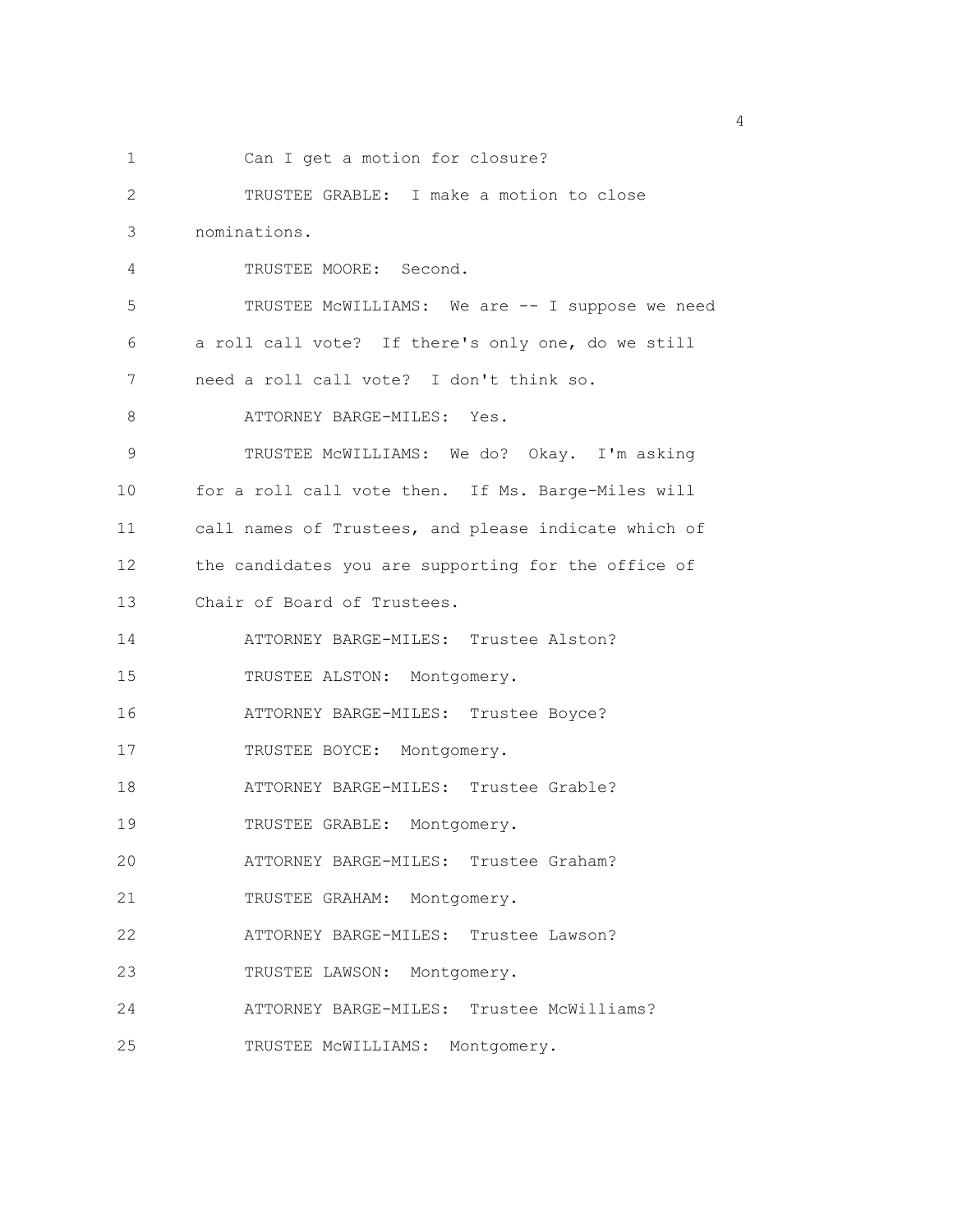Can I get a motion for closure?

TRUSTEE GRABLE: I make a motion to close nominations.

TRUSTEE MOORE: Second.

TRUSTEE McWILLIAMS: We are -- I suppose we need a roll call vote? If there's only one, do we still need a roll call vote? I don't think so.

ATTORNEY BARGE-MILES: Yes.

TRUSTEE McWILLIAMS: We do? Okay. I'm asking for a roll call vote then. If Ms. Barge-Miles will call names of Trustees, and please indicate which of the candidates you are supporting for the office of Chair of Board of Trustees.

ATTORNEY BARGE-MILES: Trustee Alston?

TRUSTEE ALSTON: Montgomery.

ATTORNEY BARGE-MILES: Trustee Boyce?

TRUSTEE BOYCE: Montgomery.

ATTORNEY BARGE-MILES: Trustee Grable?

TRUSTEE GRABLE: Montgomery.

ATTORNEY BARGE-MILES: Trustee Graham?

TRUSTEE GRAHAM: Montgomery.

ATTORNEY BARGE-MILES: Trustee Lawson?

TRUSTEE LAWSON: Montgomery.

ATTORNEY BARGE-MILES: Trustee McWilliams?

TRUSTEE McWILLIAMS: Montgomery.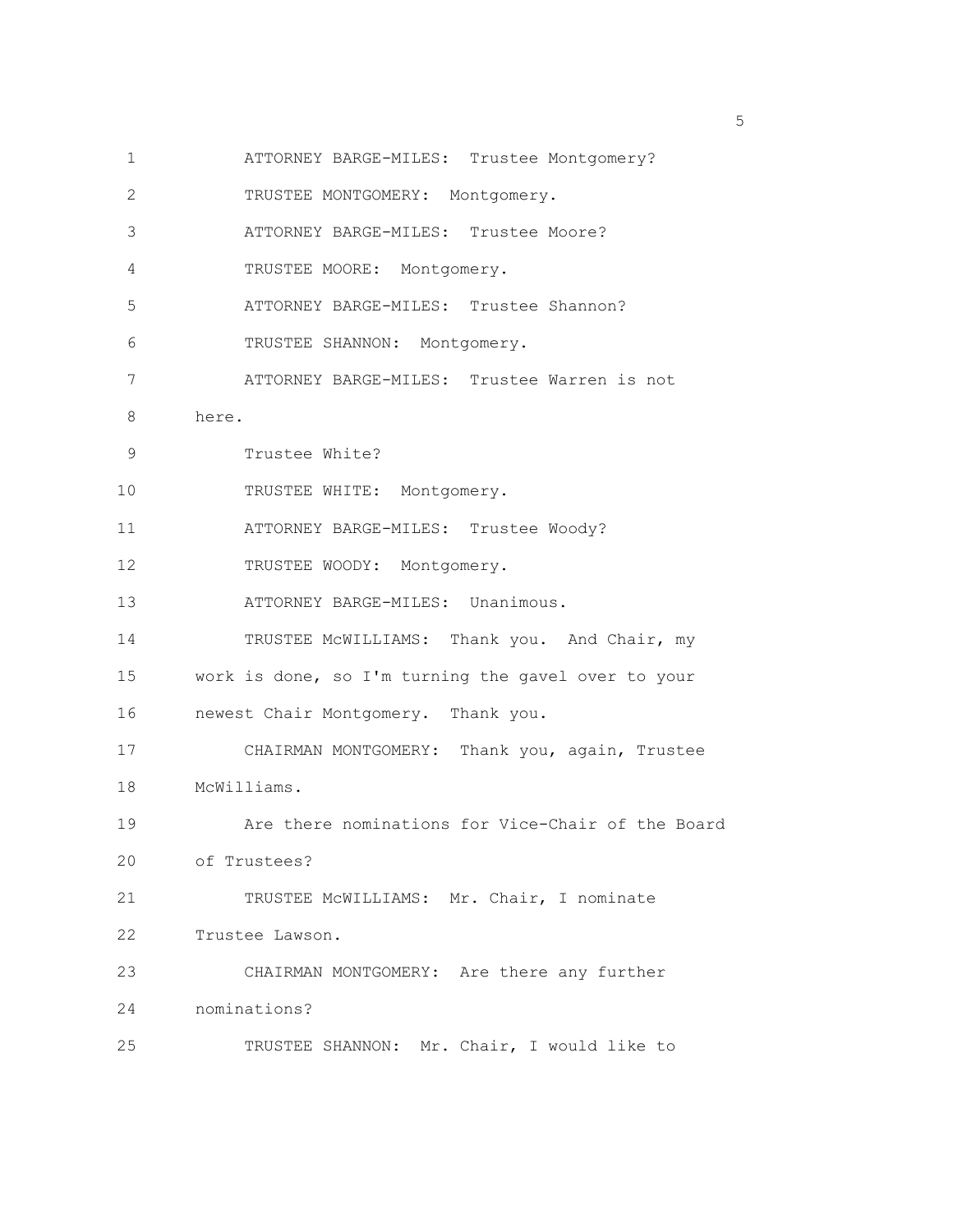ATTORNEY BARGE-MILES: Trustee Montgomery?

TRUSTEE MONTGOMERY: Montgomery.

ATTORNEY BARGE-MILES: Trustee Moore?

TRUSTEE MOORE: Montgomery.

ATTORNEY BARGE-MILES: Trustee Shannon?

TRUSTEE SHANNON: Montgomery.

ATTORNEY BARGE-MILES: Trustee Warren is not here.

Trustee White?

TRUSTEE WHITE: Montgomery.

ATTORNEY BARGE-MILES: Trustee Woody?

TRUSTEE WOODY: Montgomery.

ATTORNEY BARGE-MILES: Unanimous.

TRUSTEE McWILLIAMS: Thank you. And Chair, my work is done, so I'm turning the gavel over to your newest Chair Montgomery. Thank you.

CHAIRMAN MONTGOMERY: Thank you, again, Trustee McWilliams.

Are there nominations for Vice-Chair of the Board of Trustees?

TRUSTEE McWILLIAMS: Mr. Chair, I nominate Trustee Lawson.

CHAIRMAN MONTGOMERY: Are there any further nominations?

TRUSTEE SHANNON: Mr. Chair, I would like to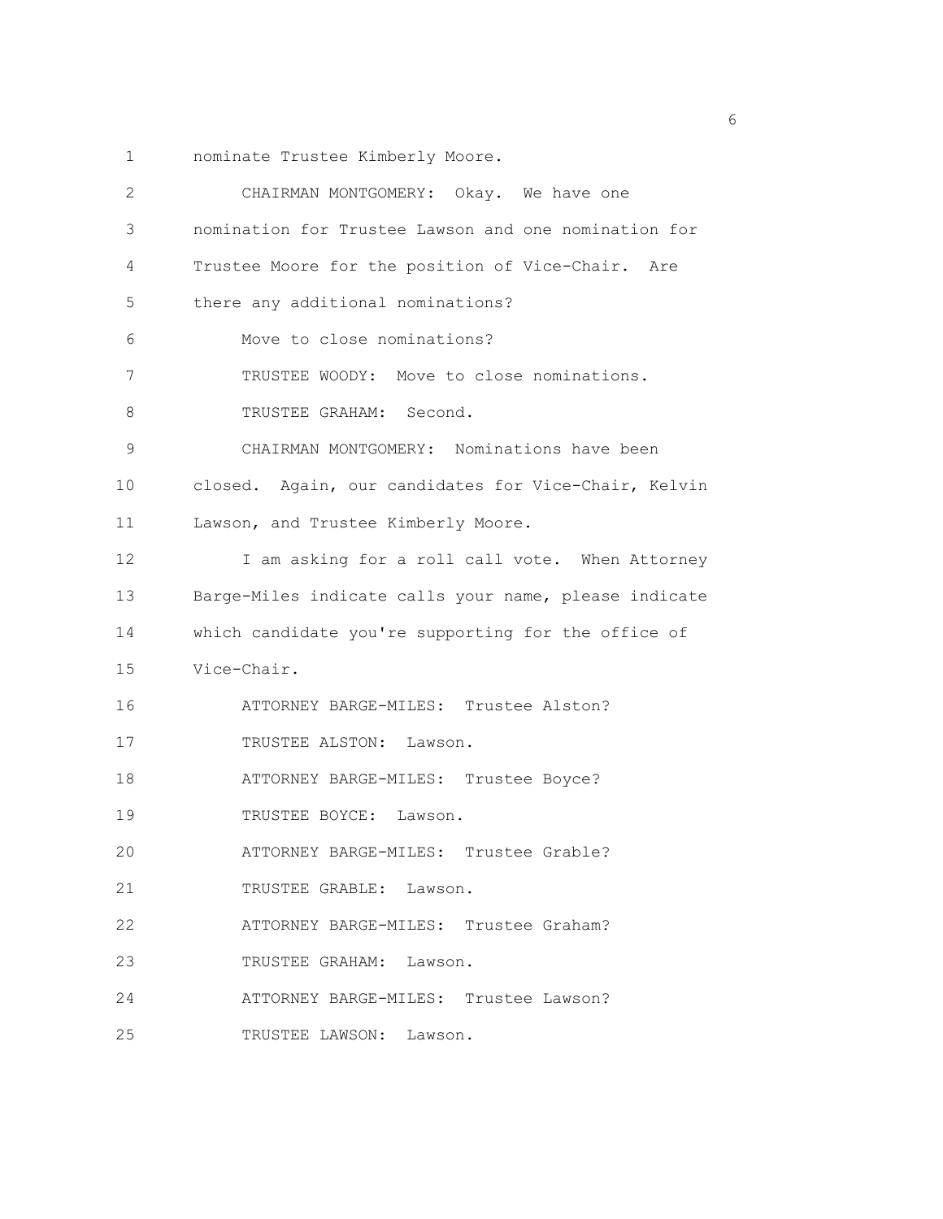nominate Trustee Kimberly Moore.

CHAIRMAN MONTGOMERY: Okay. We have one nomination for Trustee Lawson and one nomination for Trustee Moore for the position of Vice-Chair. Are there any additional nominations?

Move to close nominations?

TRUSTEE WOODY: Move to close nominations.

TRUSTEE GRAHAM: Second.

CHAIRMAN MONTGOMERY: Nominations have been closed. Again, our candidates for Vice-Chair, Kelvin Lawson, and Trustee Kimberly Moore.

I am asking for a roll call vote. When Attorney Barge-Miles indicate calls your name, please indicate which candidate you're supporting for the office of Vice-Chair.

ATTORNEY BARGE-MILES: Trustee Alston?

TRUSTEE ALSTON: Lawson.

ATTORNEY BARGE-MILES: Trustee Boyce?

TRUSTEE BOYCE: Lawson.

ATTORNEY BARGE-MILES: Trustee Grable?

TRUSTEE GRABLE: Lawson.

ATTORNEY BARGE-MILES: Trustee Graham?

TRUSTEE GRAHAM: Lawson.

ATTORNEY BARGE-MILES: Trustee Lawson?

TRUSTEE LAWSON: Lawson.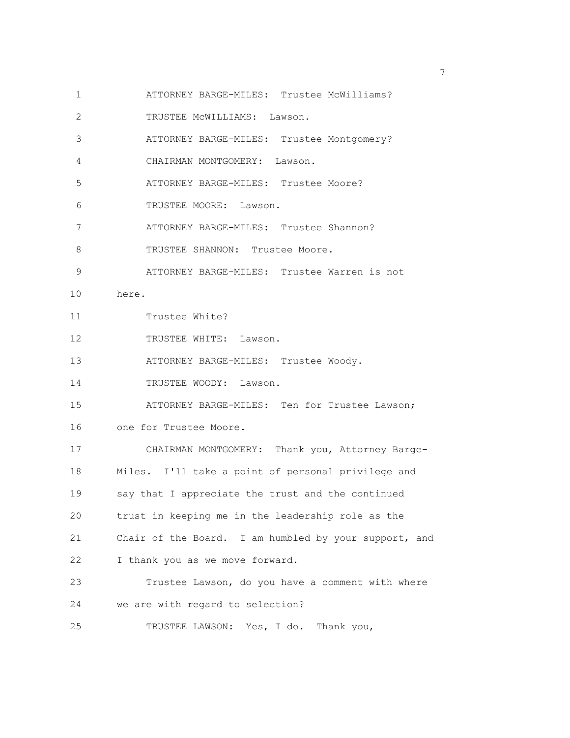ATTORNEY BARGE-MILES: Trustee McWilliams?

TRUSTEE McWILLIAMS: Lawson.

ATTORNEY BARGE-MILES: Trustee Montgomery?

CHAIRMAN MONTGOMERY: Lawson.

ATTORNEY BARGE-MILES: Trustee Moore?

TRUSTEE MOORE: Lawson.

ATTORNEY BARGE-MILES: Trustee Shannon?

TRUSTEE SHANNON: Trustee Moore.

ATTORNEY BARGE-MILES: Trustee Warren is not here.

Trustee White?

TRUSTEE WHITE: Lawson.

ATTORNEY BARGE-MILES: Trustee Woody.

TRUSTEE WOODY: Lawson.

ATTORNEY BARGE-MILES: Ten for Trustee Lawson; one for Trustee Moore.

CHAIRMAN MONTGOMERY: Thank you, Attorney Barge-Miles. I'll take a point of personal privilege and say that I appreciate the trust and the continued trust in keeping me in the leadership role as the Chair of the Board. I am humbled by your support, and I thank you as we move forward.

Trustee Lawson, do you have a comment with where we are with regard to selection?

TRUSTEE LAWSON: Yes, I do. Thank you,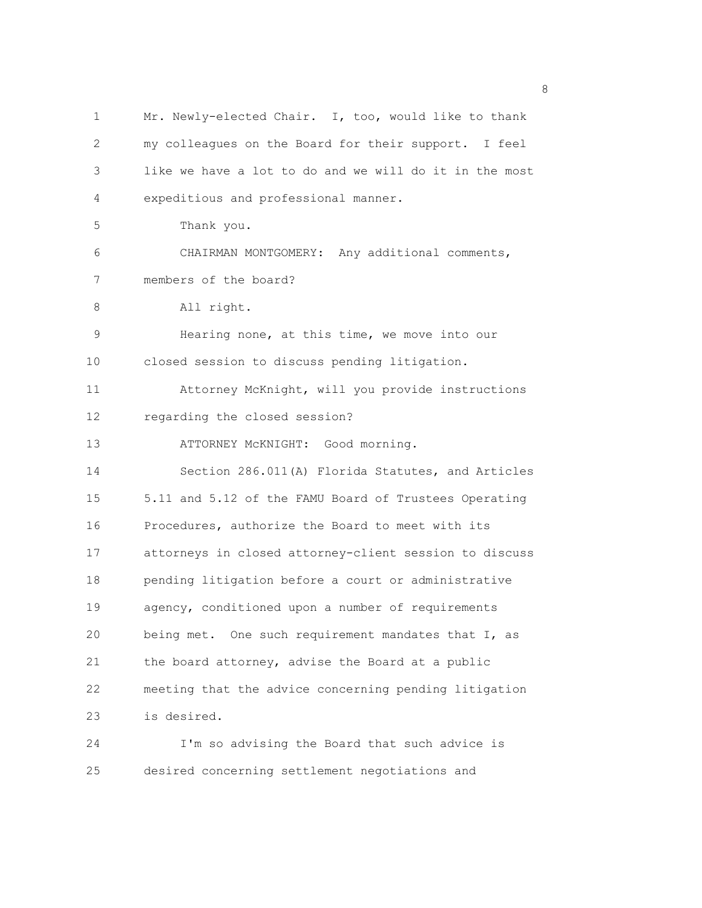Mr. Newly-elected Chair. I, too, would like to thank my colleagues on the Board for their support. I feel like we have a lot to do and we will do it in the most expeditious and professional manner.

Thank you.

CHAIRMAN MONTGOMERY: Any additional comments, members of the board?

All right.

Hearing none, at this time, we move into our closed session to discuss pending litigation.

Attorney McKnight, will you provide instructions regarding the closed session?

ATTORNEY McKNIGHT: Good morning.

Section 286.011(A) Florida Statutes, and Articles 5.11 and 5.12 of the FAMU Board of Trustees Operating Procedures, authorize the Board to meet with its attorneys in closed attorney-client session to discuss pending litigation before a court or administrative agency, conditioned upon a number of requirements being met. One such requirement mandates that I, as the board attorney, advise the Board at a public meeting that the advice concerning pending litigation is desired.

I'm so advising the Board that such advice is desired concerning settlement negotiations and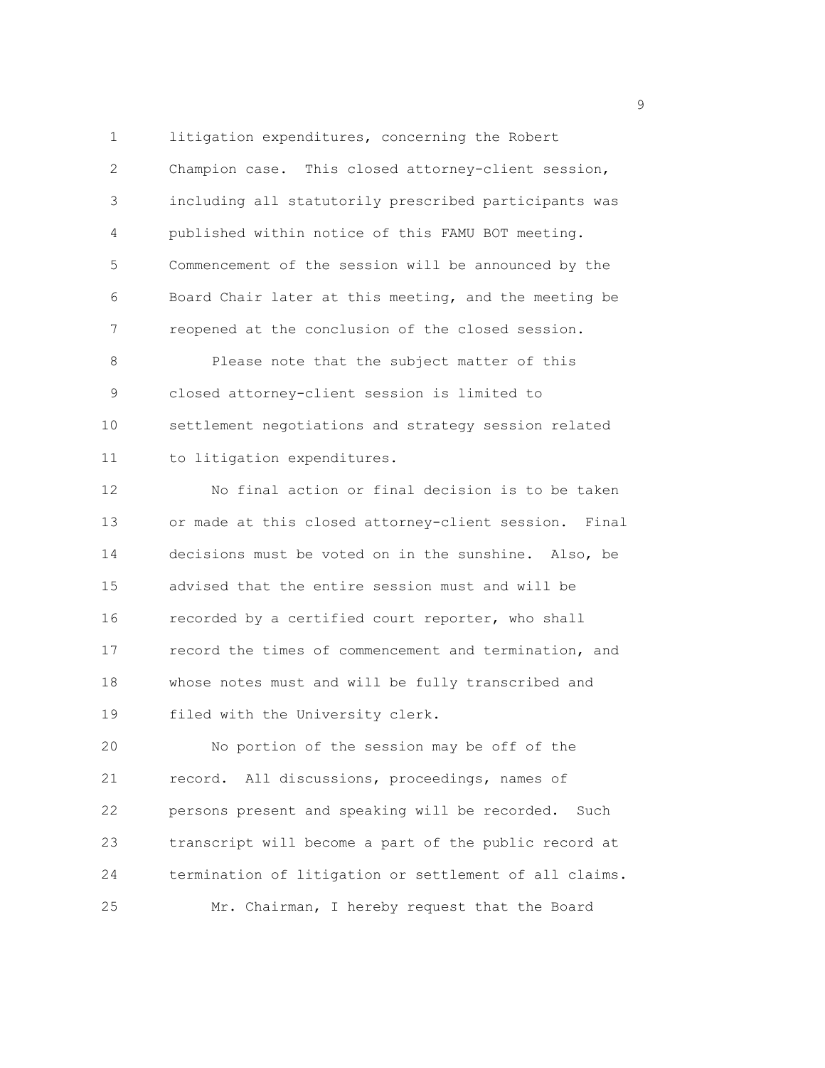litigation expenditures, concerning the Robert Champion case. This closed attorney-client session, including all statutorily prescribed participants was published within notice of this FAMU BOT meeting. Commencement of the session will be announced by the Board Chair later at this meeting, and the meeting be reopened at the conclusion of the closed session.

Please note that the subject matter of this closed attorney-client session is limited to settlement negotiations and strategy session related to litigation expenditures.

No final action or final decision is to be taken or made at this closed attorney-client session. Final decisions must be voted on in the sunshine. Also, be advised that the entire session must and will be recorded by a certified court reporter, who shall record the times of commencement and termination, and whose notes must and will be fully transcribed and filed with the University clerk.

No portion of the session may be off of the record. All discussions, proceedings, names of persons present and speaking will be recorded. Such transcript will become a part of the public record at termination of litigation or settlement of all claims.

Mr. Chairman, I hereby request that the Board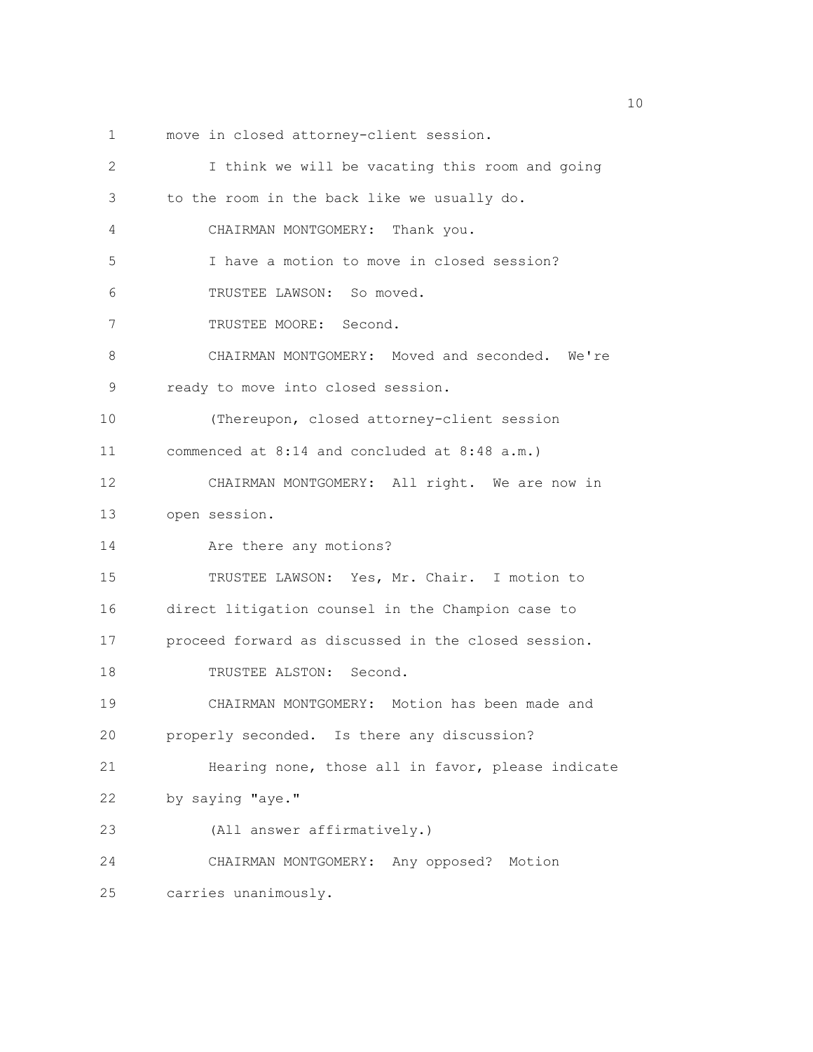move in closed attorney-client session.

I think we will be vacating this room and going to the room in the back like we usually do.

CHAIRMAN MONTGOMERY: Thank you.

I have a motion to move in closed session?

TRUSTEE LAWSON: So moved.

TRUSTEE MOORE: Second.

CHAIRMAN MONTGOMERY: Moved and seconded. We're ready to move into closed session.

(Thereupon, closed attorney-client session commenced at 8:14 and concluded at 8:48 a.m.)

CHAIRMAN MONTGOMERY: All right. We are now in open session.

Are there any motions?

TRUSTEE LAWSON: Yes, Mr. Chair. I motion to direct litigation counsel in the Champion case to proceed forward as discussed in the closed session.

TRUSTEE ALSTON: Second.

CHAIRMAN MONTGOMERY: Motion has been made and properly seconded. Is there any discussion?

Hearing none, those all in favor, please indicate by saying "aye."

(All answer affirmatively.)

CHAIRMAN MONTGOMERY: Any opposed? Motion carries unanimously.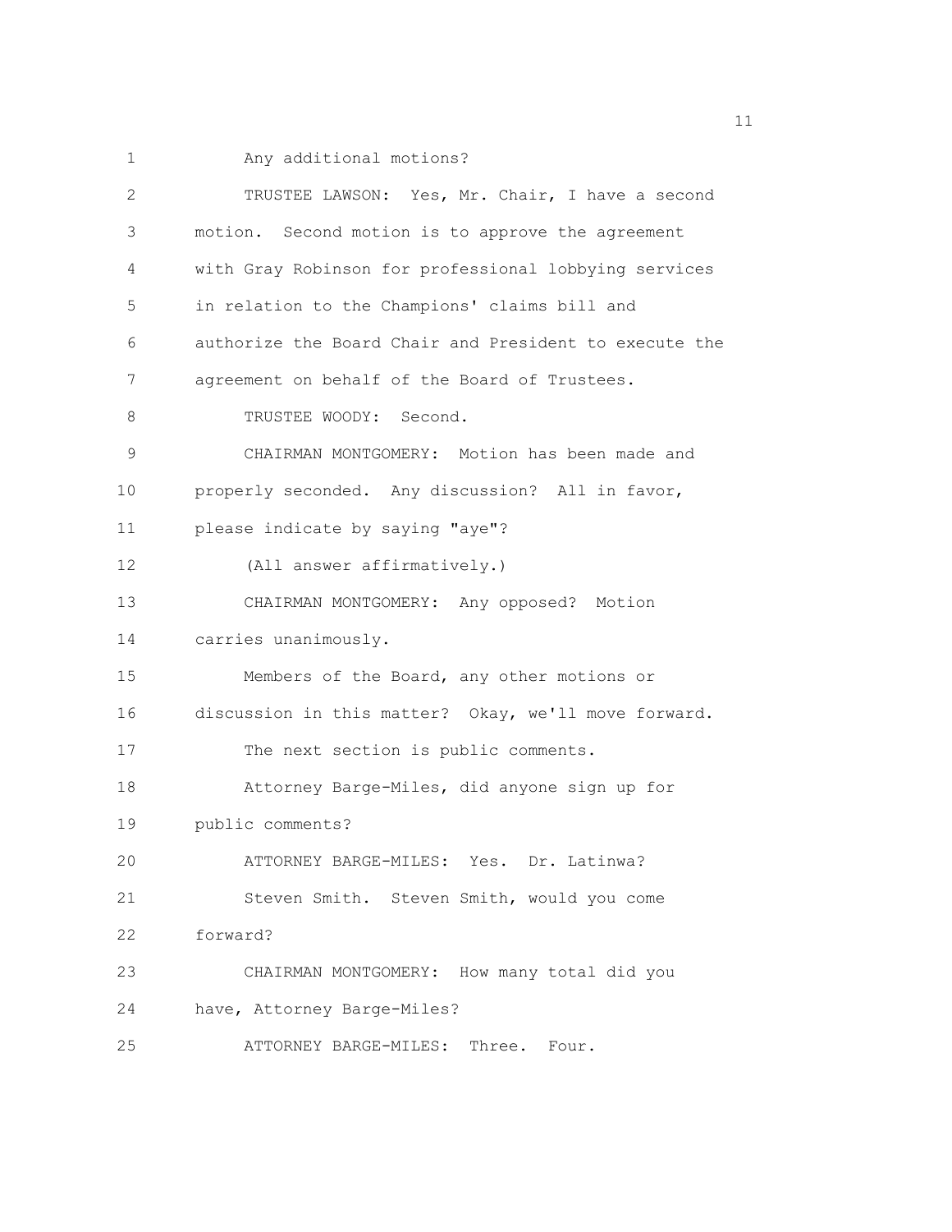Any additional motions?

TRUSTEE LAWSON: Yes, Mr. Chair, I have a second motion. Second motion is to approve the agreement with Gray Robinson for professional lobbying services in relation to the Champions' claims bill and authorize the Board Chair and President to execute the agreement on behalf of the Board of Trustees.

TRUSTEE WOODY: Second.

CHAIRMAN MONTGOMERY: Motion has been made and properly seconded. Any discussion? All in favor, please indicate by saying "aye"?

(All answer affirmatively.)

CHAIRMAN MONTGOMERY: Any opposed? Motion carries unanimously.

Members of the Board, any other motions or discussion in this matter? Okay, we'll move forward.

The next section is public comments.

Attorney Barge-Miles, did anyone sign up for public comments?

ATTORNEY BARGE-MILES: Yes. Dr. Latinwa?

Steven Smith. Steven Smith, would you come forward?

CHAIRMAN MONTGOMERY: How many total did you have, Attorney Barge-Miles?

ATTORNEY BARGE-MILES: Three. Four.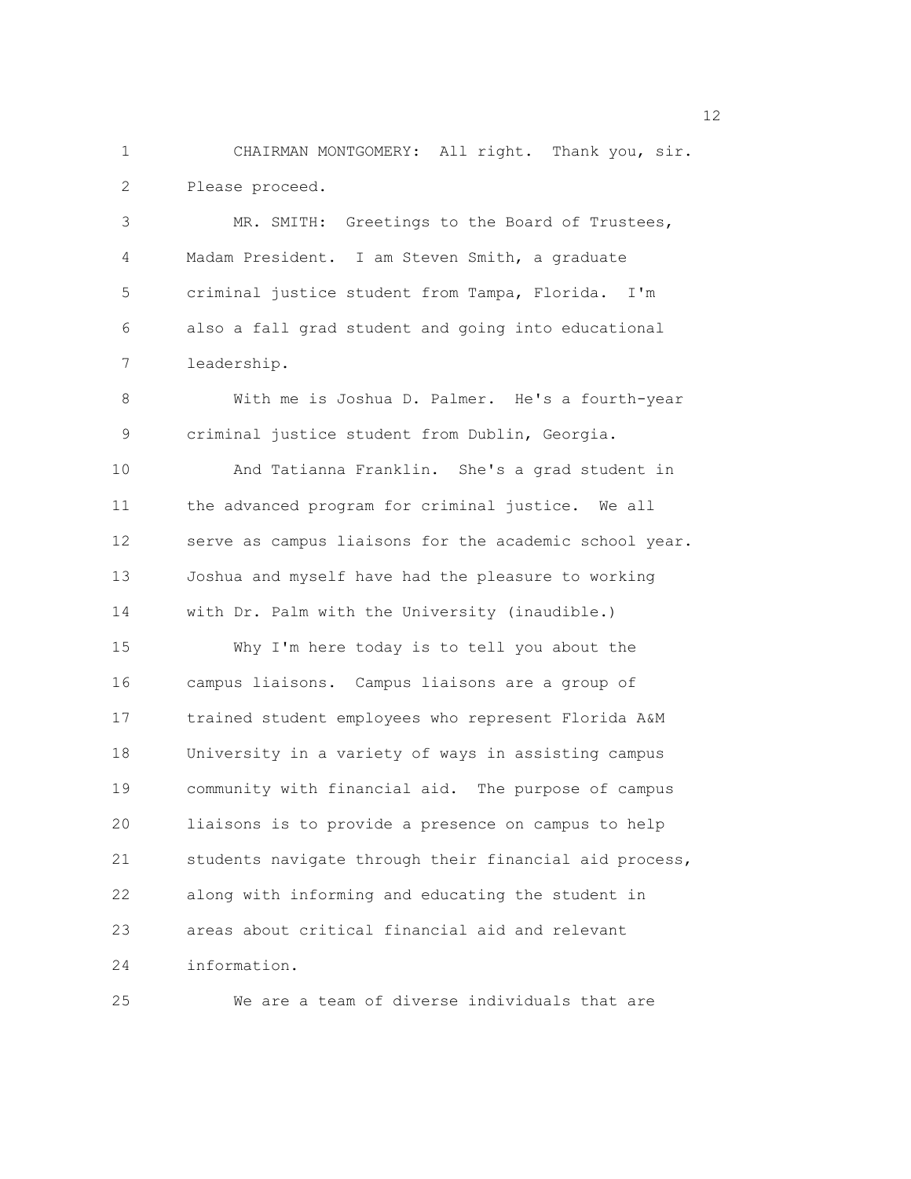CHAIRMAN MONTGOMERY: All right. Thank you, sir. Please proceed.

MR. SMITH: Greetings to the Board of Trustees, Madam President. I am Steven Smith, a graduate criminal justice student from Tampa, Florida. I'm also a fall grad student and going into educational leadership.

With me is Joshua D. Palmer. He's a fourth-year criminal justice student from Dublin, Georgia.

And Tatianna Franklin. She's a grad student in the advanced program for criminal justice. We all serve as campus liaisons for the academic school year. Joshua and myself have had the pleasure to working with Dr. Palm with the University (inaudible.)

Why I'm here today is to tell you about the campus liaisons. Campus liaisons are a group of trained student employees who represent Florida A&M University in a variety of ways in assisting campus community with financial aid. The purpose of campus liaisons is to provide a presence on campus to help students navigate through their financial aid process, along with informing and educating the student in areas about critical financial aid and relevant information.

We are a team of diverse individuals that are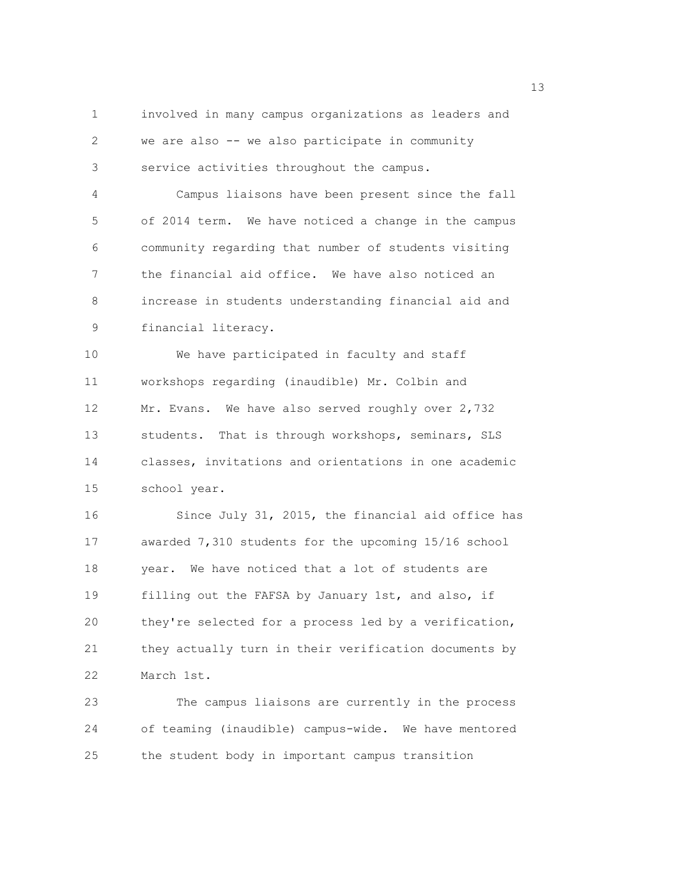involved in many campus organizations as leaders and we are also -- we also participate in community service activities throughout the campus.

Campus liaisons have been present since the fall of 2014 term. We have noticed a change in the campus community regarding that number of students visiting the financial aid office. We have also noticed an increase in students understanding financial aid and financial literacy.

We have participated in faculty and staff workshops regarding (inaudible) Mr. Colbin and Mr. Evans. We have also served roughly over 2,732 students. That is through workshops, seminars, SLS classes, invitations and orientations in one academic school year.

Since July 31, 2015, the financial aid office has awarded 7,310 students for the upcoming 15/16 school year. We have noticed that a lot of students are filling out the FAFSA by January 1st, and also, if they're selected for a process led by a verification, they actually turn in their verification documents by March 1st.

The campus liaisons are currently in the process of teaming (inaudible) campus-wide. We have mentored the student body in important campus transition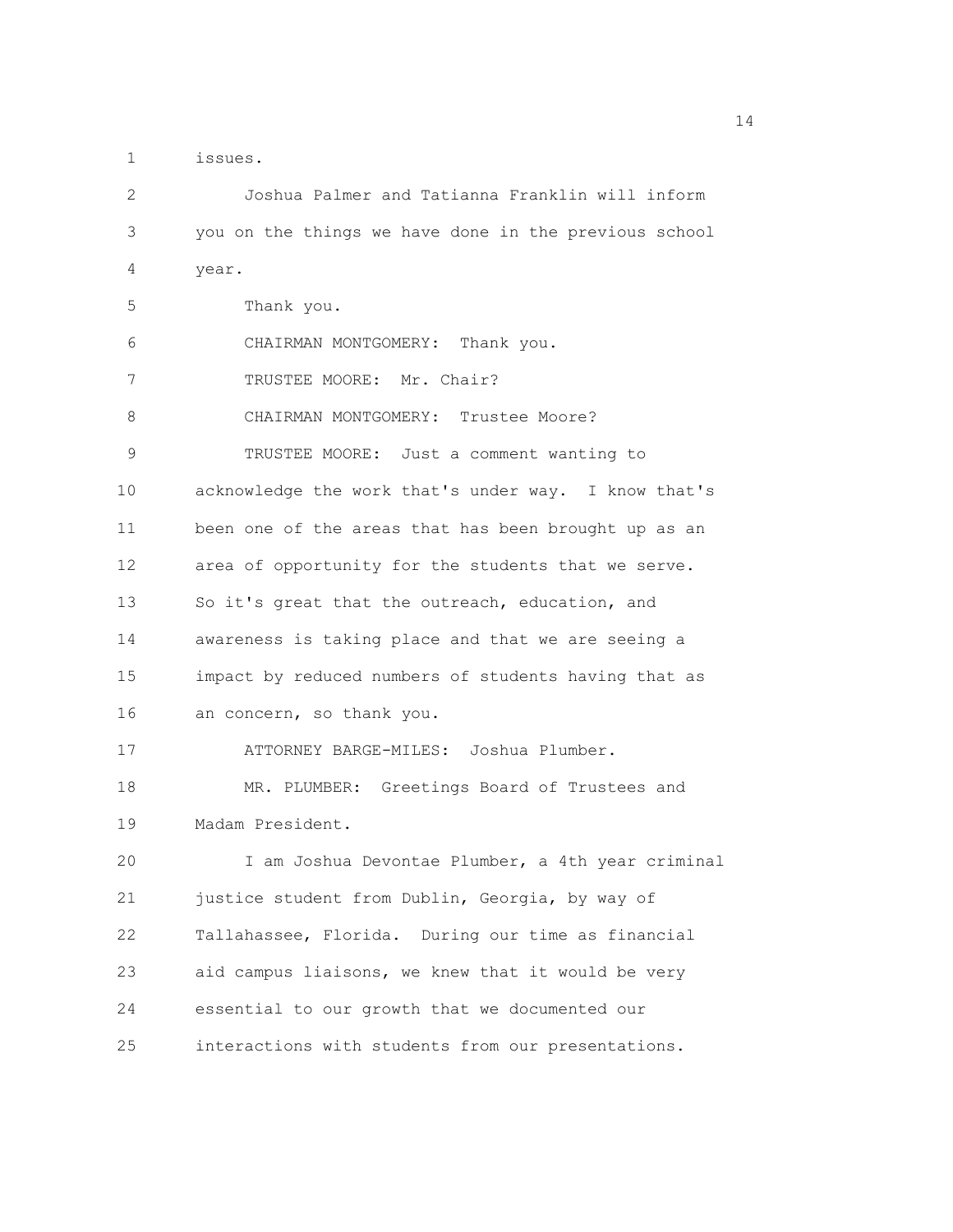issues.

Joshua Palmer and Tatianna Franklin will inform you on the things we have done in the previous school year.

Thank you.

CHAIRMAN MONTGOMERY: Thank you.

TRUSTEE MOORE: Mr. Chair?

CHAIRMAN MONTGOMERY: Trustee Moore?

TRUSTEE MOORE: Just a comment wanting to acknowledge the work that's under way. I know that's been one of the areas that has been brought up as an area of opportunity for the students that we serve. So it's great that the outreach, education, and awareness is taking place and that we are seeing a impact by reduced numbers of students having that as an concern, so thank you.

ATTORNEY BARGE-MILES: Joshua Plumber.

MR. PLUMBER: Greetings Board of Trustees and Madam President.

I am Joshua Devontae Plumber, a 4th year criminal justice student from Dublin, Georgia, by way of Tallahassee, Florida. During our time as financial aid campus liaisons, we knew that it would be very essential to our growth that we documented our interactions with students from our presentations.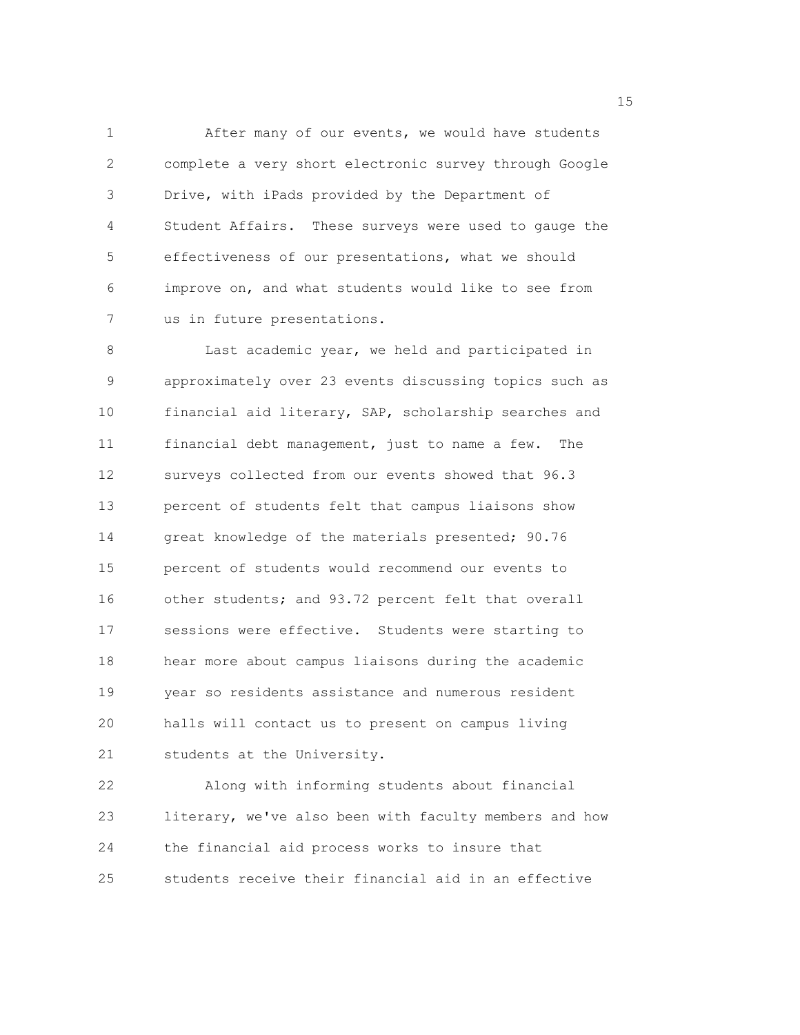After many of our events, we would have students complete a very short electronic survey through Google Drive, with iPads provided by the Department of Student Affairs. These surveys were used to gauge the effectiveness of our presentations, what we should improve on, and what students would like to see from us in future presentations.

Last academic year, we held and participated in approximately over 23 events discussing topics such as financial aid literary, SAP, scholarship searches and financial debt management, just to name a few. The surveys collected from our events showed that 96.3 percent of students felt that campus liaisons show great knowledge of the materials presented; 90.76 percent of students would recommend our events to other students; and 93.72 percent felt that overall sessions were effective. Students were starting to hear more about campus liaisons during the academic year so residents assistance and numerous resident halls will contact us to present on campus living students at the University.

Along with informing students about financial literary, we've also been with faculty members and how the financial aid process works to insure that students receive their financial aid in an effective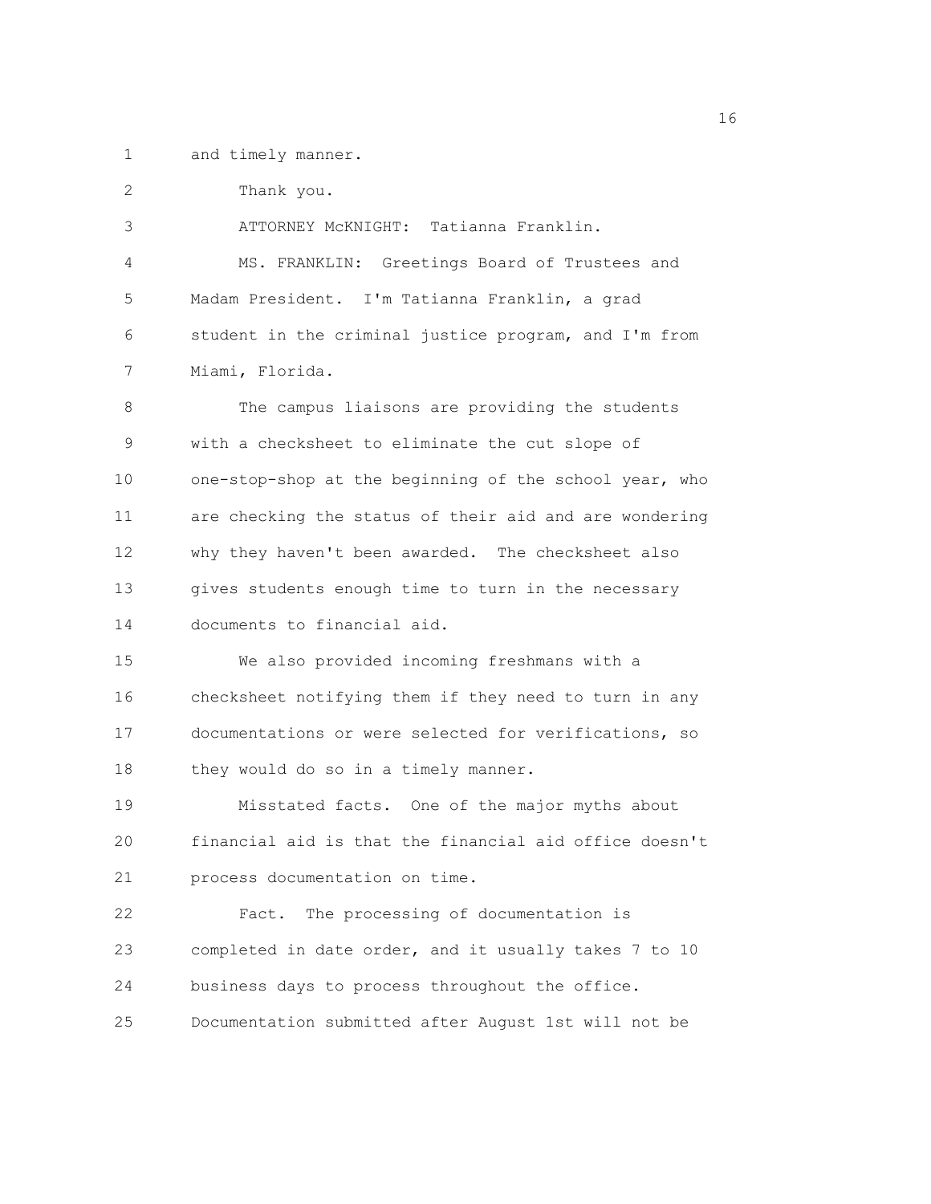and timely manner.

Thank you.

ATTORNEY McKNIGHT: Tatianna Franklin.

MS. FRANKLIN: Greetings Board of Trustees and Madam President. I'm Tatianna Franklin, a grad student in the criminal justice program, and I'm from Miami, Florida.

The campus liaisons are providing the students with a checksheet to eliminate the cut slope of one-stop-shop at the beginning of the school year, who are checking the status of their aid and are wondering why they haven't been awarded. The checksheet also gives students enough time to turn in the necessary documents to financial aid.

We also provided incoming freshmans with a checksheet notifying them if they need to turn in any documentations or were selected for verifications, so they would do so in a timely manner.

Misstated facts. One of the major myths about financial aid is that the financial aid office doesn't process documentation on time.

Fact. The processing of documentation is completed in date order, and it usually takes 7 to 10 business days to process throughout the office. Documentation submitted after August 1st will not be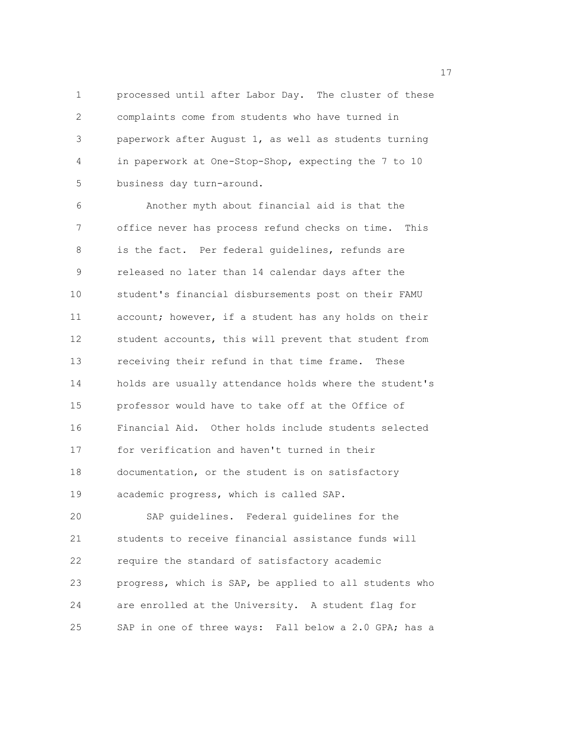processed until after Labor Day. The cluster of these complaints come from students who have turned in paperwork after August 1, as well as students turning in paperwork at One-Stop-Shop, expecting the 7 to 10 business day turn-around.

Another myth about financial aid is that the office never has process refund checks on time. This is the fact. Per federal guidelines, refunds are released no later than 14 calendar days after the student's financial disbursements post on their FAMU account; however, if a student has any holds on their student accounts, this will prevent that student from receiving their refund in that time frame. These holds are usually attendance holds where the student's professor would have to take off at the Office of Financial Aid. Other holds include students selected for verification and haven't turned in their documentation, or the student is on satisfactory academic progress, which is called SAP.

SAP guidelines. Federal guidelines for the students to receive financial assistance funds will require the standard of satisfactory academic progress, which is SAP, be applied to all students who are enrolled at the University. A student flag for SAP in one of three ways: Fall below a 2.0 GPA; has a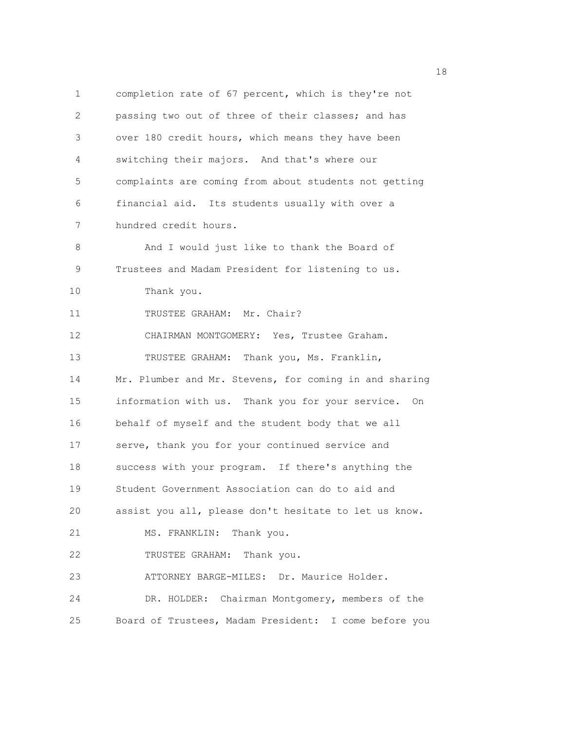completion rate of 67 percent, which is they're not passing two out of three of their classes; and has over 180 credit hours, which means they have been switching their majors. And that's where our complaints are coming from about students not getting financial aid. Its students usually with over a hundred credit hours.

And I would just like to thank the Board of Trustees and Madam President for listening to us.

Thank you.

TRUSTEE GRAHAM: Mr. Chair?

CHAIRMAN MONTGOMERY: Yes, Trustee Graham.

TRUSTEE GRAHAM: Thank you, Ms. Franklin, Mr. Plumber and Mr. Stevens, for coming in and sharing information with us. Thank you for your service. On behalf of myself and the student body that we all serve, thank you for your continued service and success with your program. If there's anything the Student Government Association can do to aid and assist you all, please don't hesitate to let us know.

MS. FRANKLIN: Thank you.

TRUSTEE GRAHAM: Thank you.

ATTORNEY BARGE-MILES: Dr. Maurice Holder.

DR. HOLDER: Chairman Montgomery, members of the Board of Trustees, Madam President: I come before you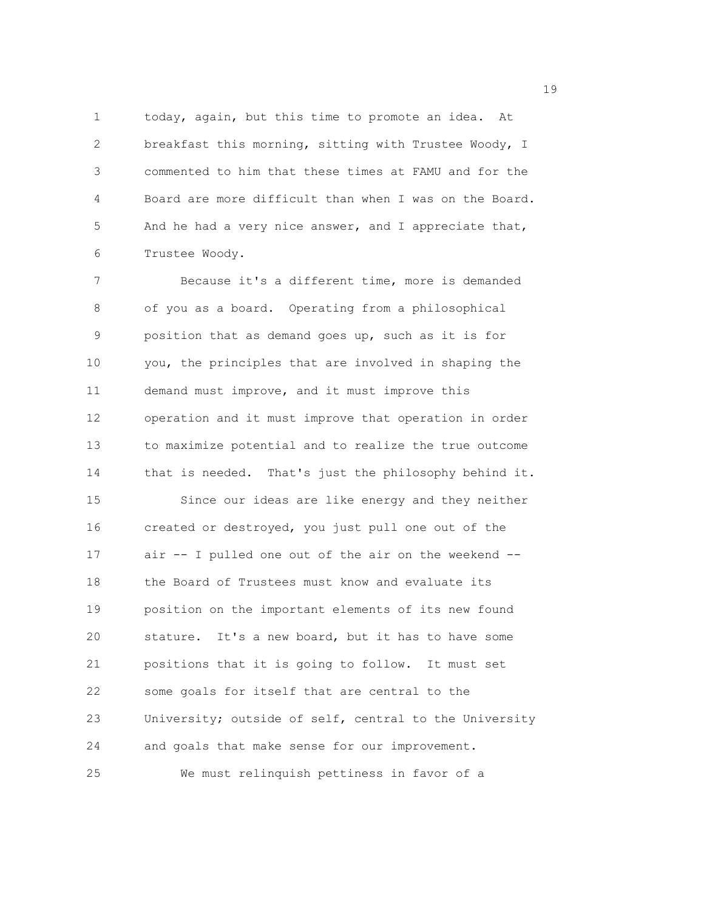today, again, but this time to promote an idea. At breakfast this morning, sitting with Trustee Woody, I commented to him that these times at FAMU and for the Board are more difficult than when I was on the Board. And he had a very nice answer, and I appreciate that, Trustee Woody.

Because it's a different time, more is demanded of you as a board. Operating from a philosophical position that as demand goes up, such as it is for you, the principles that are involved in shaping the demand must improve, and it must improve this operation and it must improve that operation in order to maximize potential and to realize the true outcome that is needed. That's just the philosophy behind it.

Since our ideas are like energy and they neither created or destroyed, you just pull one out of the air -- I pulled one out of the air on the weekend -- the Board of Trustees must know and evaluate its position on the important elements of its new found stature. It's a new board, but it has to have some positions that it is going to follow. It must set some goals for itself that are central to the University; outside of self, central to the University and goals that make sense for our improvement.

We must relinquish pettiness in favor of a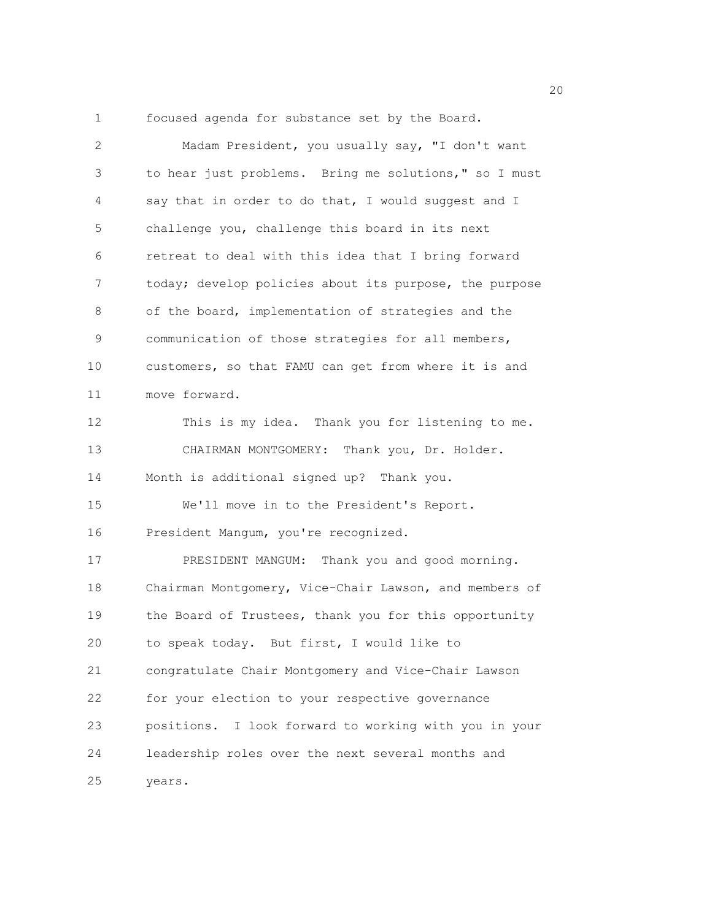focused agenda for substance set by the Board.

Madam President, you usually say, "I don't want to hear just problems. Bring me solutions," so I must say that in order to do that, I would suggest and I challenge you, challenge this board in its next retreat to deal with this idea that I bring forward today; develop policies about its purpose, the purpose of the board, implementation of strategies and the communication of those strategies for all members, customers, so that FAMU can get from where it is and move forward.

This is my idea. Thank you for listening to me.

CHAIRMAN MONTGOMERY: Thank you, Dr. Holder. Month is additional signed up? Thank you.

We'll move in to the President's Report. President Mangum, you're recognized.

PRESIDENT MANGUM: Thank you and good morning. Chairman Montgomery, Vice-Chair Lawson, and members of the Board of Trustees, thank you for this opportunity to speak today. But first, I would like to congratulate Chair Montgomery and Vice-Chair Lawson for your election to your respective governance positions. I look forward to working with you in your leadership roles over the next several months and years.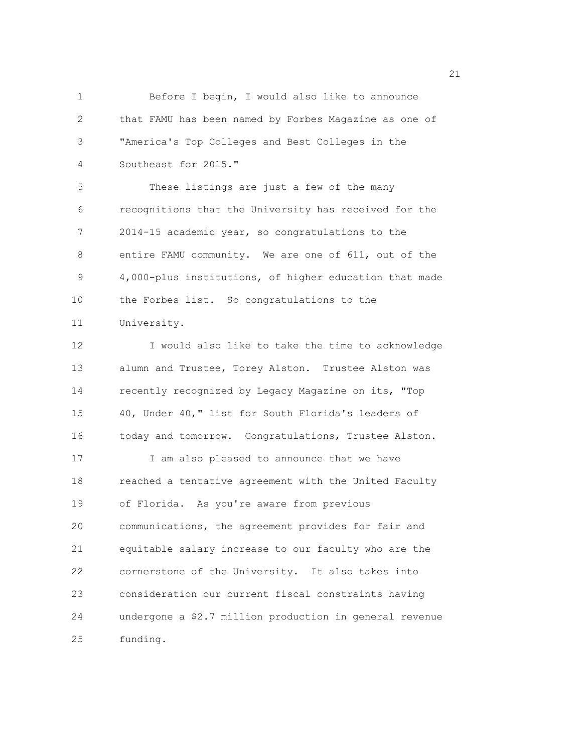Before I begin, I would also like to announce that FAMU has been named by Forbes Magazine as one of "America's Top Colleges and Best Colleges in the Southeast for 2015."

These listings are just a few of the many recognitions that the University has received for the 2014-15 academic year, so congratulations to the entire FAMU community. We are one of 611, out of the 4,000-plus institutions, of higher education that made the Forbes list. So congratulations to the University.

I would also like to take the time to acknowledge alumn and Trustee, Torey Alston. Trustee Alston was recently recognized by Legacy Magazine on its, "Top 40, Under 40," list for South Florida's leaders of today and tomorrow. Congratulations, Trustee Alston.

I am also pleased to announce that we have reached a tentative agreement with the United Faculty of Florida. As you're aware from previous communications, the agreement provides for fair and equitable salary increase to our faculty who are the cornerstone of the University. It also takes into consideration our current fiscal constraints having undergone a $2.7 million production in general revenue funding.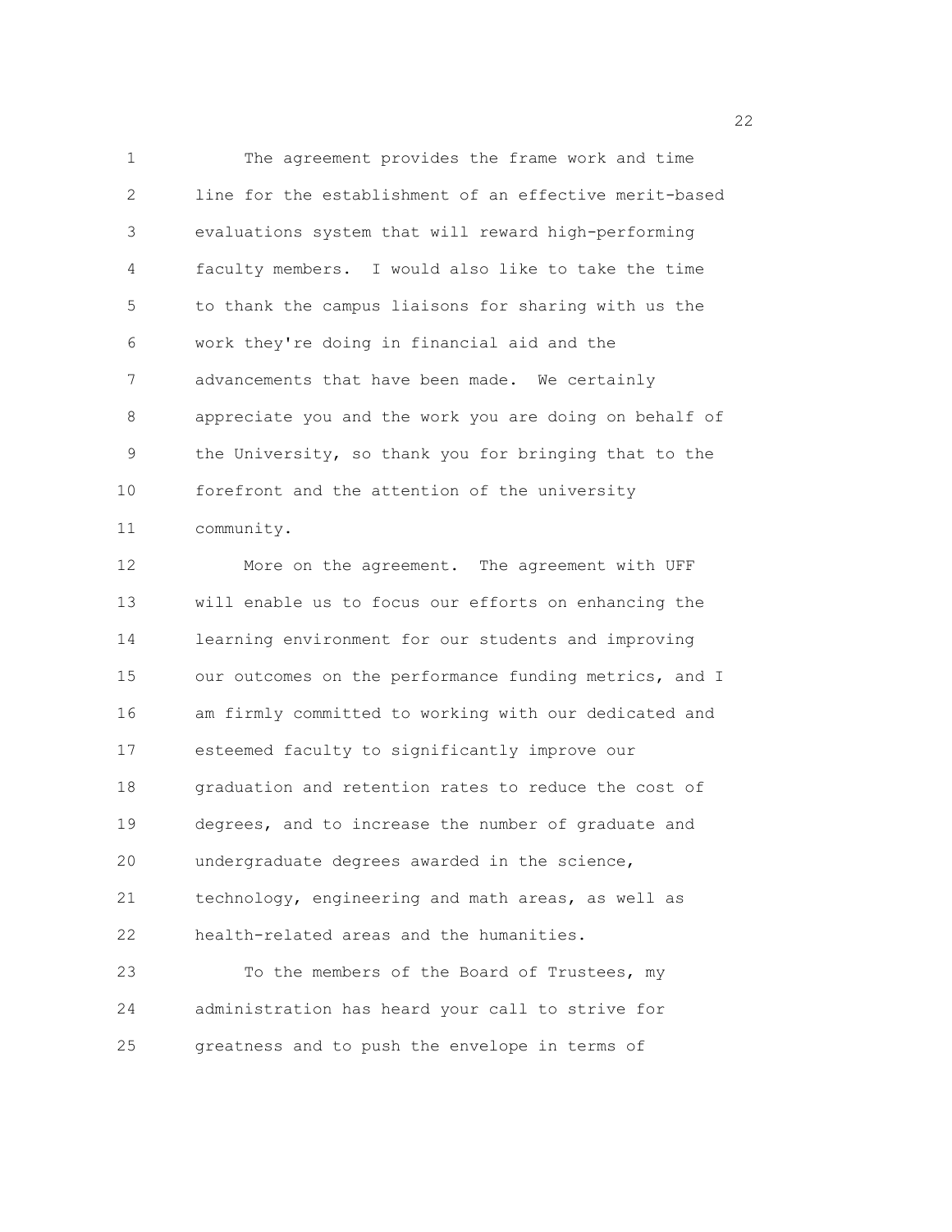The agreement provides the frame work and time line for the establishment of an effective merit-based evaluations system that will reward high-performing faculty members. I would also like to take the time to thank the campus liaisons for sharing with us the work they're doing in financial aid and the advancements that have been made. We certainly appreciate you and the work you are doing on behalf of the University, so thank you for bringing that to the forefront and the attention of the university community.

More on the agreement. The agreement with UFF will enable us to focus our efforts on enhancing the learning environment for our students and improving our outcomes on the performance funding metrics, and I am firmly committed to working with our dedicated and esteemed faculty to significantly improve our graduation and retention rates to reduce the cost of degrees, and to increase the number of graduate and undergraduate degrees awarded in the science, technology, engineering and math areas, as well as health-related areas and the humanities.

To the members of the Board of Trustees, my administration has heard your call to strive for greatness and to push the envelope in terms of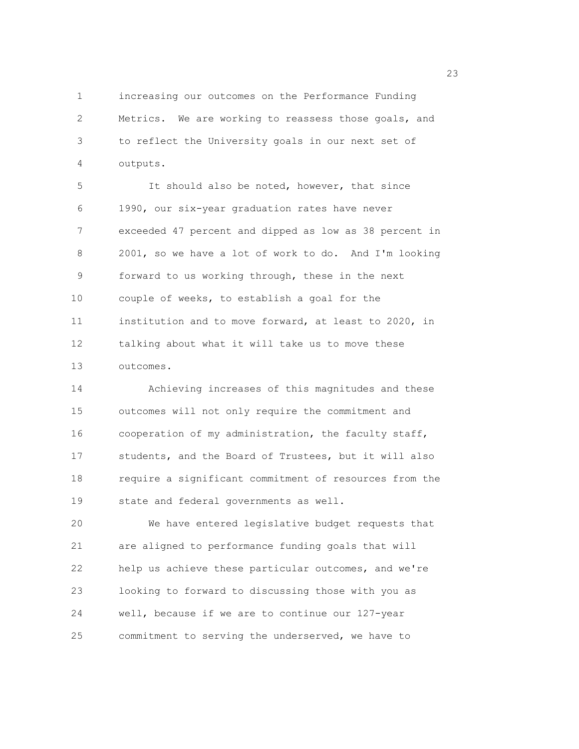increasing our outcomes on the Performance Funding Metrics. We are working to reassess those goals, and to reflect the University goals in our next set of outputs.

It should also be noted, however, that since 1990, our six-year graduation rates have never exceeded 47 percent and dipped as low as 38 percent in 2001, so we have a lot of work to do. And I'm looking forward to us working through, these in the next couple of weeks, to establish a goal for the institution and to move forward, at least to 2020, in talking about what it will take us to move these outcomes.

Achieving increases of this magnitudes and these outcomes will not only require the commitment and cooperation of my administration, the faculty staff, students, and the Board of Trustees, but it will also require a significant commitment of resources from the state and federal governments as well.

We have entered legislative budget requests that are aligned to performance funding goals that will help us achieve these particular outcomes, and we're looking to forward to discussing those with you as well, because if we are to continue our 127-year commitment to serving the underserved, we have to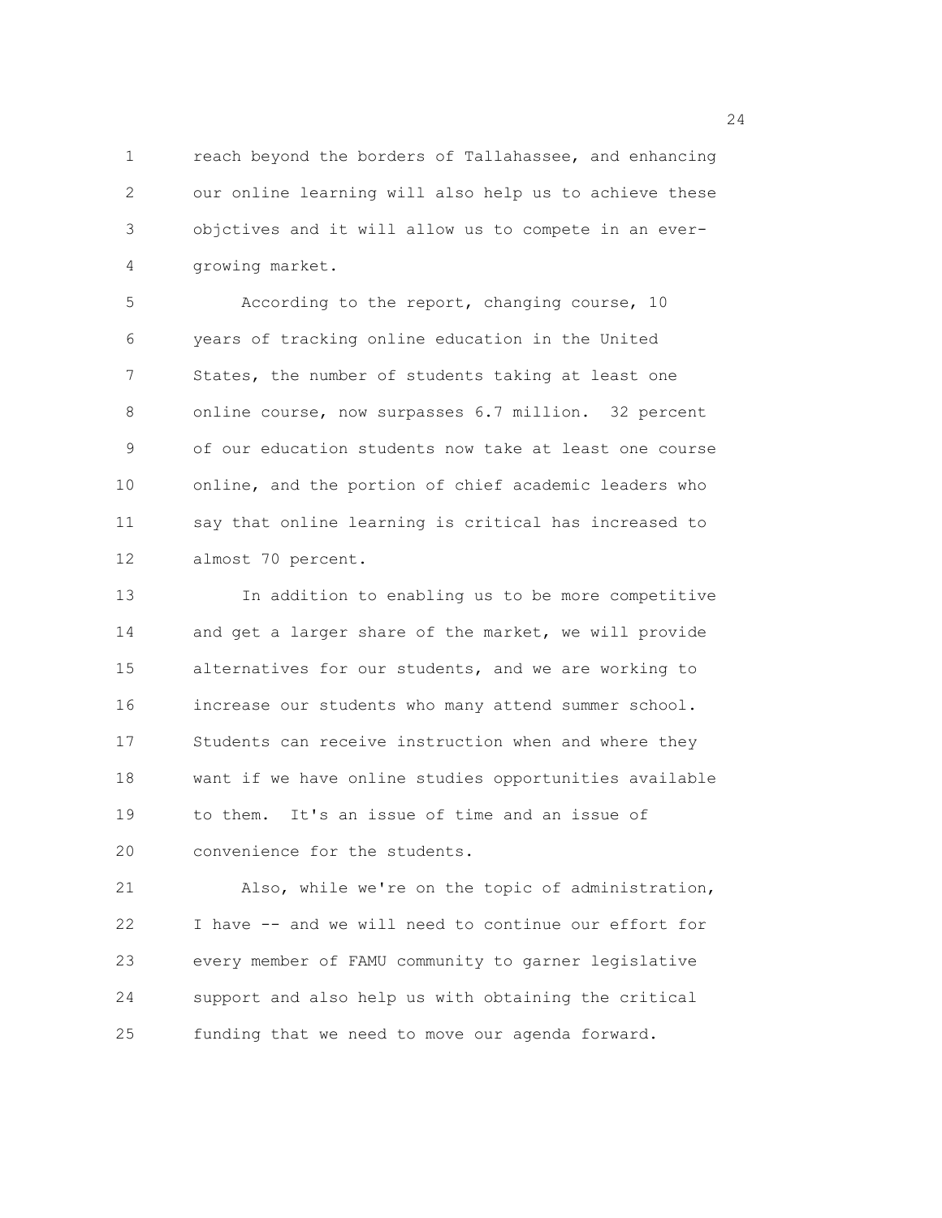reach beyond the borders of Tallahassee, and enhancing our online learning will also help us to achieve these objctives and it will allow us to compete in an ever-growing market.

According to the report, changing course, 10 years of tracking online education in the United States, the number of students taking at least one online course, now surpasses 6.7 million. 32 percent of our education students now take at least one course online, and the portion of chief academic leaders who say that online learning is critical has increased to almost 70 percent.

In addition to enabling us to be more competitive and get a larger share of the market, we will provide alternatives for our students, and we are working to increase our students who many attend summer school. Students can receive instruction when and where they want if we have online studies opportunities available to them. It's an issue of time and an issue of convenience for the students.

Also, while we're on the topic of administration, I have -- and we will need to continue our effort for every member of FAMU community to garner legislative support and also help us with obtaining the critical funding that we need to move our agenda forward.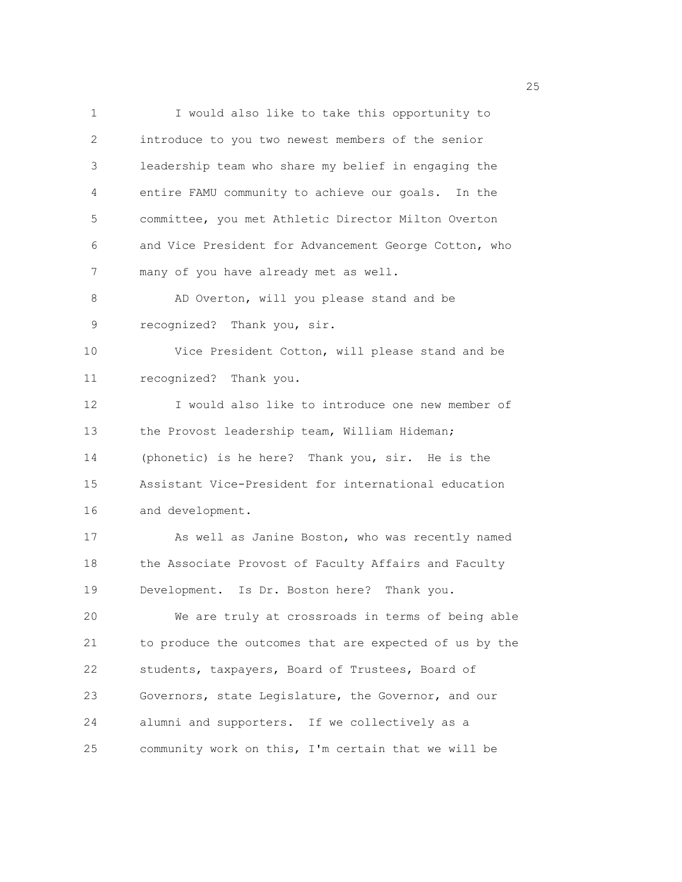I would also like to take this opportunity to introduce to you two newest members of the senior leadership team who share my belief in engaging the entire FAMU community to achieve our goals. In the committee, you met Athletic Director Milton Overton and Vice President for Advancement George Cotton, who many of you have already met as well.

AD Overton, will you please stand and be recognized? Thank you, sir.

Vice President Cotton, will please stand and be recognized? Thank you.

I would also like to introduce one new member of the Provost leadership team, William Hideman; (phonetic) is he here? Thank you, sir. He is the Assistant Vice-President for international education and development.

As well as Janine Boston, who was recently named the Associate Provost of Faculty Affairs and Faculty Development. Is Dr. Boston here? Thank you.

We are truly at crossroads in terms of being able to produce the outcomes that are expected of us by the students, taxpayers, Board of Trustees, Board of Governors, state Legislature, the Governor, and our alumni and supporters. If we collectively as a community work on this, I'm certain that we will be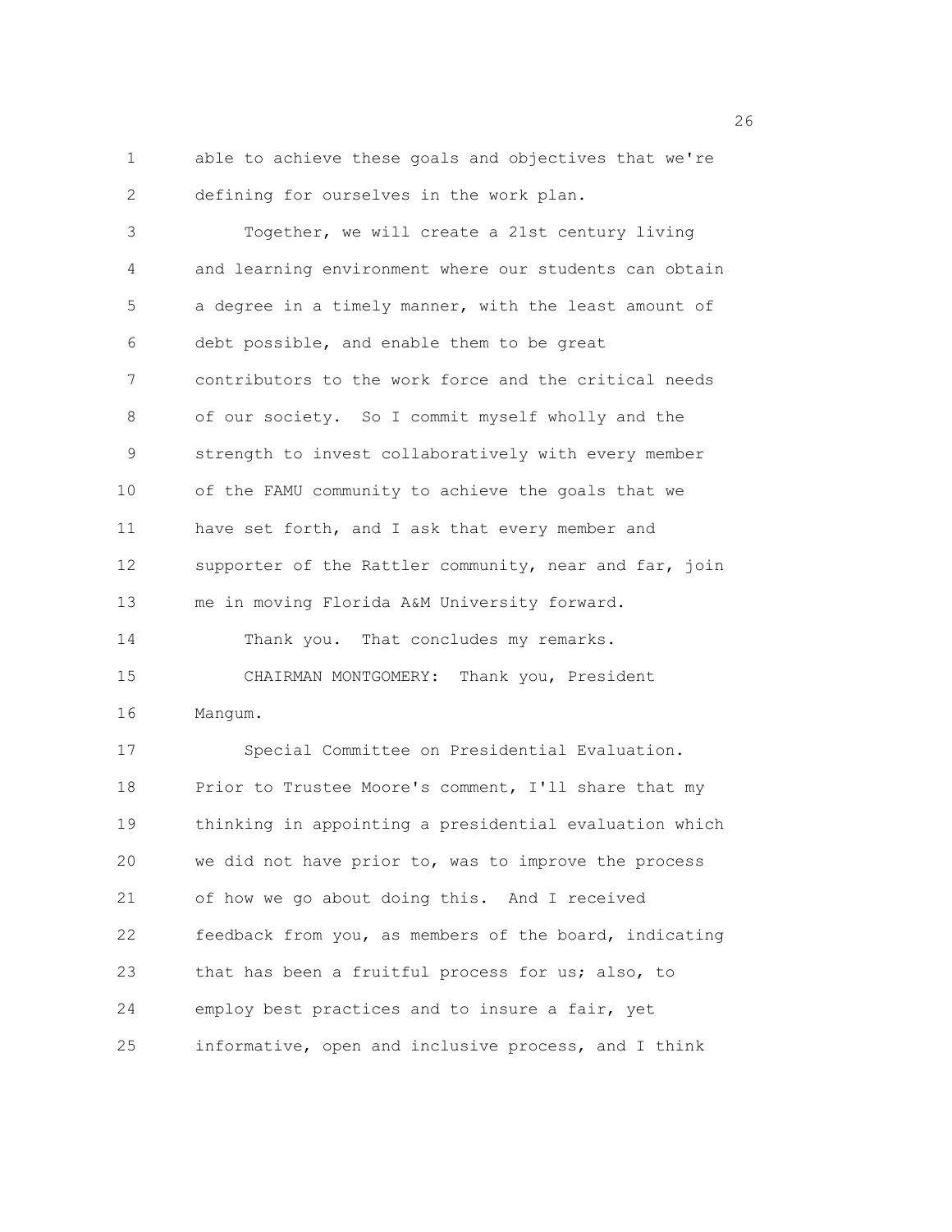able to achieve these goals and objectives that we're defining for ourselves in the work plan.

Together, we will create a 21st century living and learning environment where our students can obtain a degree in a timely manner, with the least amount of debt possible, and enable them to be great contributors to the work force and the critical needs of our society. So I commit myself wholly and the strength to invest collaboratively with every member of the FAMU community to achieve the goals that we have set forth, and I ask that every member and supporter of the Rattler community, near and far, join me in moving Florida A&M University forward.

Thank you. That concludes my remarks.

CHAIRMAN MONTGOMERY: Thank you, President Mangum.

Special Committee on Presidential Evaluation. Prior to Trustee Moore's comment, I'll share that my thinking in appointing a presidential evaluation which we did not have prior to, was to improve the process of how we go about doing this. And I received feedback from you, as members of the board, indicating that has been a fruitful process for us; also, to employ best practices and to insure a fair, yet informative, open and inclusive process, and I think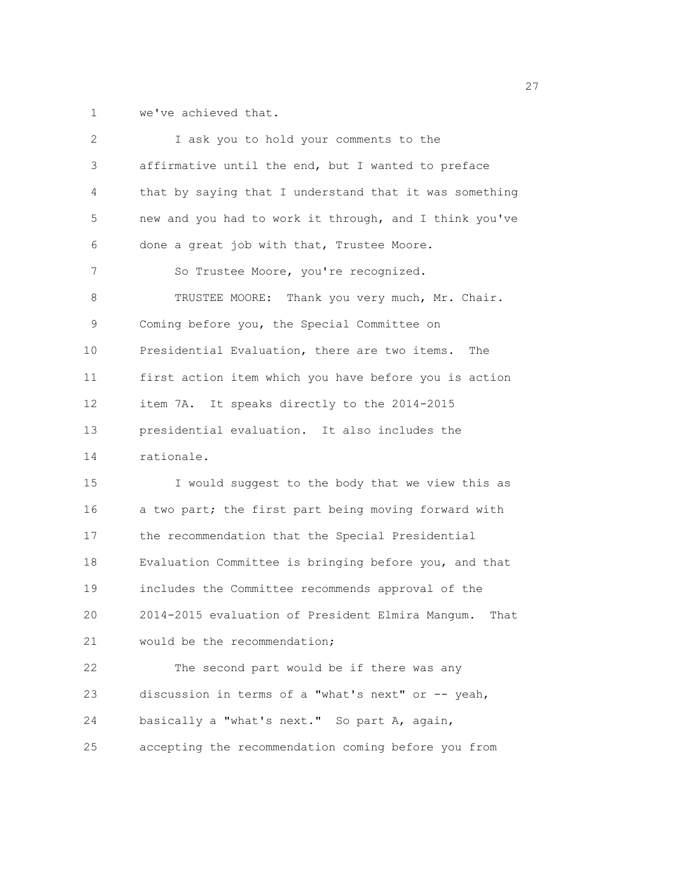we've achieved that.

I ask you to hold your comments to the affirmative until the end, but I wanted to preface that by saying that I understand that it was something new and you had to work it through, and I think you've done a great job with that, Trustee Moore.

So Trustee Moore, you're recognized.

TRUSTEE MOORE: Thank you very much, Mr. Chair. Coming before you, the Special Committee on Presidential Evaluation, there are two items. The first action item which you have before you is action item 7A. It speaks directly to the 2014-2015 presidential evaluation. It also includes the rationale.

I would suggest to the body that we view this as a two part; the first part being moving forward with the recommendation that the Special Presidential Evaluation Committee is bringing before you, and that includes the Committee recommends approval of the 2014-2015 evaluation of President Elmira Mangum. That would be the recommendation;

The second part would be if there was any discussion in terms of a "what's next" or -- yeah, basically a "what's next." So part A, again, accepting the recommendation coming before you from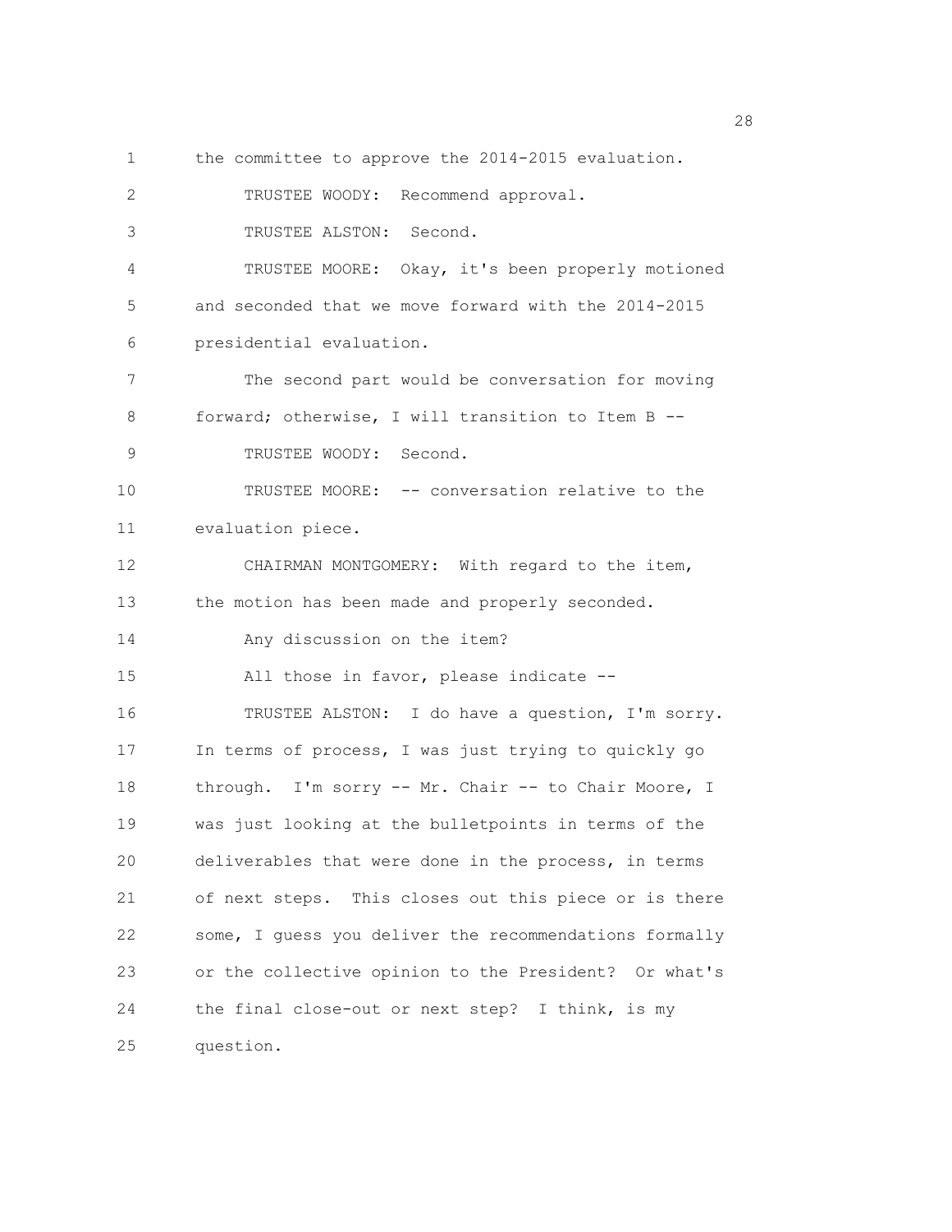the committee to approve the 2014-2015 evaluation.

TRUSTEE WOODY: Recommend approval.

TRUSTEE ALSTON: Second.

TRUSTEE MOORE: Okay, it's been properly motioned and seconded that we move forward with the 2014-2015 presidential evaluation.

The second part would be conversation for moving forward; otherwise, I will transition to Item B --

TRUSTEE WOODY: Second.

TRUSTEE MOORE: -- conversation relative to the evaluation piece.

CHAIRMAN MONTGOMERY: With regard to the item, the motion has been made and properly seconded.

Any discussion on the item?

All those in favor, please indicate --

TRUSTEE ALSTON: I do have a question, I'm sorry. In terms of process, I was just trying to quickly go through. I'm sorry -- Mr. Chair -- to Chair Moore, I was just looking at the bulletpoints in terms of the deliverables that were done in the process, in terms of next steps. This closes out this piece or is there some, I guess you deliver the recommendations formally or the collective opinion to the President? Or what's the final close-out or next step? I think, is my question.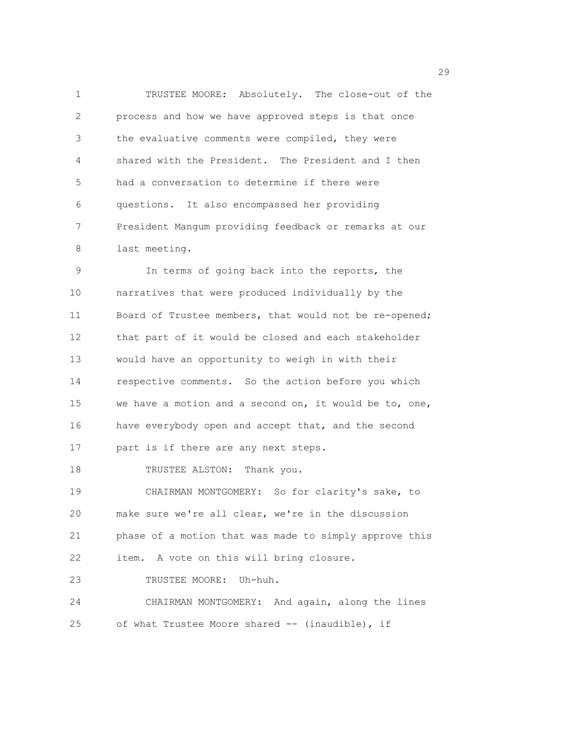TRUSTEE MOORE: Absolutely. The close-out of the process and how we have approved steps is that once the evaluative comments were compiled, they were shared with the President. The President and I then had a conversation to determine if there were questions. It also encompassed her providing President Mangum providing feedback or remarks at our last meeting.

In terms of going back into the reports, the narratives that were produced individually by the Board of Trustee members, that would not be re-opened; that part of it would be closed and each stakeholder would have an opportunity to weigh in with their respective comments. So the action before you which we have a motion and a second on, it would be to, one, have everybody open and accept that, and the second part is if there are any next steps.

TRUSTEE ALSTON: Thank you.

CHAIRMAN MONTGOMERY: So for clarity's sake, to make sure we're all clear, we're in the discussion phase of a motion that was made to simply approve this item. A vote on this will bring closure.

TRUSTEE MOORE: Uh-huh.

CHAIRMAN MONTGOMERY: And again, along the lines of what Trustee Moore shared -- (inaudible), if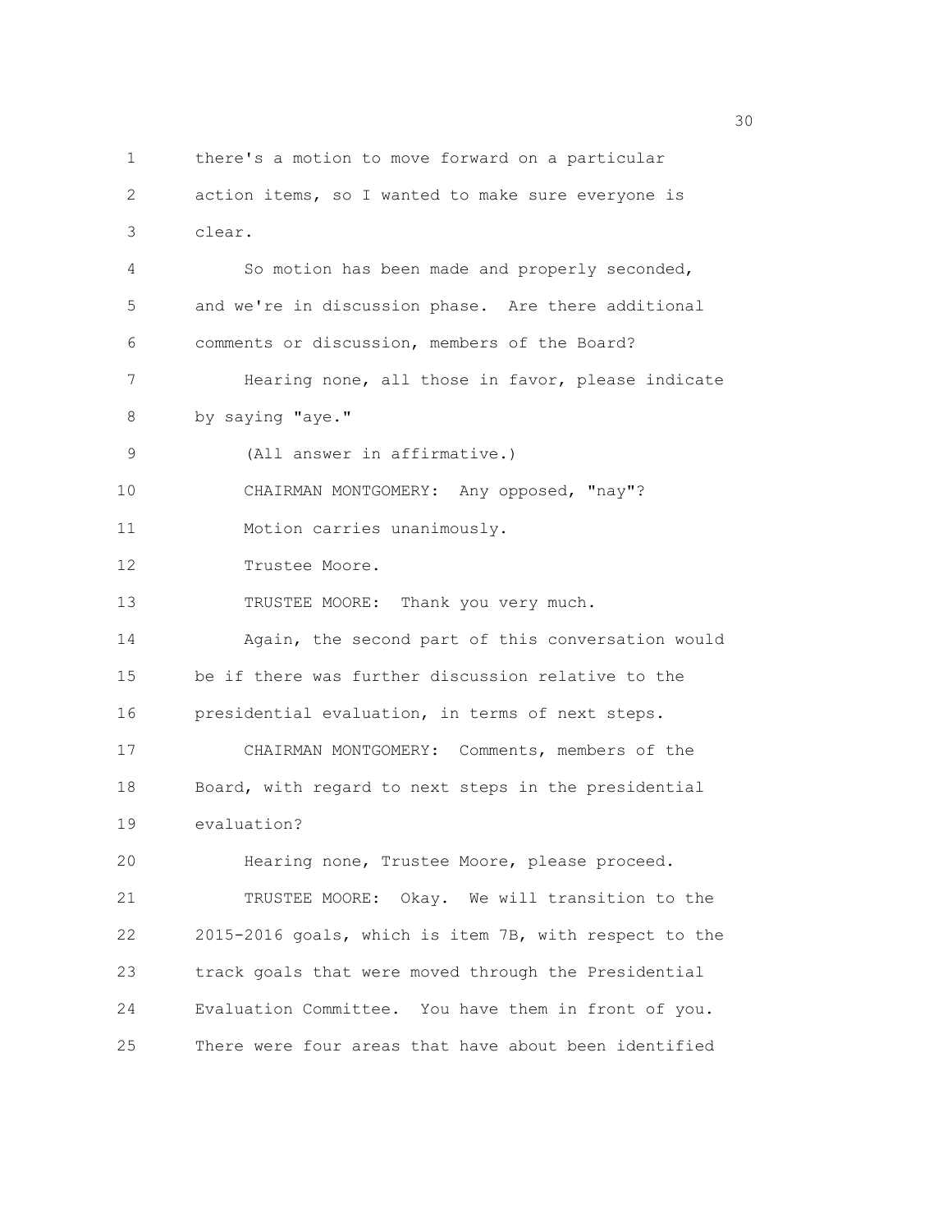there's a motion to move forward on a particular action items, so I wanted to make sure everyone is clear.

So motion has been made and properly seconded, and we're in discussion phase. Are there additional comments or discussion, members of the Board?

Hearing none, all those in favor, please indicate by saying "aye."

(All answer in affirmative.)

CHAIRMAN MONTGOMERY: Any opposed, "nay"?

Motion carries unanimously.

Trustee Moore.

TRUSTEE MOORE: Thank you very much.

Again, the second part of this conversation would be if there was further discussion relative to the presidential evaluation, in terms of next steps.

CHAIRMAN MONTGOMERY: Comments, members of the Board, with regard to next steps in the presidential evaluation?

Hearing none, Trustee Moore, please proceed.

TRUSTEE MOORE: Okay. We will transition to the 2015-2016 goals, which is item 7B, with respect to the track goals that were moved through the Presidential Evaluation Committee. You have them in front of you. There were four areas that have about been identified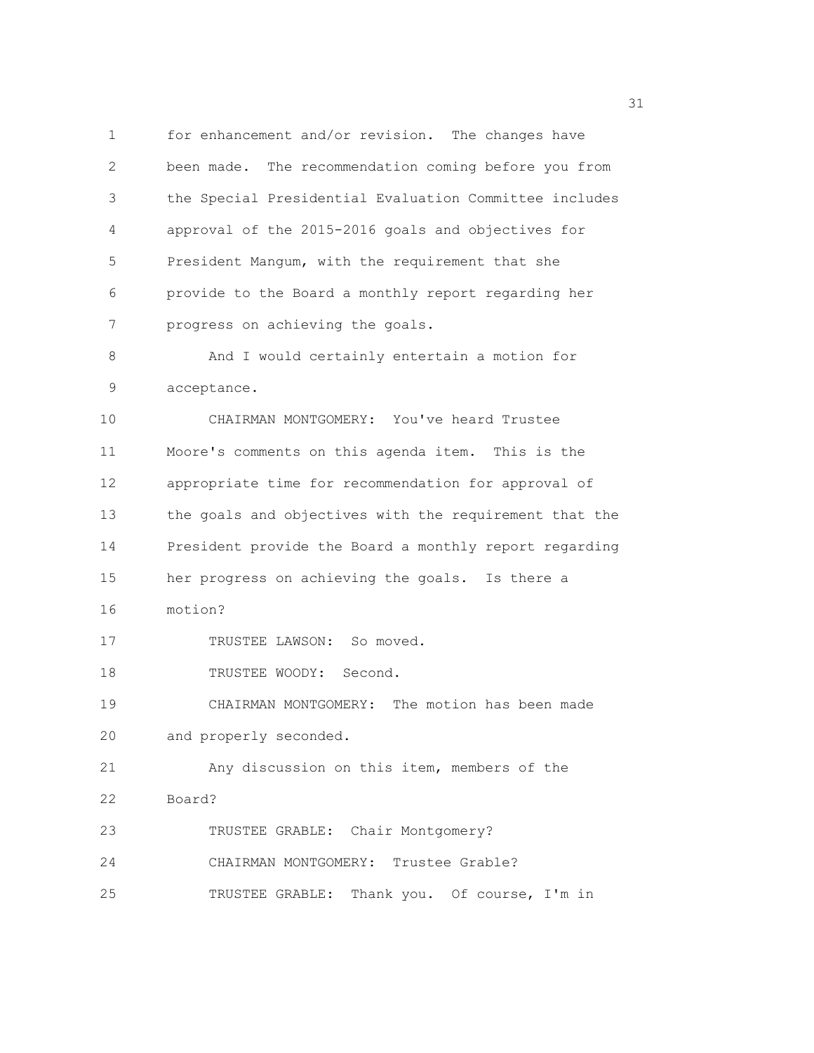for enhancement and/or revision. The changes have been made. The recommendation coming before you from the Special Presidential Evaluation Committee includes approval of the 2015-2016 goals and objectives for President Mangum, with the requirement that she provide to the Board a monthly report regarding her progress on achieving the goals.

And I would certainly entertain a motion for acceptance.

CHAIRMAN MONTGOMERY: You've heard Trustee Moore's comments on this agenda item. This is the appropriate time for recommendation for approval of the goals and objectives with the requirement that the President provide the Board a monthly report regarding her progress on achieving the goals. Is there a motion?

TRUSTEE LAWSON: So moved.

TRUSTEE WOODY: Second.

CHAIRMAN MONTGOMERY: The motion has been made and properly seconded.

Any discussion on this item, members of the Board?

TRUSTEE GRABLE: Chair Montgomery?

CHAIRMAN MONTGOMERY: Trustee Grable?

TRUSTEE GRABLE: Thank you. Of course, I'm in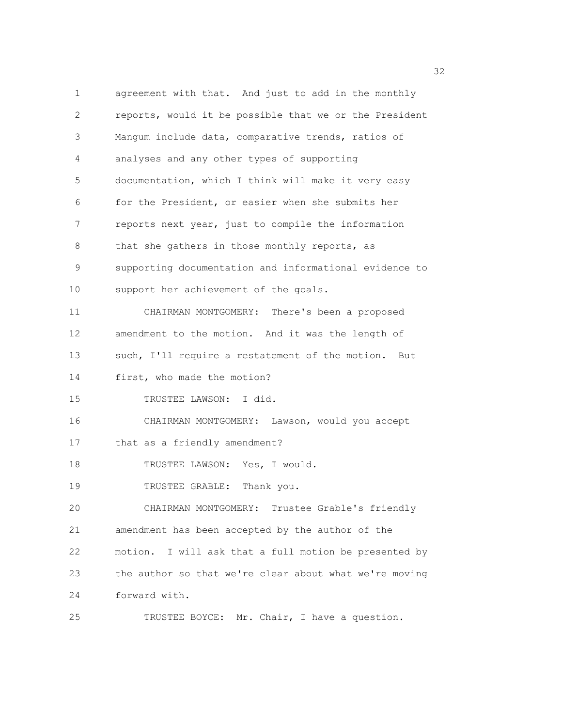agreement with that. And just to add in the monthly reports, would it be possible that we or the President Mangum include data, comparative trends, ratios of analyses and any other types of supporting documentation, which I think will make it very easy for the President, or easier when she submits her reports next year, just to compile the information that she gathers in those monthly reports, as supporting documentation and informational evidence to support her achievement of the goals.

CHAIRMAN MONTGOMERY: There's been a proposed amendment to the motion. And it was the length of such, I'll require a restatement of the motion. But first, who made the motion?

TRUSTEE LAWSON: I did.

CHAIRMAN MONTGOMERY: Lawson, would you accept that as a friendly amendment?

TRUSTEE LAWSON: Yes, I would.

TRUSTEE GRABLE: Thank you.

CHAIRMAN MONTGOMERY: Trustee Grable's friendly amendment has been accepted by the author of the motion. I will ask that a full motion be presented by the author so that we're clear about what we're moving forward with.

TRUSTEE BOYCE: Mr. Chair, I have a question.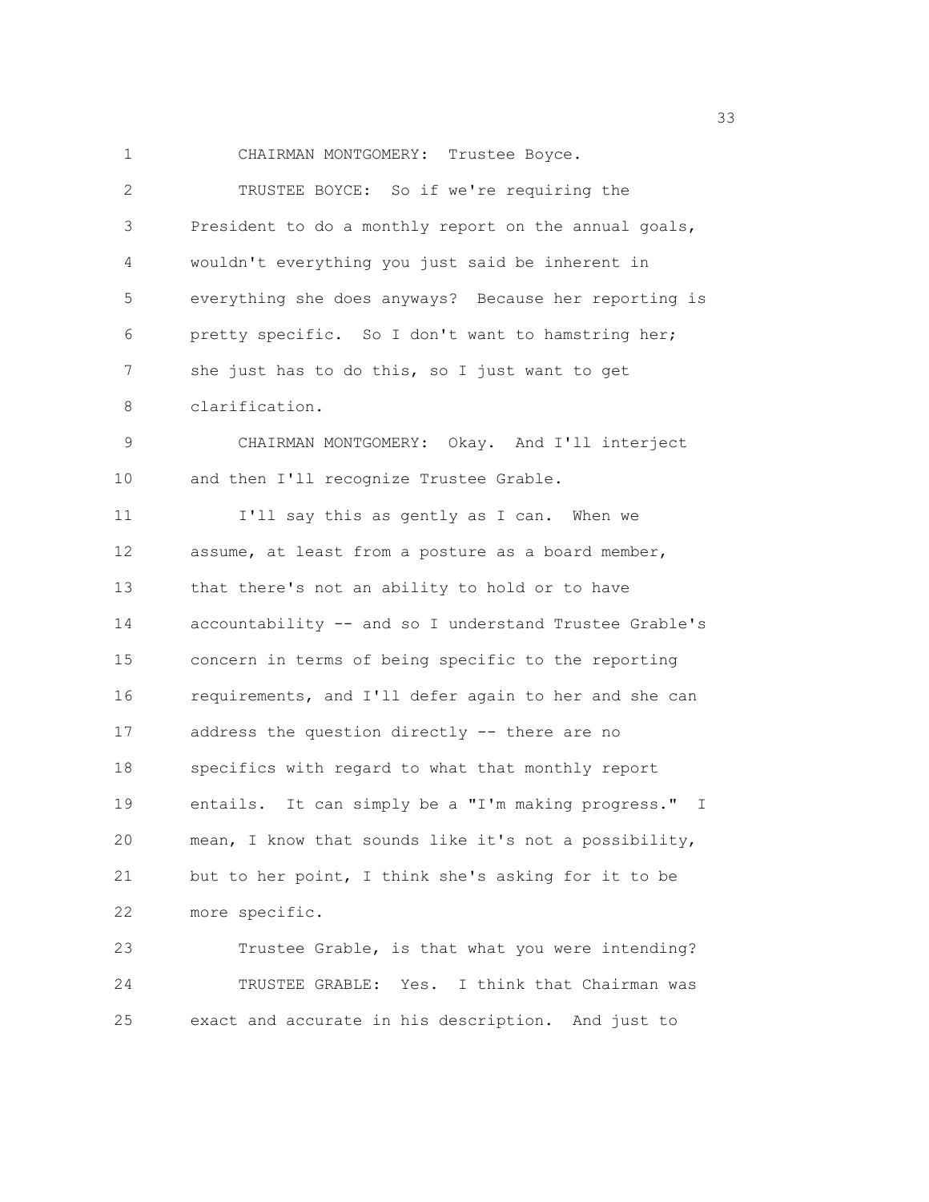CHAIRMAN MONTGOMERY: Trustee Boyce.

TRUSTEE BOYCE: So if we're requiring the President to do a monthly report on the annual goals, wouldn't everything you just said be inherent in everything she does anyways? Because her reporting is pretty specific. So I don't want to hamstring her; she just has to do this, so I just want to get clarification.

CHAIRMAN MONTGOMERY: Okay. And I'll interject and then I'll recognize Trustee Grable.

I'll say this as gently as I can. When we assume, at least from a posture as a board member, that there's not an ability to hold or to have accountability -- and so I understand Trustee Grable's concern in terms of being specific to the reporting requirements, and I'll defer again to her and she can address the question directly -- there are no specifics with regard to what that monthly report entails. It can simply be a "I'm making progress." I mean, I know that sounds like it's not a possibility, but to her point, I think she's asking for it to be more specific.

Trustee Grable, is that what you were intending?

TRUSTEE GRABLE: Yes. I think that Chairman was exact and accurate in his description. And just to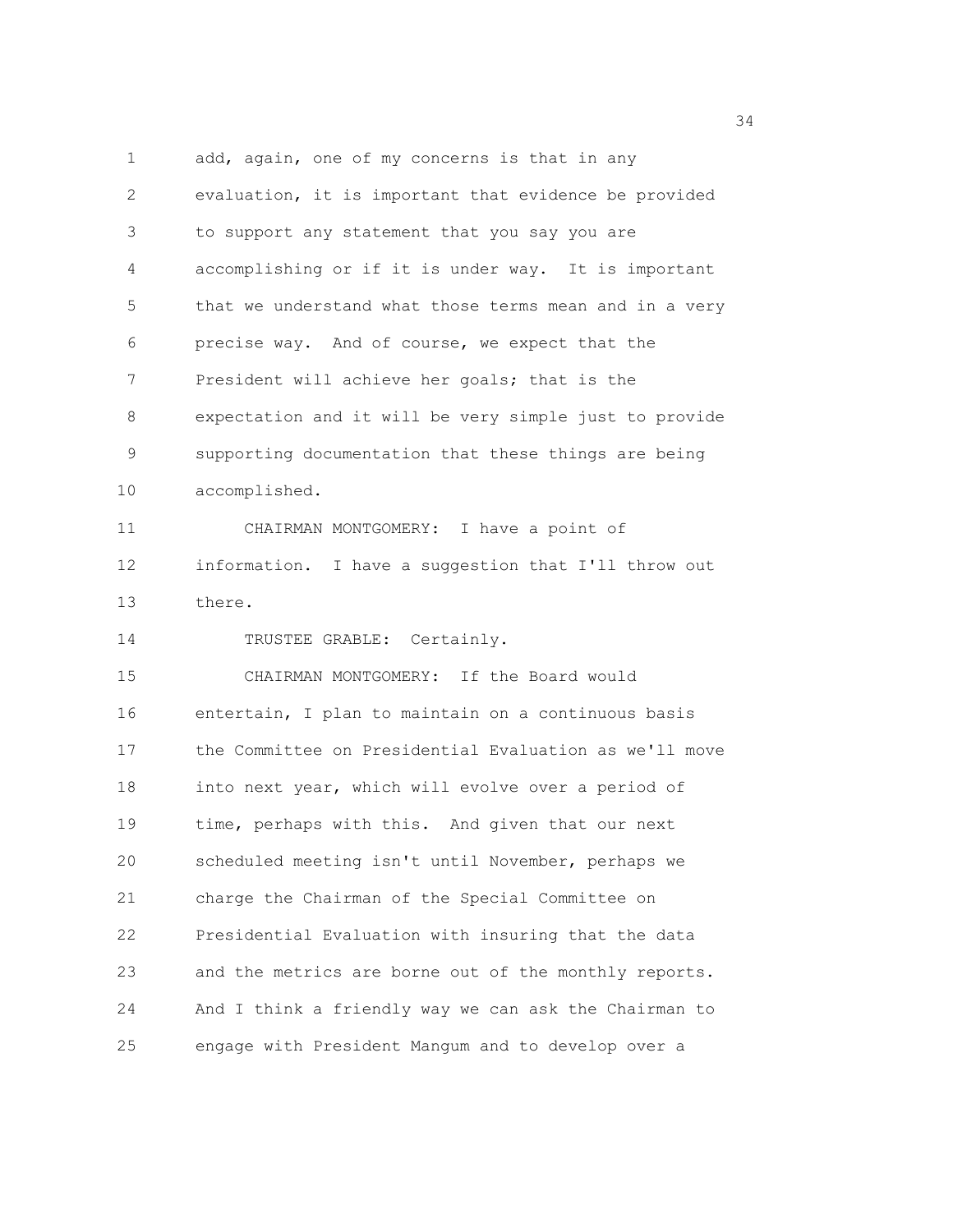add, again, one of my concerns is that in any evaluation, it is important that evidence be provided to support any statement that you say you are accomplishing or if it is under way. It is important that we understand what those terms mean and in a very precise way. And of course, we expect that the President will achieve her goals; that is the expectation and it will be very simple just to provide supporting documentation that these things are being accomplished.

CHAIRMAN MONTGOMERY: I have a point of information. I have a suggestion that I'll throw out there.

TRUSTEE GRABLE: Certainly.

CHAIRMAN MONTGOMERY: If the Board would entertain, I plan to maintain on a continuous basis the Committee on Presidential Evaluation as we'll move into next year, which will evolve over a period of time, perhaps with this. And given that our next scheduled meeting isn't until November, perhaps we charge the Chairman of the Special Committee on Presidential Evaluation with insuring that the data and the metrics are borne out of the monthly reports. And I think a friendly way we can ask the Chairman to engage with President Mangum and to develop over a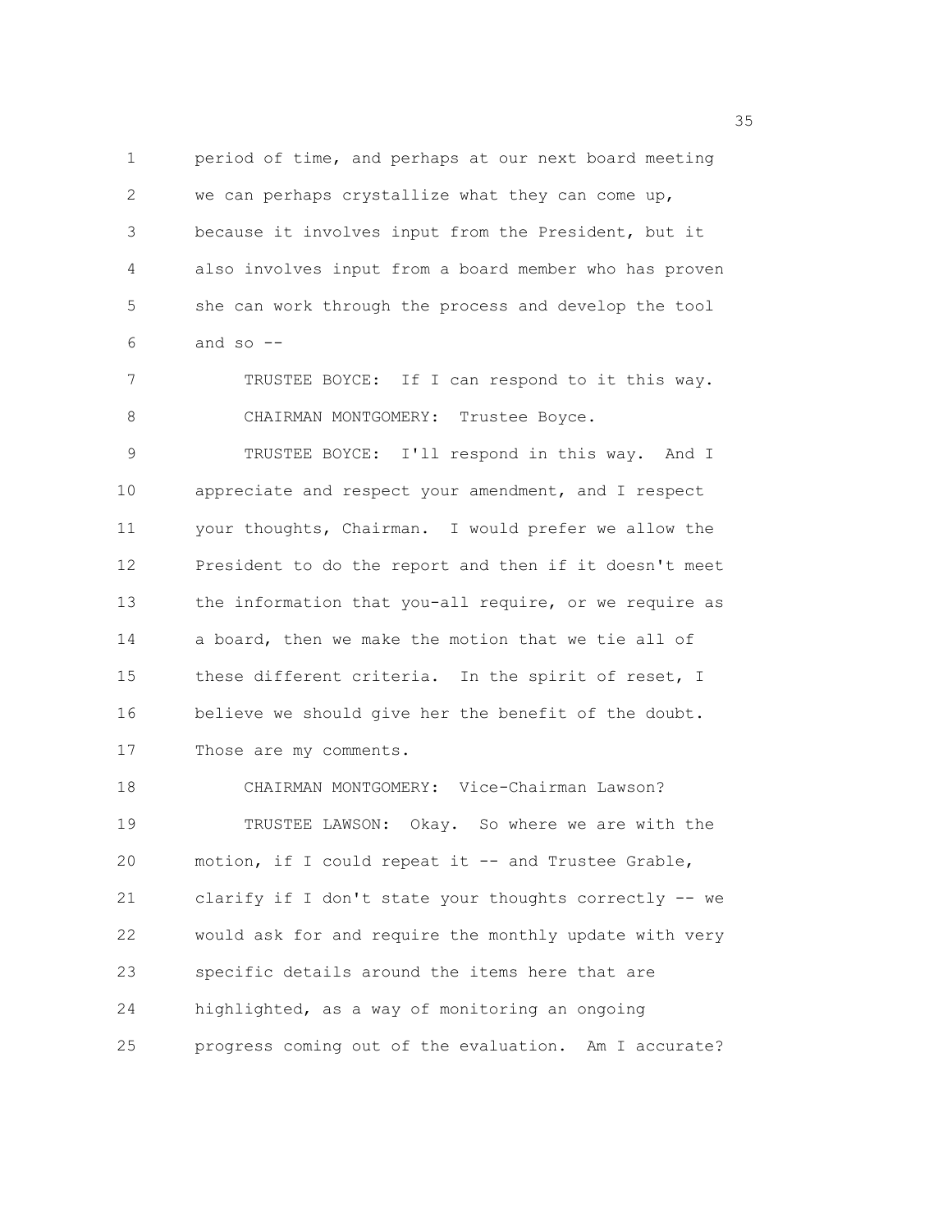period of time, and perhaps at our next board meeting we can perhaps crystallize what they can come up, because it involves input from the President, but it also involves input from a board member who has proven she can work through the process and develop the tool and so --

TRUSTEE BOYCE: If I can respond to it this way.

CHAIRMAN MONTGOMERY: Trustee Boyce.

TRUSTEE BOYCE: I'll respond in this way. And I appreciate and respect your amendment, and I respect your thoughts, Chairman. I would prefer we allow the President to do the report and then if it doesn't meet the information that you-all require, or we require as a board, then we make the motion that we tie all of these different criteria. In the spirit of reset, I believe we should give her the benefit of the doubt. Those are my comments.

CHAIRMAN MONTGOMERY: Vice-Chairman Lawson?

TRUSTEE LAWSON: Okay. So where we are with the motion, if I could repeat it -- and Trustee Grable, clarify if I don't state your thoughts correctly -- we would ask for and require the monthly update with very specific details around the items here that are highlighted, as a way of monitoring an ongoing progress coming out of the evaluation. Am I accurate?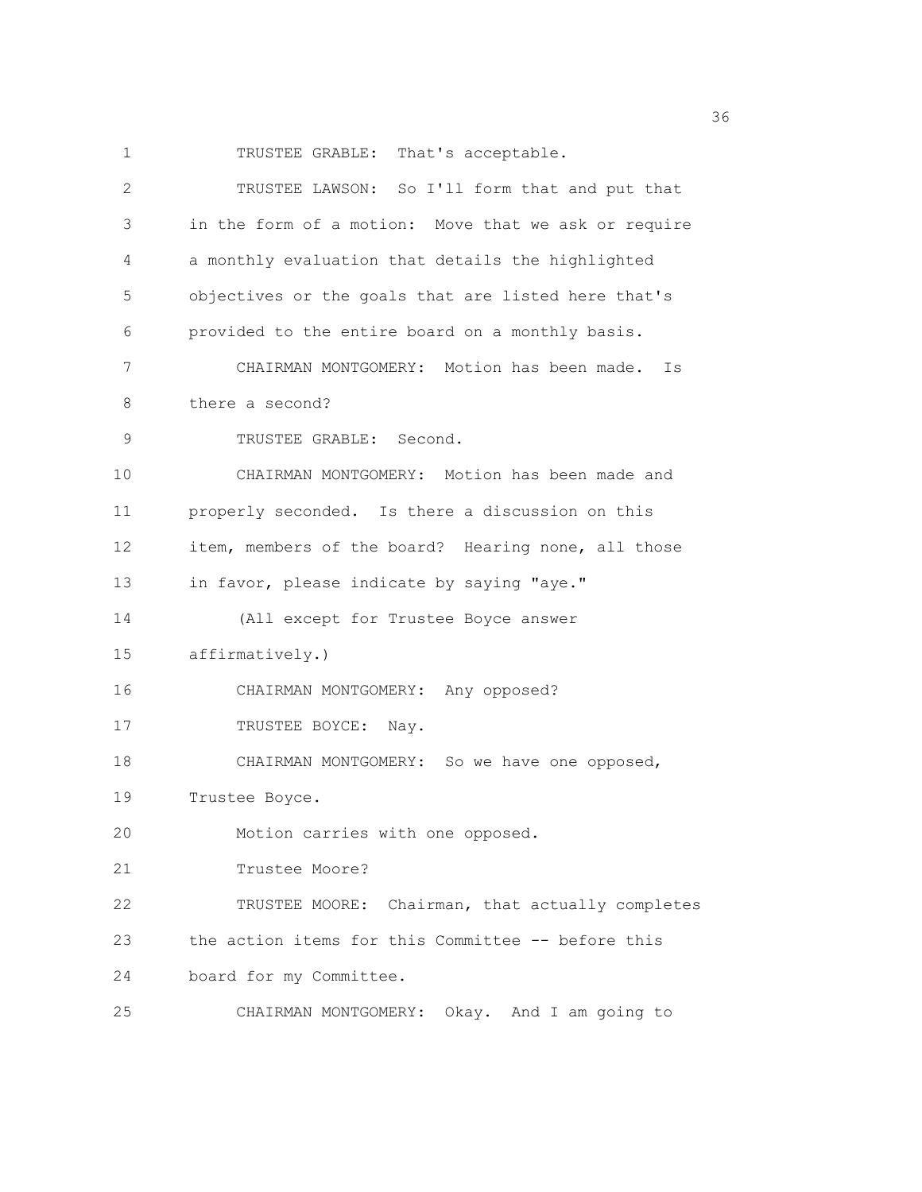TRUSTEE GRABLE: That's acceptable.

TRUSTEE LAWSON: So I'll form that and put that in the form of a motion: Move that we ask or require a monthly evaluation that details the highlighted objectives or the goals that are listed here that's provided to the entire board on a monthly basis.

CHAIRMAN MONTGOMERY: Motion has been made. Is there a second?

TRUSTEE GRABLE: Second.

CHAIRMAN MONTGOMERY: Motion has been made and properly seconded. Is there a discussion on this item, members of the board? Hearing none, all those in favor, please indicate by saying "aye."

(All except for Trustee Boyce answer affirmatively.)

CHAIRMAN MONTGOMERY: Any opposed?

TRUSTEE BOYCE: Nay.

CHAIRMAN MONTGOMERY: So we have one opposed, Trustee Boyce.

Motion carries with one opposed.

Trustee Moore?

TRUSTEE MOORE: Chairman, that actually completes the action items for this Committee -- before this board for my Committee.

CHAIRMAN MONTGOMERY: Okay. And I am going to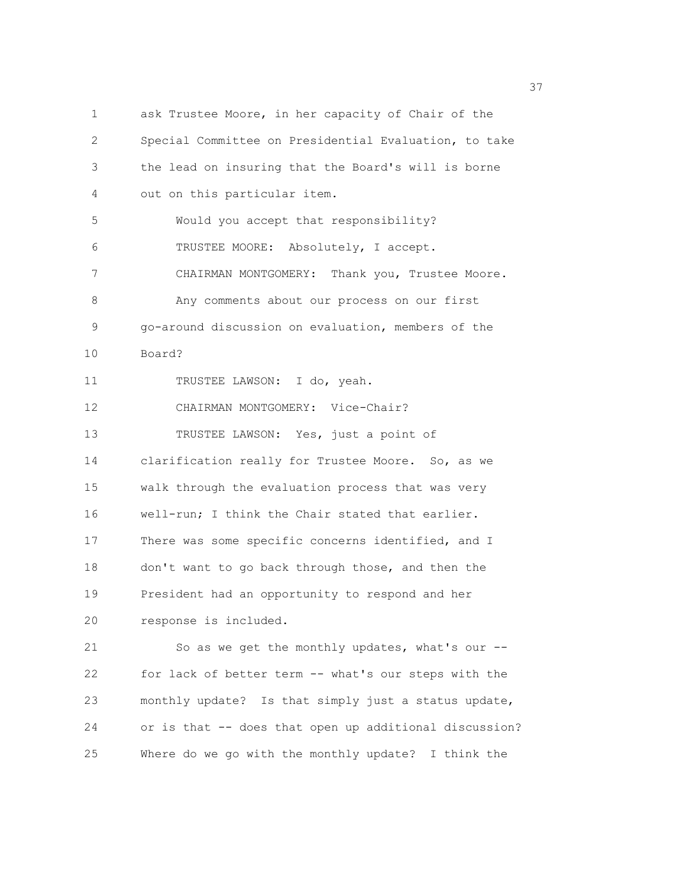ask Trustee Moore, in her capacity of Chair of the Special Committee on Presidential Evaluation, to take the lead on insuring that the Board's will is borne out on this particular item.

Would you accept that responsibility?

TRUSTEE MOORE: Absolutely, I accept.

CHAIRMAN MONTGOMERY: Thank you, Trustee Moore.

Any comments about our process on our first go-around discussion on evaluation, members of the Board?

TRUSTEE LAWSON: I do, yeah.

CHAIRMAN MONTGOMERY: Vice-Chair?

TRUSTEE LAWSON: Yes, just a point of clarification really for Trustee Moore. So, as we walk through the evaluation process that was very well-run; I think the Chair stated that earlier. There was some specific concerns identified, and I don't want to go back through those, and then the President had an opportunity to respond and her response is included.

So as we get the monthly updates, what's our -- for lack of better term -- what's our steps with the monthly update? Is that simply just a status update, or is that -- does that open up additional discussion? Where do we go with the monthly update? I think the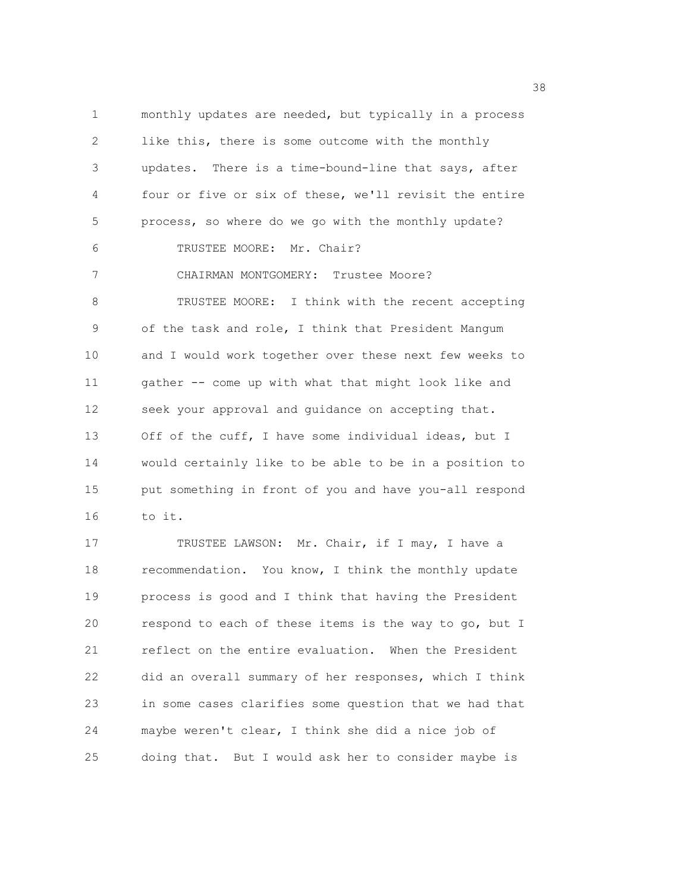monthly updates are needed, but typically in a process like this, there is some outcome with the monthly updates. There is a time-bound-line that says, after four or five or six of these, we'll revisit the entire process, so where do we go with the monthly update?

TRUSTEE MOORE: Mr. Chair?

CHAIRMAN MONTGOMERY: Trustee Moore?

TRUSTEE MOORE: I think with the recent accepting of the task and role, I think that President Mangum and I would work together over these next few weeks to gather -- come up with what that might look like and seek your approval and guidance on accepting that. Off of the cuff, I have some individual ideas, but I would certainly like to be able to be in a position to put something in front of you and have you-all respond to it.

TRUSTEE LAWSON: Mr. Chair, if I may, I have a recommendation. You know, I think the monthly update process is good and I think that having the President respond to each of these items is the way to go, but I reflect on the entire evaluation. When the President did an overall summary of her responses, which I think in some cases clarifies some question that we had that maybe weren't clear, I think she did a nice job of doing that. But I would ask her to consider maybe is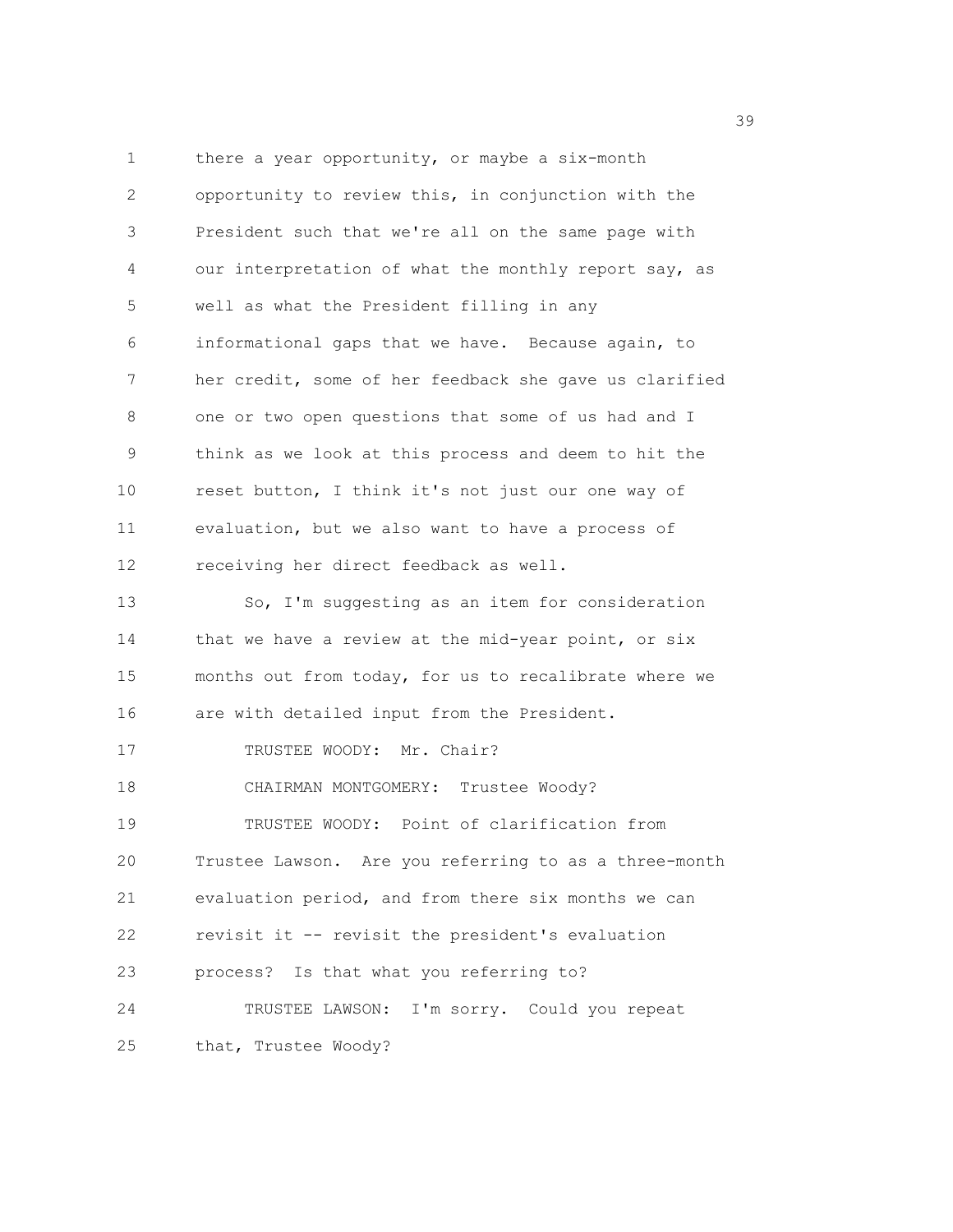there a year opportunity, or maybe a six-month opportunity to review this, in conjunction with the President such that we're all on the same page with our interpretation of what the monthly report say, as well as what the President filling in any informational gaps that we have. Because again, to her credit, some of her feedback she gave us clarified one or two open questions that some of us had and I think as we look at this process and deem to hit the reset button, I think it's not just our one way of evaluation, but we also want to have a process of receiving her direct feedback as well.

So, I'm suggesting as an item for consideration that we have a review at the mid-year point, or six months out from today, for us to recalibrate where we are with detailed input from the President.

TRUSTEE WOODY: Mr. Chair?

CHAIRMAN MONTGOMERY: Trustee Woody?

TRUSTEE WOODY: Point of clarification from Trustee Lawson. Are you referring to as a three-month evaluation period, and from there six months we can revisit it -- revisit the president's evaluation process? Is that what you referring to?

TRUSTEE LAWSON: I'm sorry. Could you repeat that, Trustee Woody?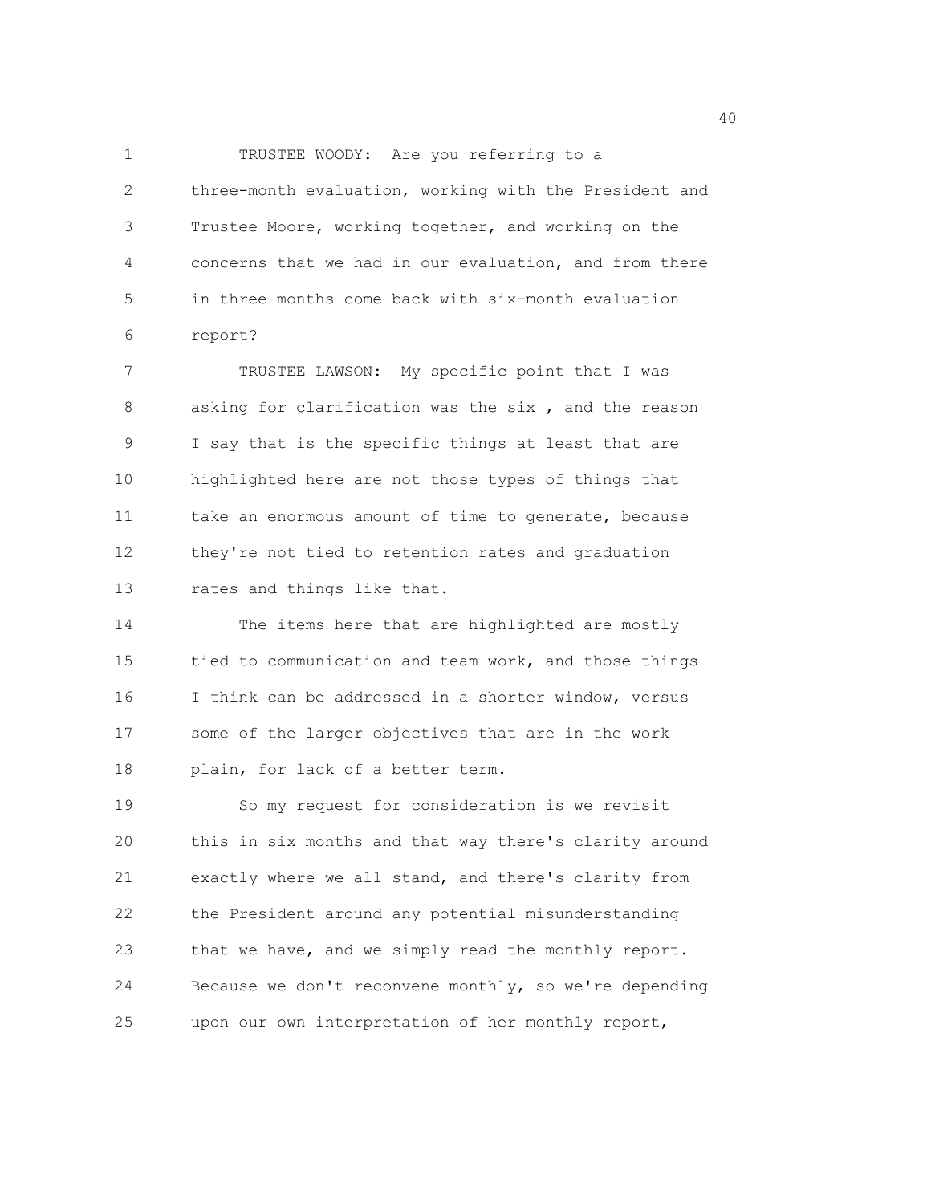TRUSTEE WOODY: Are you referring to a three-month evaluation, working with the President and Trustee Moore, working together, and working on the concerns that we had in our evaluation, and from there in three months come back with six-month evaluation report?

TRUSTEE LAWSON: My specific point that I was asking for clarification was the six , and the reason I say that is the specific things at least that are highlighted here are not those types of things that take an enormous amount of time to generate, because they're not tied to retention rates and graduation rates and things like that.

The items here that are highlighted are mostly tied to communication and team work, and those things I think can be addressed in a shorter window, versus some of the larger objectives that are in the work plain, for lack of a better term.

So my request for consideration is we revisit this in six months and that way there's clarity around exactly where we all stand, and there's clarity from the President around any potential misunderstanding that we have, and we simply read the monthly report. Because we don't reconvene monthly, so we're depending upon our own interpretation of her monthly report,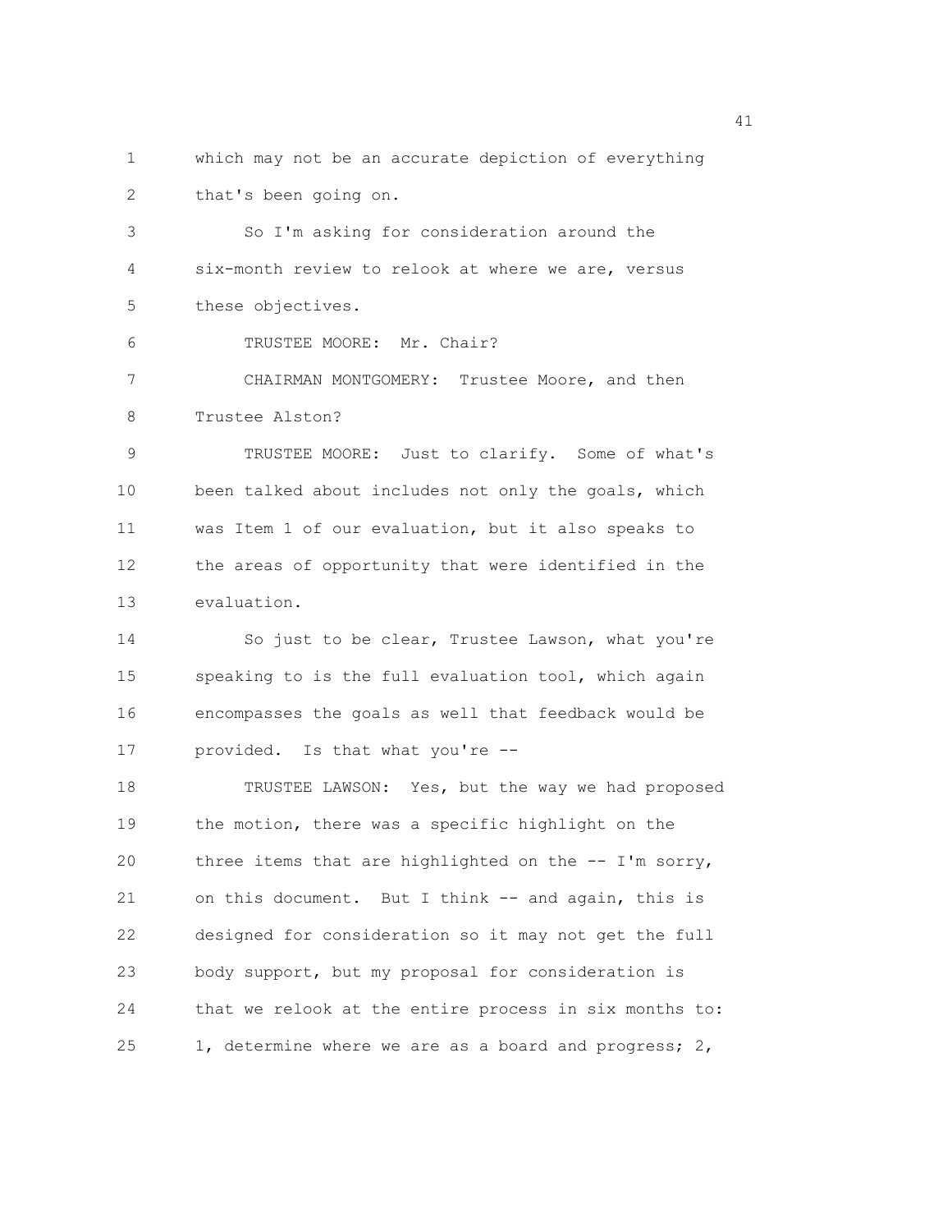which may not be an accurate depiction of everything that's been going on.

So I'm asking for consideration around the six-month review to relook at where we are, versus these objectives.

TRUSTEE MOORE: Mr. Chair?

CHAIRMAN MONTGOMERY: Trustee Moore, and then Trustee Alston?

TRUSTEE MOORE: Just to clarify. Some of what's been talked about includes not only the goals, which was Item 1 of our evaluation, but it also speaks to the areas of opportunity that were identified in the evaluation.

So just to be clear, Trustee Lawson, what you're speaking to is the full evaluation tool, which again encompasses the goals as well that feedback would be provided. Is that what you're --

TRUSTEE LAWSON: Yes, but the way we had proposed the motion, there was a specific highlight on the three items that are highlighted on the -- I'm sorry, on this document. But I think -- and again, this is designed for consideration so it may not get the full body support, but my proposal for consideration is that we relook at the entire process in six months to: 1, determine where we are as a board and progress; 2,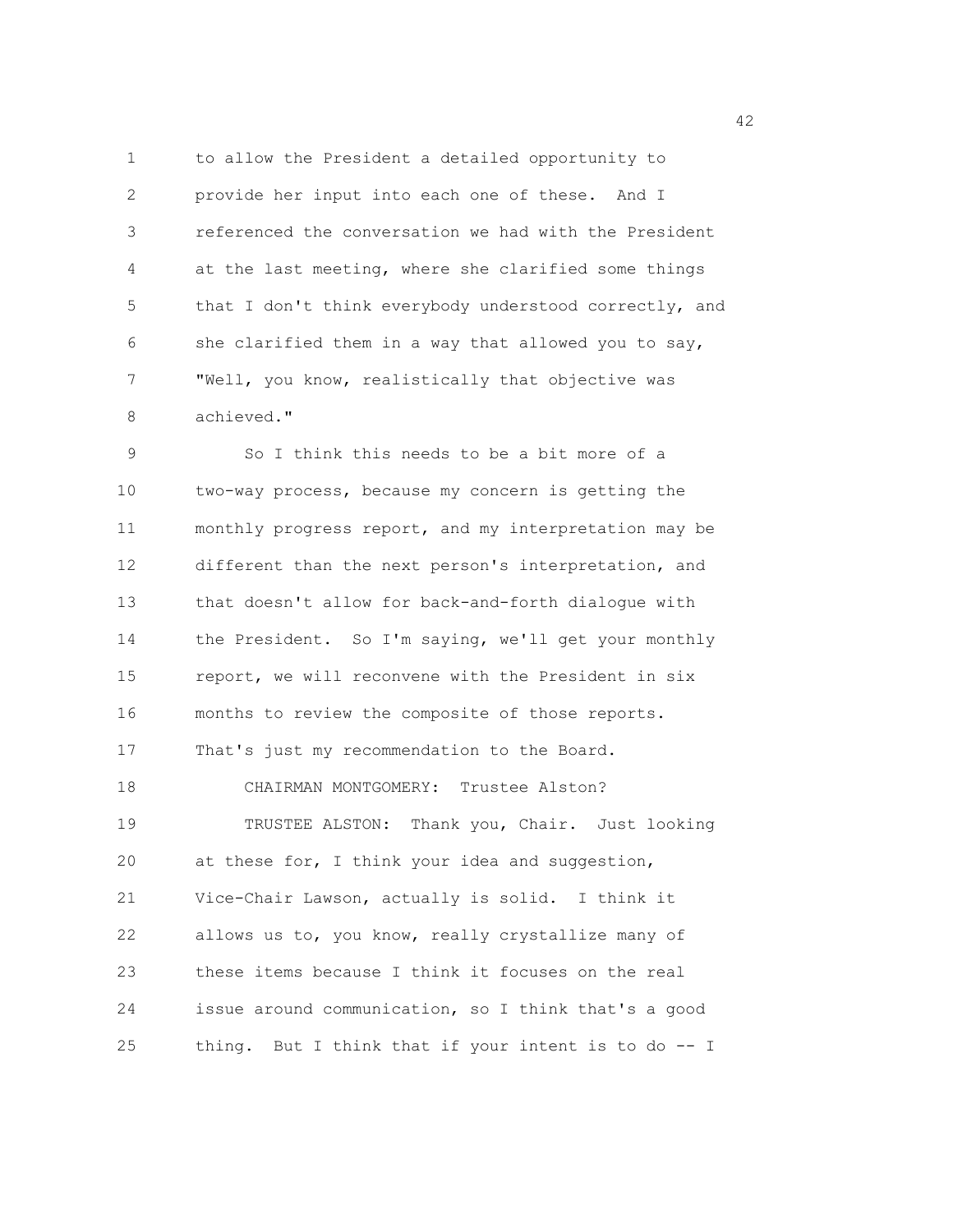to allow the President a detailed opportunity to provide her input into each one of these. And I referenced the conversation we had with the President at the last meeting, where she clarified some things that I don't think everybody understood correctly, and she clarified them in a way that allowed you to say, "Well, you know, realistically that objective was achieved."

So I think this needs to be a bit more of a two-way process, because my concern is getting the monthly progress report, and my interpretation may be different than the next person's interpretation, and that doesn't allow for back-and-forth dialogue with the President. So I'm saying, we'll get your monthly report, we will reconvene with the President in six months to review the composite of those reports. That's just my recommendation to the Board.

CHAIRMAN MONTGOMERY: Trustee Alston?

TRUSTEE ALSTON: Thank you, Chair. Just looking at these for, I think your idea and suggestion, Vice-Chair Lawson, actually is solid. I think it allows us to, you know, really crystallize many of these items because I think it focuses on the real issue around communication, so I think that's a good thing. But I think that if your intent is to do -- I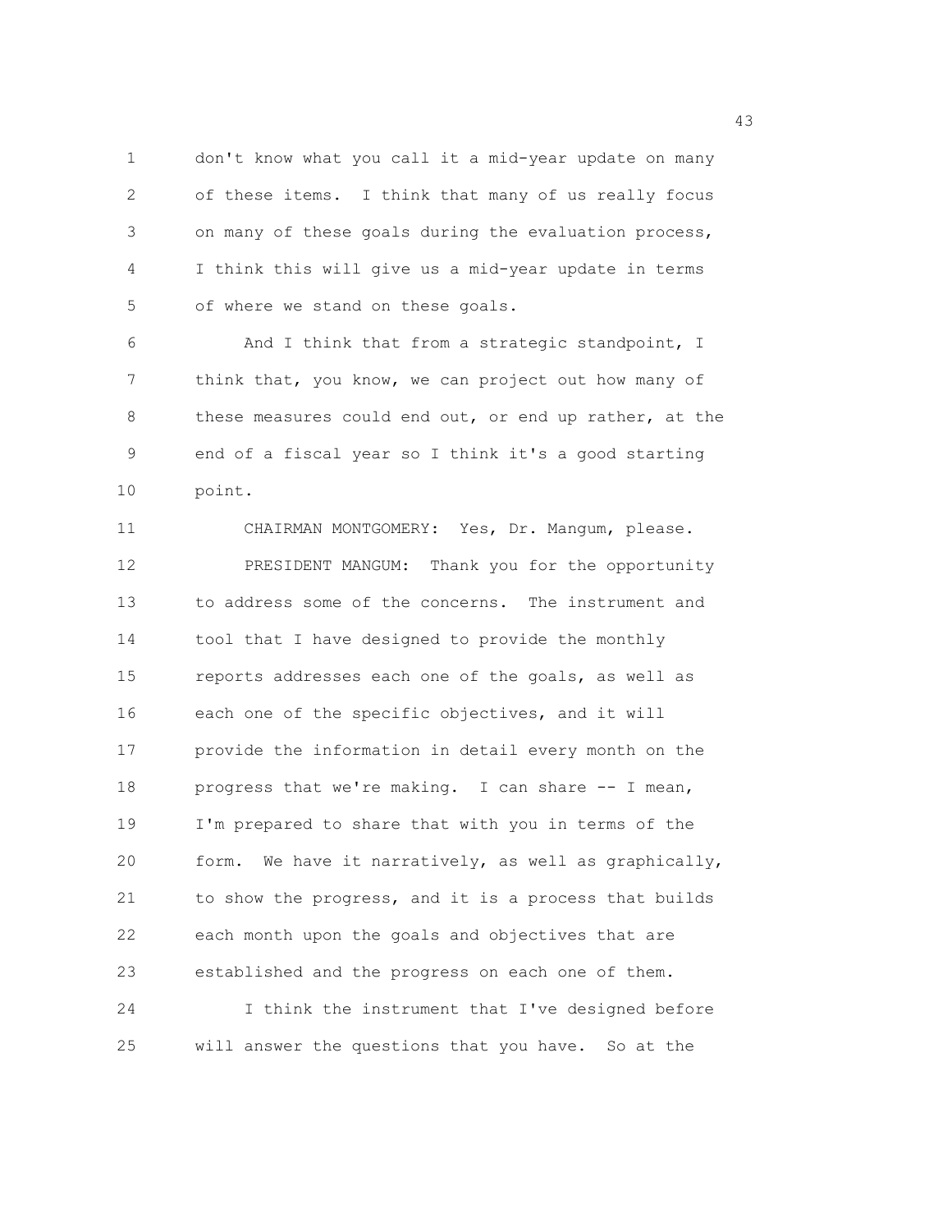don't know what you call it a mid-year update on many of these items. I think that many of us really focus on many of these goals during the evaluation process, I think this will give us a mid-year update in terms of where we stand on these goals.

And I think that from a strategic standpoint, I think that, you know, we can project out how many of these measures could end out, or end up rather, at the end of a fiscal year so I think it's a good starting point.

CHAIRMAN MONTGOMERY: Yes, Dr. Mangum, please.

PRESIDENT MANGUM: Thank you for the opportunity to address some of the concerns. The instrument and tool that I have designed to provide the monthly reports addresses each one of the goals, as well as each one of the specific objectives, and it will provide the information in detail every month on the progress that we're making. I can share -- I mean, I'm prepared to share that with you in terms of the form. We have it narratively, as well as graphically, to show the progress, and it is a process that builds each month upon the goals and objectives that are established and the progress on each one of them.

I think the instrument that I've designed before will answer the questions that you have. So at the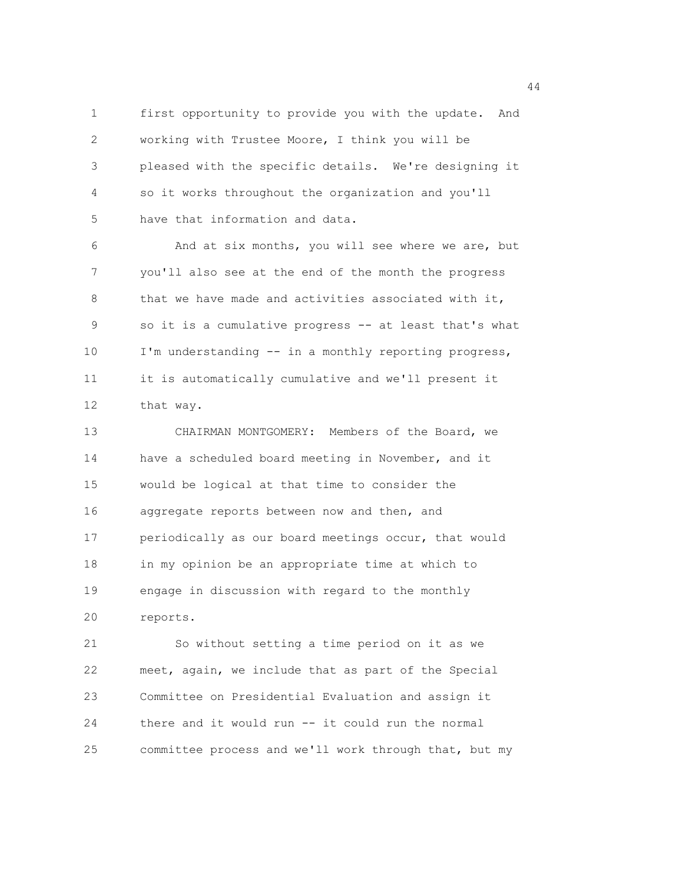first opportunity to provide you with the update. And working with Trustee Moore, I think you will be pleased with the specific details. We're designing it so it works throughout the organization and you'll have that information and data.

And at six months, you will see where we are, but you'll also see at the end of the month the progress that we have made and activities associated with it, so it is a cumulative progress -- at least that's what I'm understanding -- in a monthly reporting progress, it is automatically cumulative and we'll present it that way.

CHAIRMAN MONTGOMERY: Members of the Board, we have a scheduled board meeting in November, and it would be logical at that time to consider the aggregate reports between now and then, and periodically as our board meetings occur, that would in my opinion be an appropriate time at which to engage in discussion with regard to the monthly reports.

So without setting a time period on it as we meet, again, we include that as part of the Special Committee on Presidential Evaluation and assign it there and it would run -- it could run the normal committee process and we'll work through that, but my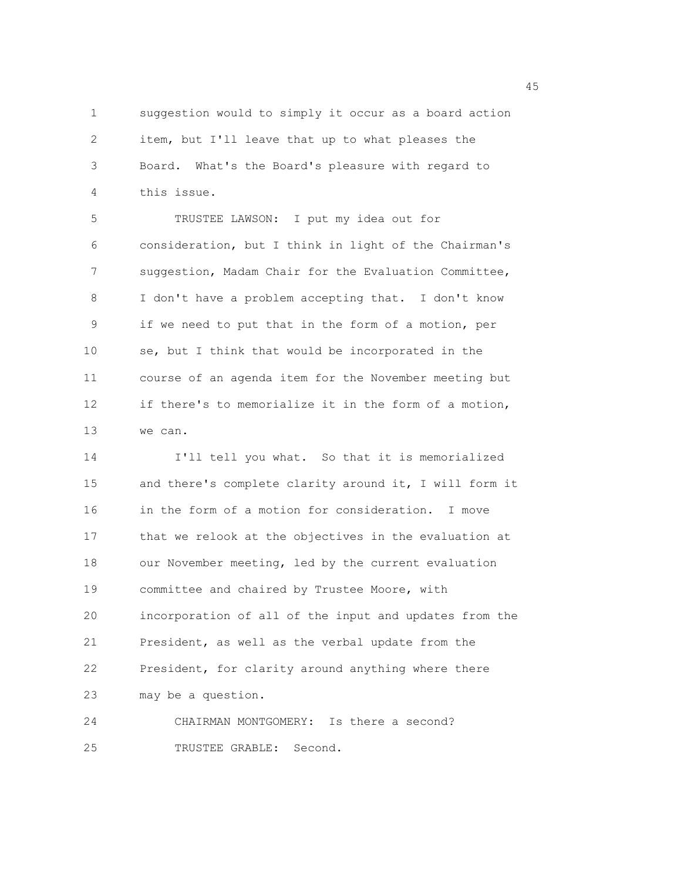suggestion would to simply it occur as a board action item, but I'll leave that up to what pleases the Board. What's the Board's pleasure with regard to this issue.

TRUSTEE LAWSON: I put my idea out for consideration, but I think in light of the Chairman's suggestion, Madam Chair for the Evaluation Committee, I don't have a problem accepting that. I don't know if we need to put that in the form of a motion, per se, but I think that would be incorporated in the course of an agenda item for the November meeting but if there's to memorialize it in the form of a motion, we can.

I'll tell you what. So that it is memorialized and there's complete clarity around it, I will form it in the form of a motion for consideration. I move that we relook at the objectives in the evaluation at our November meeting, led by the current evaluation committee and chaired by Trustee Moore, with incorporation of all of the input and updates from the President, as well as the verbal update from the President, for clarity around anything where there may be a question.

CHAIRMAN MONTGOMERY: Is there a second?

TRUSTEE GRABLE: Second.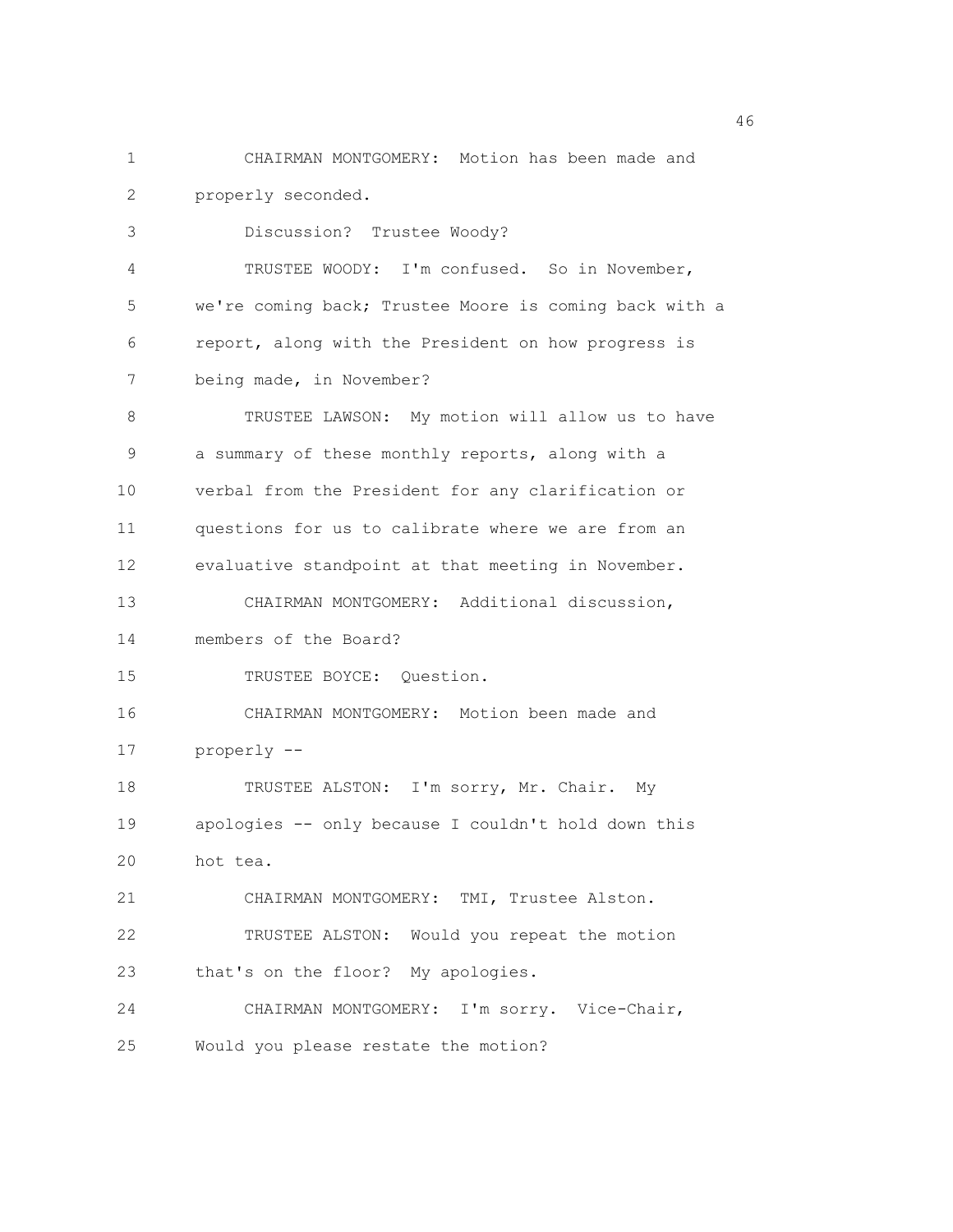CHAIRMAN MONTGOMERY: Motion has been made and properly seconded.

Discussion? Trustee Woody?

TRUSTEE WOODY: I'm confused. So in November, we're coming back; Trustee Moore is coming back with a report, along with the President on how progress is being made, in November?

TRUSTEE LAWSON: My motion will allow us to have a summary of these monthly reports, along with a verbal from the President for any clarification or questions for us to calibrate where we are from an evaluative standpoint at that meeting in November.

CHAIRMAN MONTGOMERY: Additional discussion, members of the Board?

TRUSTEE BOYCE: Question.

CHAIRMAN MONTGOMERY: Motion been made and properly --

TRUSTEE ALSTON: I'm sorry, Mr. Chair. My apologies -- only because I couldn't hold down this hot tea.

CHAIRMAN MONTGOMERY: TMI, Trustee Alston.

TRUSTEE ALSTON: Would you repeat the motion that's on the floor? My apologies.

CHAIRMAN MONTGOMERY: I'm sorry. Vice-Chair, Would you please restate the motion?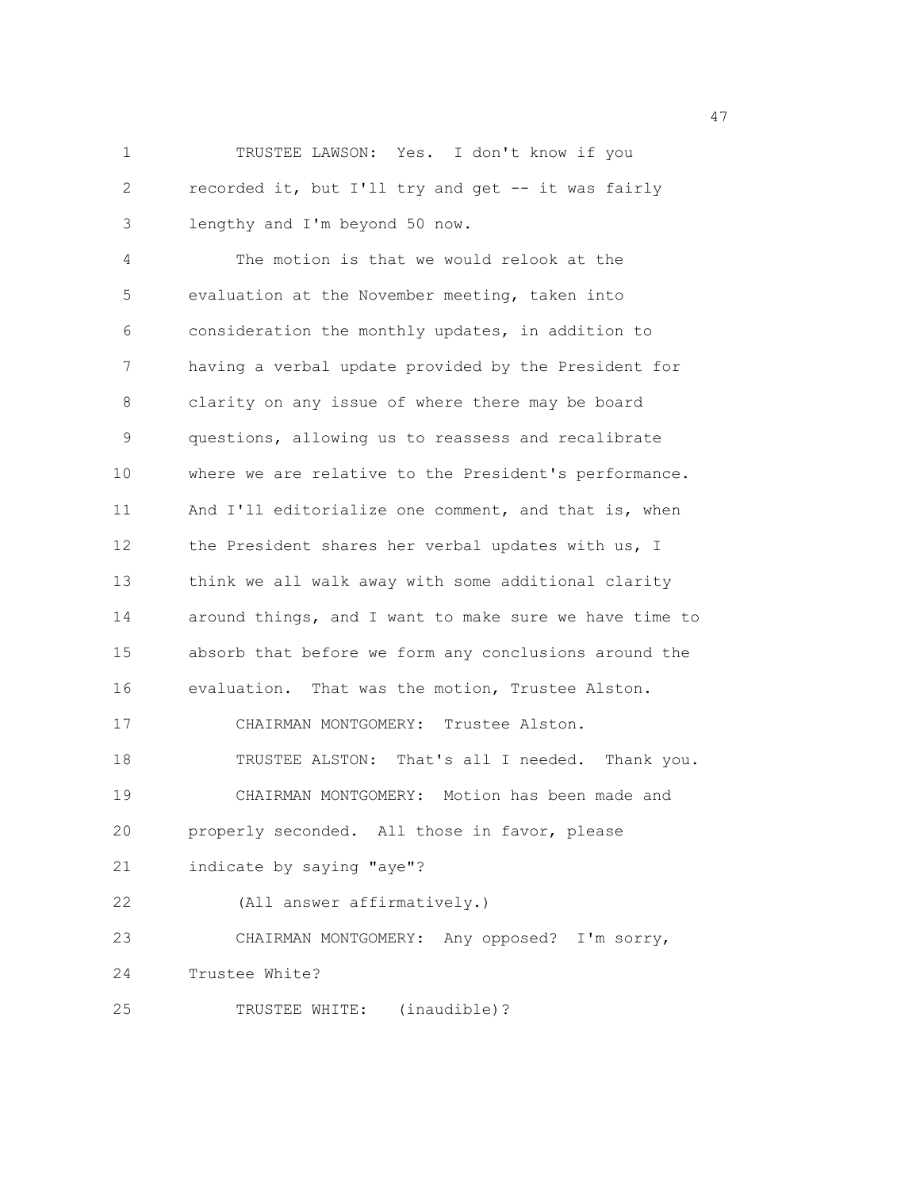TRUSTEE LAWSON: Yes. I don't know if you recorded it, but I'll try and get -- it was fairly lengthy and I'm beyond 50 now.

The motion is that we would relook at the evaluation at the November meeting, taken into consideration the monthly updates, in addition to having a verbal update provided by the President for clarity on any issue of where there may be board questions, allowing us to reassess and recalibrate where we are relative to the President's performance. And I'll editorialize one comment, and that is, when the President shares her verbal updates with us, I think we all walk away with some additional clarity around things, and I want to make sure we have time to absorb that before we form any conclusions around the evaluation. That was the motion, Trustee Alston.

CHAIRMAN MONTGOMERY: Trustee Alston.

TRUSTEE ALSTON: That's all I needed. Thank you.

CHAIRMAN MONTGOMERY: Motion has been made and properly seconded. All those in favor, please indicate by saying "aye"?

(All answer affirmatively.)

CHAIRMAN MONTGOMERY: Any opposed? I'm sorry, Trustee White?

TRUSTEE WHITE: (inaudible)?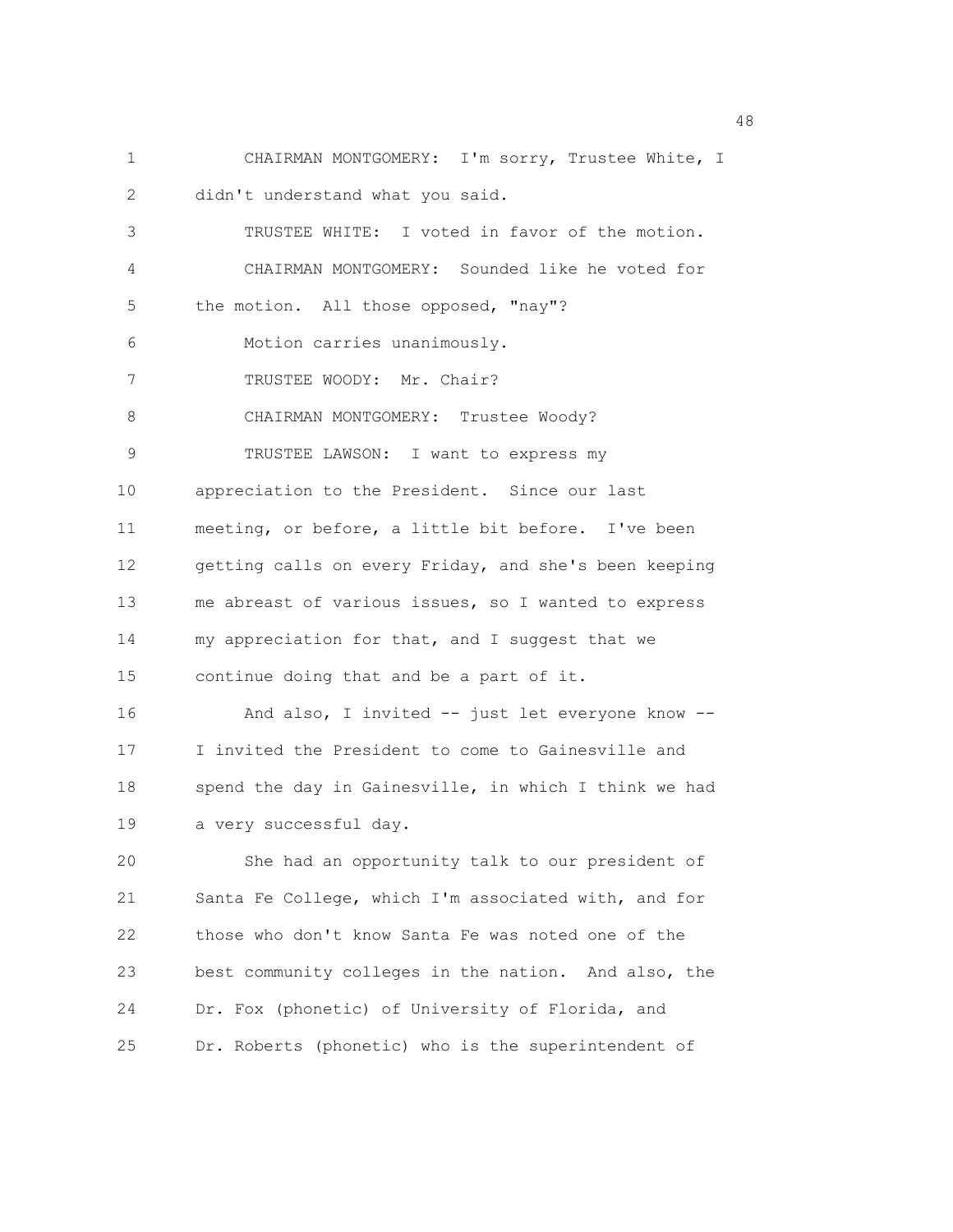CHAIRMAN MONTGOMERY: I'm sorry, Trustee White, I didn't understand what you said.

TRUSTEE WHITE: I voted in favor of the motion.

CHAIRMAN MONTGOMERY: Sounded like he voted for the motion. All those opposed, "nay"?

Motion carries unanimously.

TRUSTEE WOODY: Mr. Chair?

CHAIRMAN MONTGOMERY: Trustee Woody?

TRUSTEE LAWSON: I want to express my appreciation to the President. Since our last meeting, or before, a little bit before. I've been getting calls on every Friday, and she's been keeping me abreast of various issues, so I wanted to express my appreciation for that, and I suggest that we continue doing that and be a part of it.

And also, I invited -- just let everyone know -- I invited the President to come to Gainesville and spend the day in Gainesville, in which I think we had a very successful day.

She had an opportunity talk to our president of Santa Fe College, which I'm associated with, and for those who don't know Santa Fe was noted one of the best community colleges in the nation. And also, the Dr. Fox (phonetic) of University of Florida, and Dr. Roberts (phonetic) who is the superintendent of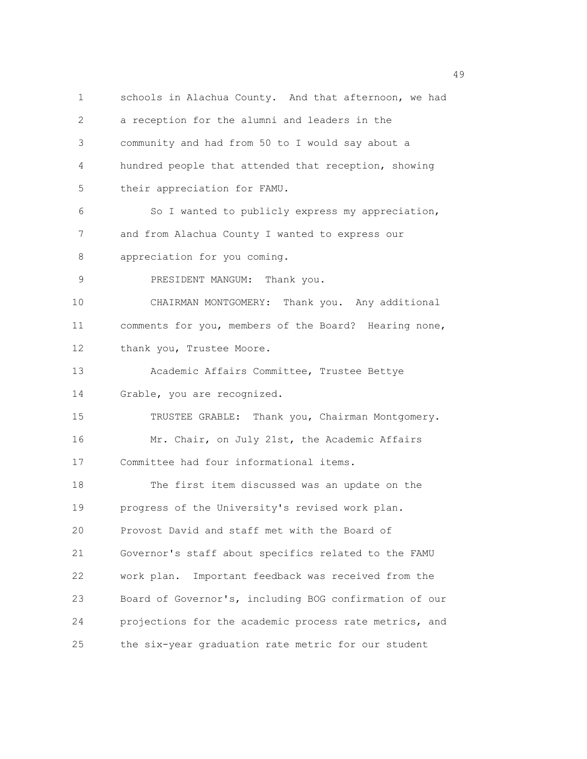schools in Alachua County. And that afternoon, we had a reception for the alumni and leaders in the community and had from 50 to I would say about a hundred people that attended that reception, showing their appreciation for FAMU.

So I wanted to publicly express my appreciation, and from Alachua County I wanted to express our appreciation for you coming.

PRESIDENT MANGUM: Thank you.

CHAIRMAN MONTGOMERY: Thank you. Any additional comments for you, members of the Board? Hearing none, thank you, Trustee Moore.

Academic Affairs Committee, Trustee Bettye Grable, you are recognized.

TRUSTEE GRABLE: Thank you, Chairman Montgomery.

Mr. Chair, on July 21st, the Academic Affairs Committee had four informational items.

The first item discussed was an update on the progress of the University's revised work plan. Provost David and staff met with the Board of Governor's staff about specifics related to the FAMU work plan. Important feedback was received from the Board of Governor's, including BOG confirmation of our projections for the academic process rate metrics, and the six-year graduation rate metric for our student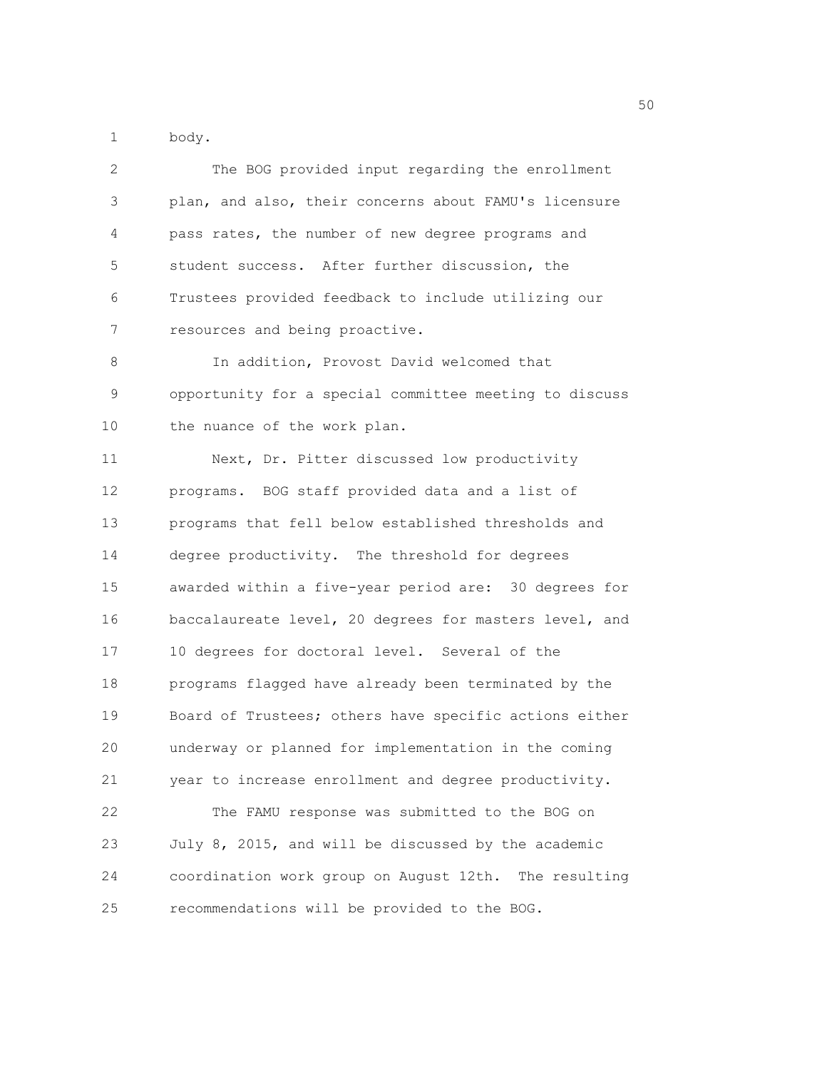body.

The BOG provided input regarding the enrollment plan, and also, their concerns about FAMU's licensure pass rates, the number of new degree programs and student success. After further discussion, the Trustees provided feedback to include utilizing our resources and being proactive.

In addition, Provost David welcomed that opportunity for a special committee meeting to discuss the nuance of the work plan.

Next, Dr. Pitter discussed low productivity programs. BOG staff provided data and a list of programs that fell below established thresholds and degree productivity. The threshold for degrees awarded within a five-year period are: 30 degrees for baccalaureate level, 20 degrees for masters level, and 10 degrees for doctoral level. Several of the programs flagged have already been terminated by the Board of Trustees; others have specific actions either underway or planned for implementation in the coming year to increase enrollment and degree productivity.

The FAMU response was submitted to the BOG on July 8, 2015, and will be discussed by the academic coordination work group on August 12th. The resulting recommendations will be provided to the BOG.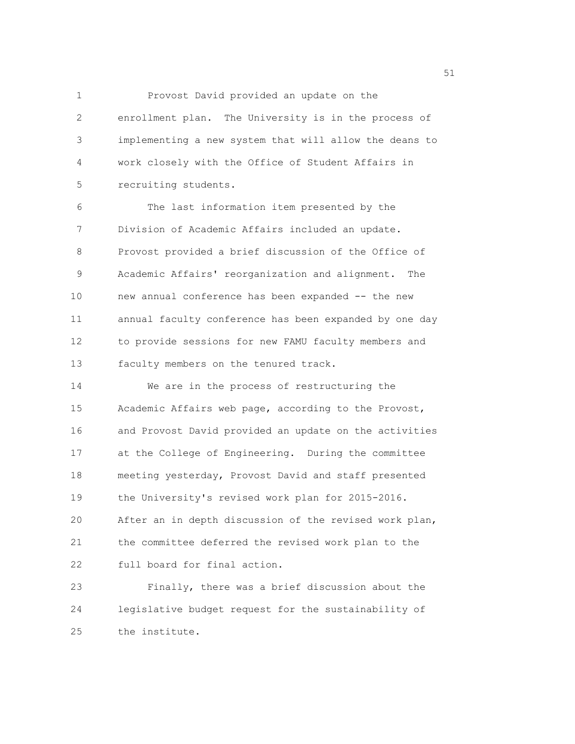Provost David provided an update on the enrollment plan. The University is in the process of implementing a new system that will allow the deans to work closely with the Office of Student Affairs in recruiting students.

The last information item presented by the Division of Academic Affairs included an update. Provost provided a brief discussion of the Office of Academic Affairs' reorganization and alignment. The new annual conference has been expanded -- the new annual faculty conference has been expanded by one day to provide sessions for new FAMU faculty members and faculty members on the tenured track.

We are in the process of restructuring the Academic Affairs web page, according to the Provost, and Provost David provided an update on the activities at the College of Engineering. During the committee meeting yesterday, Provost David and staff presented the University's revised work plan for 2015-2016. After an in depth discussion of the revised work plan, the committee deferred the revised work plan to the full board for final action.

Finally, there was a brief discussion about the legislative budget request for the sustainability of the institute.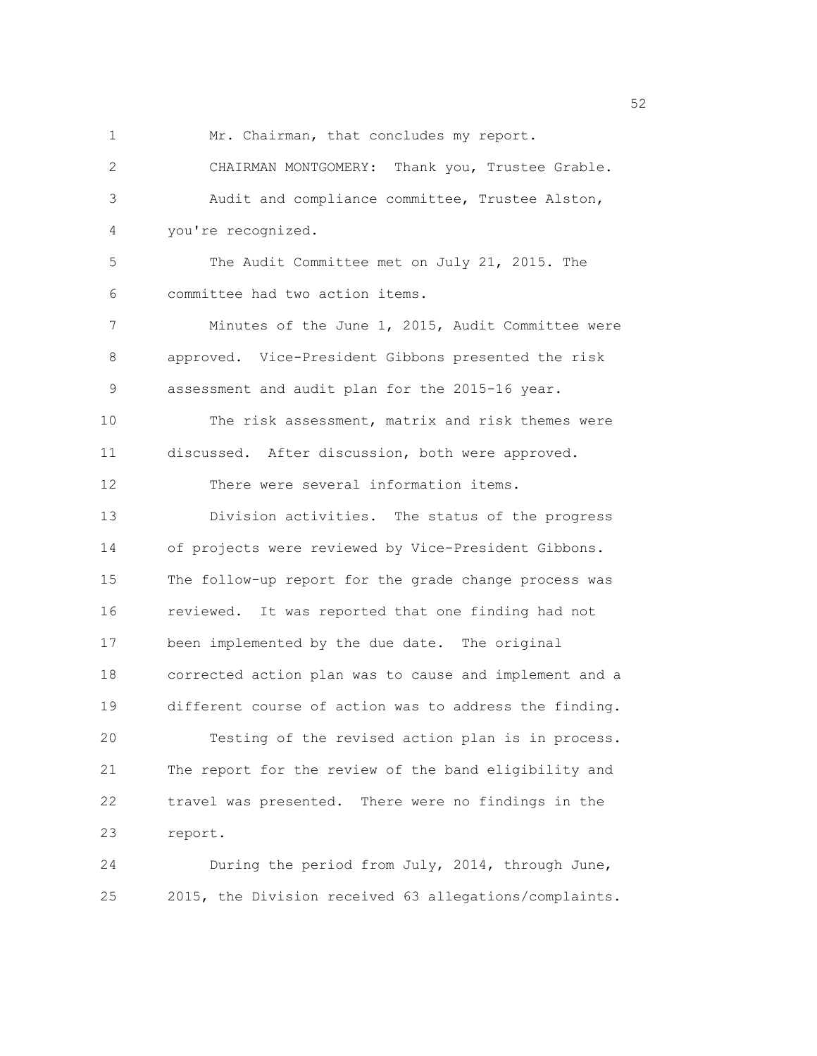Mr. Chairman, that concludes my report.

CHAIRMAN MONTGOMERY: Thank you, Trustee Grable.

Audit and compliance committee, Trustee Alston, you're recognized.

The Audit Committee met on July 21, 2015. The committee had two action items.

Minutes of the June 1, 2015, Audit Committee were approved. Vice-President Gibbons presented the risk assessment and audit plan for the 2015-16 year.

The risk assessment, matrix and risk themes were discussed. After discussion, both were approved.

There were several information items.

Division activities. The status of the progress of projects were reviewed by Vice-President Gibbons. The follow-up report for the grade change process was reviewed. It was reported that one finding had not been implemented by the due date. The original corrected action plan was to cause and implement and a different course of action was to address the finding.

Testing of the revised action plan is in process. The report for the review of the band eligibility and travel was presented. There were no findings in the report.

During the period from July, 2014, through June, 2015, the Division received 63 allegations/complaints.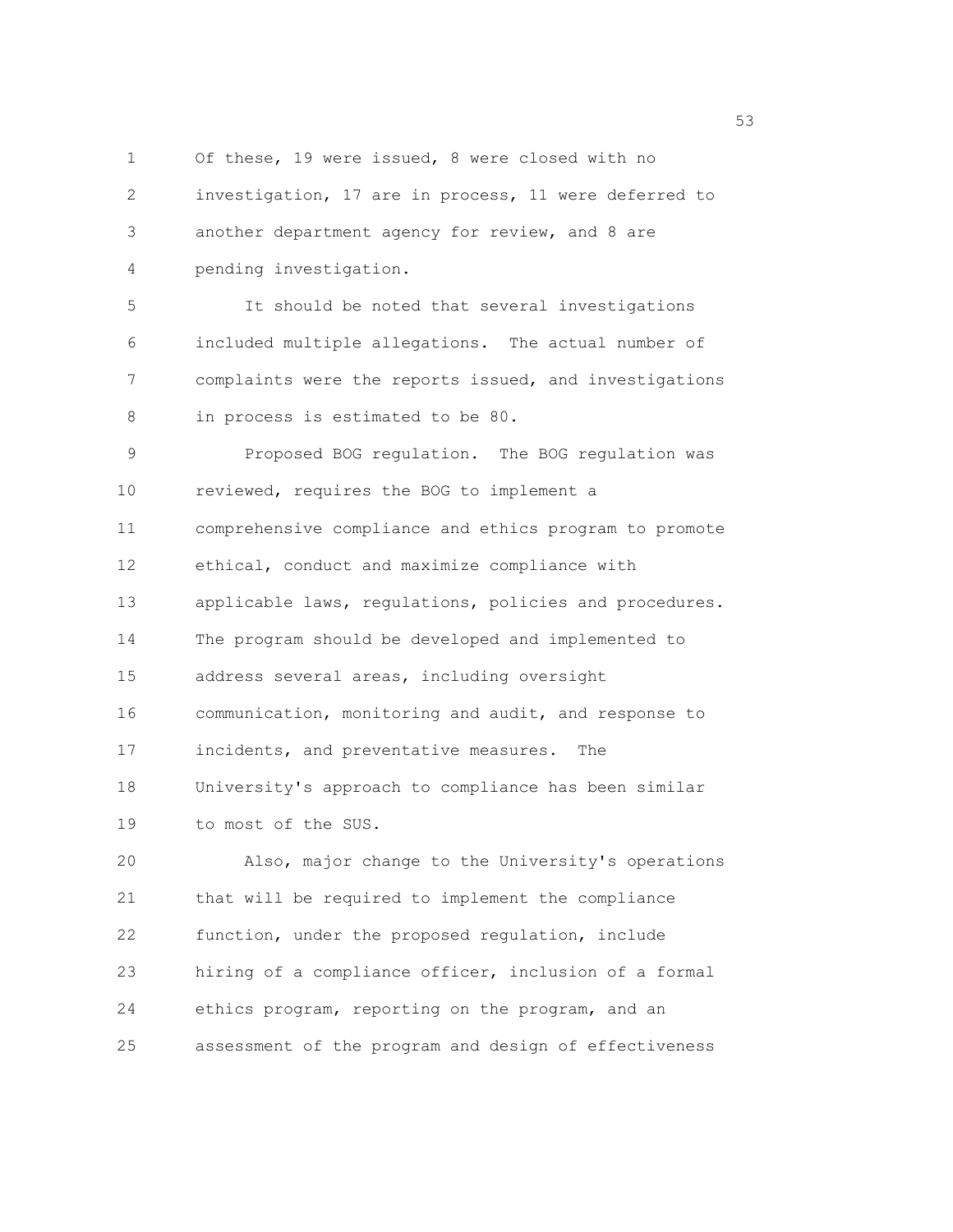Of these, 19 were issued, 8 were closed with no investigation, 17 are in process, 11 were deferred to another department agency for review, and 8 are pending investigation.

It should be noted that several investigations included multiple allegations. The actual number of complaints were the reports issued, and investigations in process is estimated to be 80.

Proposed BOG regulation. The BOG regulation was reviewed, requires the BOG to implement a comprehensive compliance and ethics program to promote ethical, conduct and maximize compliance with applicable laws, regulations, policies and procedures. The program should be developed and implemented to address several areas, including oversight communication, monitoring and audit, and response to incidents, and preventative measures. The University's approach to compliance has been similar to most of the SUS.

Also, major change to the University's operations that will be required to implement the compliance function, under the proposed regulation, include hiring of a compliance officer, inclusion of a formal ethics program, reporting on the program, and an assessment of the program and design of effectiveness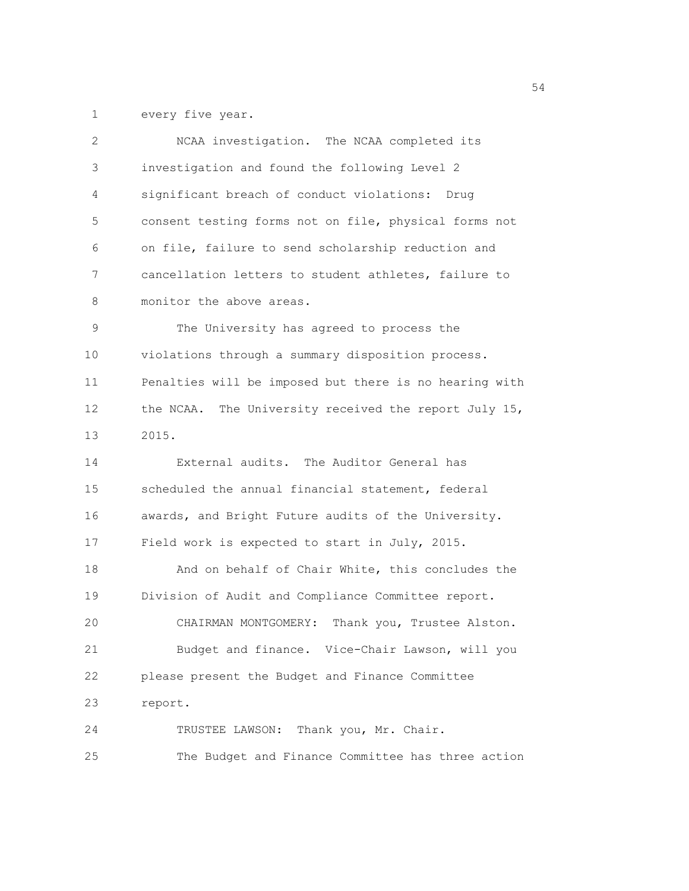every five year.

NCAA investigation. The NCAA completed its investigation and found the following Level 2 significant breach of conduct violations: Drug consent testing forms not on file, physical forms not on file, failure to send scholarship reduction and cancellation letters to student athletes, failure to monitor the above areas.

The University has agreed to process the violations through a summary disposition process. Penalties will be imposed but there is no hearing with the NCAA. The University received the report July 15, 2015.

External audits. The Auditor General has scheduled the annual financial statement, federal awards, and Bright Future audits of the University. Field work is expected to start in July, 2015.

And on behalf of Chair White, this concludes the Division of Audit and Compliance Committee report.

CHAIRMAN MONTGOMERY: Thank you, Trustee Alston.

Budget and finance. Vice-Chair Lawson, will you please present the Budget and Finance Committee report.

TRUSTEE LAWSON: Thank you, Mr. Chair.

The Budget and Finance Committee has three action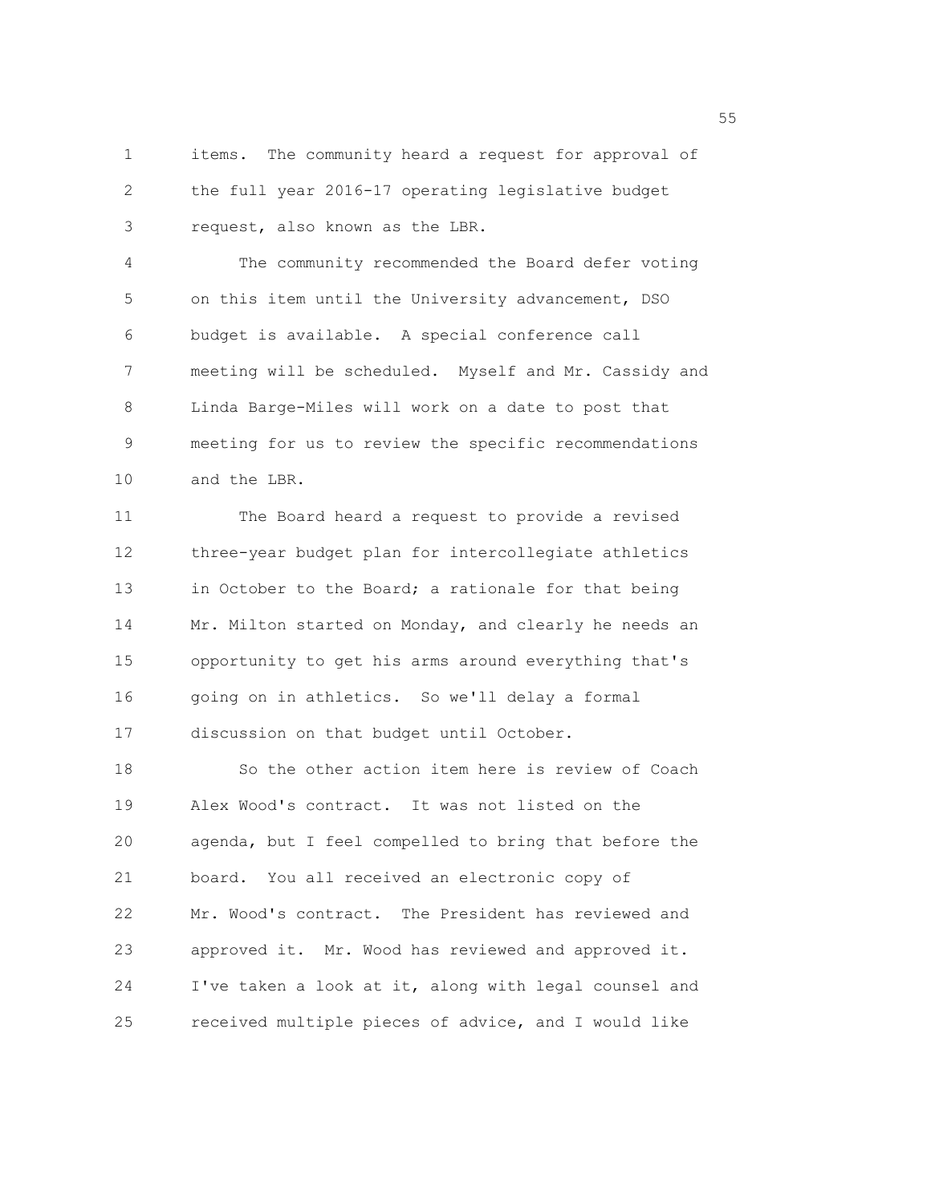items. The community heard a request for approval of the full year 2016-17 operating legislative budget request, also known as the LBR.

The community recommended the Board defer voting on this item until the University advancement, DSO budget is available. A special conference call meeting will be scheduled. Myself and Mr. Cassidy and Linda Barge-Miles will work on a date to post that meeting for us to review the specific recommendations and the LBR.

The Board heard a request to provide a revised three-year budget plan for intercollegiate athletics in October to the Board; a rationale for that being Mr. Milton started on Monday, and clearly he needs an opportunity to get his arms around everything that's going on in athletics. So we'll delay a formal discussion on that budget until October.

So the other action item here is review of Coach Alex Wood's contract. It was not listed on the agenda, but I feel compelled to bring that before the board. You all received an electronic copy of Mr. Wood's contract. The President has reviewed and approved it. Mr. Wood has reviewed and approved it. I've taken a look at it, along with legal counsel and received multiple pieces of advice, and I would like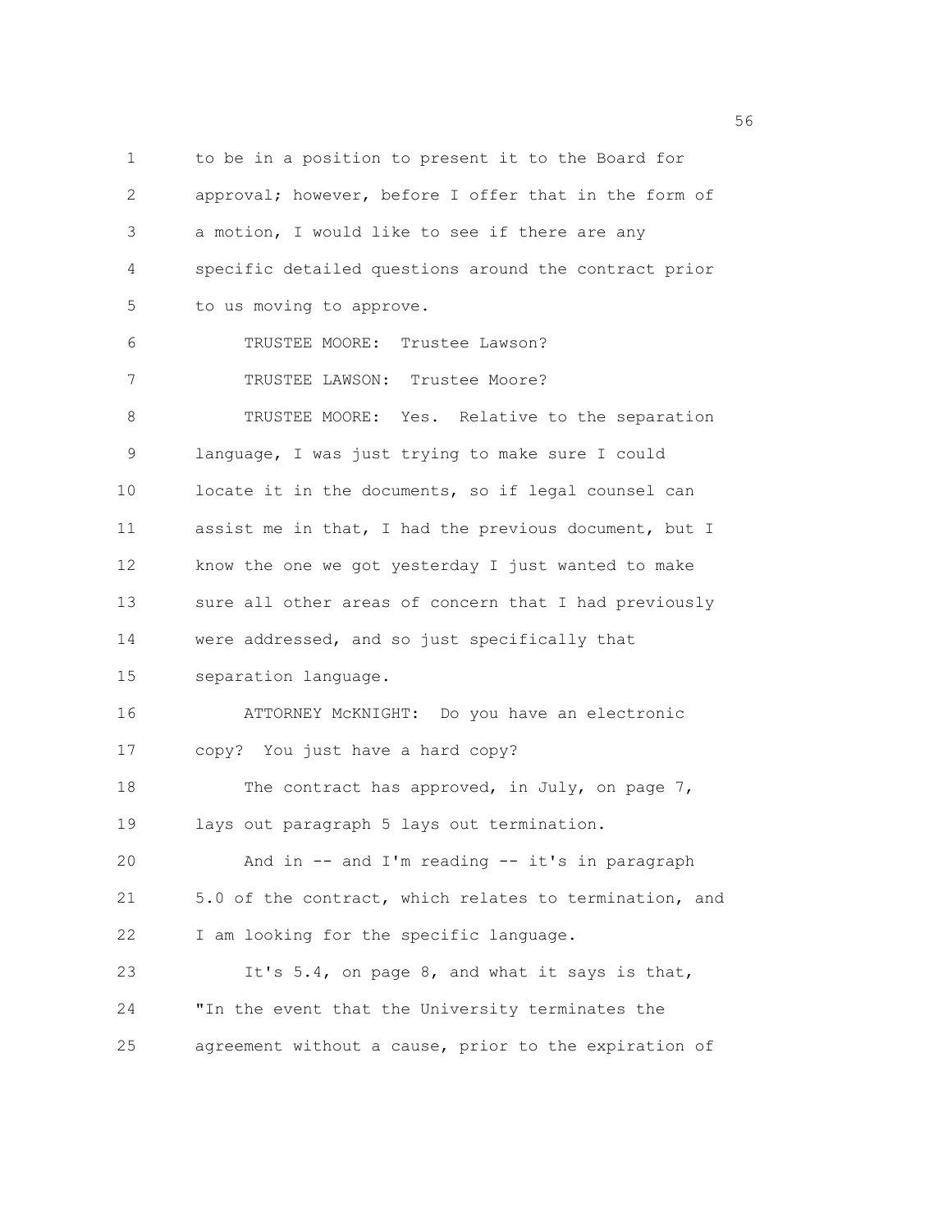1 to be in a position to present it to the Board for
2 approval; however, before I offer that in the form of
3 a motion, I would like to see if there are any
4 specific detailed questions around the contract prior
5 to us moving to approve.

6 TRUSTEE MOORE: Trustee Lawson?

7 TRUSTEE LAWSON: Trustee Moore?

8 TRUSTEE MOORE: Yes. Relative to the separation
9 language, I was just trying to make sure I could
10 locate it in the documents, so if legal counsel can
11 assist me in that, I had the previous document, but I
12 know the one we got yesterday I just wanted to make
13 sure all other areas of concern that I had previously
14 were addressed, and so just specifically that
15 separation language.

16 ATTORNEY McKNIGHT: Do you have an electronic
17 copy? You just have a hard copy?

18 The contract has approved, in July, on page 7,
19 lays out paragraph 5 lays out termination.

20 And in -- and I'm reading -- it's in paragraph
21 5.0 of the contract, which relates to termination, and
22 I am looking for the specific language.

23 It's 5.4, on page 8, and what it says is that,
24 "In the event that the University terminates the
25 agreement without a cause, prior to the expiration of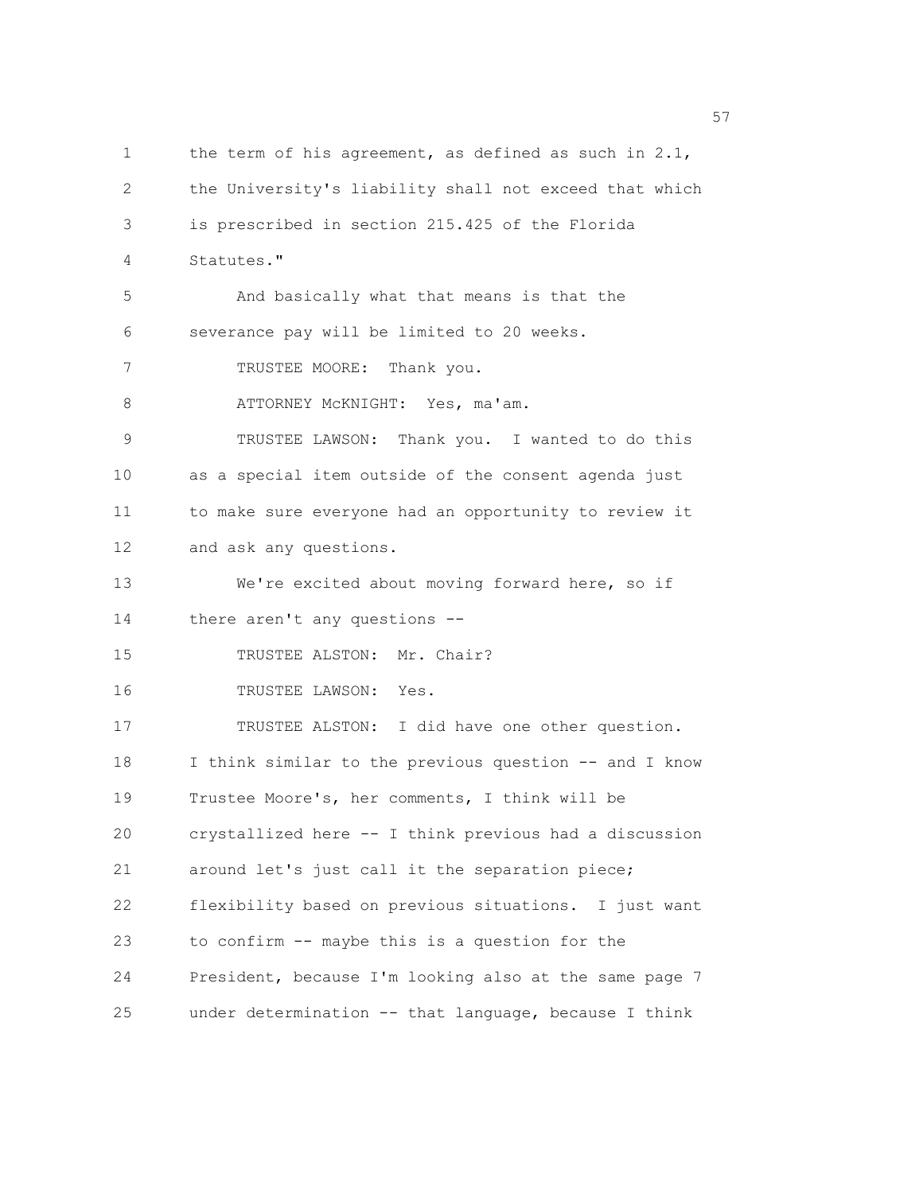the term of his agreement, as defined as such in 2.1, the University's liability shall not exceed that which is prescribed in section 215.425 of the Florida Statutes."

And basically what that means is that the severance pay will be limited to 20 weeks.

TRUSTEE MOORE: Thank you.

ATTORNEY McKNIGHT: Yes, ma'am.

TRUSTEE LAWSON: Thank you. I wanted to do this as a special item outside of the consent agenda just to make sure everyone had an opportunity to review it and ask any questions.

We're excited about moving forward here, so if there aren't any questions --

TRUSTEE ALSTON: Mr. Chair?

TRUSTEE LAWSON: Yes.

TRUSTEE ALSTON: I did have one other question. I think similar to the previous question -- and I know Trustee Moore's, her comments, I think will be crystallized here -- I think previous had a discussion around let's just call it the separation piece; flexibility based on previous situations. I just want to confirm -- maybe this is a question for the President, because I'm looking also at the same page 7 under determination -- that language, because I think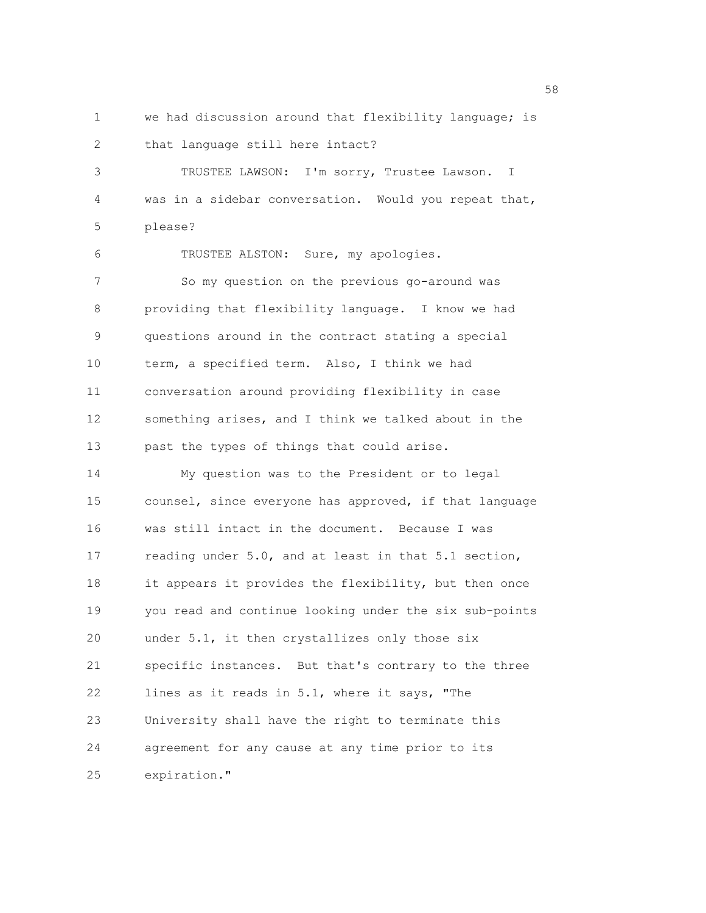we had discussion around that flexibility language; is that language still here intact?

TRUSTEE LAWSON: I'm sorry, Trustee Lawson. I was in a sidebar conversation. Would you repeat that, please?

TRUSTEE ALSTON: Sure, my apologies.

So my question on the previous go-around was providing that flexibility language. I know we had questions around in the contract stating a special term, a specified term. Also, I think we had conversation around providing flexibility in case something arises, and I think we talked about in the past the types of things that could arise.

My question was to the President or to legal counsel, since everyone has approved, if that language was still intact in the document. Because I was reading under 5.0, and at least in that 5.1 section, it appears it provides the flexibility, but then once you read and continue looking under the six sub-points under 5.1, it then crystallizes only those six specific instances. But that's contrary to the three lines as it reads in 5.1, where it says, "The University shall have the right to terminate this agreement for any cause at any time prior to its expiration."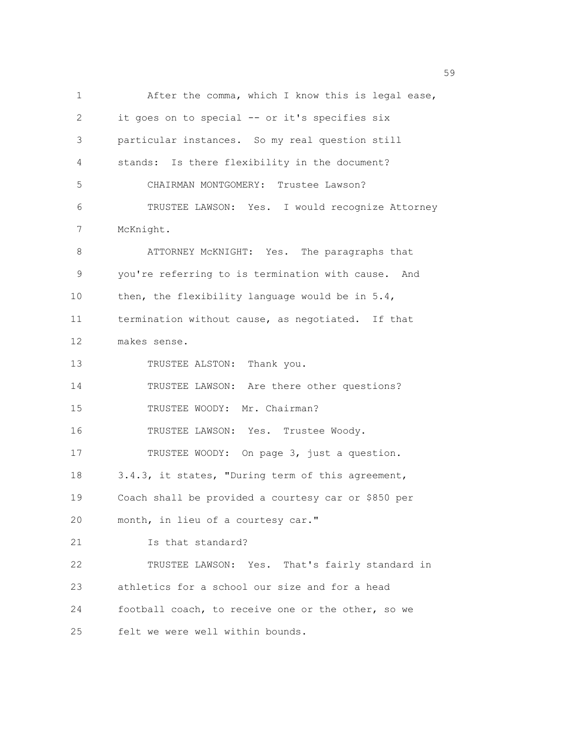After the comma, which I know this is legal ease, it goes on to special -- or it's specifies six particular instances. So my real question still stands: Is there flexibility in the document?

CHAIRMAN MONTGOMERY: Trustee Lawson?

TRUSTEE LAWSON: Yes. I would recognize Attorney McKnight.

ATTORNEY McKNIGHT: Yes. The paragraphs that you're referring to is termination with cause. And then, the flexibility language would be in 5.4, termination without cause, as negotiated. If that makes sense.

TRUSTEE ALSTON: Thank you.

TRUSTEE LAWSON: Are there other questions?

TRUSTEE WOODY: Mr. Chairman?

TRUSTEE LAWSON: Yes. Trustee Woody.

TRUSTEE WOODY: On page 3, just a question. 3.4.3, it states, "During term of this agreement, Coach shall be provided a courtesy car or $850 per month, in lieu of a courtesy car."

Is that standard?

TRUSTEE LAWSON: Yes. That's fairly standard in athletics for a school our size and for a head football coach, to receive one or the other, so we felt we were well within bounds.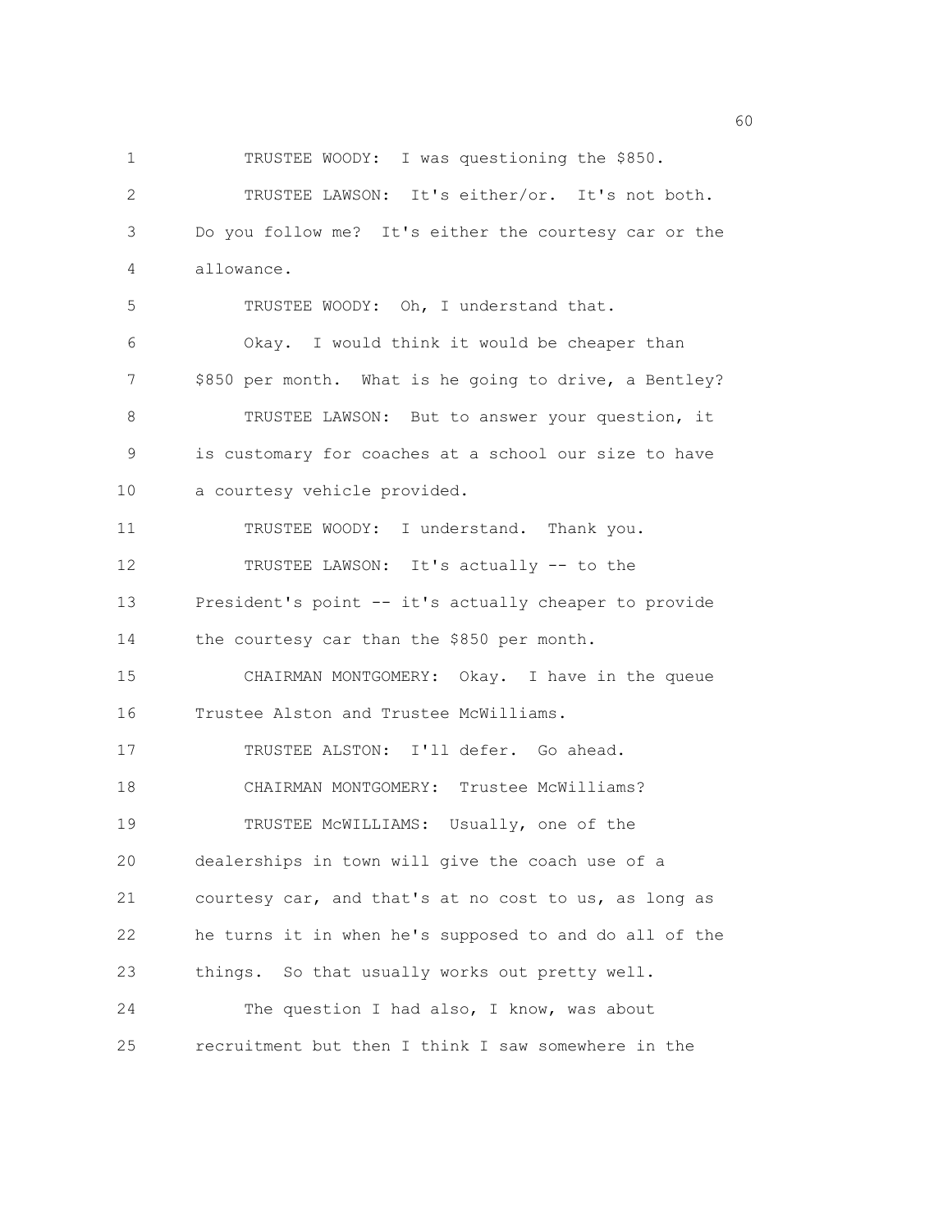TRUSTEE WOODY: I was questioning the $850.

TRUSTEE LAWSON: It's either/or. It's not both. Do you follow me? It's either the courtesy car or the allowance.

TRUSTEE WOODY: Oh, I understand that.

Okay. I would think it would be cheaper than $850 per month. What is he going to drive, a Bentley?

TRUSTEE LAWSON: But to answer your question, it is customary for coaches at a school our size to have a courtesy vehicle provided.

TRUSTEE WOODY: I understand. Thank you.

TRUSTEE LAWSON: It's actually -- to the President's point -- it's actually cheaper to provide the courtesy car than the $850 per month.

CHAIRMAN MONTGOMERY: Okay. I have in the queue Trustee Alston and Trustee McWilliams.

TRUSTEE ALSTON: I'll defer. Go ahead.

CHAIRMAN MONTGOMERY: Trustee McWilliams?

TRUSTEE McWILLIAMS: Usually, one of the dealerships in town will give the coach use of a courtesy car, and that's at no cost to us, as long as he turns it in when he's supposed to and do all of the things. So that usually works out pretty well.

The question I had also, I know, was about recruitment but then I think I saw somewhere in the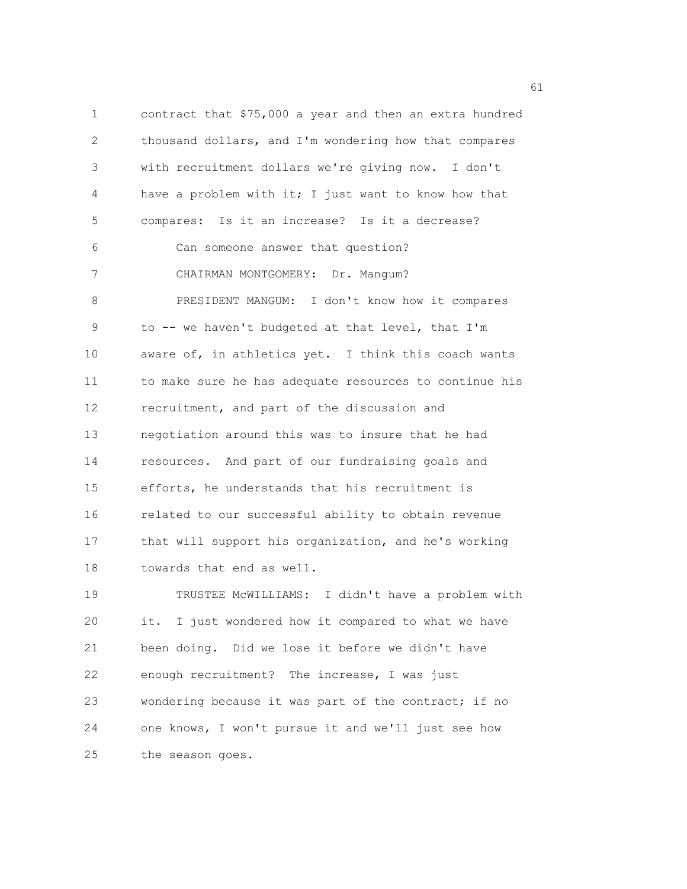contract that $75,000 a year and then an extra hundred thousand dollars, and I'm wondering how that compares with recruitment dollars we're giving now. I don't have a problem with it; I just want to know how that compares: Is it an increase? Is it a decrease?

Can someone answer that question?

CHAIRMAN MONTGOMERY: Dr. Mangum?

PRESIDENT MANGUM: I don't know how it compares to -- we haven't budgeted at that level, that I'm aware of, in athletics yet. I think this coach wants to make sure he has adequate resources to continue his recruitment, and part of the discussion and negotiation around this was to insure that he had resources. And part of our fundraising goals and efforts, he understands that his recruitment is related to our successful ability to obtain revenue that will support his organization, and he's working towards that end as well.

TRUSTEE McWILLIAMS: I didn't have a problem with it. I just wondered how it compared to what we have been doing. Did we lose it before we didn't have enough recruitment? The increase, I was just wondering because it was part of the contract; if no one knows, I won't pursue it and we'll just see how the season goes.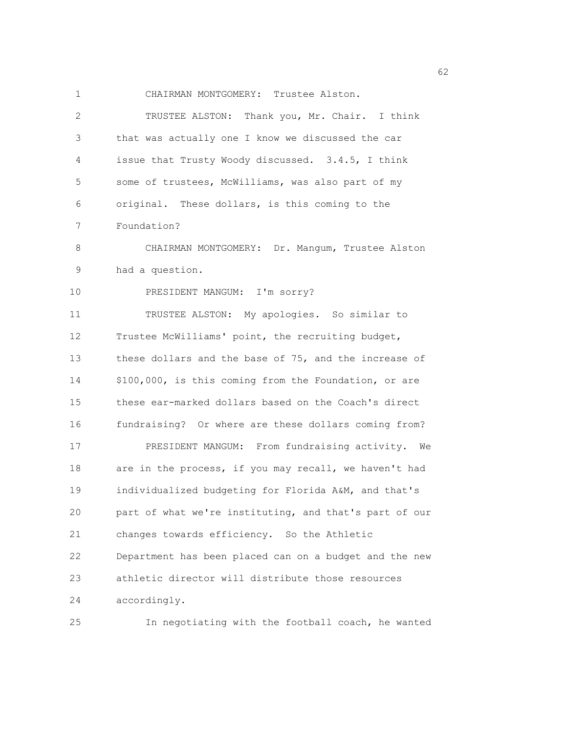CHAIRMAN MONTGOMERY: Trustee Alston.

TRUSTEE ALSTON: Thank you, Mr. Chair. I think that was actually one I know we discussed the car issue that Trusty Woody discussed. 3.4.5, I think some of trustees, McWilliams, was also part of my original. These dollars, is this coming to the Foundation?

CHAIRMAN MONTGOMERY: Dr. Mangum, Trustee Alston had a question.

PRESIDENT MANGUM: I'm sorry?

TRUSTEE ALSTON: My apologies. So similar to Trustee McWilliams' point, the recruiting budget, these dollars and the base of 75, and the increase of $100,000, is this coming from the Foundation, or are these ear-marked dollars based on the Coach's direct fundraising? Or where are these dollars coming from?

PRESIDENT MANGUM: From fundraising activity. We are in the process, if you may recall, we haven't had individualized budgeting for Florida A&M, and that's part of what we're instituting, and that's part of our changes towards efficiency. So the Athletic Department has been placed can on a budget and the new athletic director will distribute those resources accordingly.

In negotiating with the football coach, he wanted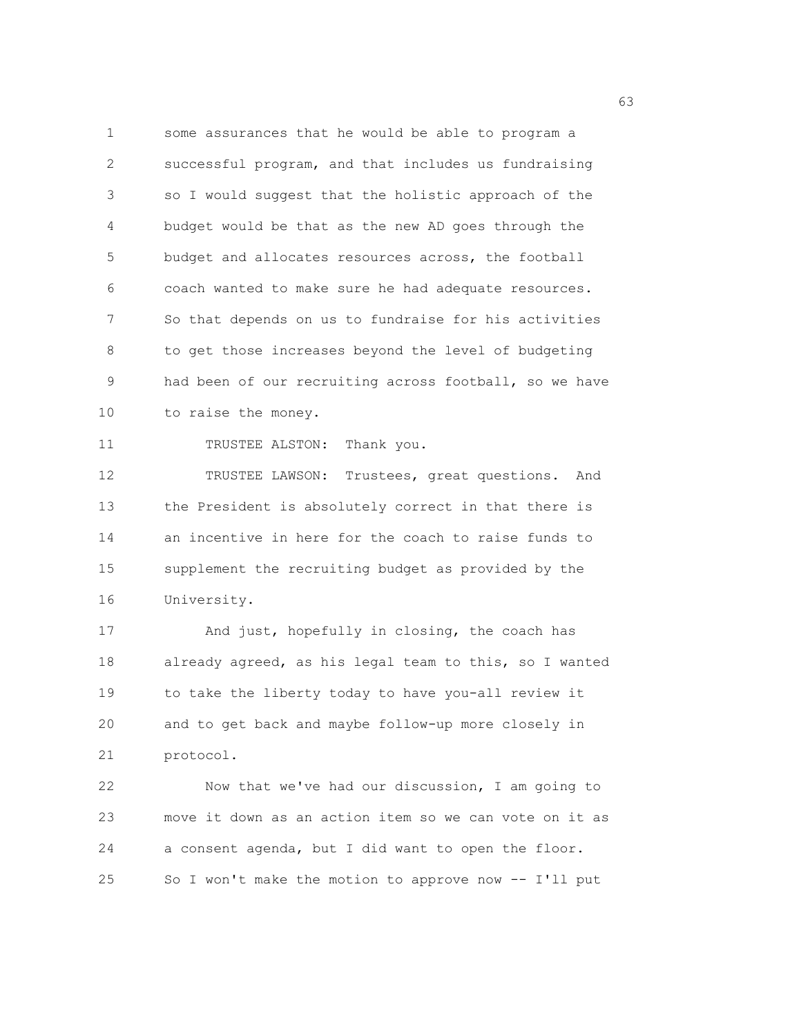some assurances that he would be able to program a successful program, and that includes us fundraising so I would suggest that the holistic approach of the budget would be that as the new AD goes through the budget and allocates resources across, the football coach wanted to make sure he had adequate resources. So that depends on us to fundraise for his activities to get those increases beyond the level of budgeting had been of our recruiting across football, so we have to raise the money.

TRUSTEE ALSTON: Thank you.

TRUSTEE LAWSON: Trustees, great questions. And the President is absolutely correct in that there is an incentive in here for the coach to raise funds to supplement the recruiting budget as provided by the University.

And just, hopefully in closing, the coach has already agreed, as his legal team to this, so I wanted to take the liberty today to have you-all review it and to get back and maybe follow-up more closely in protocol.

Now that we've had our discussion, I am going to move it down as an action item so we can vote on it as a consent agenda, but I did want to open the floor. So I won't make the motion to approve now -- I'll put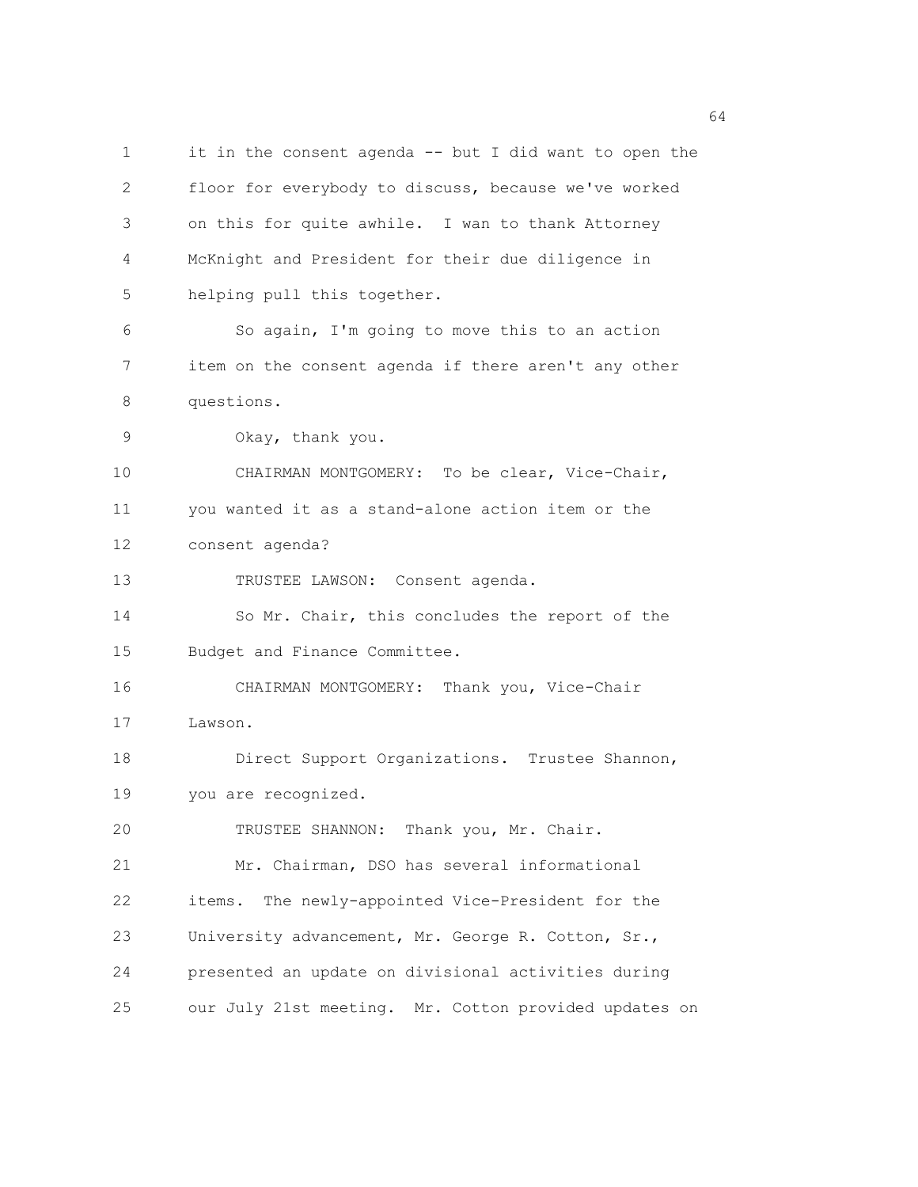it in the consent agenda -- but I did want to open the floor for everybody to discuss, because we've worked on this for quite awhile. I wan to thank Attorney McKnight and President for their due diligence in helping pull this together.

So again, I'm going to move this to an action item on the consent agenda if there aren't any other questions.

Okay, thank you.

CHAIRMAN MONTGOMERY: To be clear, Vice-Chair, you wanted it as a stand-alone action item or the consent agenda?

TRUSTEE LAWSON: Consent agenda.

So Mr. Chair, this concludes the report of the Budget and Finance Committee.

CHAIRMAN MONTGOMERY: Thank you, Vice-Chair Lawson.

Direct Support Organizations. Trustee Shannon, you are recognized.

TRUSTEE SHANNON: Thank you, Mr. Chair.

Mr. Chairman, DSO has several informational items. The newly-appointed Vice-President for the University advancement, Mr. George R. Cotton, Sr., presented an update on divisional activities during our July 21st meeting. Mr. Cotton provided updates on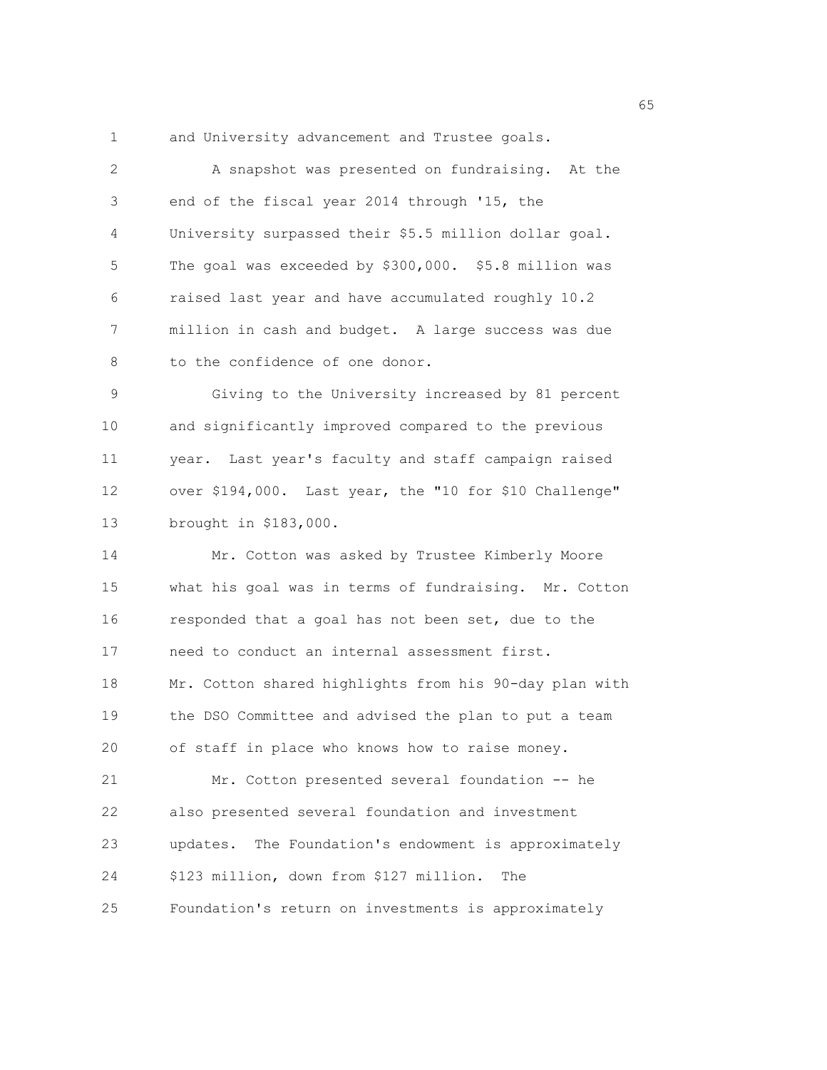and University advancement and Trustee goals.

A snapshot was presented on fundraising. At the end of the fiscal year 2014 through '15, the University surpassed their $5.5 million dollar goal. The goal was exceeded by $300,000. $5.8 million was raised last year and have accumulated roughly 10.2 million in cash and budget. A large success was due to the confidence of one donor.

Giving to the University increased by 81 percent and significantly improved compared to the previous year. Last year's faculty and staff campaign raised over $194,000. Last year, the "10 for $10 Challenge" brought in $183,000.

Mr. Cotton was asked by Trustee Kimberly Moore what his goal was in terms of fundraising. Mr. Cotton responded that a goal has not been set, due to the need to conduct an internal assessment first.
Mr. Cotton shared highlights from his 90-day plan with the DSO Committee and advised the plan to put a team of staff in place who knows how to raise money.

Mr. Cotton presented several foundation -- he also presented several foundation and investment updates. The Foundation's endowment is approximately $123 million, down from $127 million. The Foundation's return on investments is approximately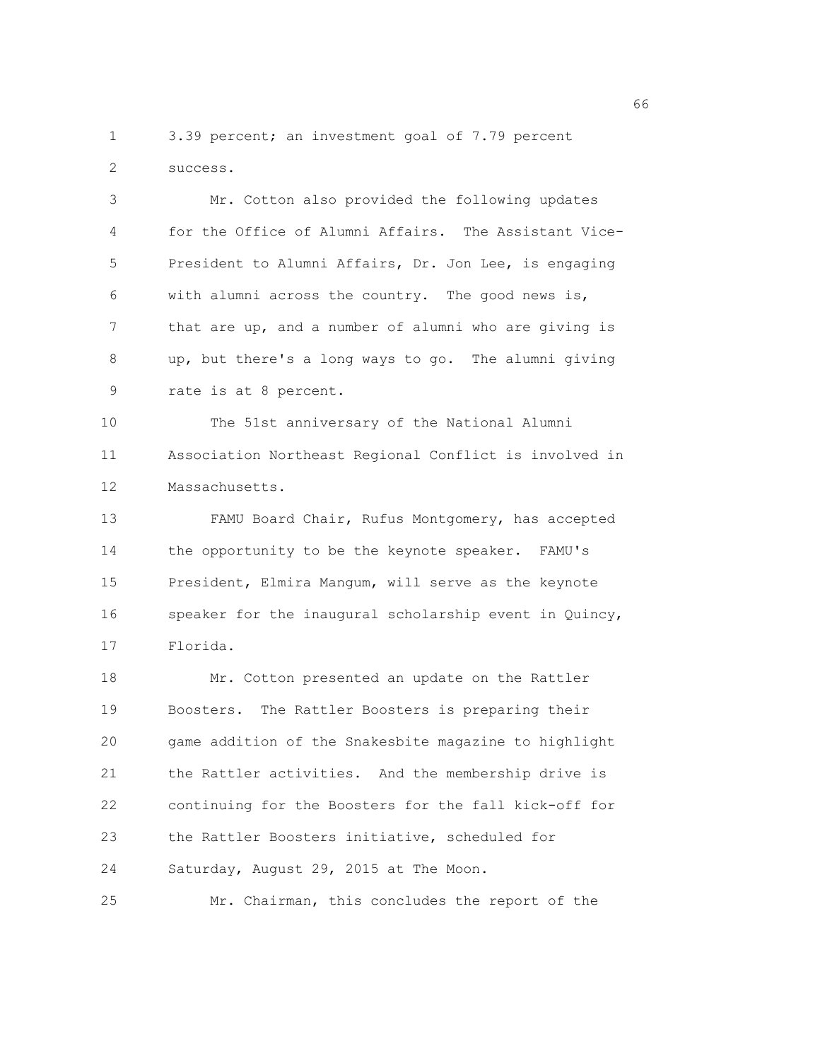3.39 percent; an investment goal of 7.79 percent success.

Mr. Cotton also provided the following updates for the Office of Alumni Affairs. The Assistant Vice-President to Alumni Affairs, Dr. Jon Lee, is engaging with alumni across the country. The good news is, that are up, and a number of alumni who are giving is up, but there's a long ways to go. The alumni giving rate is at 8 percent.

The 51st anniversary of the National Alumni Association Northeast Regional Conflict is involved in Massachusetts.

FAMU Board Chair, Rufus Montgomery, has accepted the opportunity to be the keynote speaker. FAMU's President, Elmira Mangum, will serve as the keynote speaker for the inaugural scholarship event in Quincy, Florida.

Mr. Cotton presented an update on the Rattler Boosters. The Rattler Boosters is preparing their game addition of the Snakesbite magazine to highlight the Rattler activities. And the membership drive is continuing for the Boosters for the fall kick-off for the Rattler Boosters initiative, scheduled for Saturday, August 29, 2015 at The Moon.

Mr. Chairman, this concludes the report of the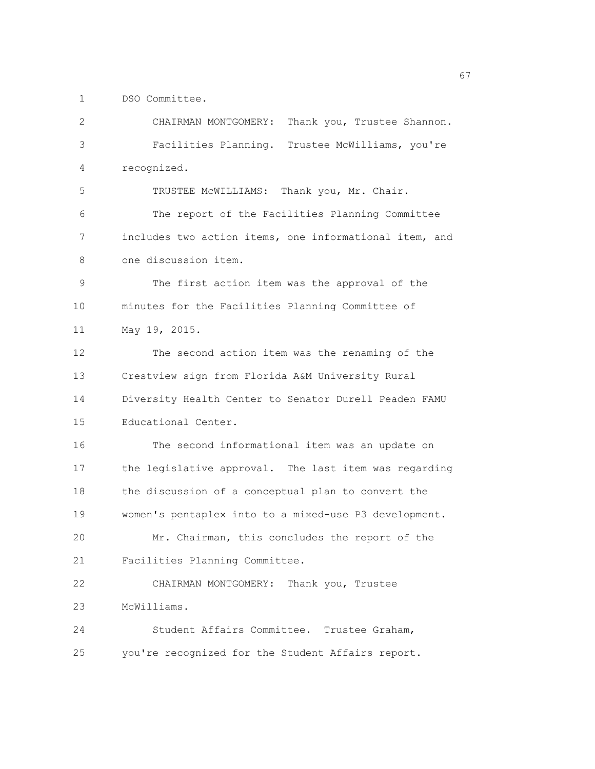DSO Committee.

CHAIRMAN MONTGOMERY: Thank you, Trustee Shannon.

Facilities Planning. Trustee McWilliams, you're recognized.

TRUSTEE McWILLIAMS: Thank you, Mr. Chair.

The report of the Facilities Planning Committee includes two action items, one informational item, and one discussion item.

The first action item was the approval of the minutes for the Facilities Planning Committee of May 19, 2015.

The second action item was the renaming of the Crestview sign from Florida A&M University Rural Diversity Health Center to Senator Durell Peaden FAMU Educational Center.

The second informational item was an update on the legislative approval. The last item was regarding the discussion of a conceptual plan to convert the women's pentaplex into to a mixed-use P3 development.

Mr. Chairman, this concludes the report of the Facilities Planning Committee.

CHAIRMAN MONTGOMERY: Thank you, Trustee McWilliams.

Student Affairs Committee. Trustee Graham, you're recognized for the Student Affairs report.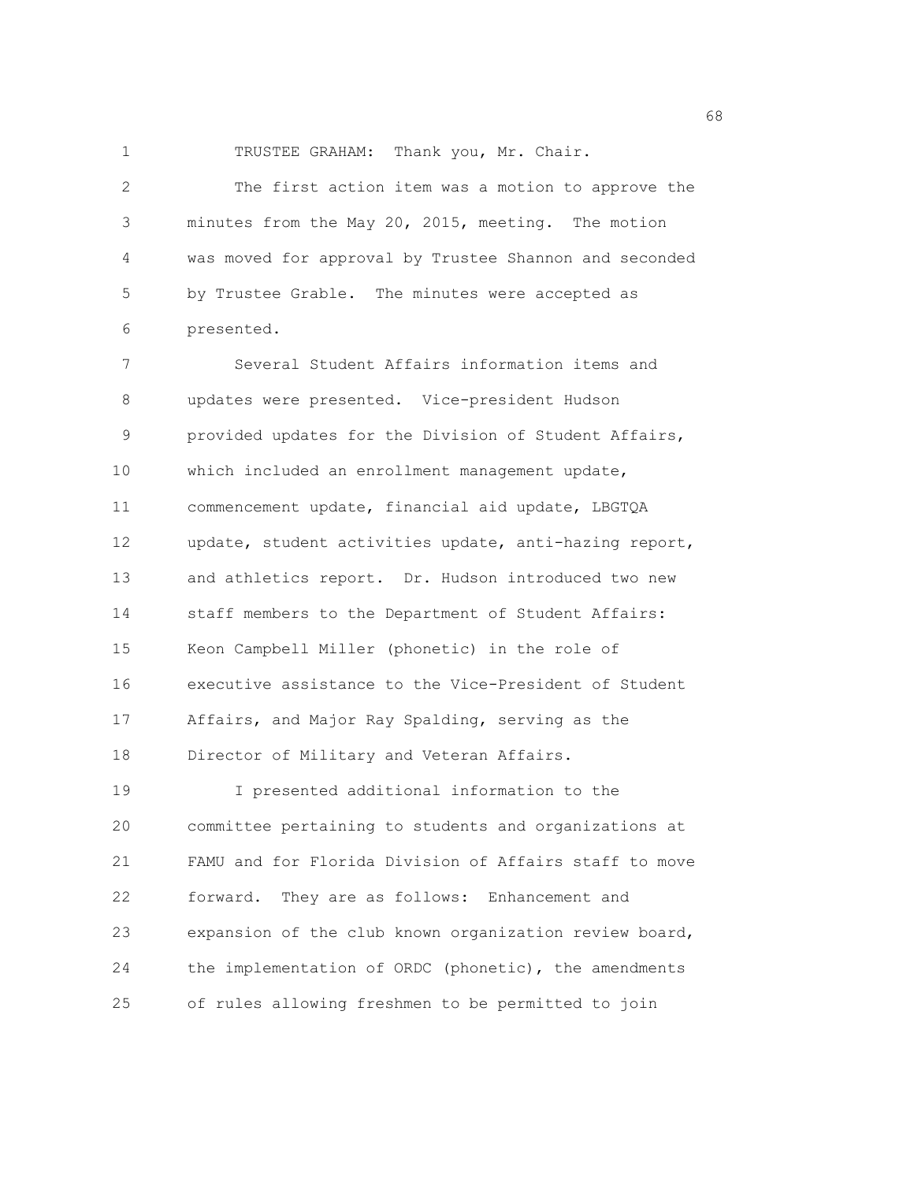TRUSTEE GRAHAM: Thank you, Mr. Chair.

The first action item was a motion to approve the minutes from the May 20, 2015, meeting. The motion was moved for approval by Trustee Shannon and seconded by Trustee Grable. The minutes were accepted as presented.

Several Student Affairs information items and updates were presented. Vice-president Hudson provided updates for the Division of Student Affairs, which included an enrollment management update, commencement update, financial aid update, LBGTQA update, student activities update, anti-hazing report, and athletics report. Dr. Hudson introduced two new staff members to the Department of Student Affairs: Keon Campbell Miller (phonetic) in the role of executive assistance to the Vice-President of Student Affairs, and Major Ray Spalding, serving as the Director of Military and Veteran Affairs.

I presented additional information to the committee pertaining to students and organizations at FAMU and for Florida Division of Affairs staff to move forward. They are as follows: Enhancement and expansion of the club known organization review board, the implementation of ORDC (phonetic), the amendments of rules allowing freshmen to be permitted to join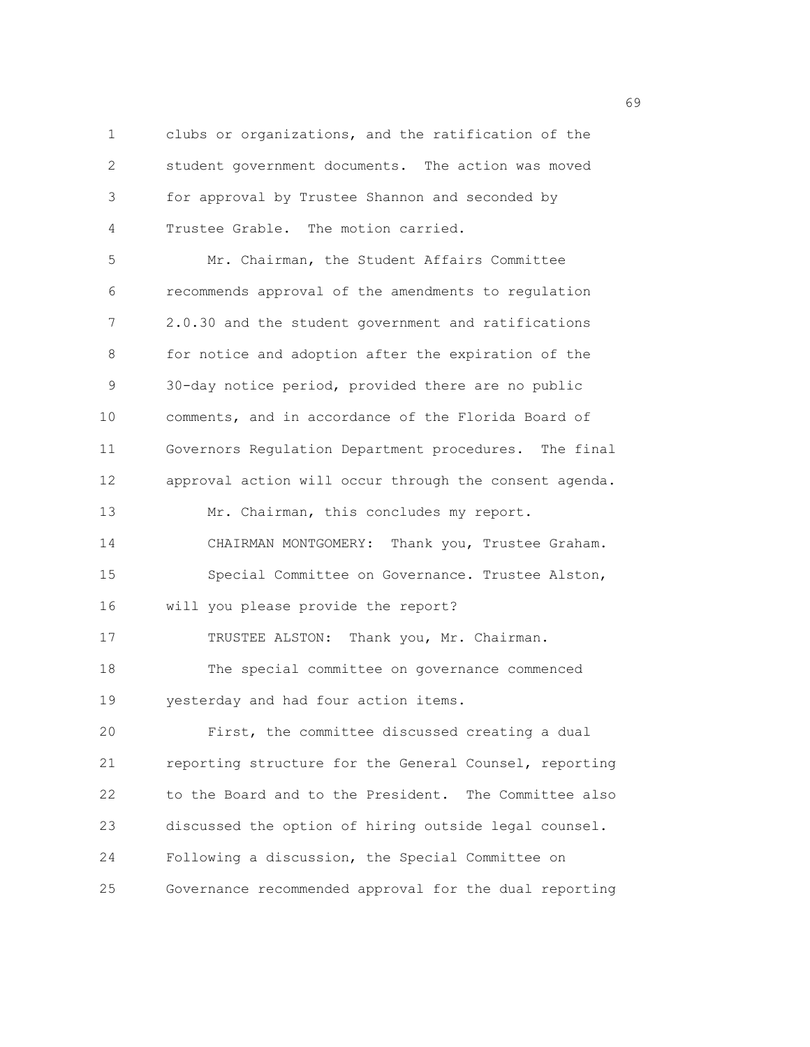clubs or organizations, and the ratification of the student government documents. The action was moved for approval by Trustee Shannon and seconded by Trustee Grable. The motion carried.

Mr. Chairman, the Student Affairs Committee recommends approval of the amendments to regulation 2.0.30 and the student government and ratifications for notice and adoption after the expiration of the 30-day notice period, provided there are no public comments, and in accordance of the Florida Board of Governors Regulation Department procedures. The final approval action will occur through the consent agenda.

Mr. Chairman, this concludes my report.

CHAIRMAN MONTGOMERY: Thank you, Trustee Graham.

Special Committee on Governance. Trustee Alston, will you please provide the report?

TRUSTEE ALSTON: Thank you, Mr. Chairman.

The special committee on governance commenced yesterday and had four action items.

First, the committee discussed creating a dual reporting structure for the General Counsel, reporting to the Board and to the President. The Committee also discussed the option of hiring outside legal counsel. Following a discussion, the Special Committee on Governance recommended approval for the dual reporting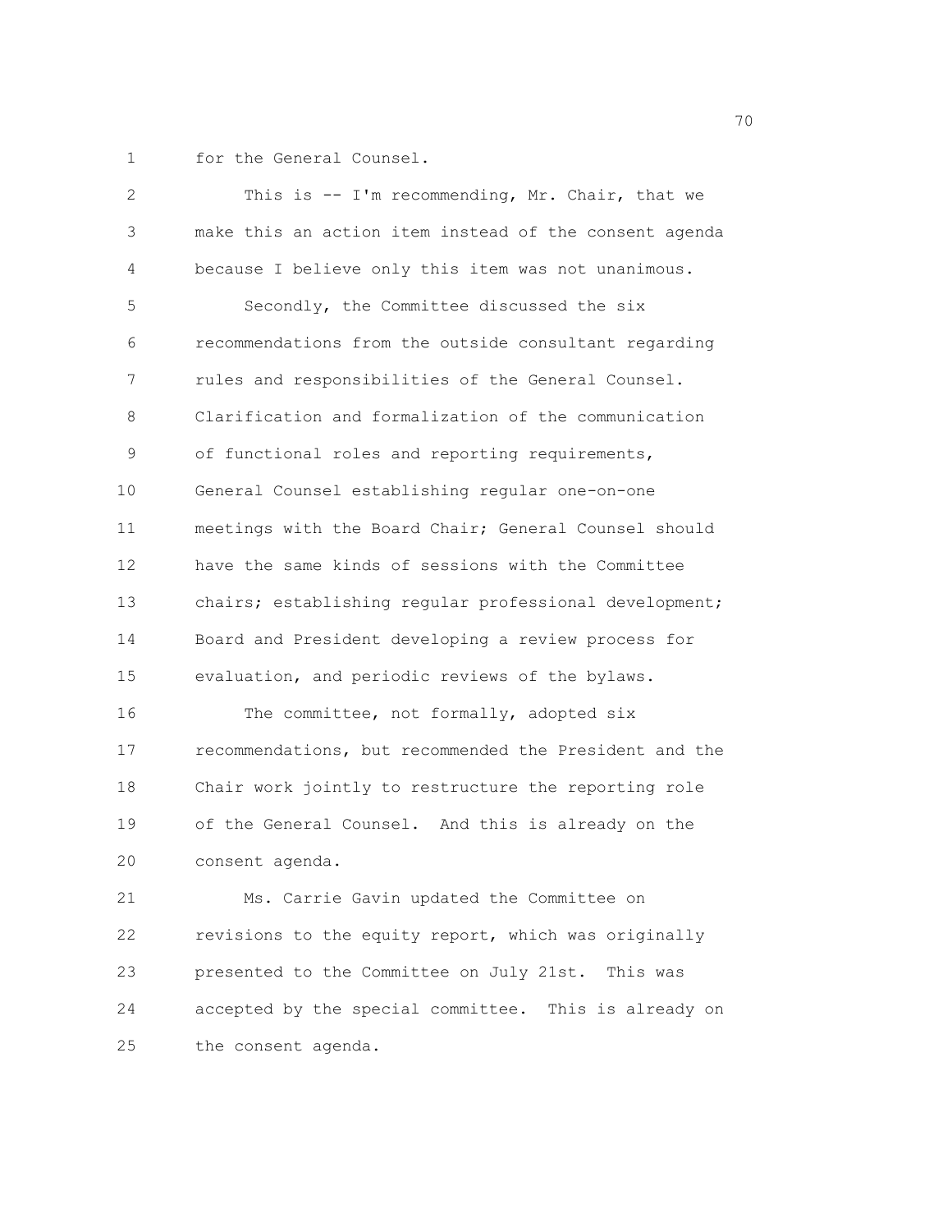for the General Counsel.

This is -- I'm recommending, Mr. Chair, that we make this an action item instead of the consent agenda because I believe only this item was not unanimous.

Secondly, the Committee discussed the six recommendations from the outside consultant regarding rules and responsibilities of the General Counsel. Clarification and formalization of the communication of functional roles and reporting requirements, General Counsel establishing regular one-on-one meetings with the Board Chair; General Counsel should have the same kinds of sessions with the Committee chairs; establishing regular professional development; Board and President developing a review process for evaluation, and periodic reviews of the bylaws.

The committee, not formally, adopted six recommendations, but recommended the President and the Chair work jointly to restructure the reporting role of the General Counsel. And this is already on the consent agenda.

Ms. Carrie Gavin updated the Committee on revisions to the equity report, which was originally presented to the Committee on July 21st. This was accepted by the special committee. This is already on the consent agenda.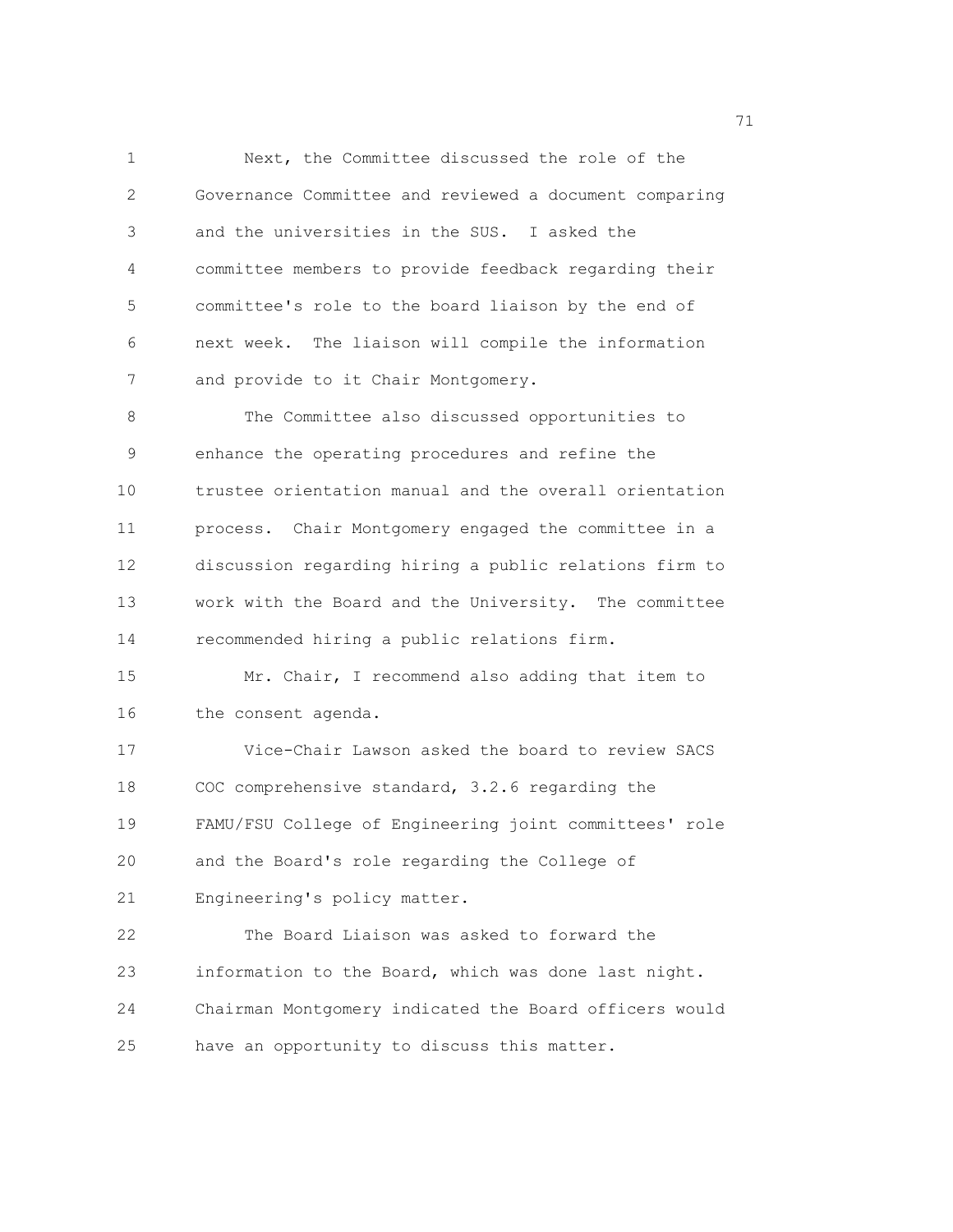Next, the Committee discussed the role of the Governance Committee and reviewed a document comparing and the universities in the SUS. I asked the committee members to provide feedback regarding their committee's role to the board liaison by the end of next week. The liaison will compile the information and provide to it Chair Montgomery.

The Committee also discussed opportunities to enhance the operating procedures and refine the trustee orientation manual and the overall orientation process. Chair Montgomery engaged the committee in a discussion regarding hiring a public relations firm to work with the Board and the University. The committee recommended hiring a public relations firm.

Mr. Chair, I recommend also adding that item to the consent agenda.

Vice-Chair Lawson asked the board to review SACS COC comprehensive standard, 3.2.6 regarding the FAMU/FSU College of Engineering joint committees' role and the Board's role regarding the College of Engineering's policy matter.

The Board Liaison was asked to forward the information to the Board, which was done last night. Chairman Montgomery indicated the Board officers would have an opportunity to discuss this matter.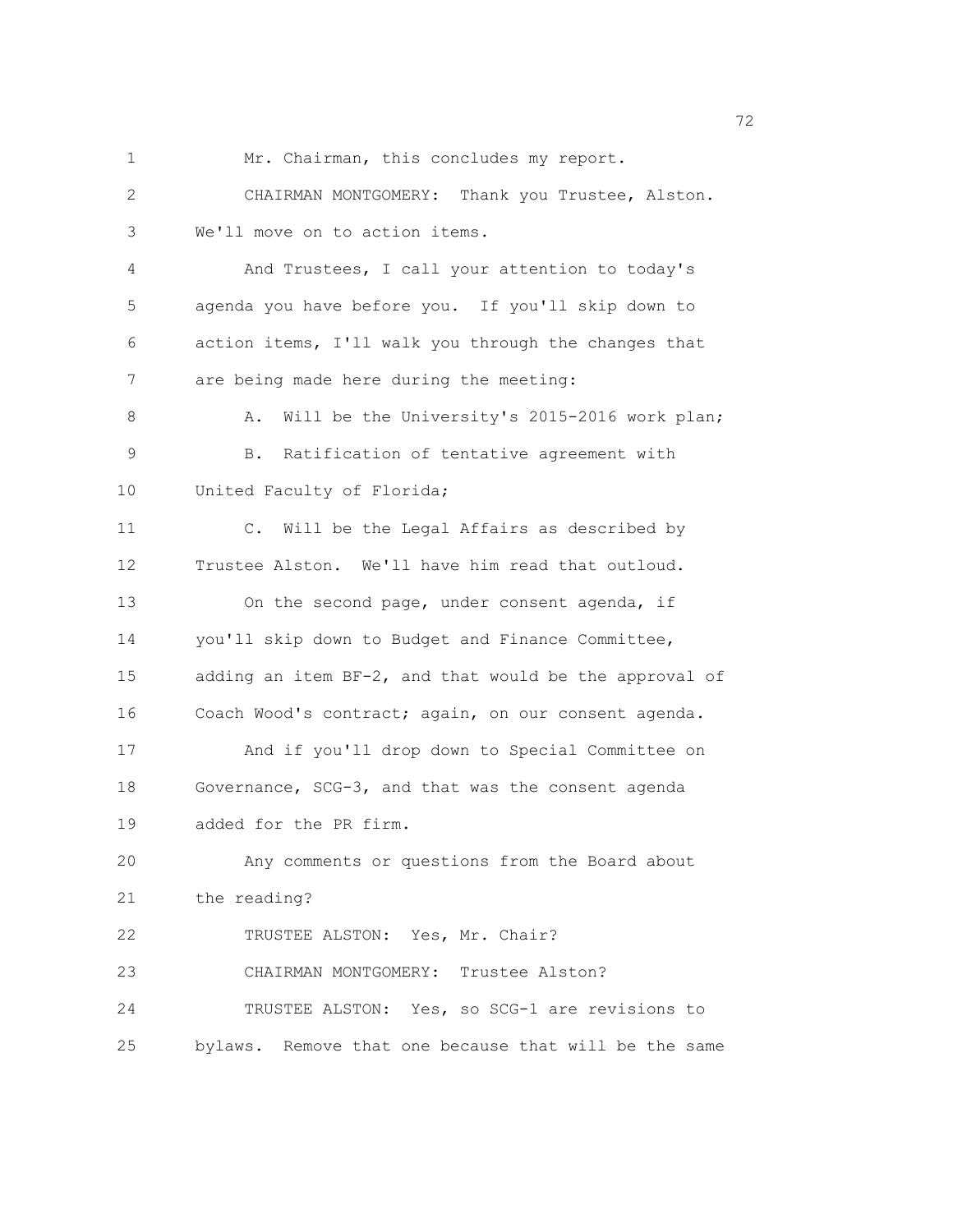Mr. Chairman, this concludes my report.

CHAIRMAN MONTGOMERY: Thank you Trustee, Alston. We'll move on to action items.

And Trustees, I call your attention to today's agenda you have before you. If you'll skip down to action items, I'll walk you through the changes that are being made here during the meeting:

A. Will be the University's 2015-2016 work plan;

B. Ratification of tentative agreement with United Faculty of Florida;

C. Will be the Legal Affairs as described by Trustee Alston. We'll have him read that outloud.

On the second page, under consent agenda, if you'll skip down to Budget and Finance Committee, adding an item BF-2, and that would be the approval of Coach Wood's contract; again, on our consent agenda.

And if you'll drop down to Special Committee on Governance, SCG-3, and that was the consent agenda added for the PR firm.

Any comments or questions from the Board about the reading?

TRUSTEE ALSTON: Yes, Mr. Chair?

CHAIRMAN MONTGOMERY: Trustee Alston?

TRUSTEE ALSTON: Yes, so SCG-1 are revisions to bylaws. Remove that one because that will be the same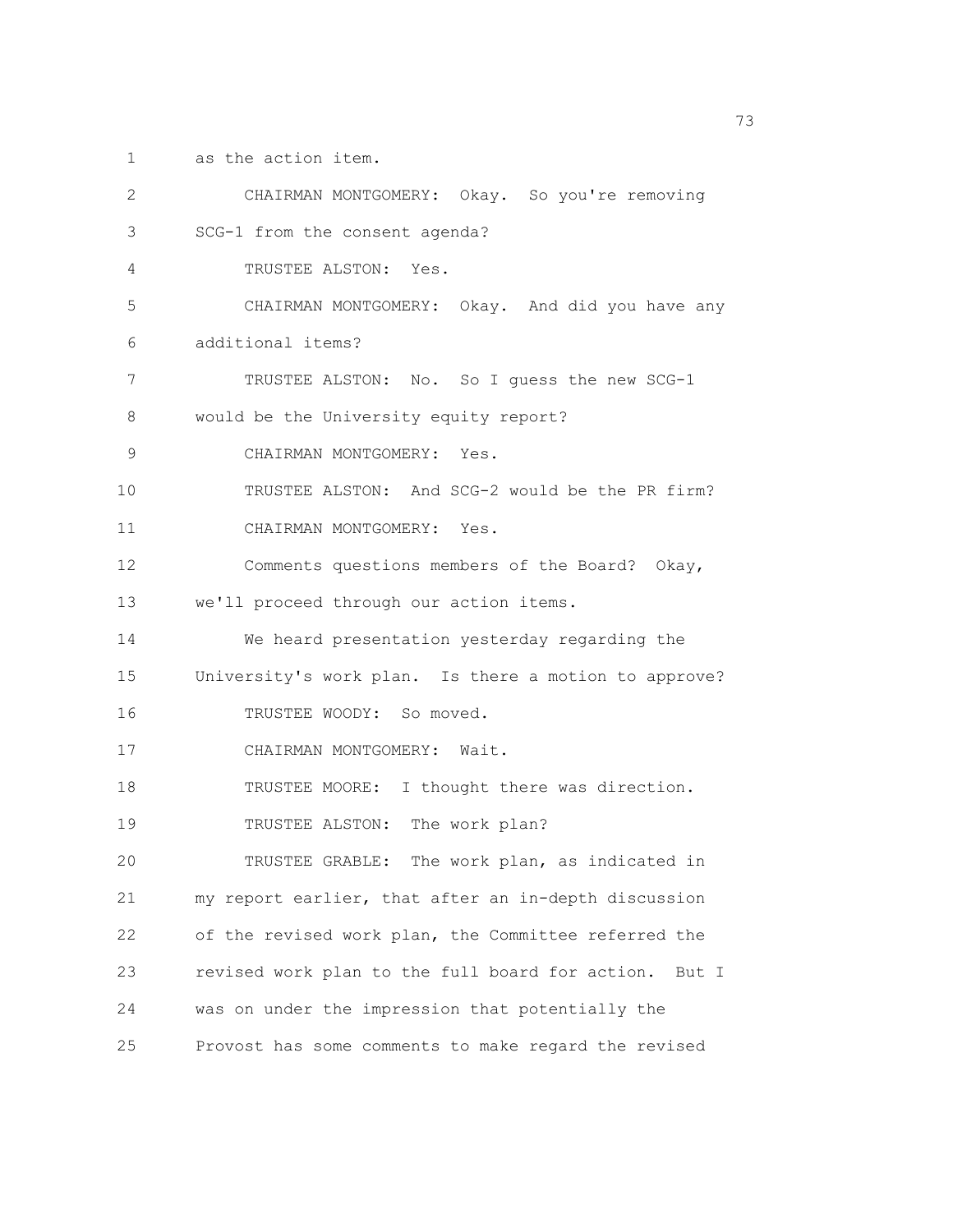as the action item.

CHAIRMAN MONTGOMERY: Okay. So you're removing SCG-1 from the consent agenda?

TRUSTEE ALSTON: Yes.

CHAIRMAN MONTGOMERY: Okay. And did you have any additional items?

TRUSTEE ALSTON: No. So I guess the new SCG-1 would be the University equity report?

CHAIRMAN MONTGOMERY: Yes.

TRUSTEE ALSTON: And SCG-2 would be the PR firm?

CHAIRMAN MONTGOMERY: Yes.

Comments questions members of the Board? Okay, we'll proceed through our action items.

We heard presentation yesterday regarding the University's work plan. Is there a motion to approve?

TRUSTEE WOODY: So moved.

CHAIRMAN MONTGOMERY: Wait.

TRUSTEE MOORE: I thought there was direction.

TRUSTEE ALSTON: The work plan?

TRUSTEE GRABLE: The work plan, as indicated in my report earlier, that after an in-depth discussion of the revised work plan, the Committee referred the revised work plan to the full board for action. But I was on under the impression that potentially the Provost has some comments to make regard the revised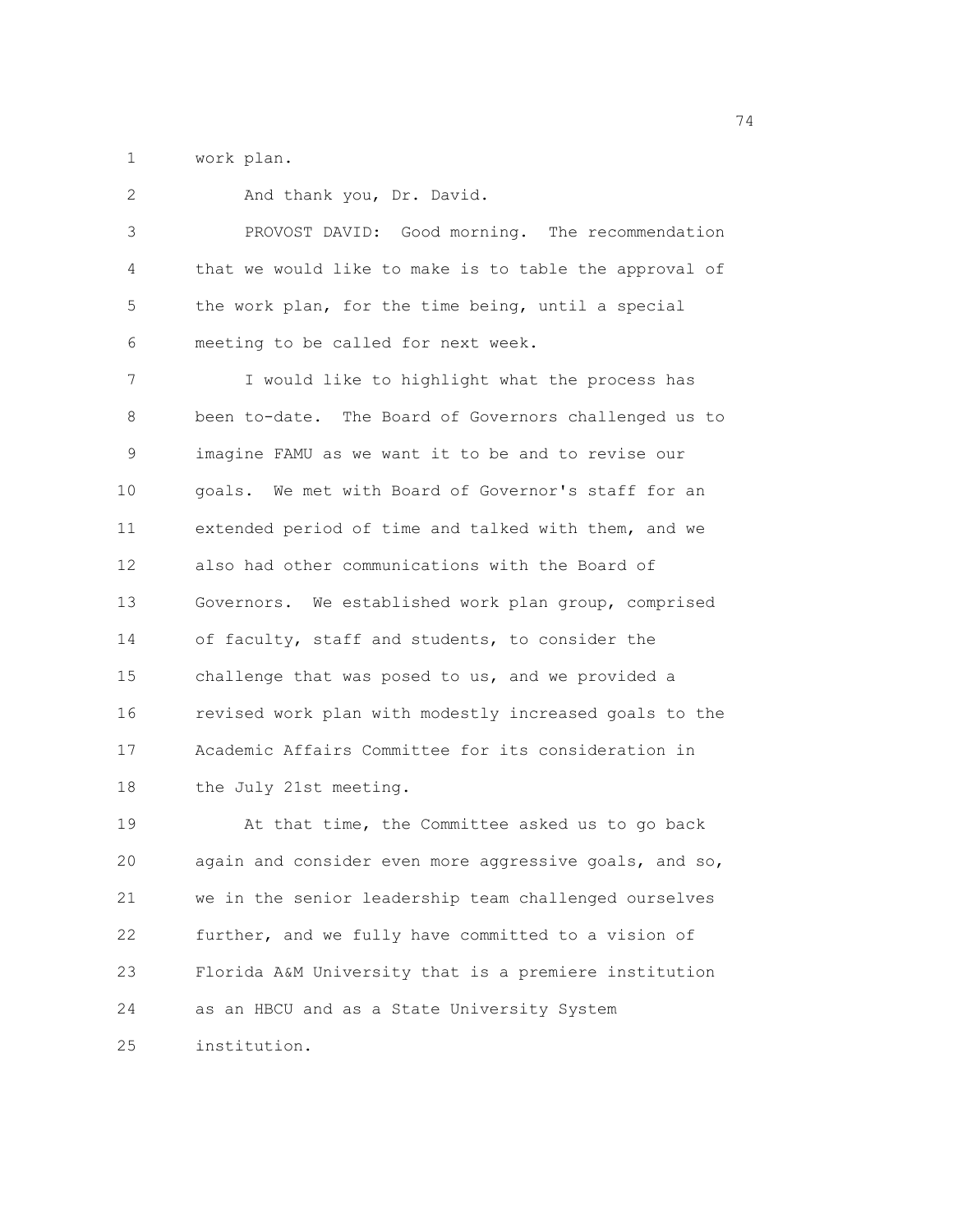work plan.

And thank you, Dr. David.

PROVOST DAVID: Good morning. The recommendation that we would like to make is to table the approval of the work plan, for the time being, until a special meeting to be called for next week.

I would like to highlight what the process has been to-date. The Board of Governors challenged us to imagine FAMU as we want it to be and to revise our goals. We met with Board of Governor's staff for an extended period of time and talked with them, and we also had other communications with the Board of Governors. We established work plan group, comprised of faculty, staff and students, to consider the challenge that was posed to us, and we provided a revised work plan with modestly increased goals to the Academic Affairs Committee for its consideration in the July 21st meeting.

At that time, the Committee asked us to go back again and consider even more aggressive goals, and so, we in the senior leadership team challenged ourselves further, and we fully have committed to a vision of Florida A&M University that is a premiere institution as an HBCU and as a State University System institution.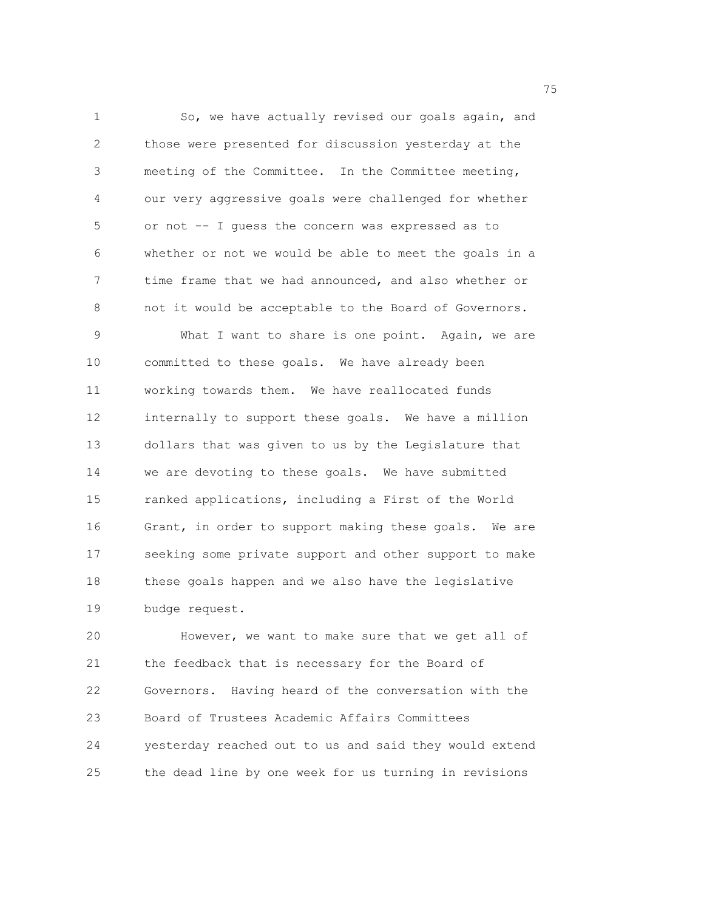So, we have actually revised our goals again, and those were presented for discussion yesterday at the meeting of the Committee. In the Committee meeting, our very aggressive goals were challenged for whether or not -- I guess the concern was expressed as to whether or not we would be able to meet the goals in a time frame that we had announced, and also whether or not it would be acceptable to the Board of Governors.

What I want to share is one point. Again, we are committed to these goals. We have already been working towards them. We have reallocated funds internally to support these goals. We have a million dollars that was given to us by the Legislature that we are devoting to these goals. We have submitted ranked applications, including a First of the World Grant, in order to support making these goals. We are seeking some private support and other support to make these goals happen and we also have the legislative budge request.

However, we want to make sure that we get all of the feedback that is necessary for the Board of Governors. Having heard of the conversation with the Board of Trustees Academic Affairs Committees yesterday reached out to us and said they would extend the dead line by one week for us turning in revisions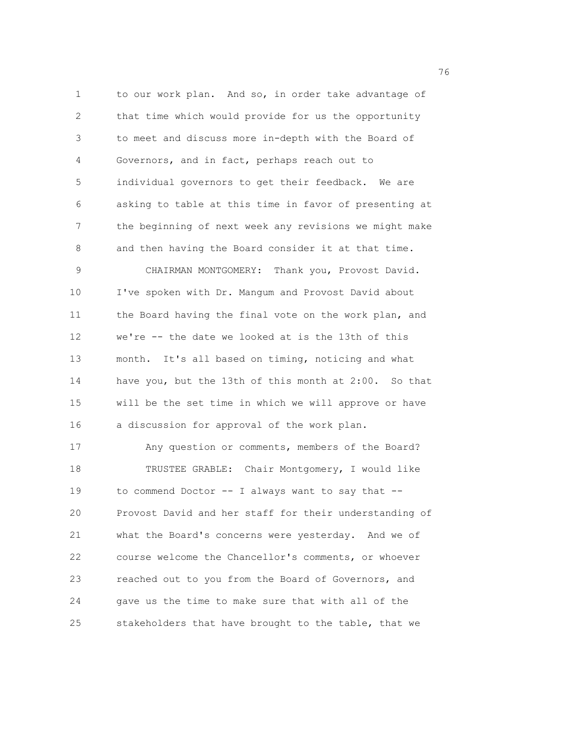to our work plan. And so, in order take advantage of that time which would provide for us the opportunity to meet and discuss more in-depth with the Board of Governors, and in fact, perhaps reach out to individual governors to get their feedback. We are asking to table at this time in favor of presenting at the beginning of next week any revisions we might make and then having the Board consider it at that time.

CHAIRMAN MONTGOMERY: Thank you, Provost David. I've spoken with Dr. Mangum and Provost David about the Board having the final vote on the work plan, and we're -- the date we looked at is the 13th of this month. It's all based on timing, noticing and what have you, but the 13th of this month at 2:00. So that will be the set time in which we will approve or have a discussion for approval of the work plan.

Any question or comments, members of the Board?

TRUSTEE GRABLE: Chair Montgomery, I would like to commend Doctor -- I always want to say that -- Provost David and her staff for their understanding of what the Board's concerns were yesterday. And we of course welcome the Chancellor's comments, or whoever reached out to you from the Board of Governors, and gave us the time to make sure that with all of the stakeholders that have brought to the table, that we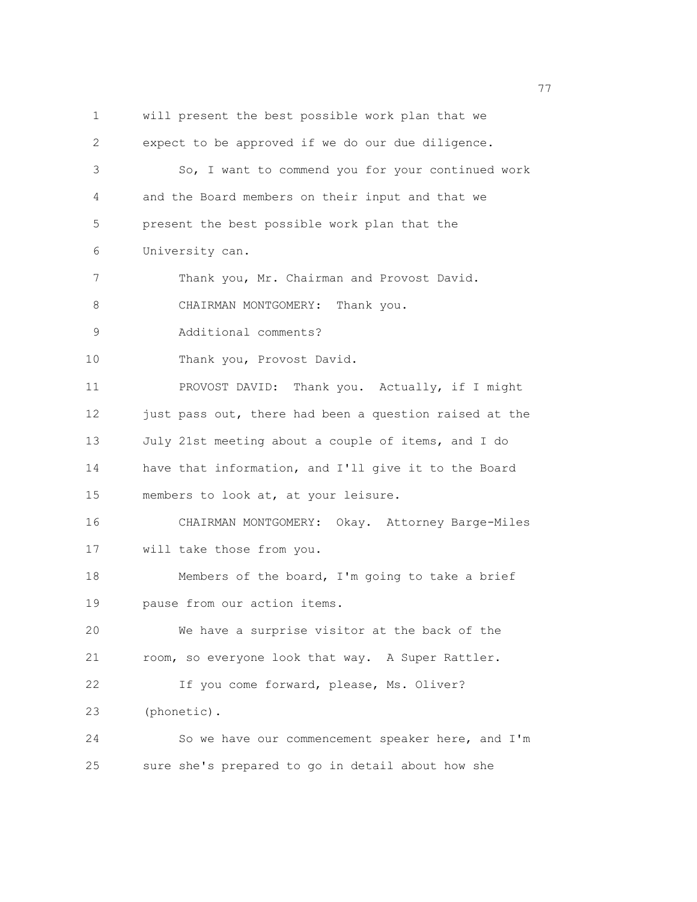will present the best possible work plan that we expect to be approved if we do our due diligence.

So, I want to commend you for your continued work and the Board members on their input and that we present the best possible work plan that the University can.

Thank you, Mr. Chairman and Provost David.

CHAIRMAN MONTGOMERY: Thank you.

Additional comments?

Thank you, Provost David.

PROVOST DAVID: Thank you. Actually, if I might just pass out, there had been a question raised at the July 21st meeting about a couple of items, and I do have that information, and I'll give it to the Board members to look at, at your leisure.

CHAIRMAN MONTGOMERY: Okay. Attorney Barge-Miles will take those from you.

Members of the board, I'm going to take a brief pause from our action items.

We have a surprise visitor at the back of the room, so everyone look that way. A Super Rattler.

If you come forward, please, Ms. Oliver? (phonetic).

So we have our commencement speaker here, and I'm sure she's prepared to go in detail about how she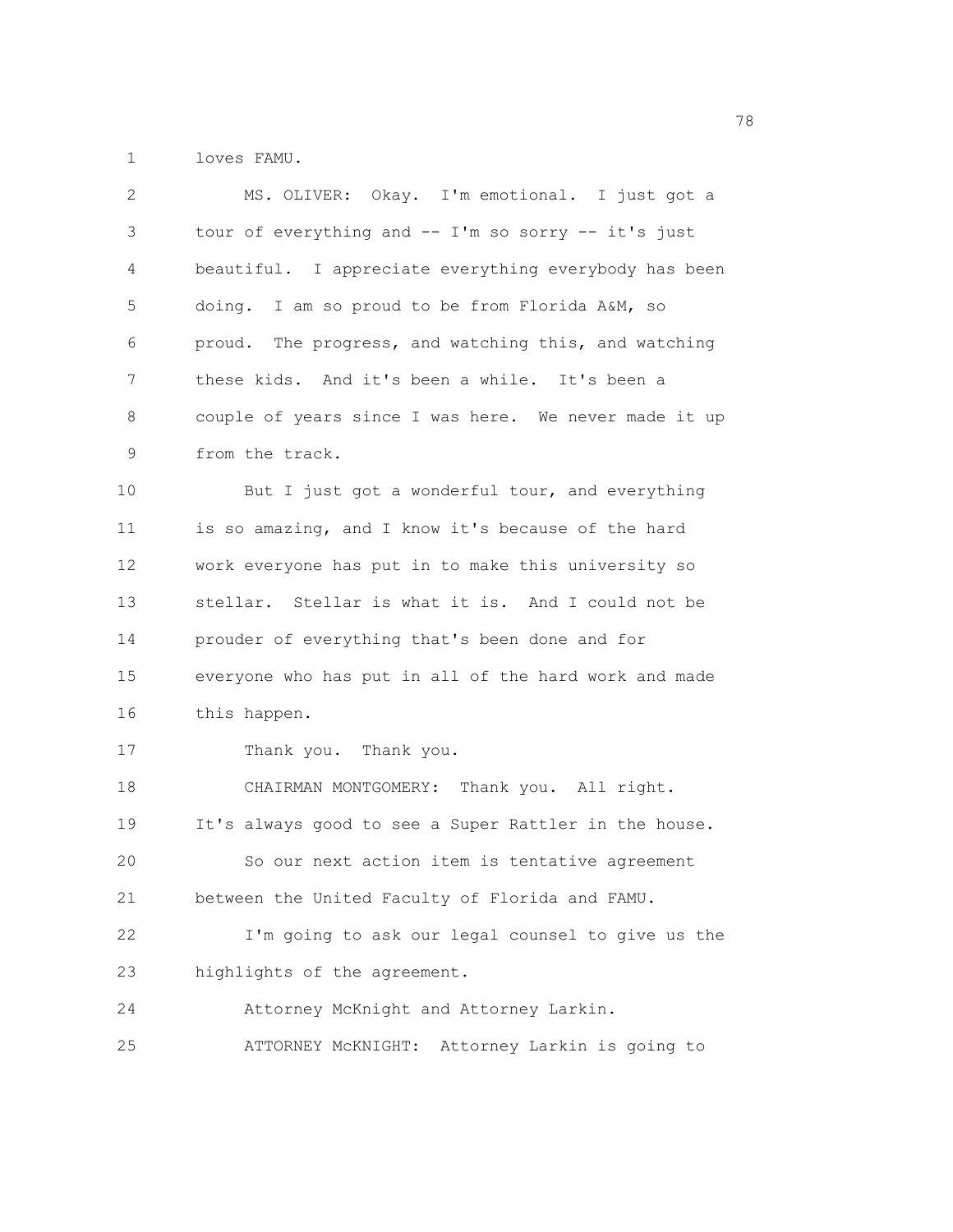loves FAMU.

MS. OLIVER: Okay. I'm emotional. I just got a tour of everything and -- I'm so sorry -- it's just beautiful. I appreciate everything everybody has been doing. I am so proud to be from Florida A&M, so proud. The progress, and watching this, and watching these kids. And it's been a while. It's been a couple of years since I was here. We never made it up from the track.

But I just got a wonderful tour, and everything is so amazing, and I know it's because of the hard work everyone has put in to make this university so stellar. Stellar is what it is. And I could not be prouder of everything that's been done and for everyone who has put in all of the hard work and made this happen.

Thank you. Thank you.

CHAIRMAN MONTGOMERY: Thank you. All right. It's always good to see a Super Rattler in the house.

So our next action item is tentative agreement between the United Faculty of Florida and FAMU.

I'm going to ask our legal counsel to give us the highlights of the agreement.

Attorney McKnight and Attorney Larkin.

ATTORNEY McKNIGHT: Attorney Larkin is going to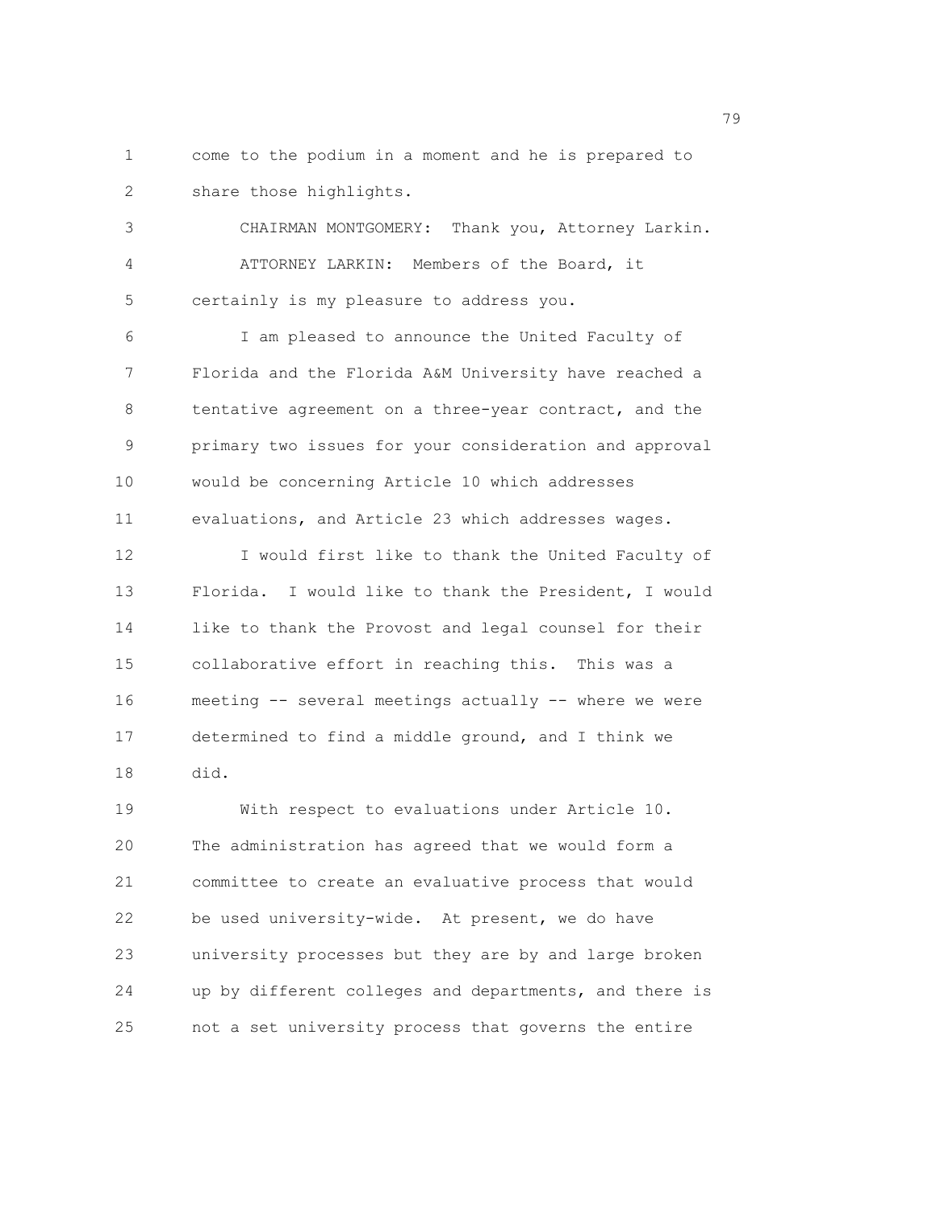come to the podium in a moment and he is prepared to share those highlights.

CHAIRMAN MONTGOMERY: Thank you, Attorney Larkin.

ATTORNEY LARKIN: Members of the Board, it certainly is my pleasure to address you.

I am pleased to announce the United Faculty of Florida and the Florida A&M University have reached a tentative agreement on a three-year contract, and the primary two issues for your consideration and approval would be concerning Article 10 which addresses evaluations, and Article 23 which addresses wages.

I would first like to thank the United Faculty of Florida. I would like to thank the President, I would like to thank the Provost and legal counsel for their collaborative effort in reaching this. This was a meeting -- several meetings actually -- where we were determined to find a middle ground, and I think we did.

With respect to evaluations under Article 10. The administration has agreed that we would form a committee to create an evaluative process that would be used university-wide. At present, we do have university processes but they are by and large broken up by different colleges and departments, and there is not a set university process that governs the entire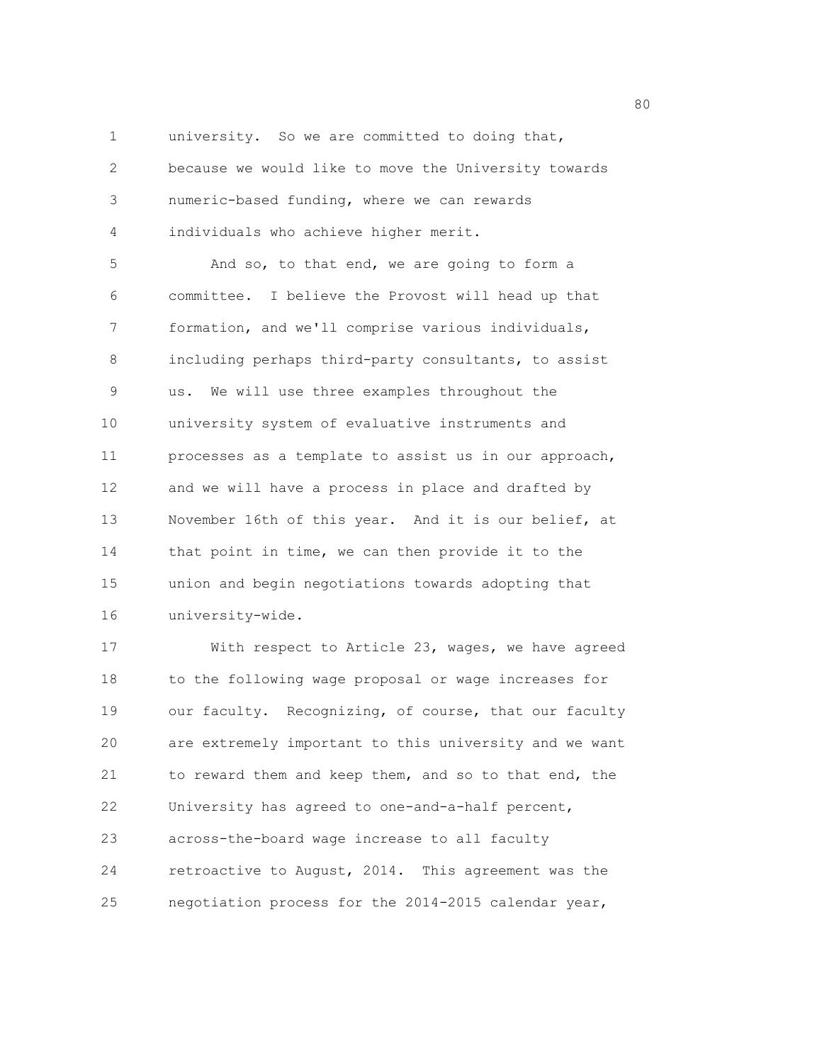university. So we are committed to doing that, because we would like to move the University towards numeric-based funding, where we can rewards individuals who achieve higher merit.

And so, to that end, we are going to form a committee. I believe the Provost will head up that formation, and we'll comprise various individuals, including perhaps third-party consultants, to assist us. We will use three examples throughout the university system of evaluative instruments and processes as a template to assist us in our approach, and we will have a process in place and drafted by November 16th of this year. And it is our belief, at that point in time, we can then provide it to the union and begin negotiations towards adopting that university-wide.

With respect to Article 23, wages, we have agreed to the following wage proposal or wage increases for our faculty. Recognizing, of course, that our faculty are extremely important to this university and we want to reward them and keep them, and so to that end, the University has agreed to one-and-a-half percent, across-the-board wage increase to all faculty retroactive to August, 2014. This agreement was the negotiation process for the 2014-2015 calendar year,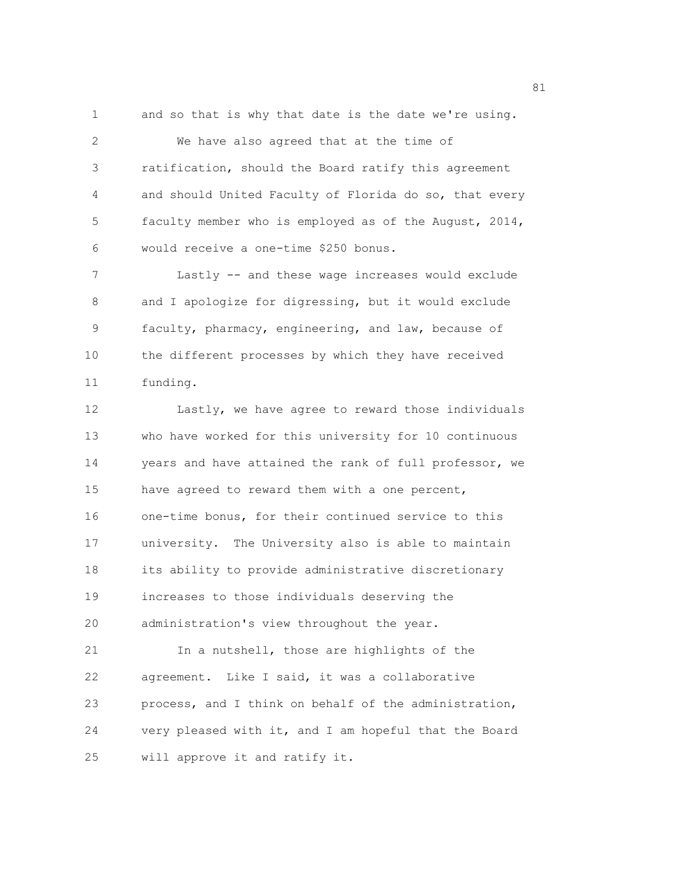and so that is why that date is the date we're using.

We have also agreed that at the time of ratification, should the Board ratify this agreement and should United Faculty of Florida do so, that every faculty member who is employed as of the August, 2014, would receive a one-time $250 bonus.

Lastly -- and these wage increases would exclude and I apologize for digressing, but it would exclude faculty, pharmacy, engineering, and law, because of the different processes by which they have received funding.

Lastly, we have agree to reward those individuals who have worked for this university for 10 continuous years and have attained the rank of full professor, we have agreed to reward them with a one percent, one-time bonus, for their continued service to this university. The University also is able to maintain its ability to provide administrative discretionary increases to those individuals deserving the administration's view throughout the year.

In a nutshell, those are highlights of the agreement. Like I said, it was a collaborative process, and I think on behalf of the administration, very pleased with it, and I am hopeful that the Board will approve it and ratify it.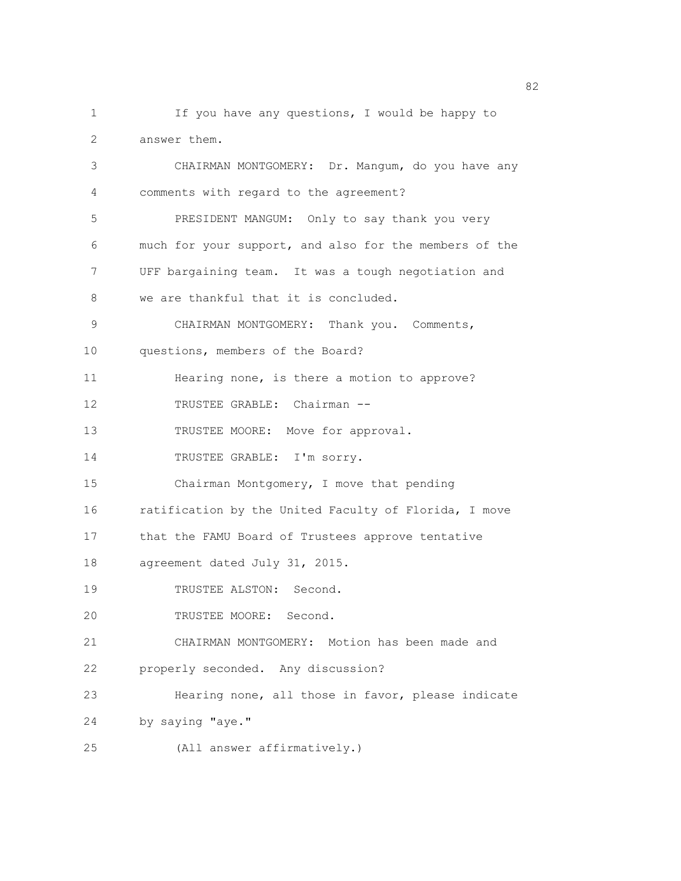If you have any questions, I would be happy to answer them.

CHAIRMAN MONTGOMERY: Dr. Mangum, do you have any comments with regard to the agreement?

PRESIDENT MANGUM: Only to say thank you very much for your support, and also for the members of the UFF bargaining team. It was a tough negotiation and we are thankful that it is concluded.

CHAIRMAN MONTGOMERY: Thank you. Comments, questions, members of the Board?

Hearing none, is there a motion to approve?

TRUSTEE GRABLE: Chairman --

TRUSTEE MOORE: Move for approval.

TRUSTEE GRABLE: I'm sorry.

Chairman Montgomery, I move that pending ratification by the United Faculty of Florida, I move that the FAMU Board of Trustees approve tentative agreement dated July 31, 2015.

TRUSTEE ALSTON: Second.

TRUSTEE MOORE: Second.

CHAIRMAN MONTGOMERY: Motion has been made and properly seconded. Any discussion?

Hearing none, all those in favor, please indicate by saying "aye."

(All answer affirmatively.)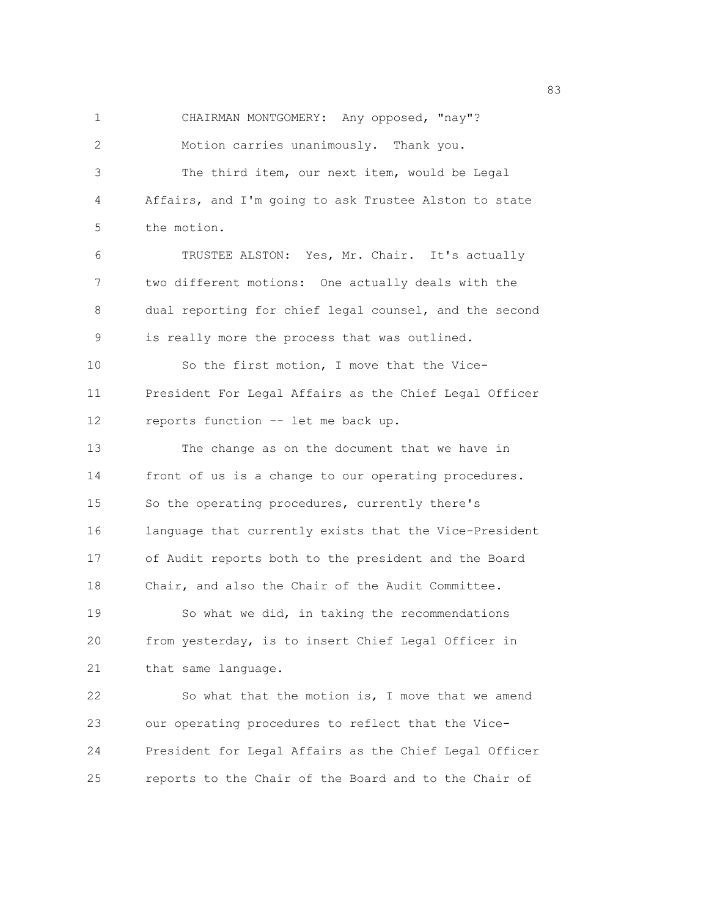CHAIRMAN MONTGOMERY: Any opposed, "nay"?

Motion carries unanimously. Thank you.

The third item, our next item, would be Legal Affairs, and I'm going to ask Trustee Alston to state the motion.

TRUSTEE ALSTON: Yes, Mr. Chair. It's actually two different motions: One actually deals with the dual reporting for chief legal counsel, and the second is really more the process that was outlined.

So the first motion, I move that the Vice-President For Legal Affairs as the Chief Legal Officer reports function -- let me back up.

The change as on the document that we have in front of us is a change to our operating procedures. So the operating procedures, currently there's language that currently exists that the Vice-President of Audit reports both to the president and the Board Chair, and also the Chair of the Audit Committee.

So what we did, in taking the recommendations from yesterday, is to insert Chief Legal Officer in that same language.

So what that the motion is, I move that we amend our operating procedures to reflect that the Vice-President for Legal Affairs as the Chief Legal Officer reports to the Chair of the Board and to the Chair of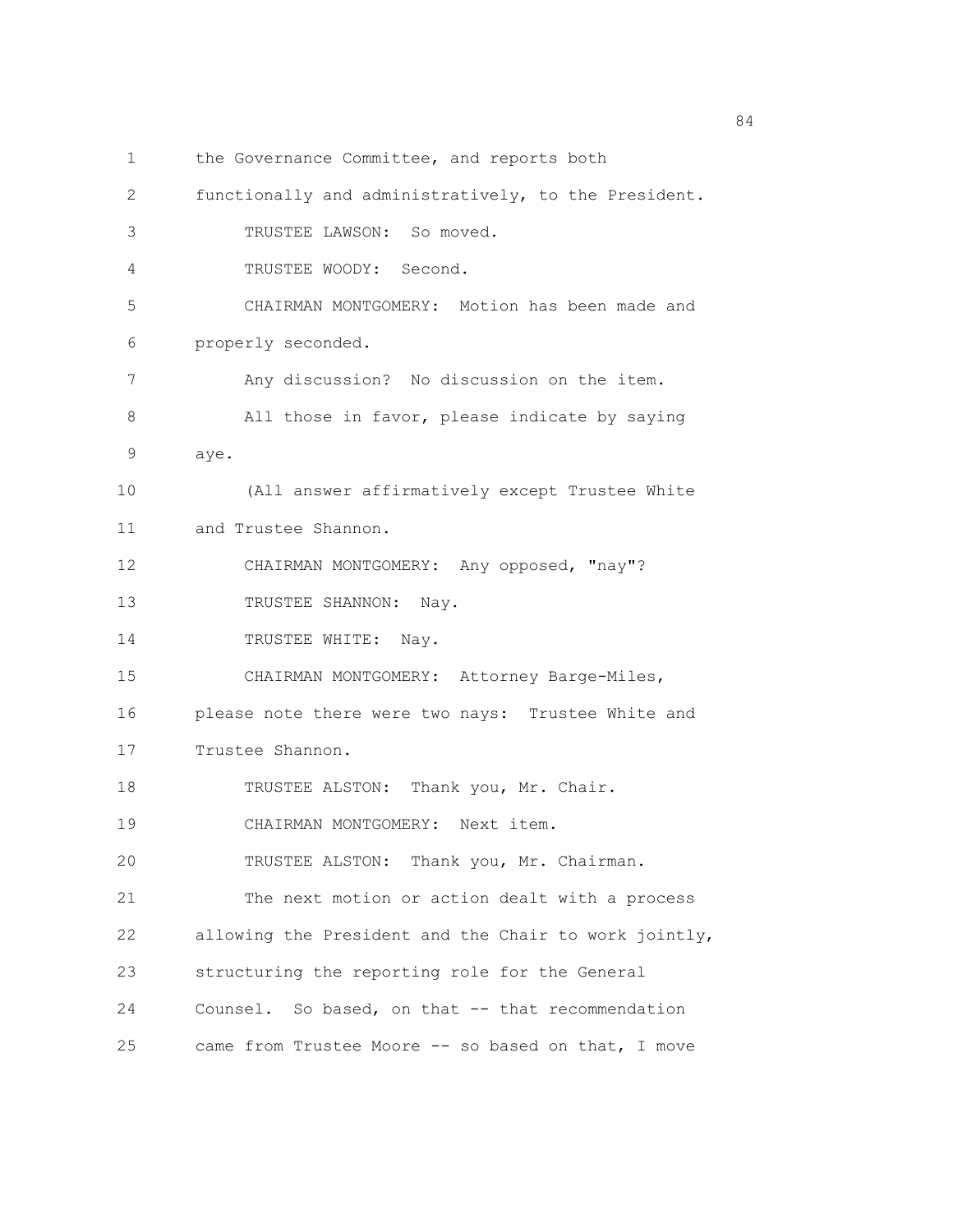the Governance Committee, and reports both functionally and administratively, to the President.

TRUSTEE LAWSON: So moved.

TRUSTEE WOODY: Second.

CHAIRMAN MONTGOMERY: Motion has been made and properly seconded.

Any discussion? No discussion on the item.

All those in favor, please indicate by saying aye.

(All answer affirmatively except Trustee White and Trustee Shannon.

CHAIRMAN MONTGOMERY: Any opposed, "nay"?

TRUSTEE SHANNON: Nay.

TRUSTEE WHITE: Nay.

CHAIRMAN MONTGOMERY: Attorney Barge-Miles, please note there were two nays: Trustee White and Trustee Shannon.

TRUSTEE ALSTON: Thank you, Mr. Chair.

CHAIRMAN MONTGOMERY: Next item.

TRUSTEE ALSTON: Thank you, Mr. Chairman.

The next motion or action dealt with a process allowing the President and the Chair to work jointly, structuring the reporting role for the General Counsel. So based, on that -- that recommendation came from Trustee Moore -- so based on that, I move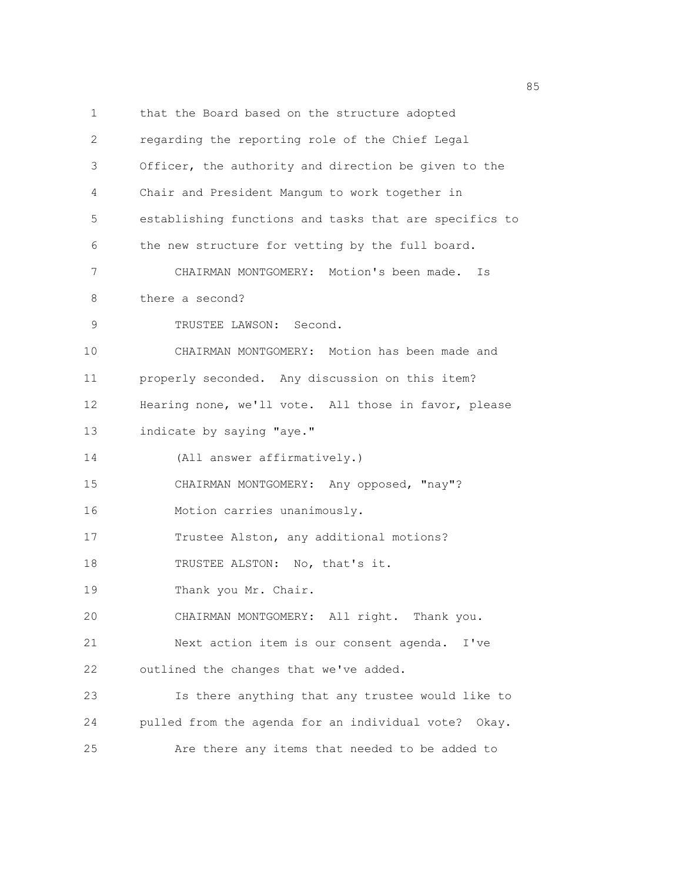that the Board based on the structure adopted regarding the reporting role of the Chief Legal Officer, the authority and direction be given to the Chair and President Mangum to work together in establishing functions and tasks that are specifics to the new structure for vetting by the full board.

CHAIRMAN MONTGOMERY: Motion's been made. Is there a second?

TRUSTEE LAWSON: Second.

CHAIRMAN MONTGOMERY: Motion has been made and properly seconded. Any discussion on this item? Hearing none, we'll vote. All those in favor, please indicate by saying "aye."

(All answer affirmatively.)

CHAIRMAN MONTGOMERY: Any opposed, "nay"?

Motion carries unanimously.

Trustee Alston, any additional motions?

TRUSTEE ALSTON: No, that's it.

Thank you Mr. Chair.

CHAIRMAN MONTGOMERY: All right. Thank you.

Next action item is our consent agenda. I've outlined the changes that we've added.

Is there anything that any trustee would like to pulled from the agenda for an individual vote? Okay.

Are there any items that needed to be added to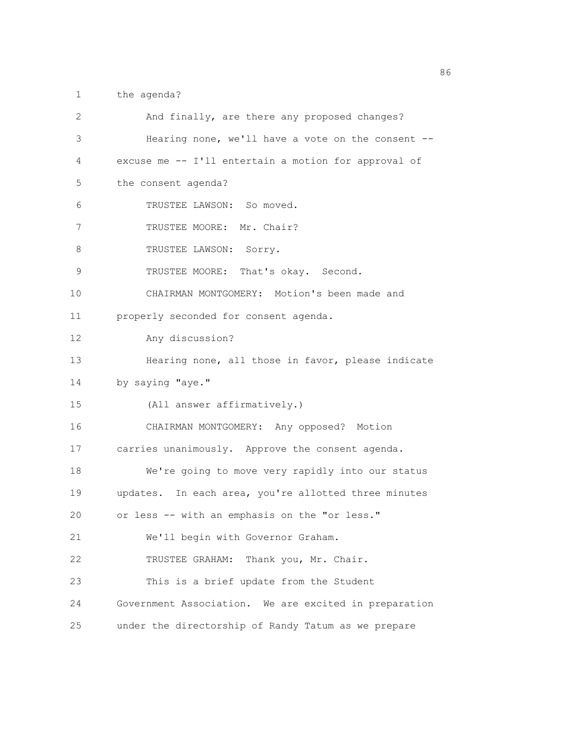the agenda?

And finally, are there any proposed changes?

Hearing none, we'll have a vote on the consent -- excuse me -- I'll entertain a motion for approval of the consent agenda?

TRUSTEE LAWSON: So moved.

TRUSTEE MOORE: Mr. Chair?

TRUSTEE LAWSON: Sorry.

TRUSTEE MOORE: That's okay. Second.

CHAIRMAN MONTGOMERY: Motion's been made and properly seconded for consent agenda.

Any discussion?

Hearing none, all those in favor, please indicate by saying "aye."

(All answer affirmatively.)

CHAIRMAN MONTGOMERY: Any opposed? Motion carries unanimously. Approve the consent agenda.

We're going to move very rapidly into our status updates. In each area, you're allotted three minutes or less -- with an emphasis on the "or less."

We'll begin with Governor Graham.

TRUSTEE GRAHAM: Thank you, Mr. Chair.

This is a brief update from the Student Government Association. We are excited in preparation under the directorship of Randy Tatum as we prepare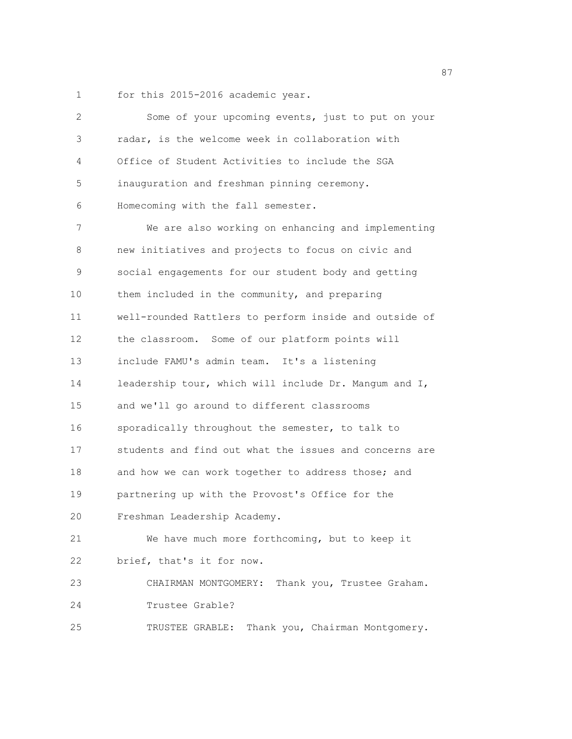for this 2015-2016 academic year.

Some of your upcoming events, just to put on your radar, is the welcome week in collaboration with Office of Student Activities to include the SGA inauguration and freshman pinning ceremony. Homecoming with the fall semester.

We are also working on enhancing and implementing new initiatives and projects to focus on civic and social engagements for our student body and getting them included in the community, and preparing well-rounded Rattlers to perform inside and outside of the classroom. Some of our platform points will include FAMU's admin team. It's a listening leadership tour, which will include Dr. Mangum and I, and we'll go around to different classrooms sporadically throughout the semester, to talk to students and find out what the issues and concerns are and how we can work together to address those; and partnering up with the Provost's Office for the Freshman Leadership Academy.

We have much more forthcoming, but to keep it brief, that's it for now.

CHAIRMAN MONTGOMERY: Thank you, Trustee Graham. Trustee Grable?

TRUSTEE GRABLE: Thank you, Chairman Montgomery.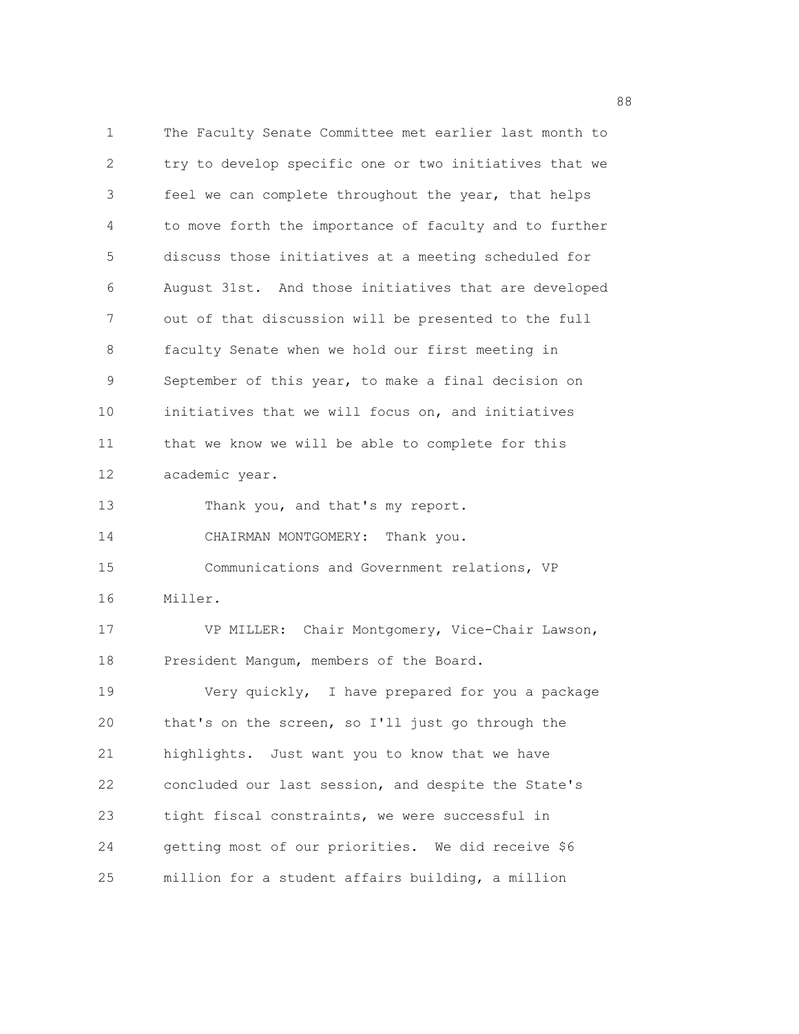The Faculty Senate Committee met earlier last month to try to develop specific one or two initiatives that we feel we can complete throughout the year, that helps to move forth the importance of faculty and to further discuss those initiatives at a meeting scheduled for August 31st. And those initiatives that are developed out of that discussion will be presented to the full faculty Senate when we hold our first meeting in September of this year, to make a final decision on initiatives that we will focus on, and initiatives that we know we will be able to complete for this academic year.

Thank you, and that's my report.

CHAIRMAN MONTGOMERY: Thank you.

Communications and Government relations, VP Miller.

VP MILLER: Chair Montgomery, Vice-Chair Lawson, President Mangum, members of the Board.

Very quickly, I have prepared for you a package that's on the screen, so I'll just go through the highlights. Just want you to know that we have concluded our last session, and despite the State's tight fiscal constraints, we were successful in getting most of our priorities. We did receive $6 million for a student affairs building, a million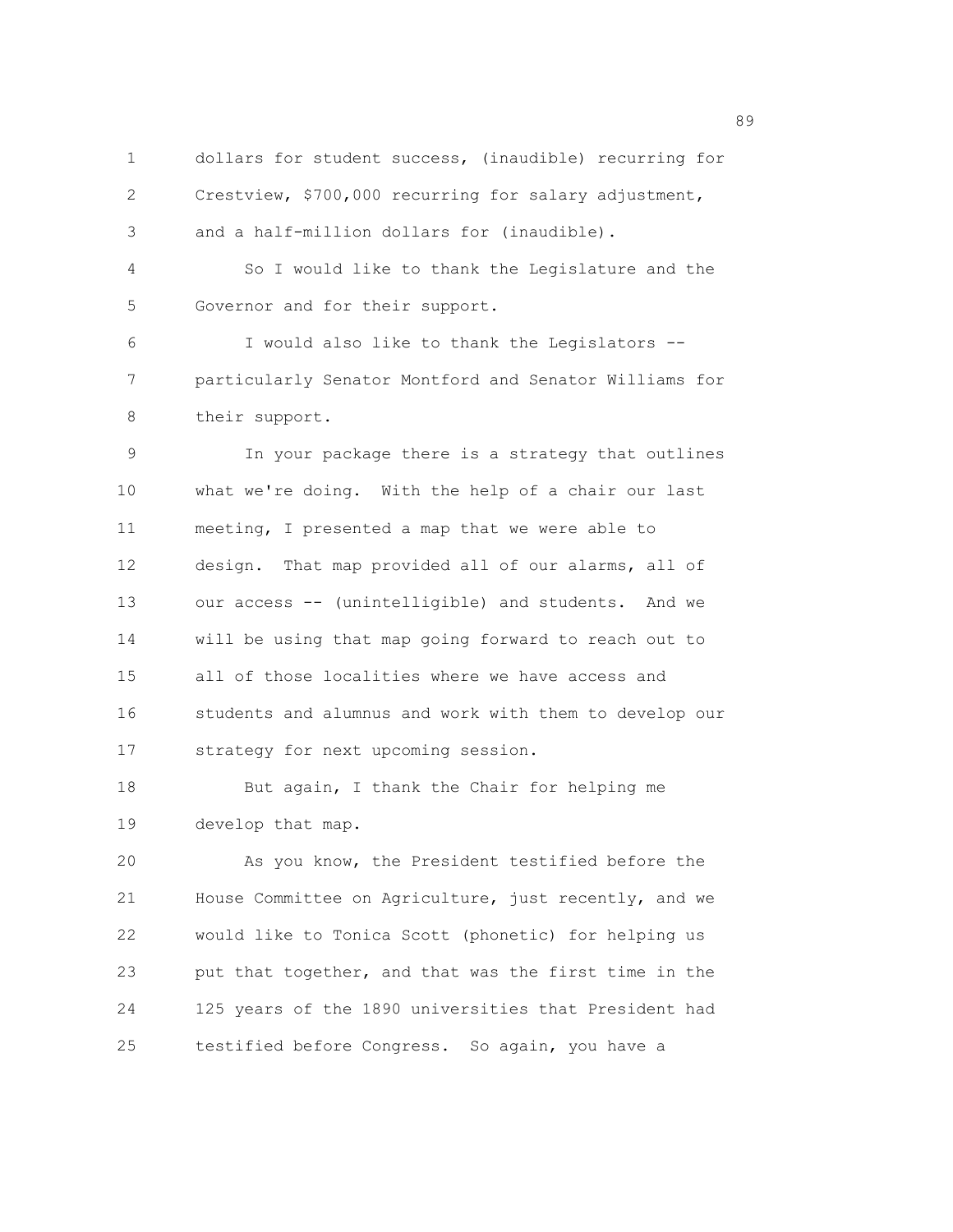dollars for student success, (inaudible) recurring for Crestview, $700,000 recurring for salary adjustment, and a half-million dollars for (inaudible).

So I would like to thank the Legislature and the Governor and for their support.

I would also like to thank the Legislators -- particularly Senator Montford and Senator Williams for their support.

In your package there is a strategy that outlines what we're doing. With the help of a chair our last meeting, I presented a map that we were able to design. That map provided all of our alarms, all of our access -- (unintelligible) and students. And we will be using that map going forward to reach out to all of those localities where we have access and students and alumnus and work with them to develop our strategy for next upcoming session.

But again, I thank the Chair for helping me develop that map.

As you know, the President testified before the House Committee on Agriculture, just recently, and we would like to Tonica Scott (phonetic) for helping us put that together, and that was the first time in the 125 years of the 1890 universities that President had testified before Congress. So again, you have a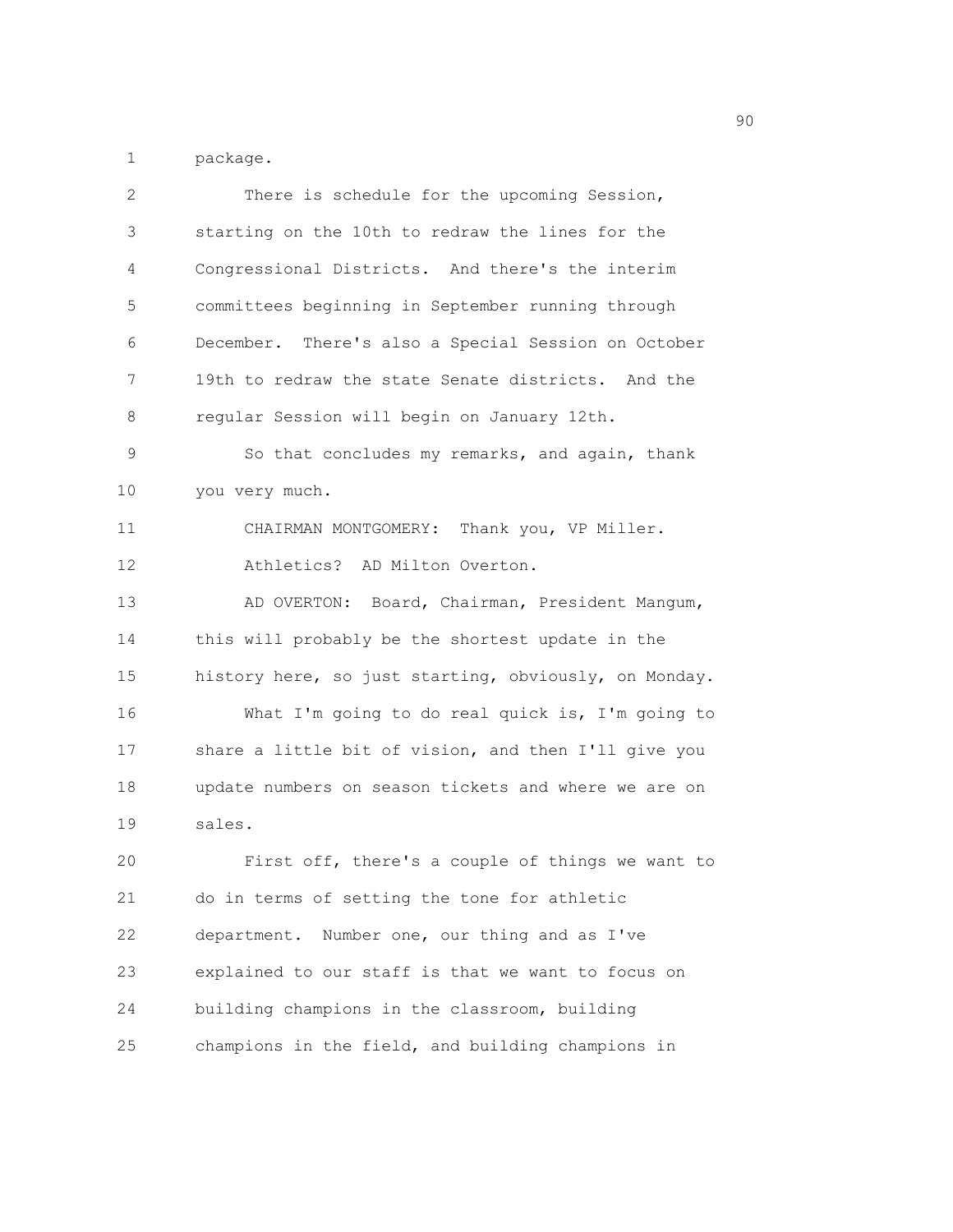package.

There is schedule for the upcoming Session, starting on the 10th to redraw the lines for the Congressional Districts. And there's the interim committees beginning in September running through December. There's also a Special Session on October 19th to redraw the state Senate districts. And the regular Session will begin on January 12th.

So that concludes my remarks, and again, thank you very much.

CHAIRMAN MONTGOMERY: Thank you, VP Miller.

Athletics? AD Milton Overton.

AD OVERTON: Board, Chairman, President Mangum, this will probably be the shortest update in the history here, so just starting, obviously, on Monday.

What I'm going to do real quick is, I'm going to share a little bit of vision, and then I'll give you update numbers on season tickets and where we are on sales.

First off, there's a couple of things we want to do in terms of setting the tone for athletic department. Number one, our thing and as I've explained to our staff is that we want to focus on building champions in the classroom, building champions in the field, and building champions in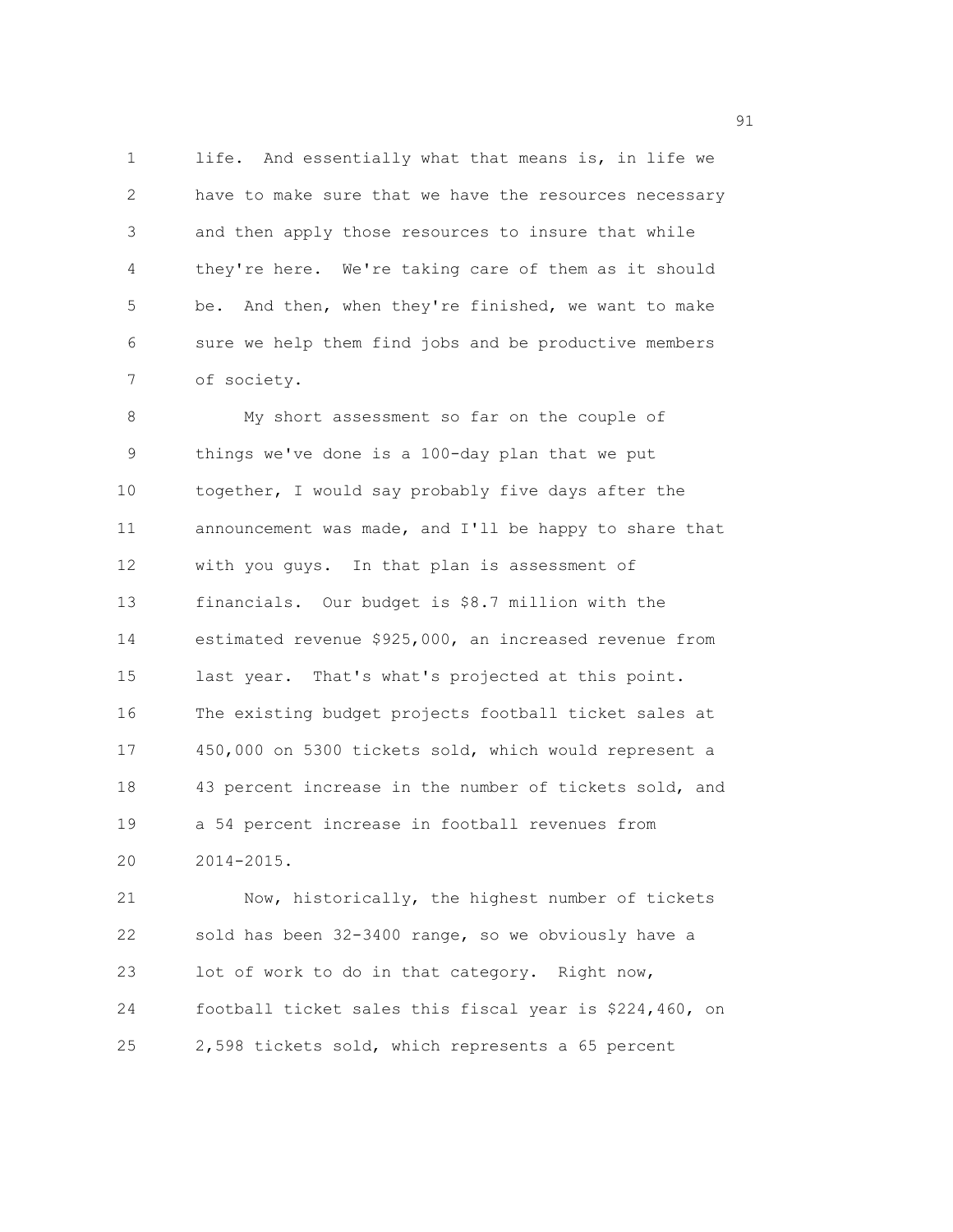life. And essentially what that means is, in life we have to make sure that we have the resources necessary and then apply those resources to insure that while they're here. We're taking care of them as it should be. And then, when they're finished, we want to make sure we help them find jobs and be productive members of society.

My short assessment so far on the couple of things we've done is a 100-day plan that we put together, I would say probably five days after the announcement was made, and I'll be happy to share that with you guys. In that plan is assessment of financials. Our budget is $8.7 million with the estimated revenue $925,000, an increased revenue from last year. That's what's projected at this point. The existing budget projects football ticket sales at 450,000 on 5300 tickets sold, which would represent a 43 percent increase in the number of tickets sold, and a 54 percent increase in football revenues from 2014-2015.

Now, historically, the highest number of tickets sold has been 32-3400 range, so we obviously have a lot of work to do in that category. Right now, football ticket sales this fiscal year is $224,460, on 2,598 tickets sold, which represents a 65 percent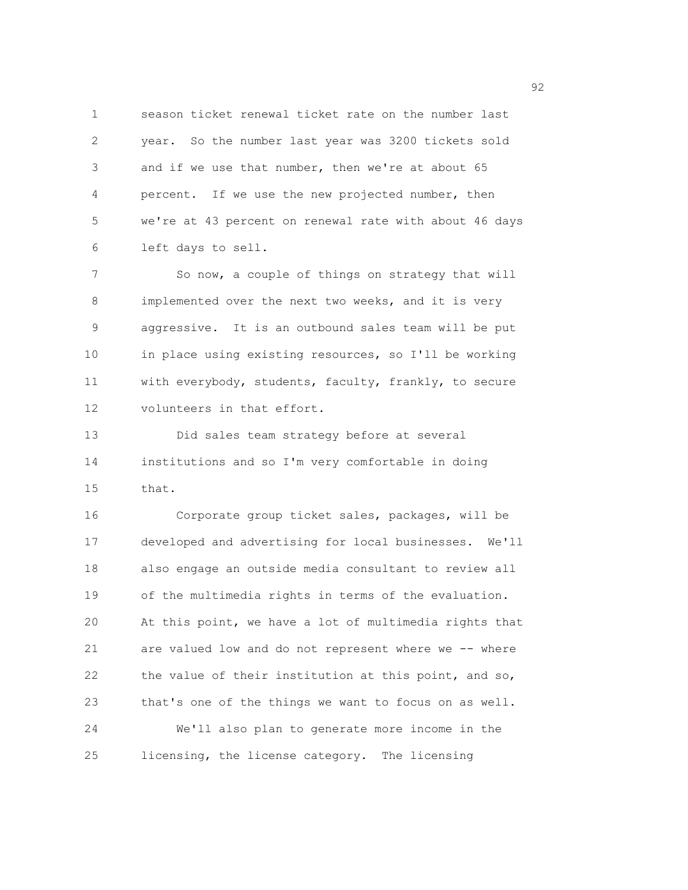season ticket renewal ticket rate on the number last year. So the number last year was 3200 tickets sold and if we use that number, then we're at about 65 percent. If we use the new projected number, then we're at 43 percent on renewal rate with about 46 days left days to sell.

So now, a couple of things on strategy that will implemented over the next two weeks, and it is very aggressive. It is an outbound sales team will be put in place using existing resources, so I'll be working with everybody, students, faculty, frankly, to secure volunteers in that effort.

Did sales team strategy before at several institutions and so I'm very comfortable in doing that.

Corporate group ticket sales, packages, will be developed and advertising for local businesses. We'll also engage an outside media consultant to review all of the multimedia rights in terms of the evaluation. At this point, we have a lot of multimedia rights that are valued low and do not represent where we -- where the value of their institution at this point, and so, that's one of the things we want to focus on as well.

We'll also plan to generate more income in the licensing, the license category. The licensing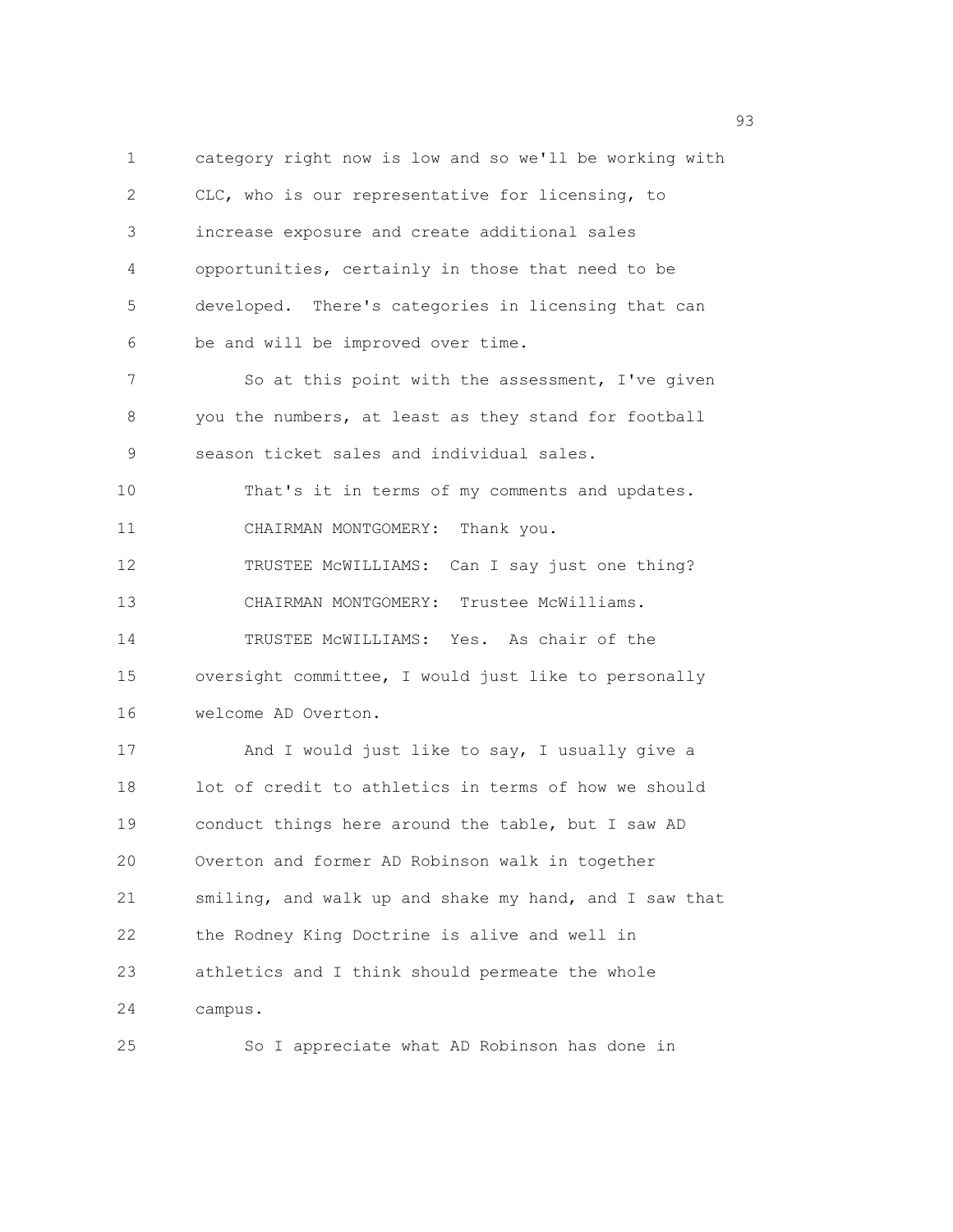category right now is low and so we'll be working with CLC, who is our representative for licensing, to increase exposure and create additional sales opportunities, certainly in those that need to be developed. There's categories in licensing that can be and will be improved over time.

So at this point with the assessment, I've given you the numbers, at least as they stand for football season ticket sales and individual sales.

That's it in terms of my comments and updates.

CHAIRMAN MONTGOMERY: Thank you.

TRUSTEE McWILLIAMS: Can I say just one thing?

CHAIRMAN MONTGOMERY: Trustee McWilliams.

TRUSTEE McWILLIAMS: Yes. As chair of the oversight committee, I would just like to personally welcome AD Overton.

And I would just like to say, I usually give a lot of credit to athletics in terms of how we should conduct things here around the table, but I saw AD Overton and former AD Robinson walk in together smiling, and walk up and shake my hand, and I saw that the Rodney King Doctrine is alive and well in athletics and I think should permeate the whole campus.

So I appreciate what AD Robinson has done in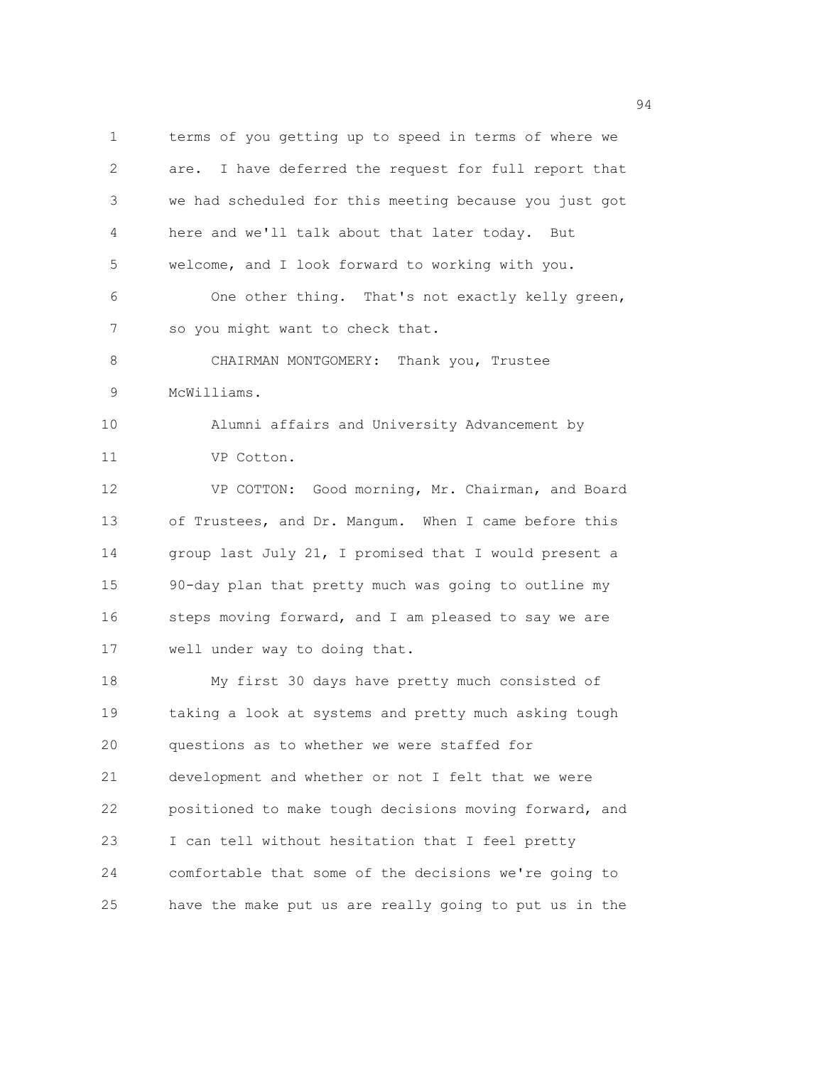terms of you getting up to speed in terms of where we are. I have deferred the request for full report that we had scheduled for this meeting because you just got here and we'll talk about that later today. But welcome, and I look forward to working with you.

One other thing. That's not exactly kelly green, so you might want to check that.

CHAIRMAN MONTGOMERY: Thank you, Trustee McWilliams.

Alumni affairs and University Advancement by VP Cotton.

VP COTTON: Good morning, Mr. Chairman, and Board of Trustees, and Dr. Mangum. When I came before this group last July 21, I promised that I would present a 90-day plan that pretty much was going to outline my steps moving forward, and I am pleased to say we are well under way to doing that.

My first 30 days have pretty much consisted of taking a look at systems and pretty much asking tough questions as to whether we were staffed for development and whether or not I felt that we were positioned to make tough decisions moving forward, and I can tell without hesitation that I feel pretty comfortable that some of the decisions we're going to have the make put us are really going to put us in the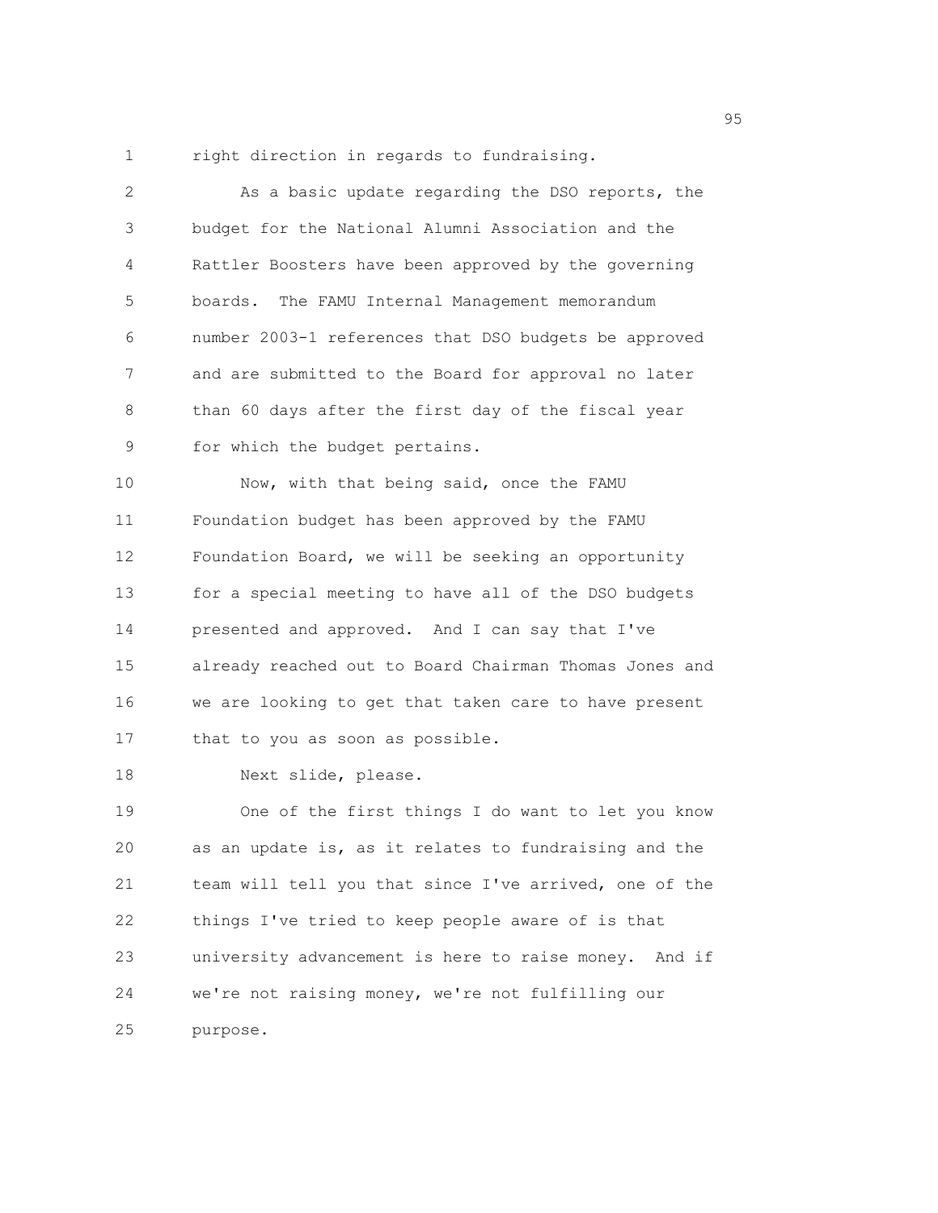right direction in regards to fundraising.

As a basic update regarding the DSO reports, the budget for the National Alumni Association and the Rattler Boosters have been approved by the governing boards. The FAMU Internal Management memorandum number 2003-1 references that DSO budgets be approved and are submitted to the Board for approval no later than 60 days after the first day of the fiscal year for which the budget pertains.

Now, with that being said, once the FAMU Foundation budget has been approved by the FAMU Foundation Board, we will be seeking an opportunity for a special meeting to have all of the DSO budgets presented and approved. And I can say that I've already reached out to Board Chairman Thomas Jones and we are looking to get that taken care to have present that to you as soon as possible.

Next slide, please.

One of the first things I do want to let you know as an update is, as it relates to fundraising and the team will tell you that since I've arrived, one of the things I've tried to keep people aware of is that university advancement is here to raise money. And if we're not raising money, we're not fulfilling our purpose.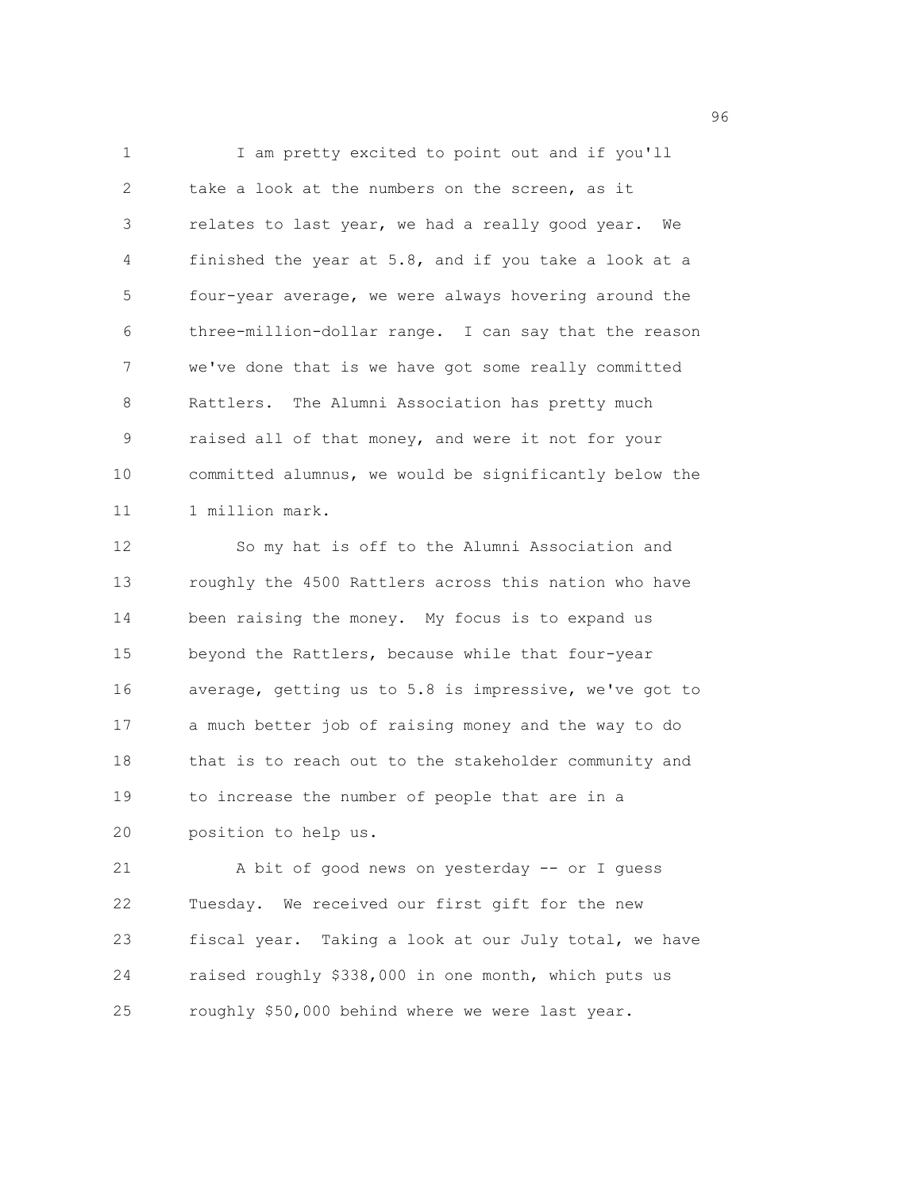I am pretty excited to point out and if you'll take a look at the numbers on the screen, as it relates to last year, we had a really good year. We finished the year at 5.8, and if you take a look at a four-year average, we were always hovering around the three-million-dollar range. I can say that the reason we've done that is we have got some really committed Rattlers. The Alumni Association has pretty much raised all of that money, and were it not for your committed alumnus, we would be significantly below the 1 million mark.

So my hat is off to the Alumni Association and roughly the 4500 Rattlers across this nation who have been raising the money. My focus is to expand us beyond the Rattlers, because while that four-year average, getting us to 5.8 is impressive, we've got to a much better job of raising money and the way to do that is to reach out to the stakeholder community and to increase the number of people that are in a position to help us.

A bit of good news on yesterday -- or I guess Tuesday. We received our first gift for the new fiscal year. Taking a look at our July total, we have raised roughly $338,000 in one month, which puts us roughly $50,000 behind where we were last year.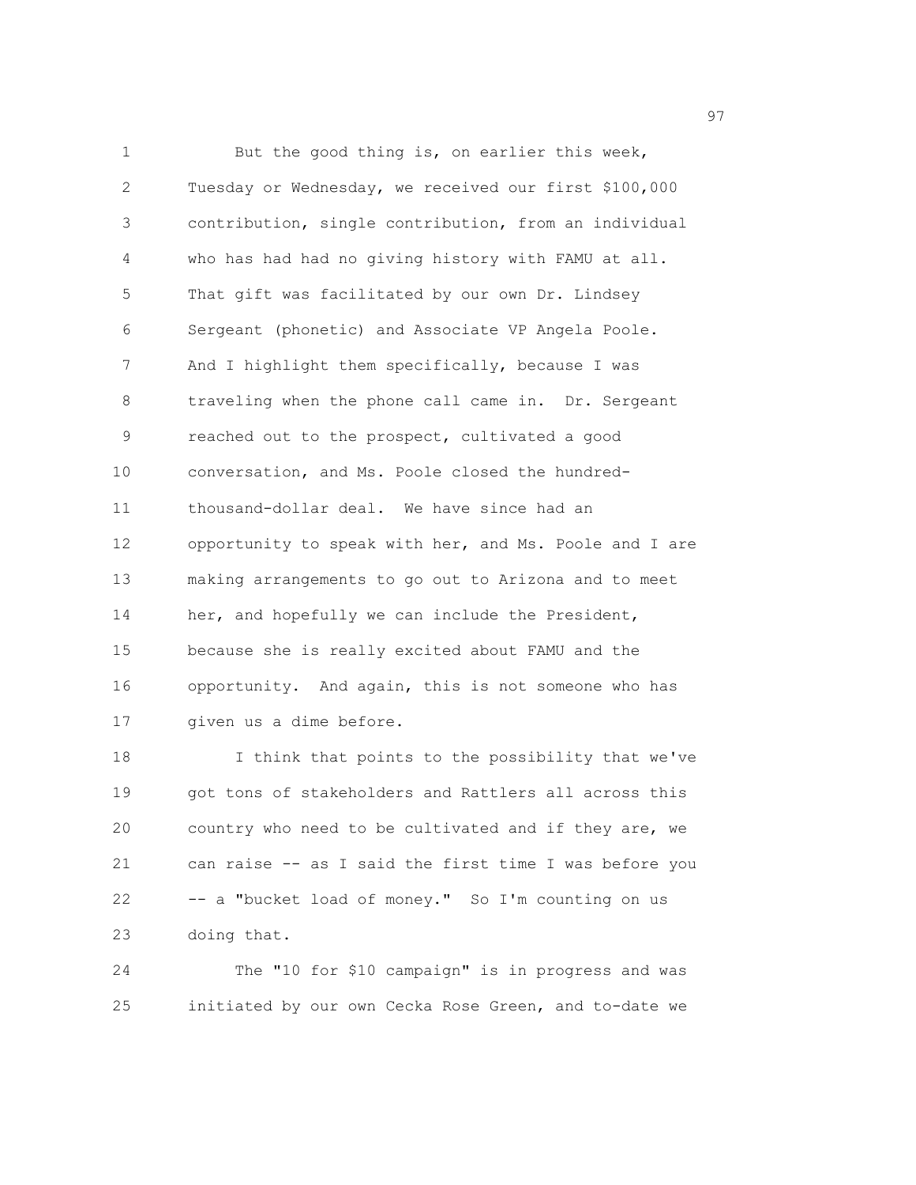But the good thing is, on earlier this week, Tuesday or Wednesday, we received our first $100,000 contribution, single contribution, from an individual who has had had no giving history with FAMU at all. That gift was facilitated by our own Dr. Lindsey Sergeant (phonetic) and Associate VP Angela Poole. And I highlight them specifically, because I was traveling when the phone call came in. Dr. Sergeant reached out to the prospect, cultivated a good conversation, and Ms. Poole closed the hundred-thousand-dollar deal. We have since had an opportunity to speak with her, and Ms. Poole and I are making arrangements to go out to Arizona and to meet her, and hopefully we can include the President, because she is really excited about FAMU and the opportunity. And again, this is not someone who has given us a dime before.

I think that points to the possibility that we've got tons of stakeholders and Rattlers all across this country who need to be cultivated and if they are, we can raise -- as I said the first time I was before you -- a "bucket load of money." So I'm counting on us doing that.

The "10 for $10 campaign" is in progress and was initiated by our own Cecka Rose Green, and to-date we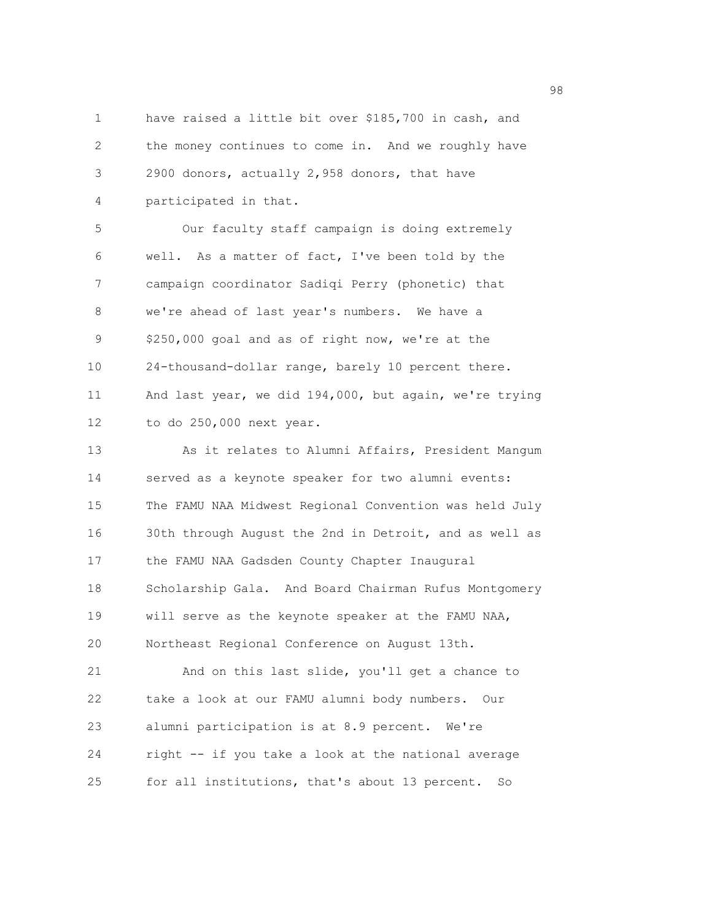have raised a little bit over $185,700 in cash, and the money continues to come in. And we roughly have 2900 donors, actually 2,958 donors, that have participated in that.

Our faculty staff campaign is doing extremely well. As a matter of fact, I've been told by the campaign coordinator Sadiqi Perry (phonetic) that we're ahead of last year's numbers. We have a $250,000 goal and as of right now, we're at the 24-thousand-dollar range, barely 10 percent there. And last year, we did 194,000, but again, we're trying to do 250,000 next year.

As it relates to Alumni Affairs, President Mangum served as a keynote speaker for two alumni events: The FAMU NAA Midwest Regional Convention was held July 30th through August the 2nd in Detroit, and as well as the FAMU NAA Gadsden County Chapter Inaugural Scholarship Gala. And Board Chairman Rufus Montgomery will serve as the keynote speaker at the FAMU NAA, Northeast Regional Conference on August 13th.

And on this last slide, you'll get a chance to take a look at our FAMU alumni body numbers. Our alumni participation is at 8.9 percent. We're right -- if you take a look at the national average for all institutions, that's about 13 percent. So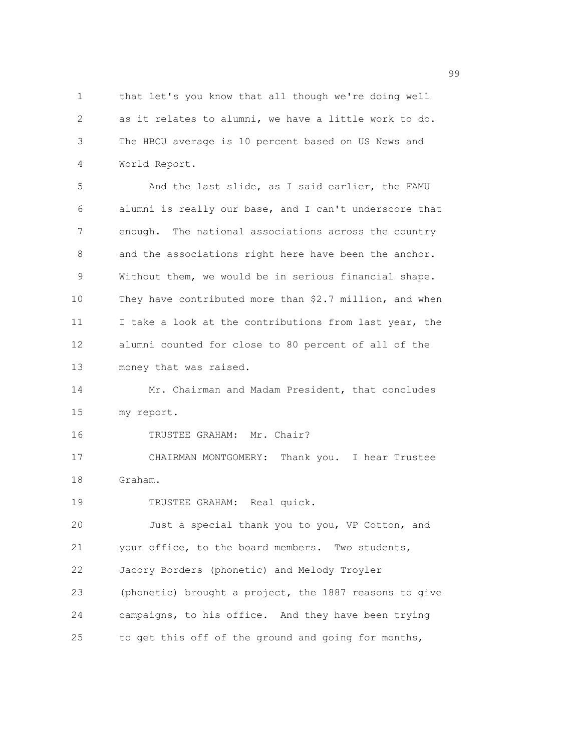that let's you know that all though we're doing well as it relates to alumni, we have a little work to do. The HBCU average is 10 percent based on US News and World Report.

And the last slide, as I said earlier, the FAMU alumni is really our base, and I can't underscore that enough. The national associations across the country and the associations right here have been the anchor. Without them, we would be in serious financial shape. They have contributed more than $2.7 million, and when I take a look at the contributions from last year, the alumni counted for close to 80 percent of all of the money that was raised.

Mr. Chairman and Madam President, that concludes my report.

TRUSTEE GRAHAM: Mr. Chair?

CHAIRMAN MONTGOMERY: Thank you. I hear Trustee Graham.

TRUSTEE GRAHAM: Real quick.

Just a special thank you to you, VP Cotton, and your office, to the board members. Two students, Jacory Borders (phonetic) and Melody Troyler (phonetic) brought a project, the 1887 reasons to give campaigns, to his office. And they have been trying to get this off of the ground and going for months,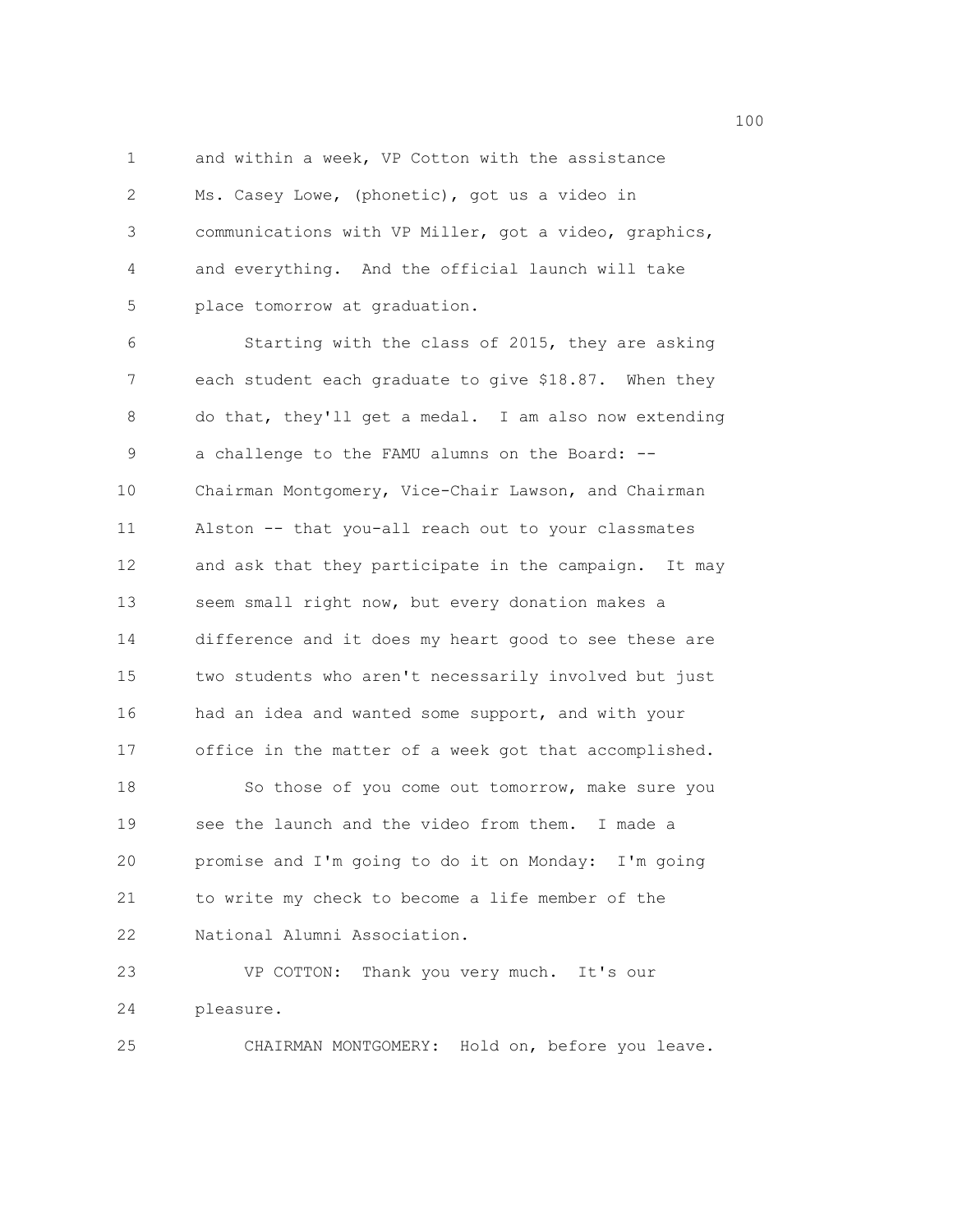and within a week, VP Cotton with the assistance Ms. Casey Lowe, (phonetic), got us a video in communications with VP Miller, got a video, graphics, and everything. And the official launch will take place tomorrow at graduation.

Starting with the class of 2015, they are asking each student each graduate to give $18.87. When they do that, they'll get a medal. I am also now extending a challenge to the FAMU alumns on the Board: -- Chairman Montgomery, Vice-Chair Lawson, and Chairman Alston -- that you-all reach out to your classmates and ask that they participate in the campaign. It may seem small right now, but every donation makes a difference and it does my heart good to see these are two students who aren't necessarily involved but just had an idea and wanted some support, and with your office in the matter of a week got that accomplished.

So those of you come out tomorrow, make sure you see the launch and the video from them. I made a promise and I'm going to do it on Monday: I'm going to write my check to become a life member of the National Alumni Association.

VP COTTON: Thank you very much. It's our pleasure.

CHAIRMAN MONTGOMERY: Hold on, before you leave.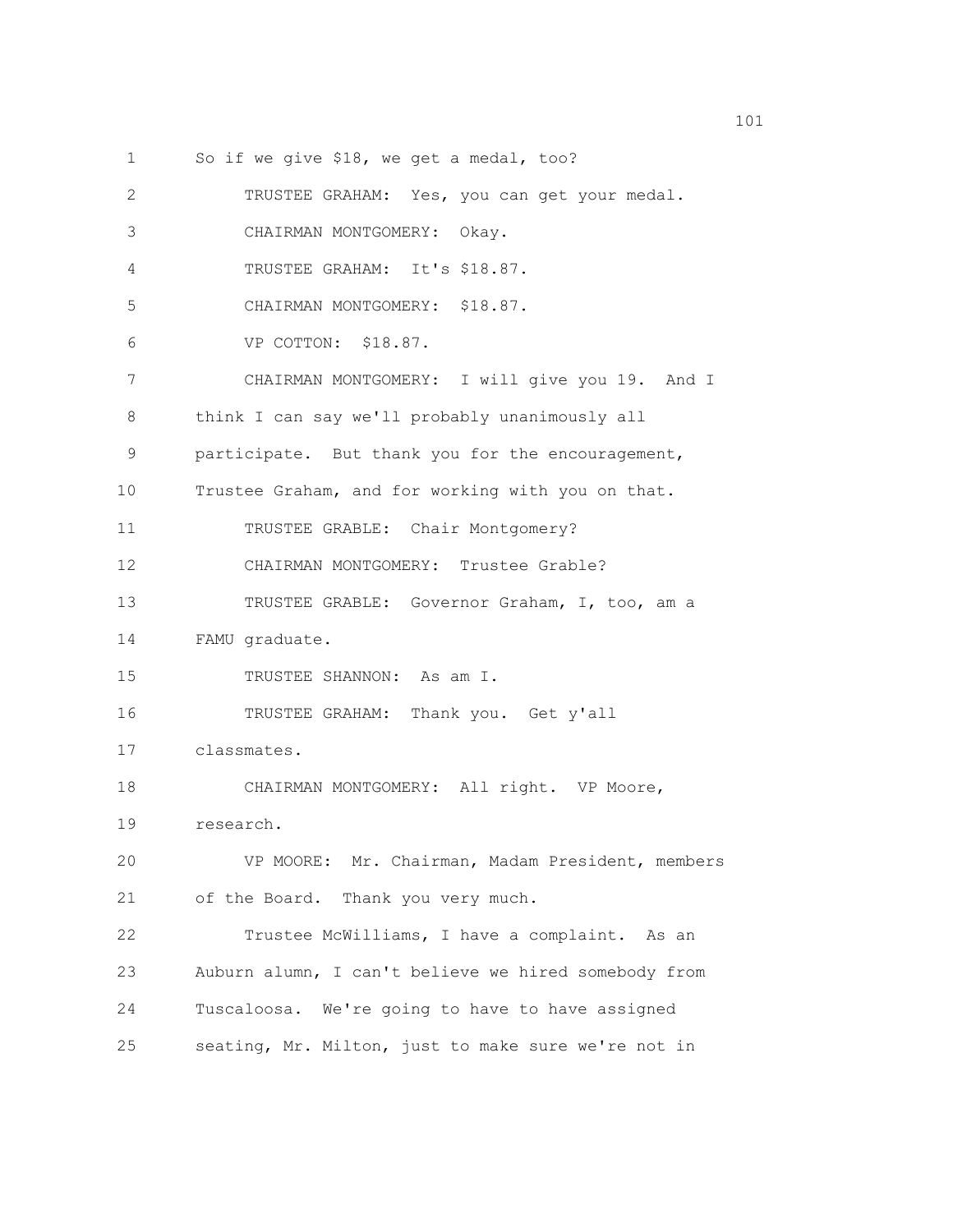So if we give $18, we get a medal, too?

TRUSTEE GRAHAM: Yes, you can get your medal.

CHAIRMAN MONTGOMERY: Okay.

TRUSTEE GRAHAM: It's $18.87.

CHAIRMAN MONTGOMERY: $18.87.

VP COTTON: $18.87.

CHAIRMAN MONTGOMERY: I will give you 19. And I think I can say we'll probably unanimously all participate. But thank you for the encouragement, Trustee Graham, and for working with you on that.

TRUSTEE GRABLE: Chair Montgomery?

CHAIRMAN MONTGOMERY: Trustee Grable?

TRUSTEE GRABLE: Governor Graham, I, too, am a FAMU graduate.

TRUSTEE SHANNON: As am I.

TRUSTEE GRAHAM: Thank you. Get y'all classmates.

CHAIRMAN MONTGOMERY: All right. VP Moore, research.

VP MOORE: Mr. Chairman, Madam President, members of the Board. Thank you very much.

Trustee McWilliams, I have a complaint. As an Auburn alumn, I can't believe we hired somebody from Tuscaloosa. We're going to have to have assigned seating, Mr. Milton, just to make sure we're not in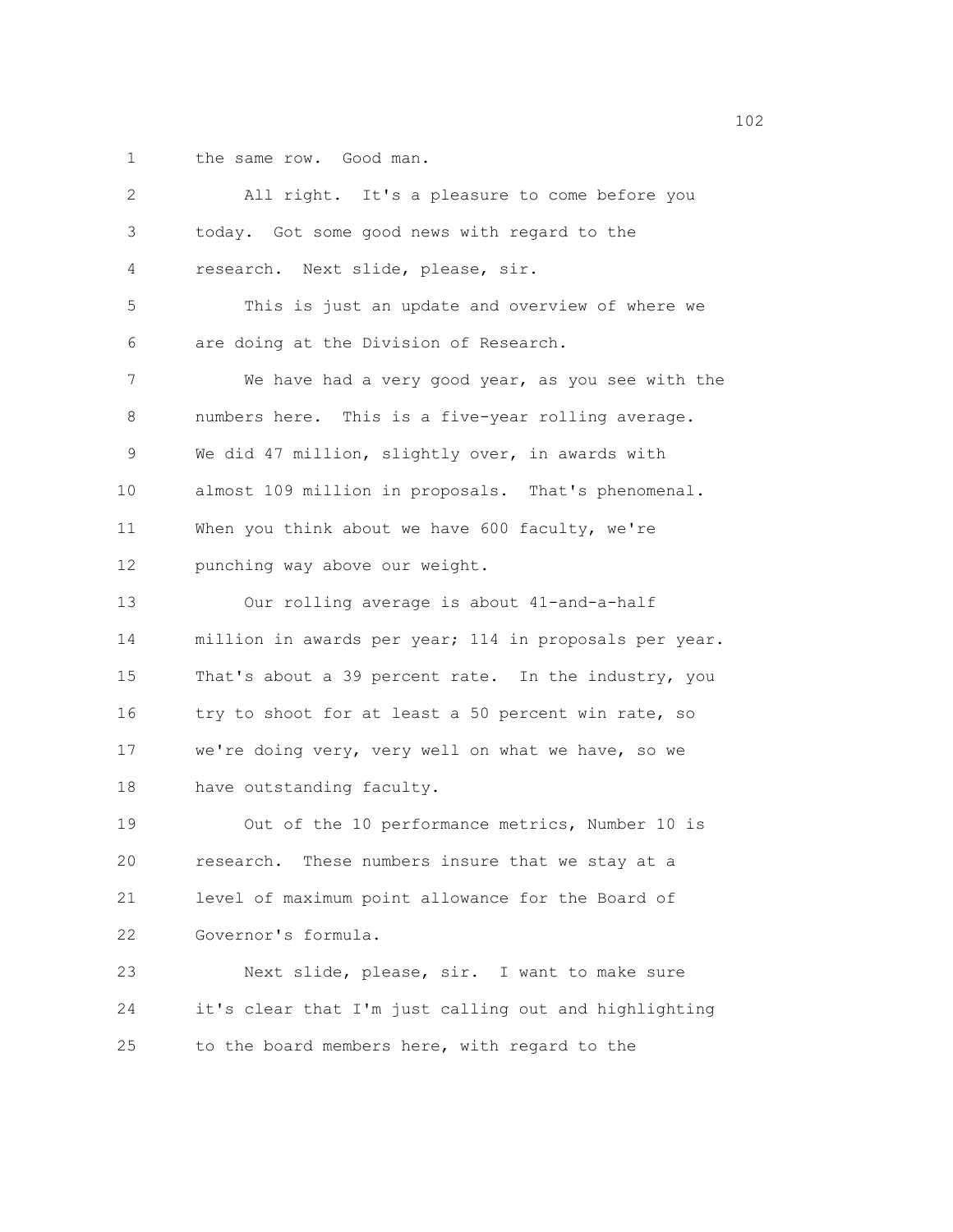the same row. Good man.

All right. It's a pleasure to come before you today. Got some good news with regard to the research. Next slide, please, sir.

This is just an update and overview of where we are doing at the Division of Research.

We have had a very good year, as you see with the numbers here. This is a five-year rolling average. We did 47 million, slightly over, in awards with almost 109 million in proposals. That's phenomenal. When you think about we have 600 faculty, we're punching way above our weight.

Our rolling average is about 41-and-a-half million in awards per year; 114 in proposals per year. That's about a 39 percent rate. In the industry, you try to shoot for at least a 50 percent win rate, so we're doing very, very well on what we have, so we have outstanding faculty.

Out of the 10 performance metrics, Number 10 is research. These numbers insure that we stay at a level of maximum point allowance for the Board of Governor's formula.

Next slide, please, sir. I want to make sure it's clear that I'm just calling out and highlighting to the board members here, with regard to the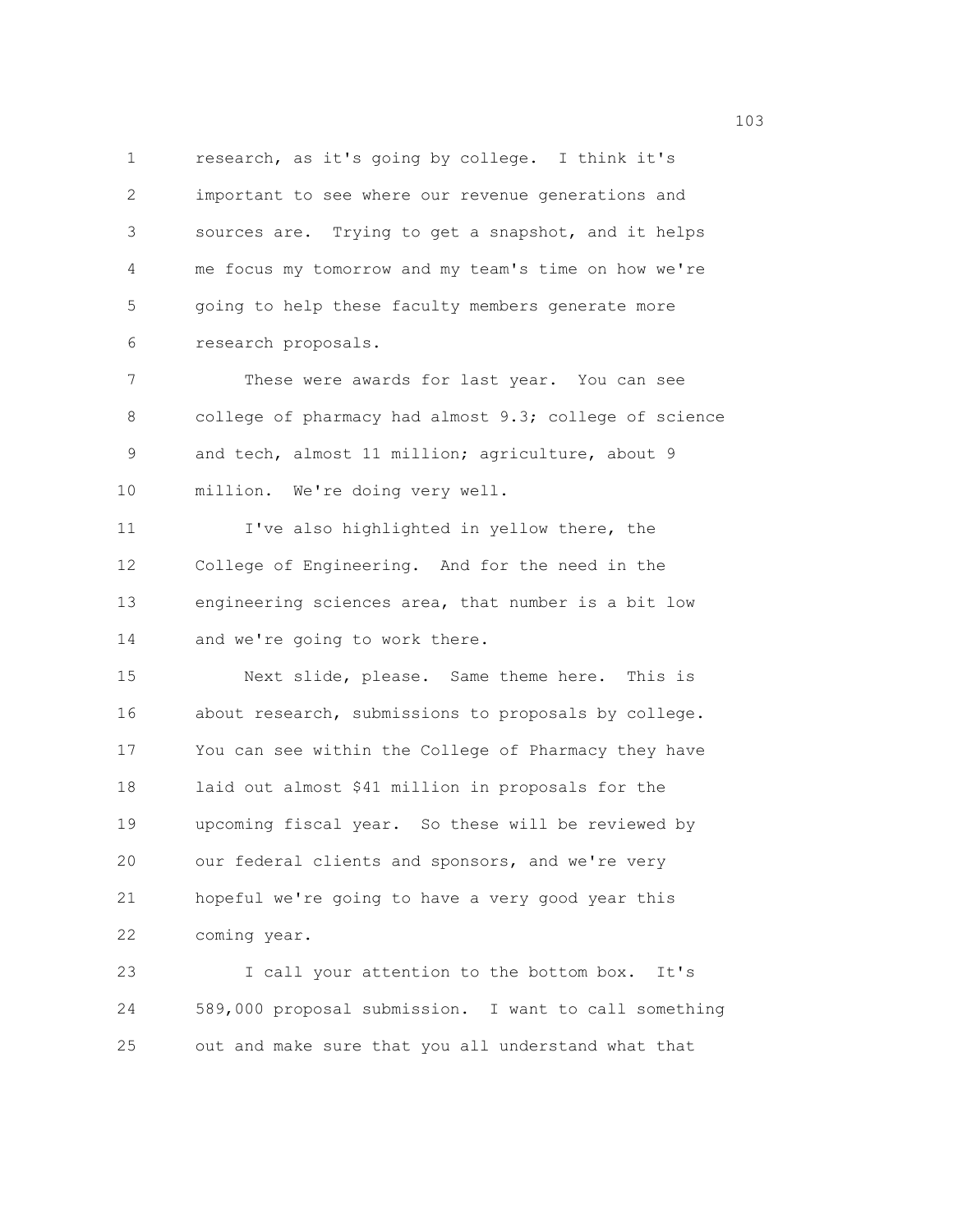research, as it's going by college. I think it's important to see where our revenue generations and sources are. Trying to get a snapshot, and it helps me focus my tomorrow and my team's time on how we're going to help these faculty members generate more research proposals.

These were awards for last year. You can see college of pharmacy had almost 9.3; college of science and tech, almost 11 million; agriculture, about 9 million. We're doing very well.

I've also highlighted in yellow there, the College of Engineering. And for the need in the engineering sciences area, that number is a bit low and we're going to work there.

Next slide, please. Same theme here. This is about research, submissions to proposals by college. You can see within the College of Pharmacy they have laid out almost $41 million in proposals for the upcoming fiscal year. So these will be reviewed by our federal clients and sponsors, and we're very hopeful we're going to have a very good year this coming year.

I call your attention to the bottom box. It's 589,000 proposal submission. I want to call something out and make sure that you all understand what that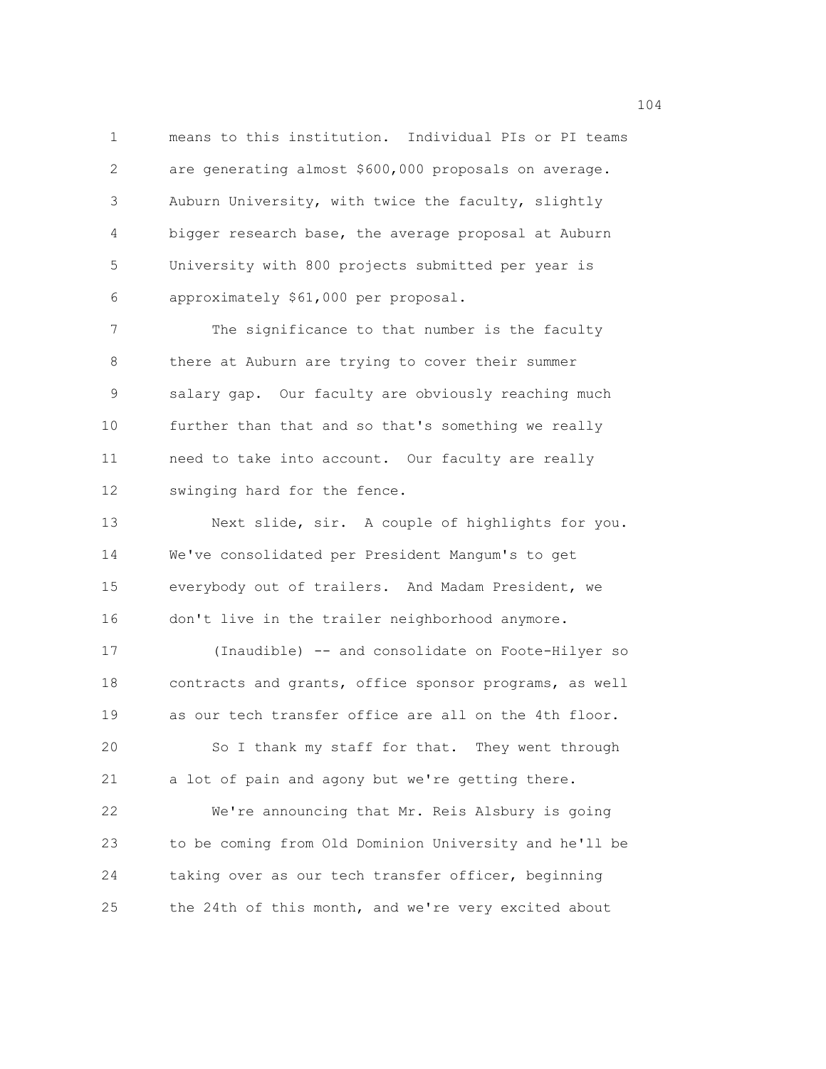means to this institution. Individual PIs or PI teams are generating almost $600,000 proposals on average. Auburn University, with twice the faculty, slightly bigger research base, the average proposal at Auburn University with 800 projects submitted per year is approximately $61,000 per proposal.

The significance to that number is the faculty there at Auburn are trying to cover their summer salary gap. Our faculty are obviously reaching much further than that and so that's something we really need to take into account. Our faculty are really swinging hard for the fence.

Next slide, sir. A couple of highlights for you. We've consolidated per President Mangum's to get everybody out of trailers. And Madam President, we don't live in the trailer neighborhood anymore.

(Inaudible) -- and consolidate on Foote-Hilyer so contracts and grants, office sponsor programs, as well as our tech transfer office are all on the 4th floor.

So I thank my staff for that. They went through a lot of pain and agony but we're getting there.

We're announcing that Mr. Reis Alsbury is going to be coming from Old Dominion University and he'll be taking over as our tech transfer officer, beginning the 24th of this month, and we're very excited about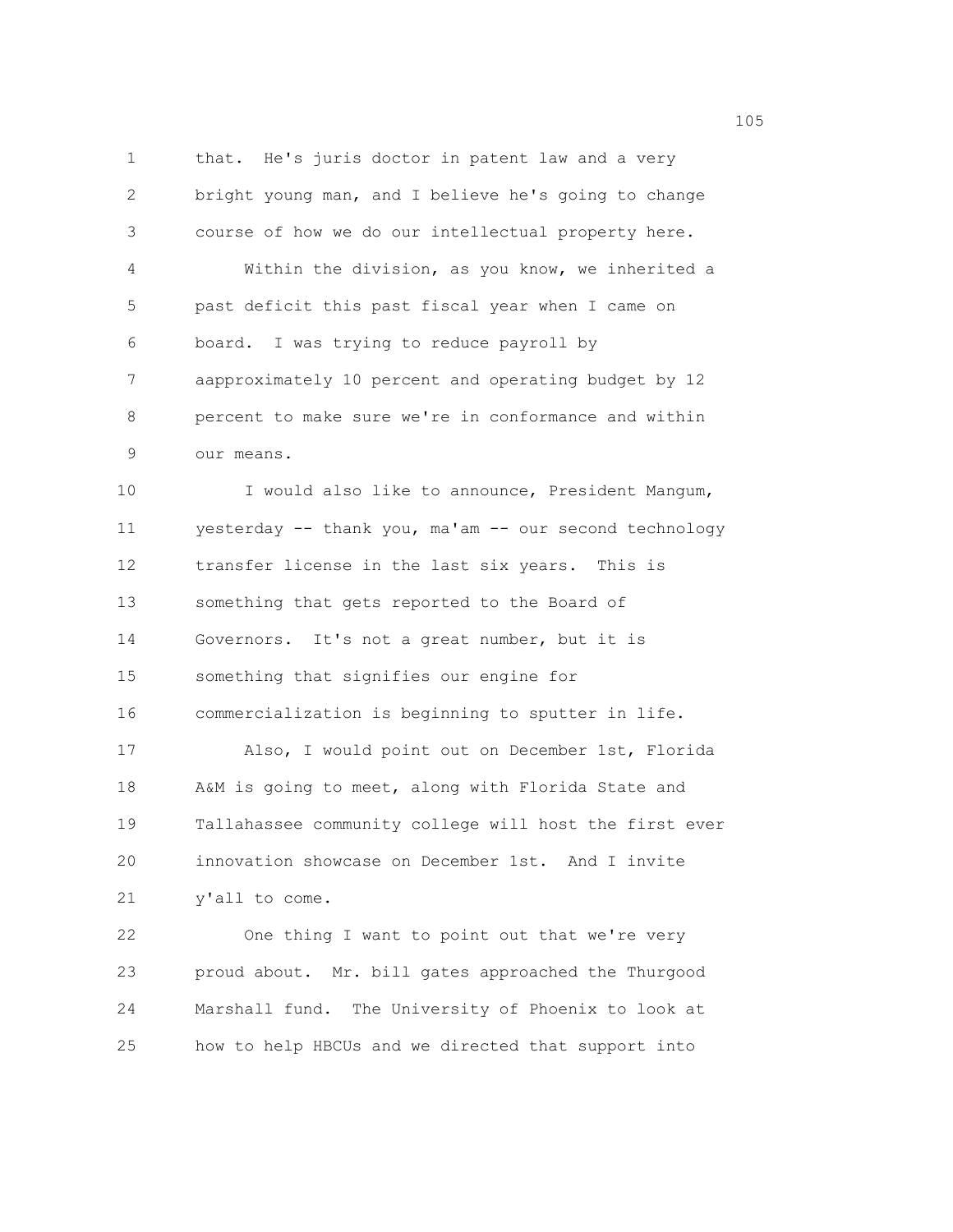that. He's juris doctor in patent law and a very bright young man, and I believe he's going to change course of how we do our intellectual property here.

Within the division, as you know, we inherited a past deficit this past fiscal year when I came on board. I was trying to reduce payroll by aapproximately 10 percent and operating budget by 12 percent to make sure we're in conformance and within our means.

I would also like to announce, President Mangum, yesterday -- thank you, ma'am -- our second technology transfer license in the last six years. This is something that gets reported to the Board of Governors. It's not a great number, but it is something that signifies our engine for commercialization is beginning to sputter in life.

Also, I would point out on December 1st, Florida A&M is going to meet, along with Florida State and Tallahassee community college will host the first ever innovation showcase on December 1st. And I invite y'all to come.

One thing I want to point out that we're very proud about. Mr. bill gates approached the Thurgood Marshall fund. The University of Phoenix to look at how to help HBCUs and we directed that support into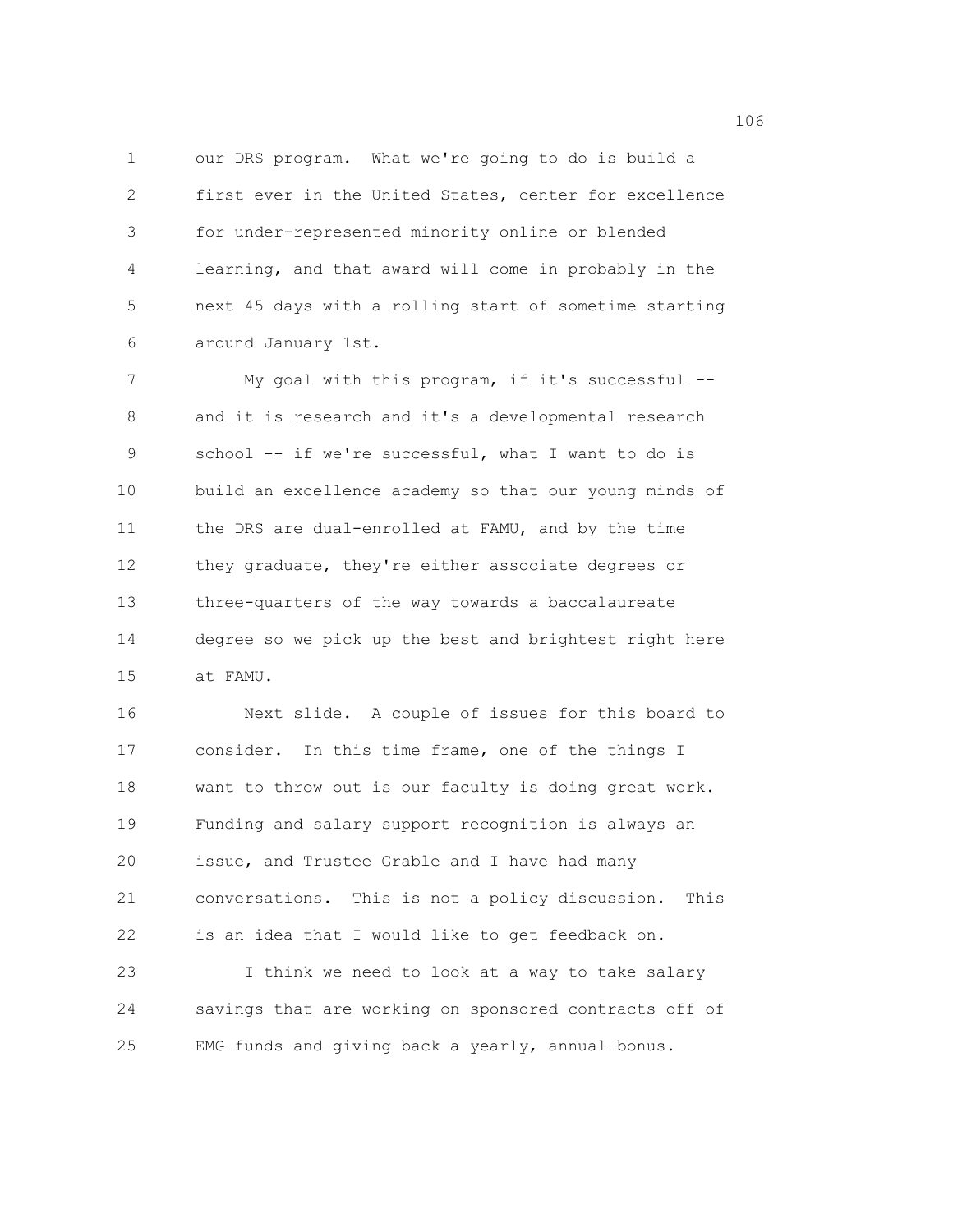our DRS program. What we're going to do is build a first ever in the United States, center for excellence for under-represented minority online or blended learning, and that award will come in probably in the next 45 days with a rolling start of sometime starting around January 1st.

My goal with this program, if it's successful -- and it is research and it's a developmental research school -- if we're successful, what I want to do is build an excellence academy so that our young minds of the DRS are dual-enrolled at FAMU, and by the time they graduate, they're either associate degrees or three-quarters of the way towards a baccalaureate degree so we pick up the best and brightest right here at FAMU.

Next slide. A couple of issues for this board to consider. In this time frame, one of the things I want to throw out is our faculty is doing great work. Funding and salary support recognition is always an issue, and Trustee Grable and I have had many conversations. This is not a policy discussion. This is an idea that I would like to get feedback on.

I think we need to look at a way to take salary savings that are working on sponsored contracts off of EMG funds and giving back a yearly, annual bonus.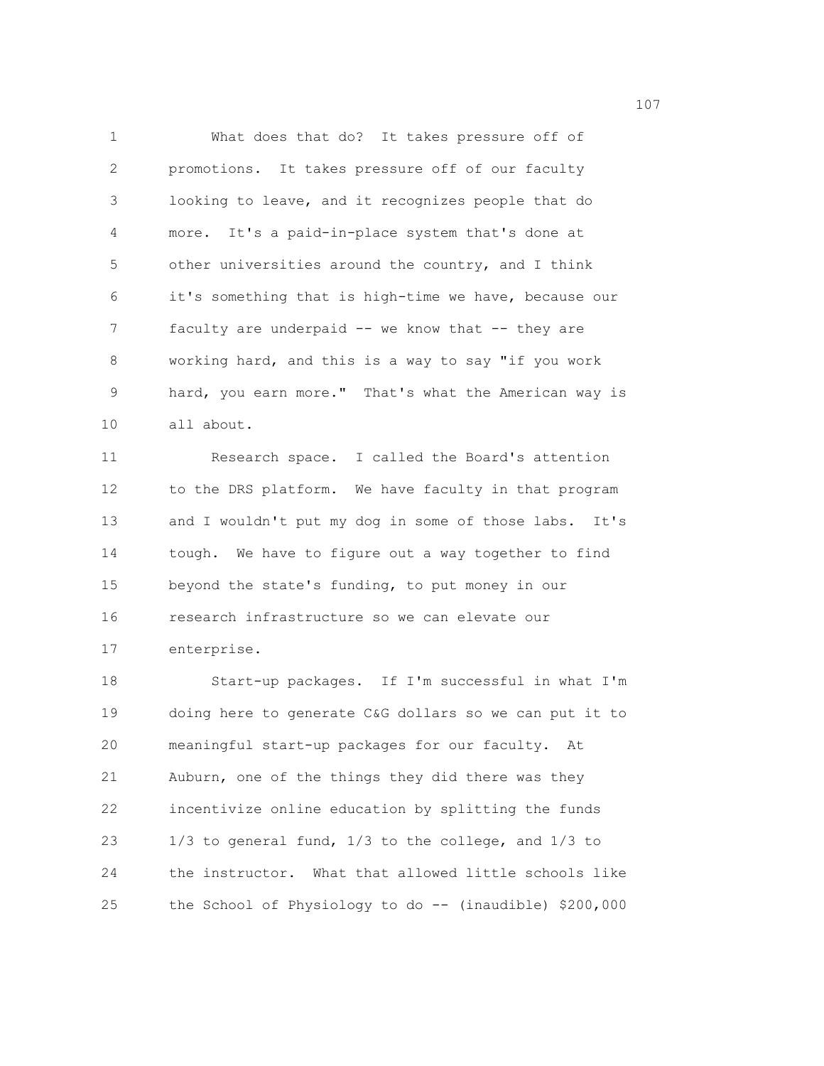What does that do? It takes pressure off of promotions. It takes pressure off of our faculty looking to leave, and it recognizes people that do more. It's a paid-in-place system that's done at other universities around the country, and I think it's something that is high-time we have, because our faculty are underpaid -- we know that -- they are working hard, and this is a way to say "if you work hard, you earn more." That's what the American way is all about.

Research space. I called the Board's attention to the DRS platform. We have faculty in that program and I wouldn't put my dog in some of those labs. It's tough. We have to figure out a way together to find beyond the state's funding, to put money in our research infrastructure so we can elevate our enterprise.

Start-up packages. If I'm successful in what I'm doing here to generate C&G dollars so we can put it to meaningful start-up packages for our faculty. At Auburn, one of the things they did there was they incentivize online education by splitting the funds 1/3 to general fund, 1/3 to the college, and 1/3 to the instructor. What that allowed little schools like the School of Physiology to do -- (inaudible) $200,000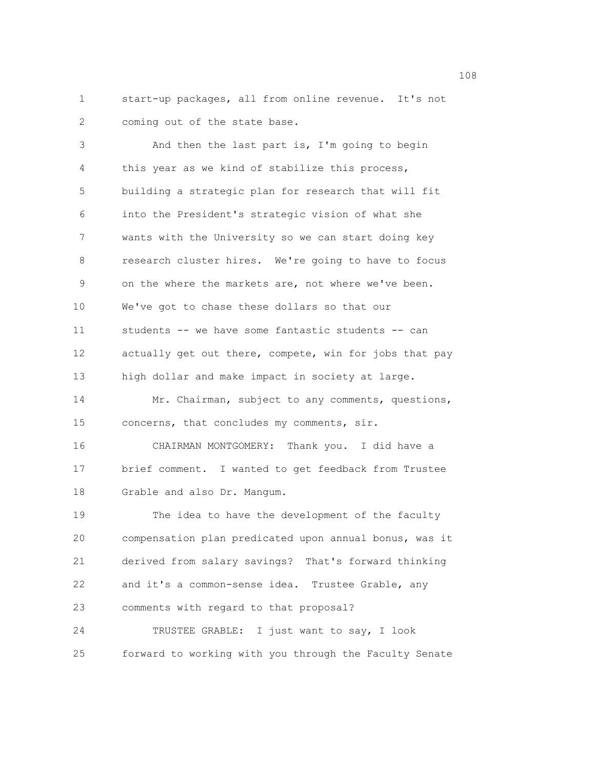start-up packages, all from online revenue. It's not coming out of the state base.

And then the last part is, I'm going to begin this year as we kind of stabilize this process, building a strategic plan for research that will fit into the President's strategic vision of what she wants with the University so we can start doing key research cluster hires. We're going to have to focus on the where the markets are, not where we've been. We've got to chase these dollars so that our students -- we have some fantastic students -- can actually get out there, compete, win for jobs that pay high dollar and make impact in society at large.

Mr. Chairman, subject to any comments, questions, concerns, that concludes my comments, sir.

CHAIRMAN MONTGOMERY: Thank you. I did have a brief comment. I wanted to get feedback from Trustee Grable and also Dr. Mangum.

The idea to have the development of the faculty compensation plan predicated upon annual bonus, was it derived from salary savings? That's forward thinking and it's a common-sense idea. Trustee Grable, any comments with regard to that proposal?

TRUSTEE GRABLE: I just want to say, I look forward to working with you through the Faculty Senate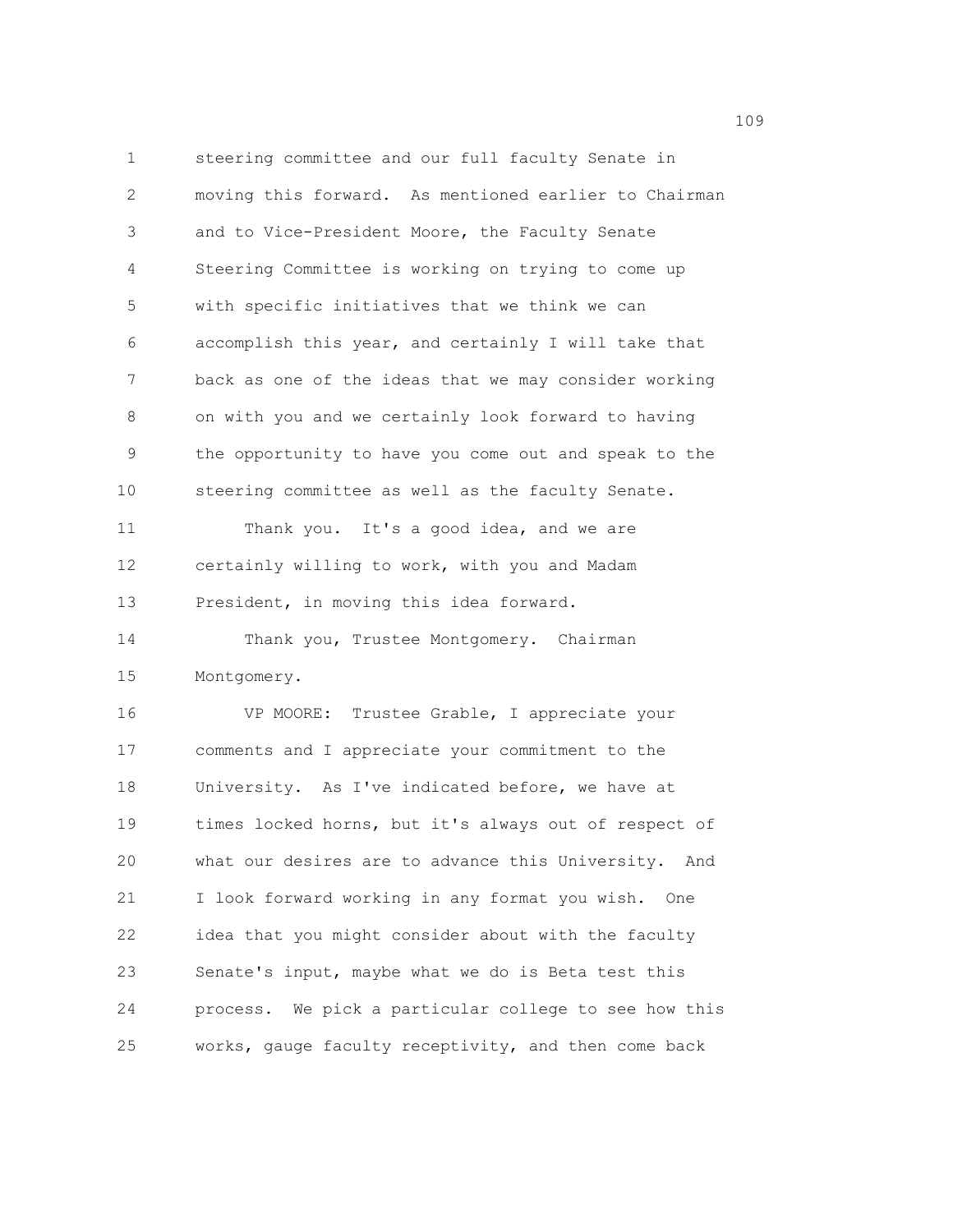steering committee and our full faculty Senate in moving this forward. As mentioned earlier to Chairman and to Vice-President Moore, the Faculty Senate Steering Committee is working on trying to come up with specific initiatives that we think we can accomplish this year, and certainly I will take that back as one of the ideas that we may consider working on with you and we certainly look forward to having the opportunity to have you come out and speak to the steering committee as well as the faculty Senate.

Thank you. It's a good idea, and we are certainly willing to work, with you and Madam President, in moving this idea forward.

Thank you, Trustee Montgomery. Chairman Montgomery.

VP MOORE: Trustee Grable, I appreciate your comments and I appreciate your commitment to the University. As I've indicated before, we have at times locked horns, but it's always out of respect of what our desires are to advance this University. And I look forward working in any format you wish. One idea that you might consider about with the faculty Senate's input, maybe what we do is Beta test this process. We pick a particular college to see how this works, gauge faculty receptivity, and then come back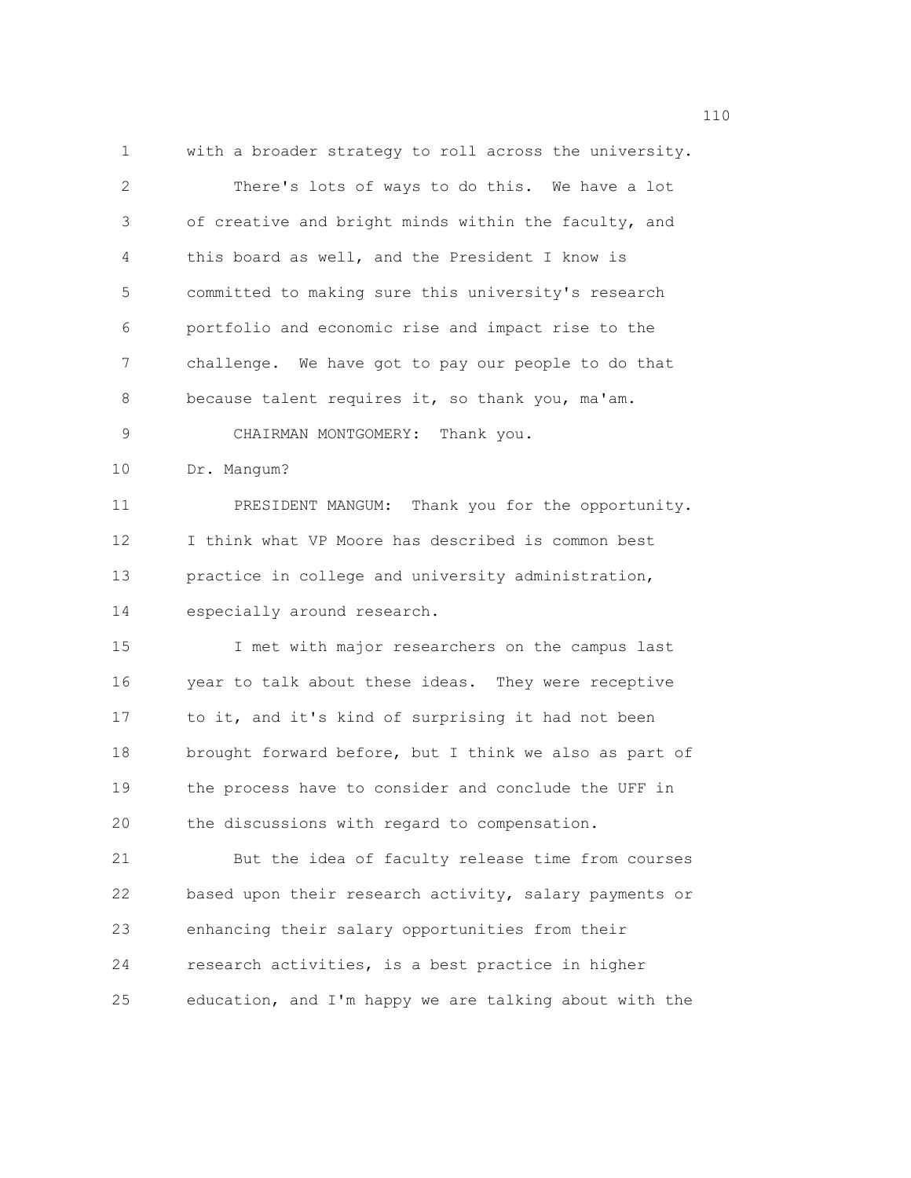with a broader strategy to roll across the university.

There's lots of ways to do this. We have a lot of creative and bright minds within the faculty, and this board as well, and the President I know is committed to making sure this university's research portfolio and economic rise and impact rise to the challenge. We have got to pay our people to do that because talent requires it, so thank you, ma'am.

CHAIRMAN MONTGOMERY: Thank you.

Dr. Mangum?

PRESIDENT MANGUM: Thank you for the opportunity. I think what VP Moore has described is common best practice in college and university administration, especially around research.

I met with major researchers on the campus last year to talk about these ideas. They were receptive to it, and it's kind of surprising it had not been brought forward before, but I think we also as part of the process have to consider and conclude the UFF in the discussions with regard to compensation.

But the idea of faculty release time from courses based upon their research activity, salary payments or enhancing their salary opportunities from their research activities, is a best practice in higher education, and I'm happy we are talking about with the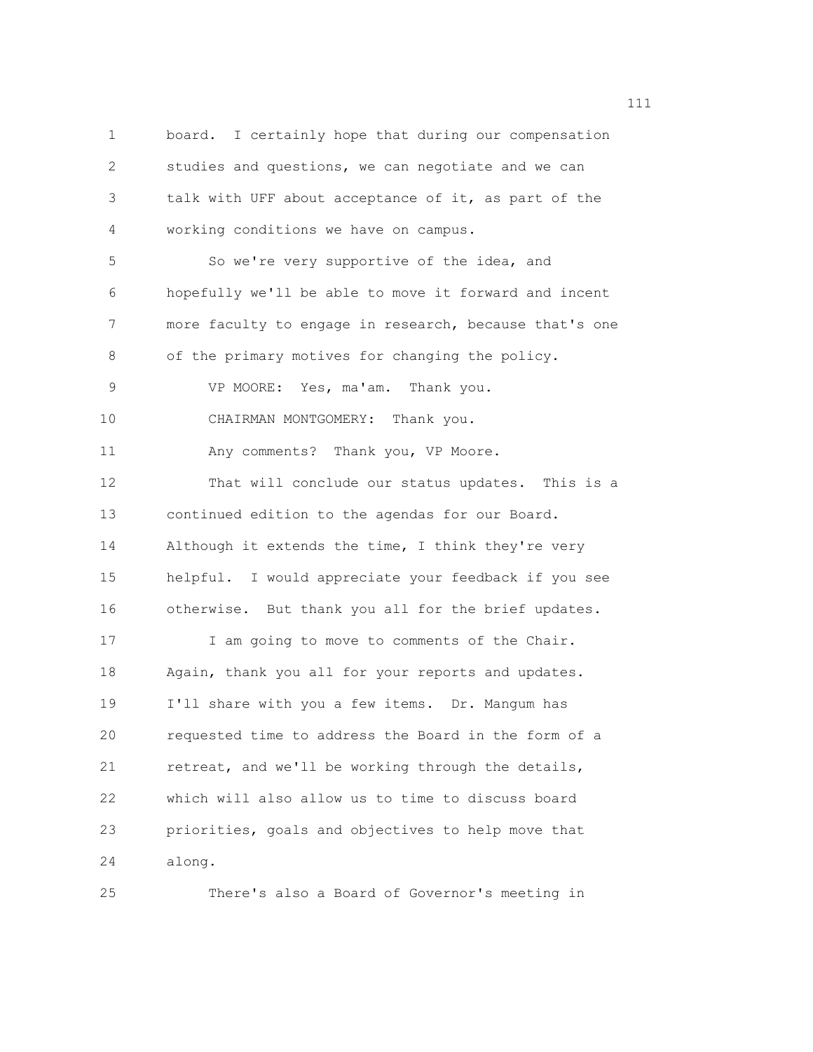board. I certainly hope that during our compensation studies and questions, we can negotiate and we can talk with UFF about acceptance of it, as part of the working conditions we have on campus.

So we're very supportive of the idea, and hopefully we'll be able to move it forward and incent more faculty to engage in research, because that's one of the primary motives for changing the policy.

VP MOORE: Yes, ma'am. Thank you.

CHAIRMAN MONTGOMERY: Thank you.

Any comments? Thank you, VP Moore.

That will conclude our status updates. This is a continued edition to the agendas for our Board. Although it extends the time, I think they're very helpful. I would appreciate your feedback if you see otherwise. But thank you all for the brief updates.

I am going to move to comments of the Chair. Again, thank you all for your reports and updates. I'll share with you a few items. Dr. Mangum has requested time to address the Board in the form of a retreat, and we'll be working through the details, which will also allow us to time to discuss board priorities, goals and objectives to help move that along.

There's also a Board of Governor's meeting in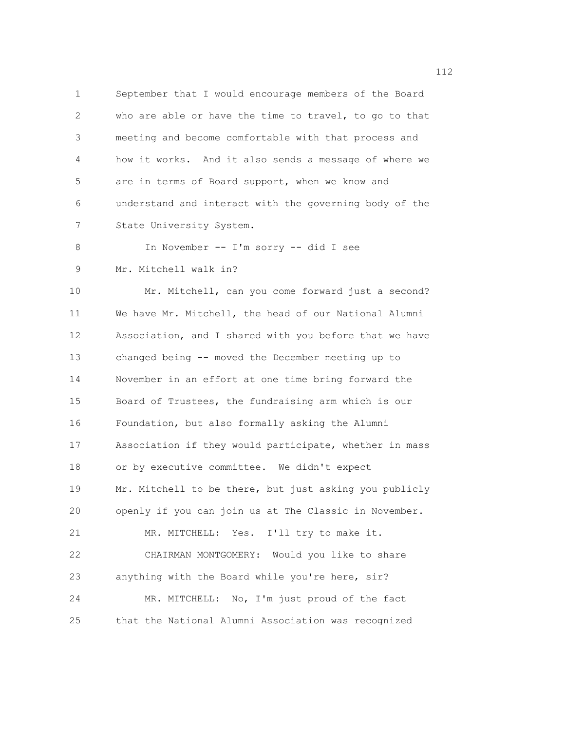September that I would encourage members of the Board who are able or have the time to travel, to go to that meeting and become comfortable with that process and how it works. And it also sends a message of where we are in terms of Board support, when we know and understand and interact with the governing body of the State University System.

In November -- I'm sorry -- did I see Mr. Mitchell walk in?

Mr. Mitchell, can you come forward just a second? We have Mr. Mitchell, the head of our National Alumni Association, and I shared with you before that we have changed being -- moved the December meeting up to November in an effort at one time bring forward the Board of Trustees, the fundraising arm which is our Foundation, but also formally asking the Alumni Association if they would participate, whether in mass or by executive committee. We didn't expect Mr. Mitchell to be there, but just asking you publicly openly if you can join us at The Classic in November.

MR. MITCHELL: Yes. I'll try to make it.

CHAIRMAN MONTGOMERY: Would you like to share anything with the Board while you're here, sir?

MR. MITCHELL: No, I'm just proud of the fact that the National Alumni Association was recognized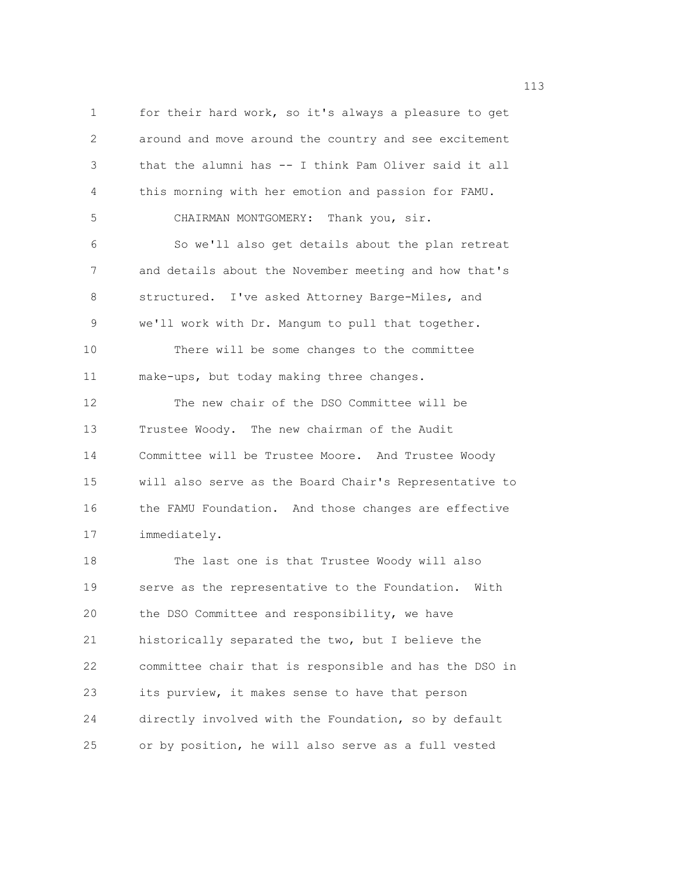for their hard work, so it's always a pleasure to get around and move around the country and see excitement that the alumni has -- I think Pam Oliver said it all this morning with her emotion and passion for FAMU.

CHAIRMAN MONTGOMERY: Thank you, sir.

So we'll also get details about the plan retreat and details about the November meeting and how that's structured. I've asked Attorney Barge-Miles, and we'll work with Dr. Mangum to pull that together.

There will be some changes to the committee make-ups, but today making three changes.

The new chair of the DSO Committee will be Trustee Woody. The new chairman of the Audit Committee will be Trustee Moore. And Trustee Woody will also serve as the Board Chair's Representative to the FAMU Foundation. And those changes are effective immediately.

The last one is that Trustee Woody will also serve as the representative to the Foundation. With the DSO Committee and responsibility, we have historically separated the two, but I believe the committee chair that is responsible and has the DSO in its purview, it makes sense to have that person directly involved with the Foundation, so by default or by position, he will also serve as a full vested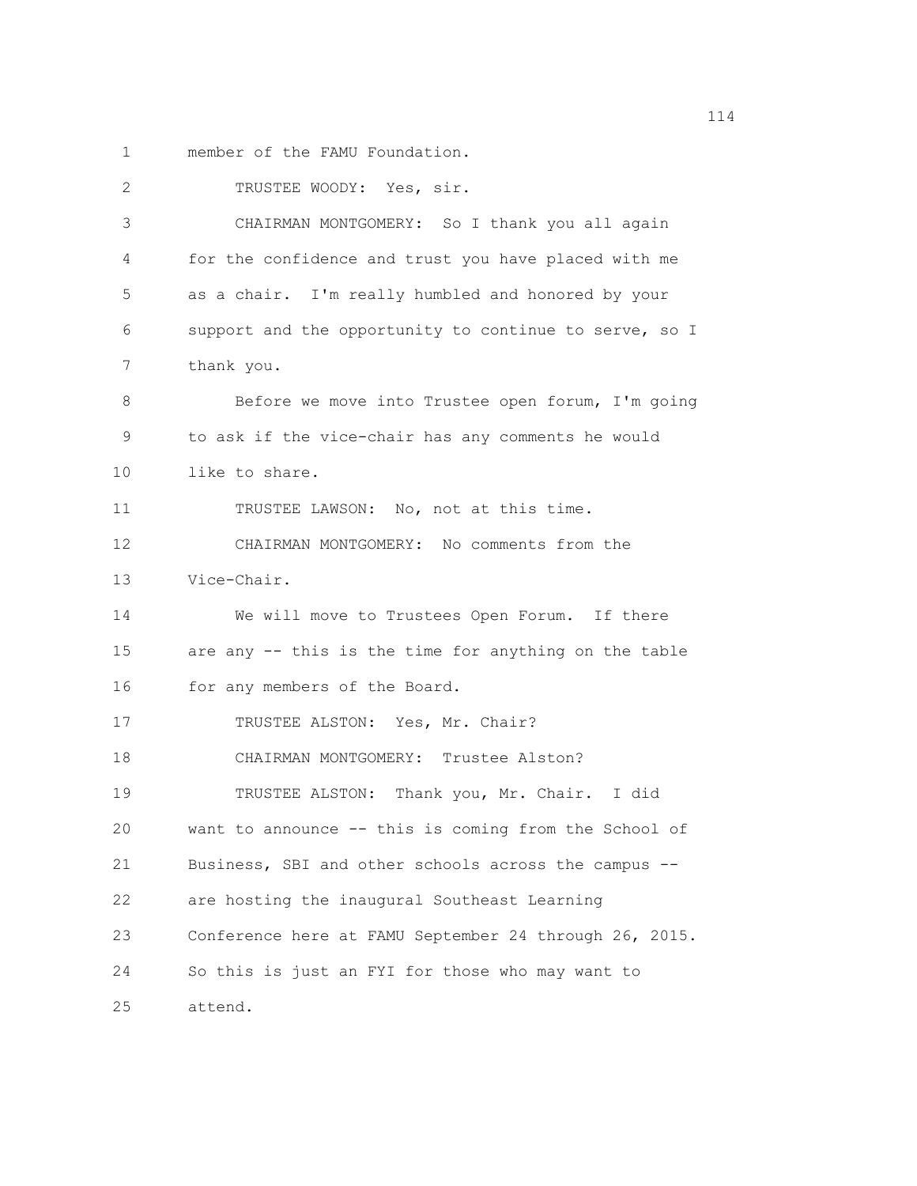member of the FAMU Foundation.

TRUSTEE WOODY: Yes, sir.

CHAIRMAN MONTGOMERY: So I thank you all again for the confidence and trust you have placed with me as a chair. I'm really humbled and honored by your support and the opportunity to continue to serve, so I thank you.

Before we move into Trustee open forum, I'm going to ask if the vice-chair has any comments he would like to share.

TRUSTEE LAWSON: No, not at this time.

CHAIRMAN MONTGOMERY: No comments from the Vice-Chair.

We will move to Trustees Open Forum. If there are any -- this is the time for anything on the table for any members of the Board.

TRUSTEE ALSTON: Yes, Mr. Chair?

CHAIRMAN MONTGOMERY: Trustee Alston?

TRUSTEE ALSTON: Thank you, Mr. Chair. I did want to announce -- this is coming from the School of Business, SBI and other schools across the campus -- are hosting the inaugural Southeast Learning Conference here at FAMU September 24 through 26, 2015. So this is just an FYI for those who may want to attend.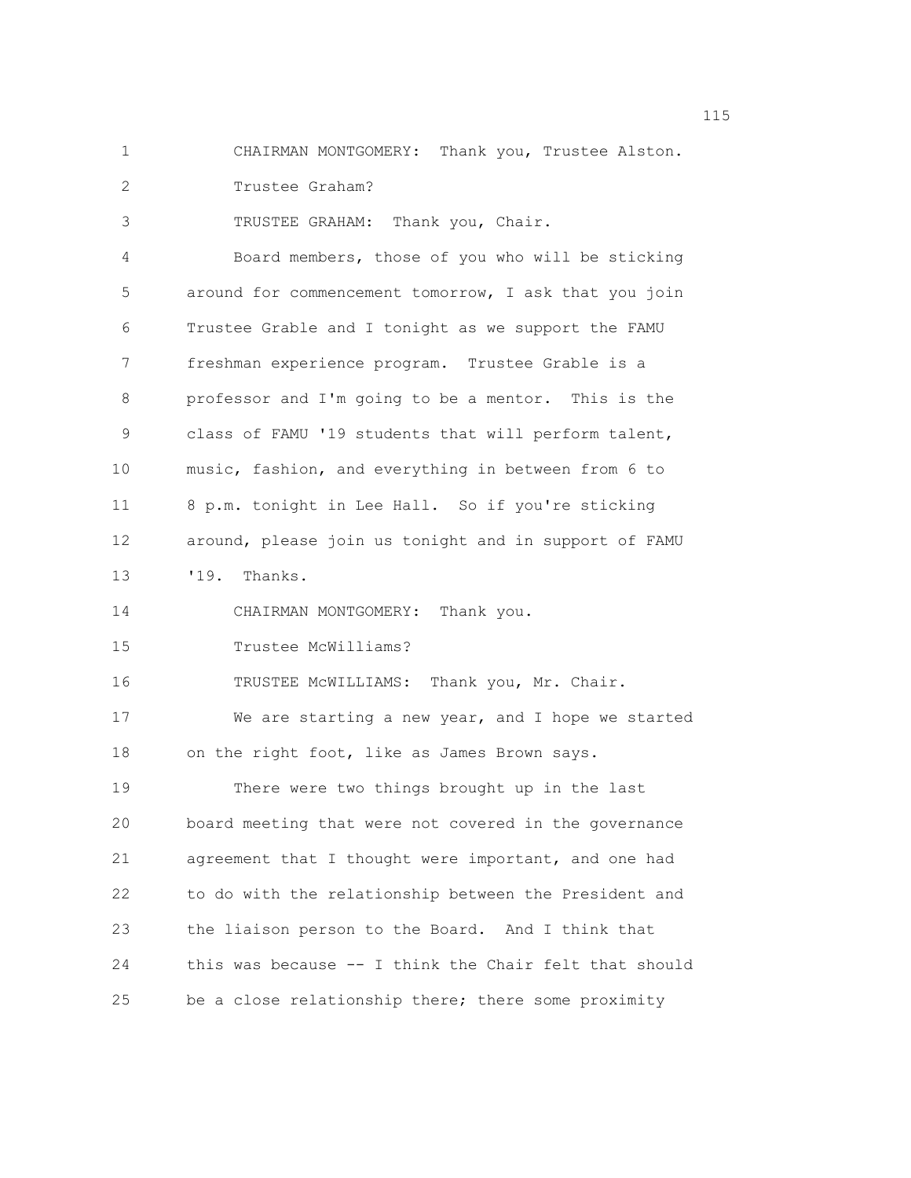CHAIRMAN MONTGOMERY: Thank you, Trustee Alston.

Trustee Graham?

TRUSTEE GRAHAM: Thank you, Chair.

Board members, those of you who will be sticking around for commencement tomorrow, I ask that you join Trustee Grable and I tonight as we support the FAMU freshman experience program. Trustee Grable is a professor and I'm going to be a mentor. This is the class of FAMU '19 students that will perform talent, music, fashion, and everything in between from 6 to 8 p.m. tonight in Lee Hall. So if you're sticking around, please join us tonight and in support of FAMU '19. Thanks.

CHAIRMAN MONTGOMERY: Thank you.

Trustee McWilliams?

TRUSTEE McWILLIAMS: Thank you, Mr. Chair.

We are starting a new year, and I hope we started on the right foot, like as James Brown says.

There were two things brought up in the last board meeting that were not covered in the governance agreement that I thought were important, and one had to do with the relationship between the President and the liaison person to the Board. And I think that this was because -- I think the Chair felt that should be a close relationship there; there some proximity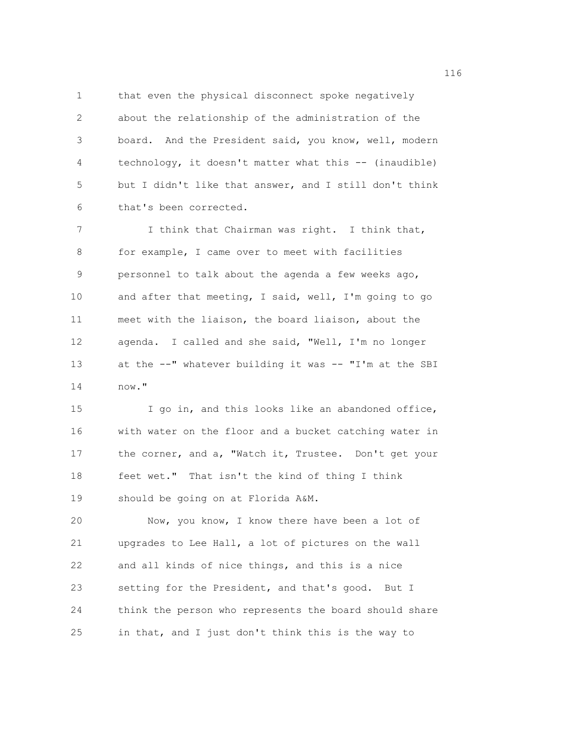that even the physical disconnect spoke negatively about the relationship of the administration of the board. And the President said, you know, well, modern technology, it doesn't matter what this -- (inaudible) but I didn't like that answer, and I still don't think that's been corrected.

I think that Chairman was right. I think that, for example, I came over to meet with facilities personnel to talk about the agenda a few weeks ago, and after that meeting, I said, well, I'm going to go meet with the liaison, the board liaison, about the agenda. I called and she said, "Well, I'm no longer at the --" whatever building it was -- "I'm at the SBI now."

I go in, and this looks like an abandoned office, with water on the floor and a bucket catching water in the corner, and a, "Watch it, Trustee. Don't get your feet wet." That isn't the kind of thing I think should be going on at Florida A&M.

Now, you know, I know there have been a lot of upgrades to Lee Hall, a lot of pictures on the wall and all kinds of nice things, and this is a nice setting for the President, and that's good. But I think the person who represents the board should share in that, and I just don't think this is the way to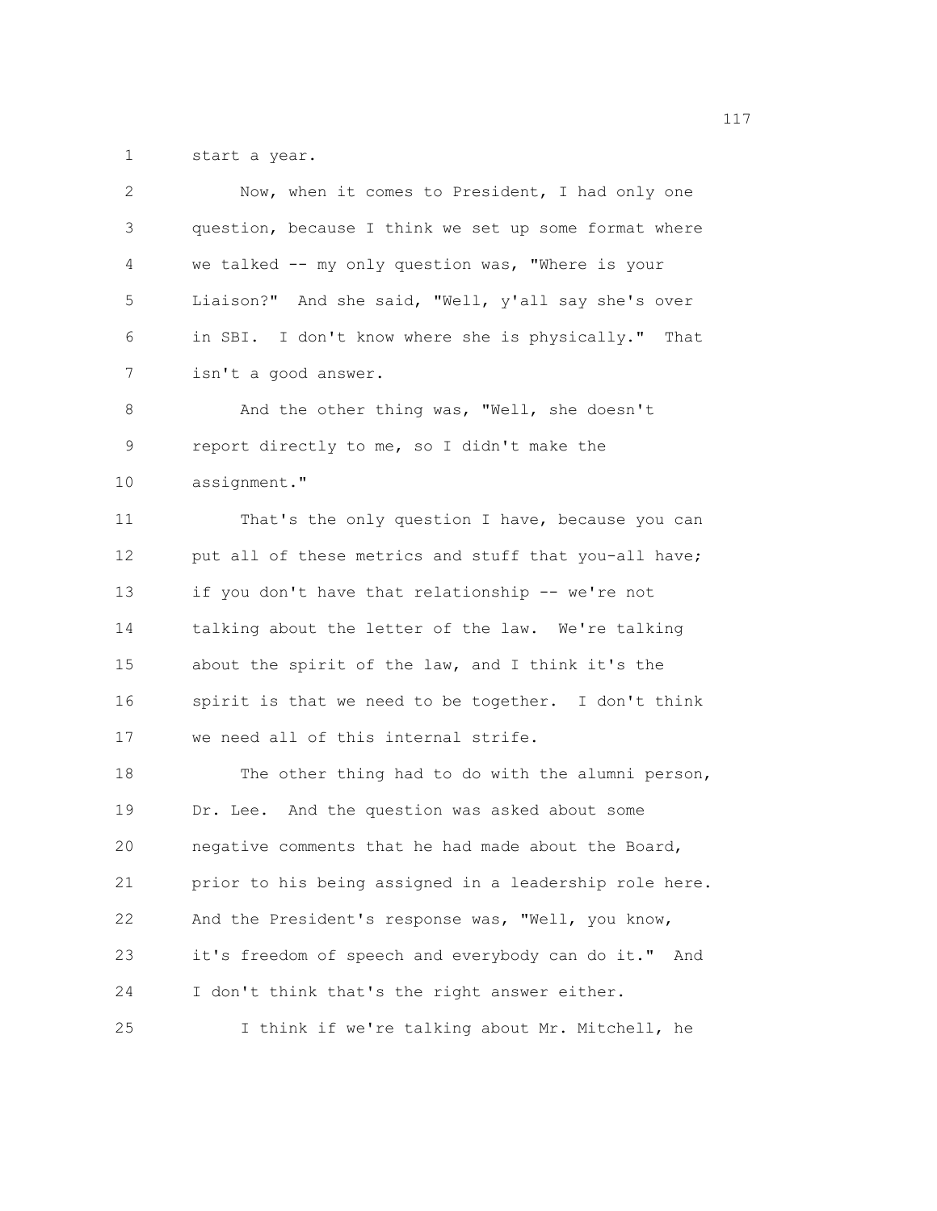start a year.

Now, when it comes to President, I had only one question, because I think we set up some format where we talked -- my only question was, "Where is your Liaison?" And she said, "Well, y'all say she's over in SBI. I don't know where she is physically." That isn't a good answer.

And the other thing was, "Well, she doesn't report directly to me, so I didn't make the assignment."

That's the only question I have, because you can put all of these metrics and stuff that you-all have; if you don't have that relationship -- we're not talking about the letter of the law. We're talking about the spirit of the law, and I think it's the spirit is that we need to be together. I don't think we need all of this internal strife.

The other thing had to do with the alumni person, Dr. Lee. And the question was asked about some negative comments that he had made about the Board, prior to his being assigned in a leadership role here. And the President's response was, "Well, you know, it's freedom of speech and everybody can do it." And I don't think that's the right answer either.

I think if we're talking about Mr. Mitchell, he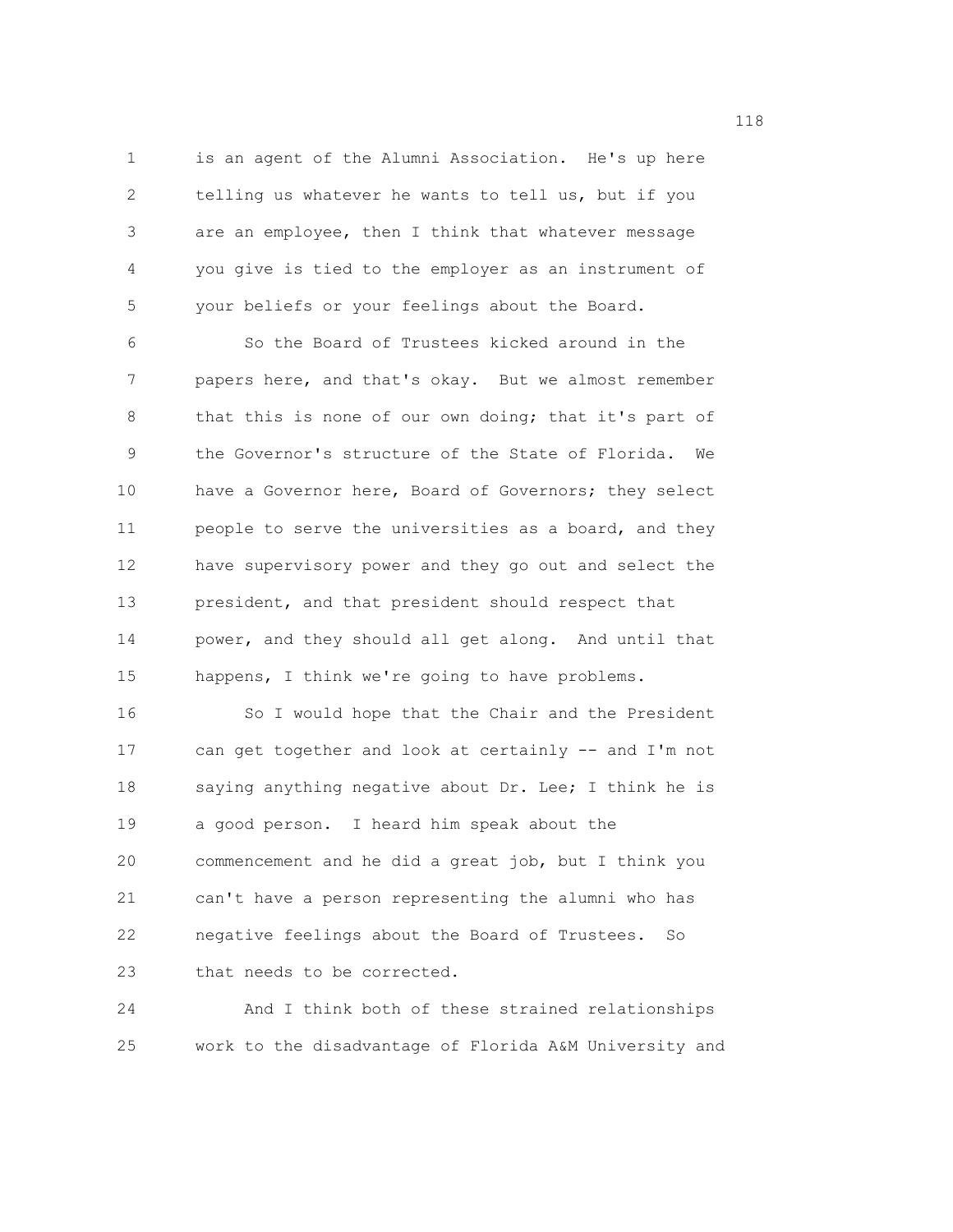is an agent of the Alumni Association. He's up here telling us whatever he wants to tell us, but if you are an employee, then I think that whatever message you give is tied to the employer as an instrument of your beliefs or your feelings about the Board.

So the Board of Trustees kicked around in the papers here, and that's okay. But we almost remember that this is none of our own doing; that it's part of the Governor's structure of the State of Florida. We have a Governor here, Board of Governors; they select people to serve the universities as a board, and they have supervisory power and they go out and select the president, and that president should respect that power, and they should all get along. And until that happens, I think we're going to have problems.

So I would hope that the Chair and the President can get together and look at certainly -- and I'm not saying anything negative about Dr. Lee; I think he is a good person. I heard him speak about the commencement and he did a great job, but I think you can't have a person representing the alumni who has negative feelings about the Board of Trustees. So that needs to be corrected.

And I think both of these strained relationships work to the disadvantage of Florida A&M University and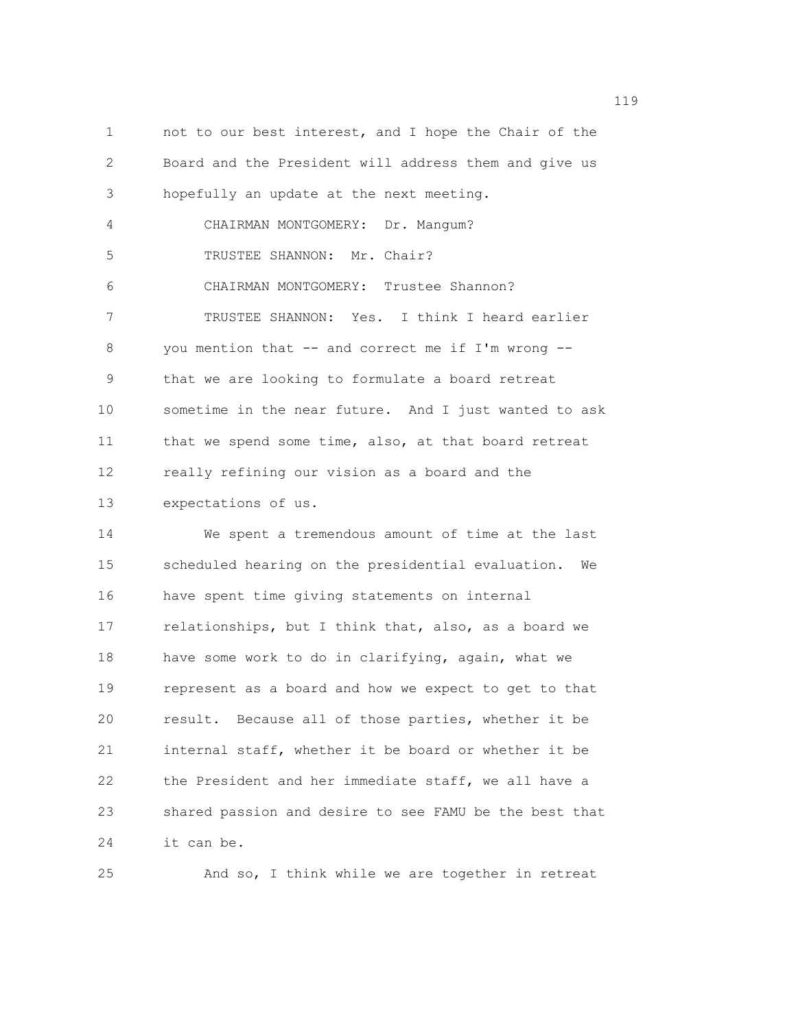not to our best interest, and I hope the Chair of the Board and the President will address them and give us hopefully an update at the next meeting.

CHAIRMAN MONTGOMERY: Dr. Mangum?

TRUSTEE SHANNON: Mr. Chair?

CHAIRMAN MONTGOMERY: Trustee Shannon?

TRUSTEE SHANNON: Yes. I think I heard earlier you mention that -- and correct me if I'm wrong -- that we are looking to formulate a board retreat sometime in the near future. And I just wanted to ask that we spend some time, also, at that board retreat really refining our vision as a board and the expectations of us.

We spent a tremendous amount of time at the last scheduled hearing on the presidential evaluation. We have spent time giving statements on internal relationships, but I think that, also, as a board we have some work to do in clarifying, again, what we represent as a board and how we expect to get to that result. Because all of those parties, whether it be internal staff, whether it be board or whether it be the President and her immediate staff, we all have a shared passion and desire to see FAMU be the best that it can be.

And so, I think while we are together in retreat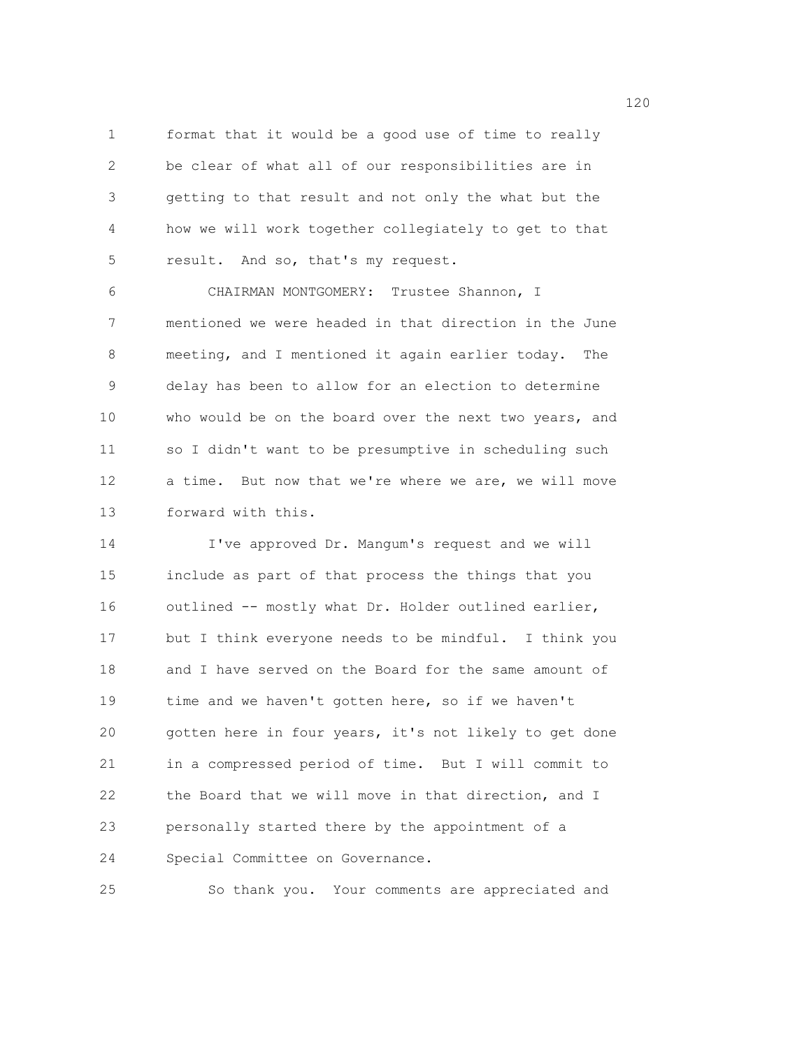format that it would be a good use of time to really be clear of what all of our responsibilities are in getting to that result and not only the what but the how we will work together collegiately to get to that result. And so, that's my request.

CHAIRMAN MONTGOMERY: Trustee Shannon, I mentioned we were headed in that direction in the June meeting, and I mentioned it again earlier today. The delay has been to allow for an election to determine who would be on the board over the next two years, and so I didn't want to be presumptive in scheduling such a time. But now that we're where we are, we will move forward with this.

I've approved Dr. Mangum's request and we will include as part of that process the things that you outlined -- mostly what Dr. Holder outlined earlier, but I think everyone needs to be mindful. I think you and I have served on the Board for the same amount of time and we haven't gotten here, so if we haven't gotten here in four years, it's not likely to get done in a compressed period of time. But I will commit to the Board that we will move in that direction, and I personally started there by the appointment of a Special Committee on Governance.

So thank you. Your comments are appreciated and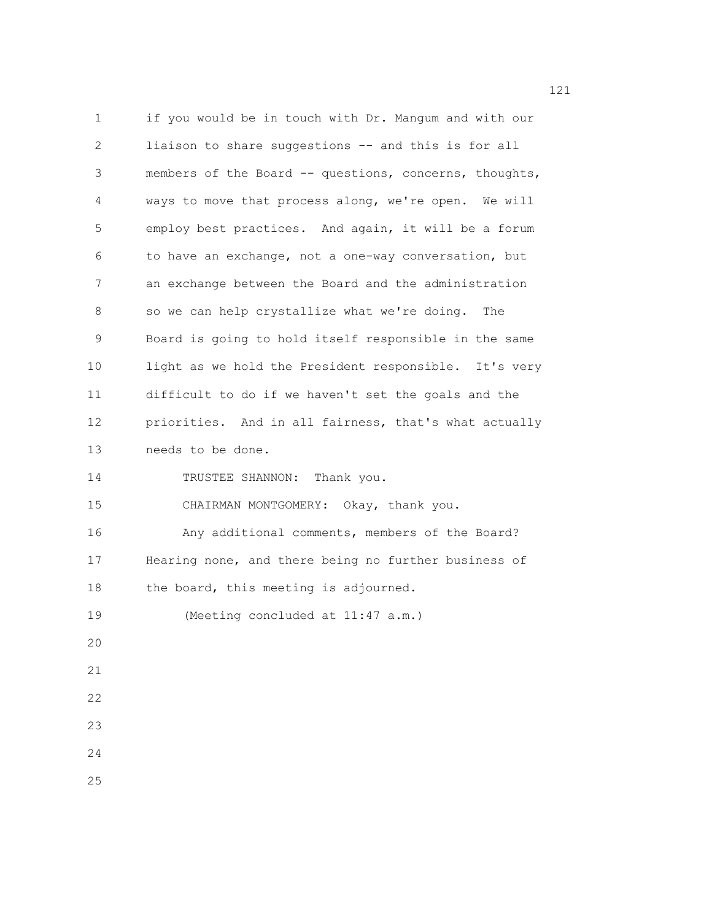if you would be in touch with Dr. Mangum and with our liaison to share suggestions -- and this is for all members of the Board -- questions, concerns, thoughts, ways to move that process along, we're open. We will employ best practices. And again, it will be a forum to have an exchange, not a one-way conversation, but an exchange between the Board and the administration so we can help crystallize what we're doing. The Board is going to hold itself responsible in the same light as we hold the President responsible. It's very difficult to do if we haven't set the goals and the priorities. And in all fairness, that's what actually needs to be done.

TRUSTEE SHANNON: Thank you.

CHAIRMAN MONTGOMERY: Okay, thank you.

Any additional comments, members of the Board? Hearing none, and there being no further business of the board, this meeting is adjourned.

(Meeting concluded at 11:47 a.m.)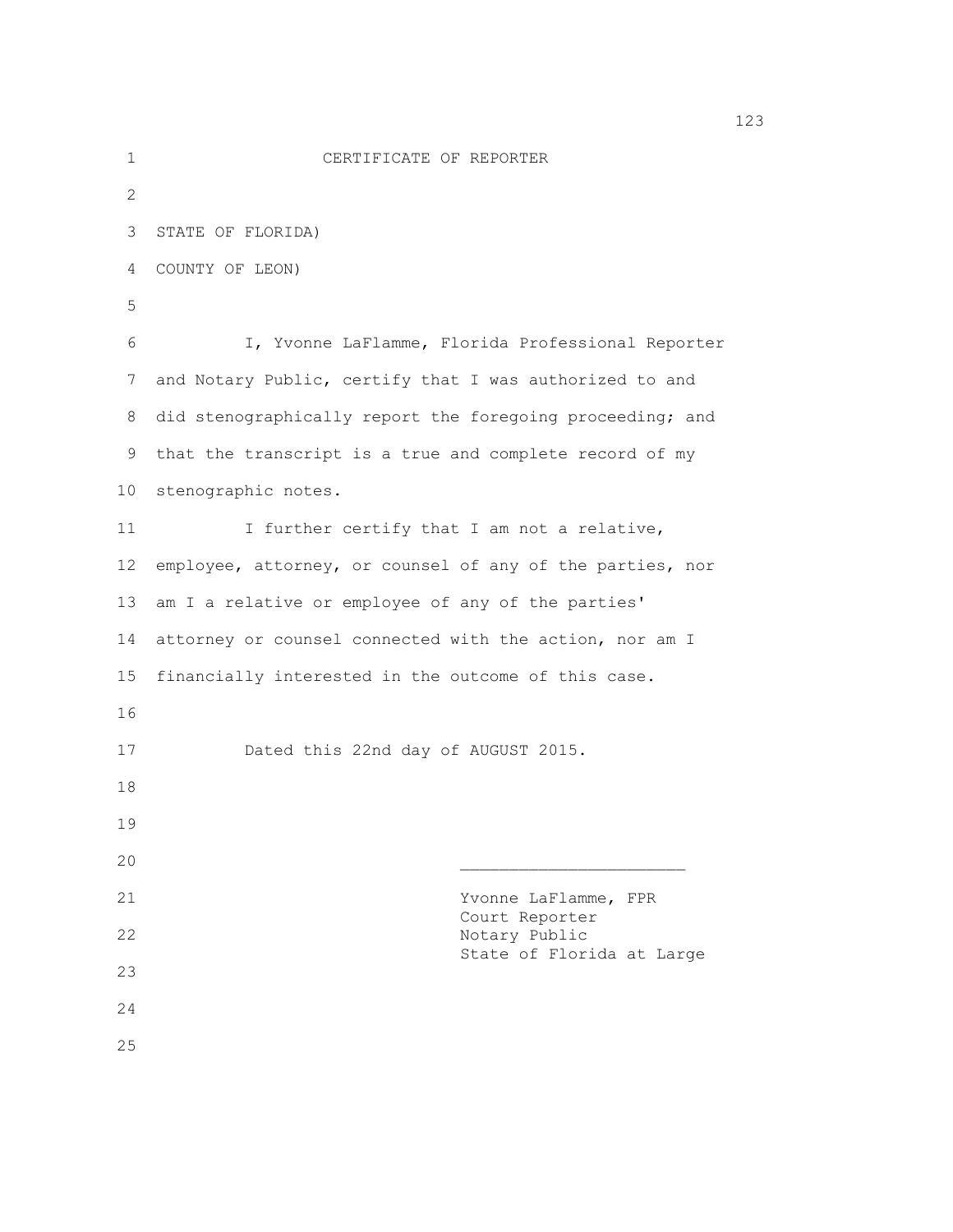# CERTIFICATE OF REPORTER

STATE OF FLORIDA)

COUNTY OF LEON)

I, Yvonne LaFlamme, Florida Professional Reporter and Notary Public, certify that I was authorized to and did stenographically report the foregoing proceeding; and that the transcript is a true and complete record of my stenographic notes.

I further certify that I am not a relative, employee, attorney, or counsel of any of the parties, nor am I a relative or employee of any of the parties' attorney or counsel connected with the action, nor am I financially interested in the outcome of this case.

Dated this 22nd day of AUGUST 2015.

______________________

Yvonne LaFlamme, FPR
Court Reporter
Notary Public
State of Florida at Large